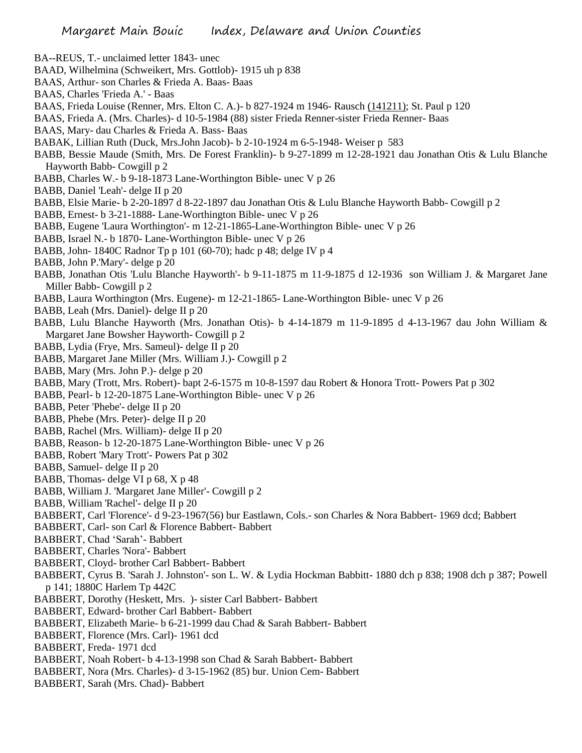BA--REUS, T.- unclaimed letter 1843- unec
BAAD, Wilhelmina (Schweikert, Mrs. Gottlob)- 1915 uh p 838
BAAS, Arthur- son Charles & Frieda A. Baas- Baas
BAAS, Charles 'Frieda A.' - Baas
BAAS, Frieda Louise (Renner, Mrs. Elton C. A.)- b 827-1924 m 1946- Rausch (141211); St. Paul p 120
BAAS, Frieda A. (Mrs. Charles)- d 10-5-1984 (88) sister Frieda Renner-sister Frieda Renner- Baas
BAAS, Mary- dau Charles & Frieda A. Bass- Baas
BABAK, Lillian Ruth (Duck, Mrs.John Jacob)- b 2-10-1924 m 6-5-1948- Weiser p 583
BABB, Bessie Maude (Smith, Mrs. De Forest Franklin)- b 9-27-1899 m 12-28-1921 dau Jonathan Otis & Lulu Blanche Hayworth Babb- Cowgill p 2
BABB, Charles W.- b 9-18-1873 Lane-Worthington Bible- unec V p 26
BABB, Daniel 'Leah'- delge II p 20
BABB, Elsie Marie- b 2-20-1897 d 8-22-1897 dau Jonathan Otis & Lulu Blanche Hayworth Babb- Cowgill p 2
BABB, Ernest- b 3-21-1888- Lane-Worthington Bible- unec V p 26
BABB, Eugene 'Laura Worthington'- m 12-21-1865-Lane-Worthington Bible- unec V p 26
BABB, Israel N.- b 1870- Lane-Worthington Bible- unec V p 26
BABB, John- 1840C Radnor Tp p 101 (60-70); hadc p 48; delge IV p 4
BABB, John P.'Mary'- delge p 20
BABB, Jonathan Otis 'Lulu Blanche Hayworth'- b 9-11-1875 m 11-9-1875 d 12-1936 son William J. & Margaret Jane Miller Babb- Cowgill p 2
BABB, Laura Worthington (Mrs. Eugene)- m 12-21-1865- Lane-Worthington Bible- unec V p 26
BABB, Leah (Mrs. Daniel)- delge II p 20
BABB, Lulu Blanche Hayworth (Mrs. Jonathan Otis)- b 4-14-1879 m 11-9-1895 d 4-13-1967 dau John William & Margaret Jane Bowsher Hayworth- Cowgill p 2
BABB, Lydia (Frye, Mrs. Sameul)- delge II p 20
BABB, Margaret Jane Miller (Mrs. William J.)- Cowgill p 2
BABB, Mary (Mrs. John P.)- delge p 20
BABB, Mary (Trott, Mrs. Robert)- bapt 2-6-1575 m 10-8-1597 dau Robert & Honora Trott- Powers Pat p 302
BABB, Pearl- b 12-20-1875 Lane-Worthington Bible- unec V p 26
BABB, Peter 'Phebe'- delge II p 20
BABB, Phebe (Mrs. Peter)- delge II p 20
BABB, Rachel (Mrs. William)- delge II p 20
BABB, Reason- b 12-20-1875 Lane-Worthington Bible- unec V p 26
BABB, Robert 'Mary Trott'- Powers Pat p 302
BABB, Samuel- delge II p 20
BABB, Thomas- delge VI p 68, X p 48
BABB, William J. 'Margaret Jane Miller'- Cowgill p 2
BABB, William 'Rachel'- delge II p 20
BABBERT, Carl 'Florence'- d 9-23-1967(56) bur Eastlawn, Cols.- son Charles & Nora Babbert- 1969 dcd; Babbert
BABBERT, Carl- son Carl & Florence Babbert- Babbert
BABBERT, Chad 'Sarah'- Babbert
BABBERT, Charles 'Nora'- Babbert
BABBERT, Cloyd- brother Carl Babbert- Babbert
BABBERT, Cyrus B. 'Sarah J. Johnston'- son L. W. & Lydia Hockman Babbitt- 1880 dch p 838; 1908 dch p 387; Powell p 141; 1880C Harlem Tp 442C
BABBERT, Dorothy (Heskett, Mrs. )- sister Carl Babbert- Babbert
BABBERT, Edward- brother Carl Babbert- Babbert
BABBERT, Elizabeth Marie- b 6-21-1999 dau Chad & Sarah Babbert- Babbert
BABBERT, Florence (Mrs. Carl)- 1961 dcd
BABBERT, Freda- 1971 dcd
BABBERT, Noah Robert- b 4-13-1998 son Chad & Sarah Babbert- Babbert
BABBERT, Nora (Mrs. Charles)- d 3-15-1962 (85) bur. Union Cem- Babbert
BABBERT, Sarah (Mrs. Chad)- Babbert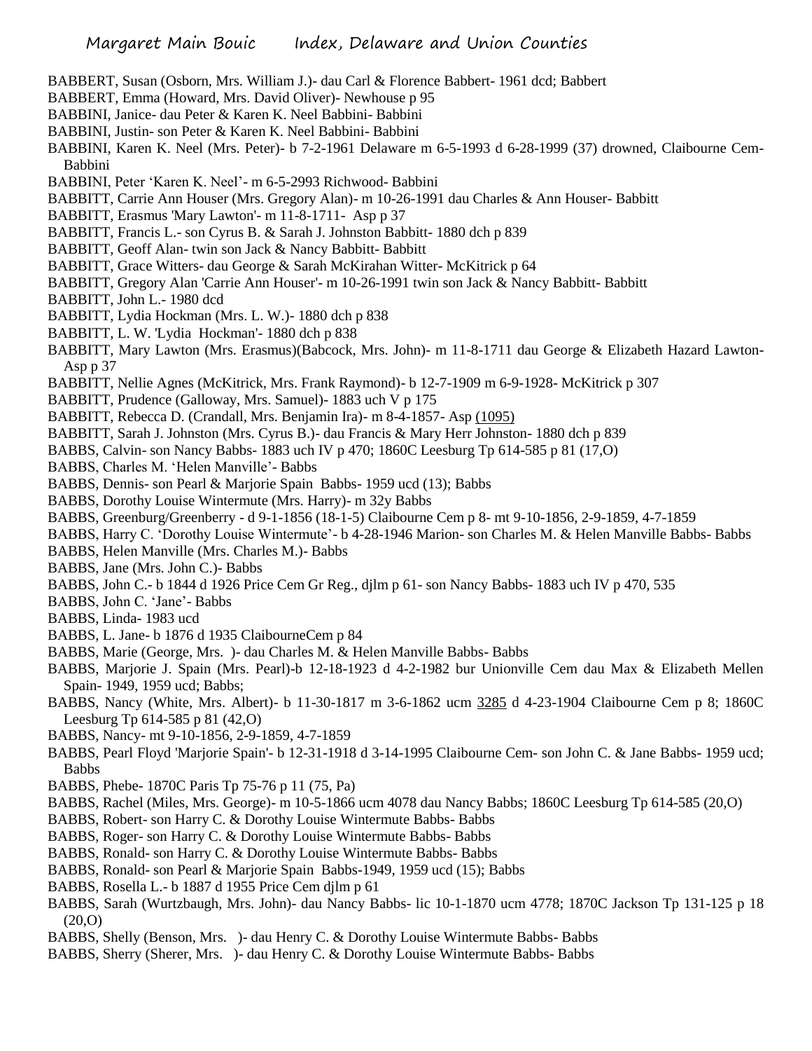BABBERT, Susan (Osborn, Mrs. William J.)- dau Carl & Florence Babbert- 1961 dcd; Babbert

BABBERT, Emma (Howard, Mrs. David Oliver)- Newhouse p 95

BABBINI, Janice- dau Peter & Karen K. Neel Babbini- Babbini

BABBINI, Justin- son Peter & Karen K. Neel Babbini- Babbini

BABBINI, Karen K. Neel (Mrs. Peter)- b 7-2-1961 Delaware m 6-5-1993 d 6-28-1999 (37) drowned, Claibourne Cem- Babbini

BABBINI, Peter 'Karen K. Neel'- m 6-5-2993 Richwood- Babbini

BABBITT, Carrie Ann Houser (Mrs. Gregory Alan)- m 10-26-1991 dau Charles & Ann Houser- Babbitt

BABBITT, Erasmus 'Mary Lawton'- m 11-8-1711- Asp p 37

BABBITT, Francis L.- son Cyrus B. & Sarah J. Johnston Babbitt- 1880 dch p 839

BABBITT, Geoff Alan- twin son Jack & Nancy Babbitt- Babbitt

BABBITT, Grace Witters- dau George & Sarah McKirahan Witter- McKitrick p 64

BABBITT, Gregory Alan 'Carrie Ann Houser'- m 10-26-1991 twin son Jack & Nancy Babbitt- Babbitt

BABBITT, John L.- 1980 dcd

BABBITT, Lydia Hockman (Mrs. L. W.)- 1880 dch p 838

BABBITT, L. W. 'Lydia Hockman'- 1880 dch p 838

BABBITT, Mary Lawton (Mrs. Erasmus)(Babcock, Mrs. John)- m 11-8-1711 dau George & Elizabeth Hazard Lawton- Asp p 37

BABBITT, Nellie Agnes (McKitrick, Mrs. Frank Raymond)- b 12-7-1909 m 6-9-1928- McKitrick p 307

BABBITT, Prudence (Galloway, Mrs. Samuel)- 1883 uch V p 175

BABBITT, Rebecca D. (Crandall, Mrs. Benjamin Ira)- m 8-4-1857- Asp (1095)

BABBITT, Sarah J. Johnston (Mrs. Cyrus B.)- dau Francis & Mary Herr Johnston- 1880 dch p 839

BABBS, Calvin- son Nancy Babbs- 1883 uch IV p 470; 1860C Leesburg Tp 614-585 p 81 (17,O)

BABBS, Charles M. 'Helen Manville'- Babbs

BABBS, Dennis- son Pearl & Marjorie Spain Babbs- 1959 ucd (13); Babbs

BABBS, Dorothy Louise Wintermute (Mrs. Harry)- m 32y Babbs

BABBS, Greenburg/Greenberry - d 9-1-1856 (18-1-5) Claibourne Cem p 8- mt 9-10-1856, 2-9-1859, 4-7-1859

BABBS, Harry C. 'Dorothy Louise Wintermute'- b 4-28-1946 Marion- son Charles M. & Helen Manville Babbs- Babbs

BABBS, Helen Manville (Mrs. Charles M.)- Babbs

BABBS, Jane (Mrs. John C.)- Babbs

BABBS, John C.- b 1844 d 1926 Price Cem Gr Reg., djlm p 61- son Nancy Babbs- 1883 uch IV p 470, 535

BABBS, John C. 'Jane'- Babbs

BABBS, Linda- 1983 ucd

BABBS, L. Jane- b 1876 d 1935 ClaibourneCem p 84

BABBS, Marie (George, Mrs. )- dau Charles M. & Helen Manville Babbs- Babbs

BABBS, Marjorie J. Spain (Mrs. Pearl)-b 12-18-1923 d 4-2-1982 bur Unionville Cem dau Max & Elizabeth Mellen Spain- 1949, 1959 ucd; Babbs;

BABBS, Nancy (White, Mrs. Albert)- b 11-30-1817 m 3-6-1862 ucm 3285 d 4-23-1904 Claibourne Cem p 8; 1860C Leesburg Tp 614-585 p 81 (42,O)

BABBS, Nancy- mt 9-10-1856, 2-9-1859, 4-7-1859

BABBS, Pearl Floyd 'Marjorie Spain'- b 12-31-1918 d 3-14-1995 Claibourne Cem- son John C. & Jane Babbs- 1959 ucd; Babbs

BABBS, Phebe- 1870C Paris Tp 75-76 p 11 (75, Pa)

BABBS, Rachel (Miles, Mrs. George)- m 10-5-1866 ucm 4078 dau Nancy Babbs; 1860C Leesburg Tp 614-585 (20,O)

BABBS, Robert- son Harry C. & Dorothy Louise Wintermute Babbs- Babbs

BABBS, Roger- son Harry C. & Dorothy Louise Wintermute Babbs- Babbs

BABBS, Ronald- son Harry C. & Dorothy Louise Wintermute Babbs- Babbs

BABBS, Ronald- son Pearl & Marjorie Spain Babbs-1949, 1959 ucd (15); Babbs

BABBS, Rosella L.- b 1887 d 1955 Price Cem djlm p 61

BABBS, Sarah (Wurtzbaugh, Mrs. John)- dau Nancy Babbs- lic 10-1-1870 ucm 4778; 1870C Jackson Tp 131-125 p 18 (20,O)

BABBS, Shelly (Benson, Mrs. )- dau Henry C. & Dorothy Louise Wintermute Babbs- Babbs

BABBS, Sherry (Sherer, Mrs. )- dau Henry C. & Dorothy Louise Wintermute Babbs- Babbs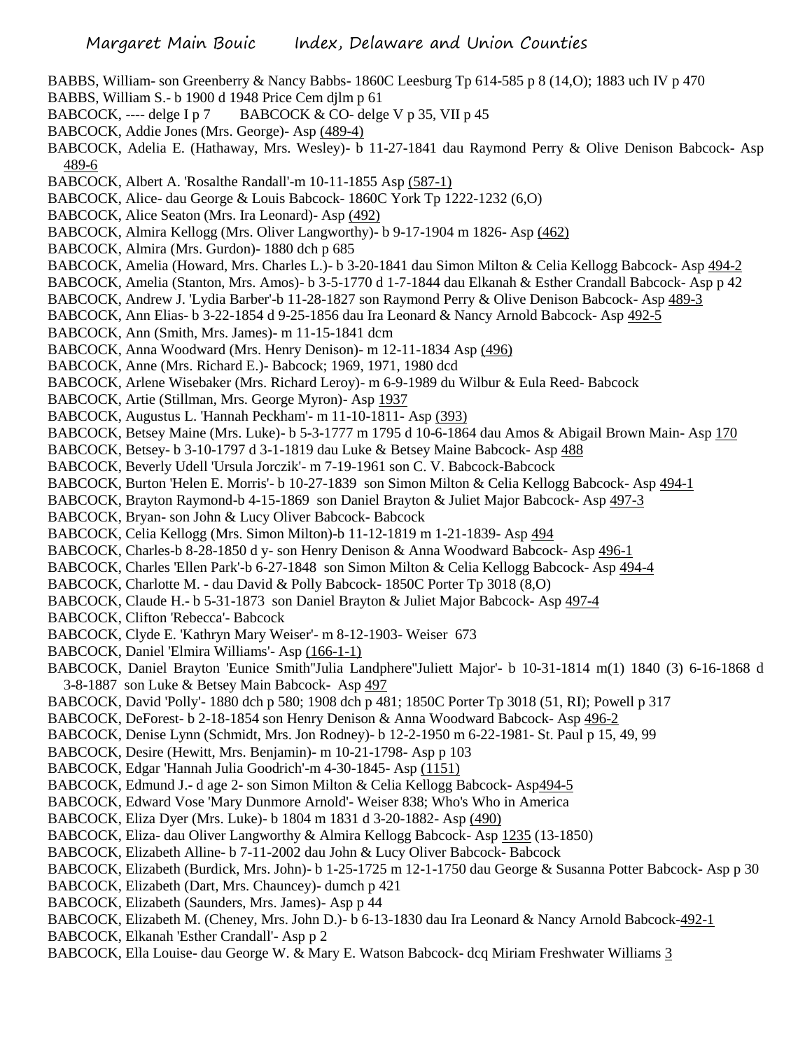BABBS, William- son Greenberry & Nancy Babbs- 1860C Leesburg Tp 614-585 p 8 (14,O); 1883 uch IV p 470

BABBS, William S.- b 1900 d 1948 Price Cem djlm p 61

BABCOCK, ---- delge I p 7  BABCOCK & CO- delge V p 35, VII p 45

BABCOCK, Addie Jones (Mrs. George)- Asp (489-4)

BABCOCK, Adelia E. (Hathaway, Mrs. Wesley)- b 11-27-1841 dau Raymond Perry & Olive Denison Babcock- Asp 489-6

BABCOCK, Albert A. 'Rosalthe Randall'-m 10-11-1855 Asp (587-1)

BABCOCK, Alice- dau George & Louis Babcock- 1860C York Tp 1222-1232 (6,O)

BABCOCK, Alice Seaton (Mrs. Ira Leonard)- Asp (492)

BABCOCK, Almira Kellogg (Mrs. Oliver Langworthy)- b 9-17-1904 m 1826- Asp (462)

BABCOCK, Almira (Mrs. Gurdon)- 1880 dch p 685

BABCOCK, Amelia (Howard, Mrs. Charles L.)- b 3-20-1841 dau Simon Milton & Celia Kellogg Babcock- Asp 494-2

BABCOCK, Amelia (Stanton, Mrs. Amos)- b 3-5-1770 d 1-7-1844 dau Elkanah & Esther Crandall Babcock- Asp p 42

BABCOCK, Andrew J. 'Lydia Barber'-b 11-28-1827 son Raymond Perry & Olive Denison Babcock- Asp 489-3

BABCOCK, Ann Elias- b 3-22-1854 d 9-25-1856 dau Ira Leonard & Nancy Arnold Babcock- Asp 492-5

BABCOCK, Ann (Smith, Mrs. James)- m 11-15-1841 dcm

BABCOCK, Anna Woodward (Mrs. Henry Denison)- m 12-11-1834 Asp (496)

BABCOCK, Anne (Mrs. Richard E.)- Babcock; 1969, 1971, 1980 dcd

BABCOCK, Arlene Wisebaker (Mrs. Richard Leroy)- m 6-9-1989 du Wilbur & Eula Reed- Babcock

BABCOCK, Artie (Stillman, Mrs. George Myron)- Asp 1937

BABCOCK, Augustus L. 'Hannah Peckham'- m 11-10-1811- Asp (393)

BABCOCK, Betsey Maine (Mrs. Luke)- b 5-3-1777 m 1795 d 10-6-1864 dau Amos & Abigail Brown Main- Asp 170

BABCOCK, Betsey- b 3-10-1797 d 3-1-1819 dau Luke & Betsey Maine Babcock- Asp 488

BABCOCK, Beverly Udell 'Ursula Jorczik'- m 7-19-1961 son C. V. Babcock-Babcock

BABCOCK, Burton 'Helen E. Morris'- b 10-27-1839 son Simon Milton & Celia Kellogg Babcock- Asp 494-1

BABCOCK, Brayton Raymond-b 4-15-1869 son Daniel Brayton & Juliet Major Babcock- Asp 497-3

BABCOCK, Bryan- son John & Lucy Oliver Babcock- Babcock

BABCOCK, Celia Kellogg (Mrs. Simon Milton)-b 11-12-1819 m 1-21-1839- Asp 494

BABCOCK, Charles-b 8-28-1850 d y- son Henry Denison & Anna Woodward Babcock- Asp 496-1

BABCOCK, Charles 'Ellen Park'-b 6-27-1848 son Simon Milton & Celia Kellogg Babcock- Asp 494-4

BABCOCK, Charlotte M. - dau David & Polly Babcock- 1850C Porter Tp 3018 (8,O)

BABCOCK, Claude H.- b 5-31-1873 son Daniel Brayton & Juliet Major Babcock- Asp 497-4

BABCOCK, Clifton 'Rebecca'- Babcock

BABCOCK, Clyde E. 'Kathryn Mary Weiser'- m 8-12-1903- Weiser 673

BABCOCK, Daniel 'Elmira Williams'- Asp (166-1-1)

BABCOCK, Daniel Brayton 'Eunice Smith''Julia Landphere''Juliett Major'- b 10-31-1814 m(1) 1840 (3) 6-16-1868 d 3-8-1887 son Luke & Betsey Main Babcock- Asp 497

BABCOCK, David 'Polly'- 1880 dch p 580; 1908 dch p 481; 1850C Porter Tp 3018 (51, RI); Powell p 317

BABCOCK, DeForest- b 2-18-1854 son Henry Denison & Anna Woodward Babcock- Asp 496-2

BABCOCK, Denise Lynn (Schmidt, Mrs. Jon Rodney)- b 12-2-1950 m 6-22-1981- St. Paul p 15, 49, 99

BABCOCK, Desire (Hewitt, Mrs. Benjamin)- m 10-21-1798- Asp p 103

BABCOCK, Edgar 'Hannah Julia Goodrich'-m 4-30-1845- Asp (1151)

BABCOCK, Edmund J.- d age 2- son Simon Milton & Celia Kellogg Babcock- Asp494-5

BABCOCK, Edward Vose 'Mary Dunmore Arnold'- Weiser 838; Who's Who in America

BABCOCK, Eliza Dyer (Mrs. Luke)- b 1804 m 1831 d 3-20-1882- Asp (490)

BABCOCK, Eliza- dau Oliver Langworthy & Almira Kellogg Babcock- Asp 1235 (13-1850)

BABCOCK, Elizabeth Alline- b 7-11-2002 dau John & Lucy Oliver Babcock- Babcock

BABCOCK, Elizabeth (Burdick, Mrs. John)- b 1-25-1725 m 12-1-1750 dau George & Susanna Potter Babcock- Asp p 30

BABCOCK, Elizabeth (Dart, Mrs. Chauncey)- dumch p 421

BABCOCK, Elizabeth (Saunders, Mrs. James)- Asp p 44

BABCOCK, Elizabeth M. (Cheney, Mrs. John D.)- b 6-13-1830 dau Ira Leonard & Nancy Arnold Babcock-492-1

BABCOCK, Elkanah 'Esther Crandall'- Asp p 2

BABCOCK, Ella Louise- dau George W. & Mary E. Watson Babcock- dcq Miriam Freshwater Williams 3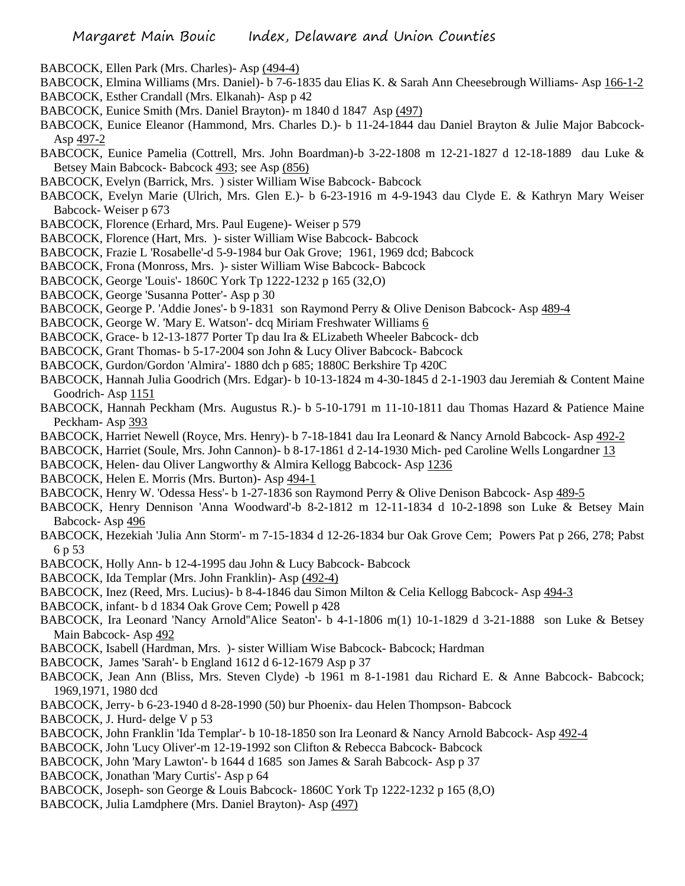BABCOCK, Ellen Park (Mrs. Charles)- Asp (494-4)

BABCOCK, Elmina Williams (Mrs. Daniel)- b 7-6-1835 dau Elias K. & Sarah Ann Cheesebrough Williams- Asp 166-1-2

BABCOCK, Esther Crandall (Mrs. Elkanah)- Asp p 42

BABCOCK, Eunice Smith (Mrs. Daniel Brayton)- m 1840 d 1847 Asp (497)

BABCOCK, Eunice Eleanor (Hammond, Mrs. Charles D.)- b 11-24-1844 dau Daniel Brayton & Julie Major Babcock- Asp 497-2

BABCOCK, Eunice Pamelia (Cottrell, Mrs. John Boardman)-b 3-22-1808 m 12-21-1827 d 12-18-1889 dau Luke & Betsey Main Babcock- Babcock 493; see Asp (856)

BABCOCK, Evelyn (Barrick, Mrs. ) sister William Wise Babcock- Babcock

BABCOCK, Evelyn Marie (Ulrich, Mrs. Glen E.)- b 6-23-1916 m 4-9-1943 dau Clyde E. & Kathryn Mary Weiser Babcock- Weiser p 673

BABCOCK, Florence (Erhard, Mrs. Paul Eugene)- Weiser p 579

BABCOCK, Florence (Hart, Mrs. )- sister William Wise Babcock- Babcock

BABCOCK, Frazie L 'Rosabelle'-d 5-9-1984 bur Oak Grove; 1961, 1969 dcd; Babcock

BABCOCK, Frona (Monross, Mrs. )- sister William Wise Babcock- Babcock

BABCOCK, George 'Louis'- 1860C York Tp 1222-1232 p 165 (32,O)

BABCOCK, George 'Susanna Potter'- Asp p 30

BABCOCK, George P. 'Addie Jones'- b 9-1831 son Raymond Perry & Olive Denison Babcock- Asp 489-4

BABCOCK, George W. 'Mary E. Watson'- dcq Miriam Freshwater Williams 6

BABCOCK, Grace- b 12-13-1877 Porter Tp dau Ira & ELizabeth Wheeler Babcock- dcb

BABCOCK, Grant Thomas- b 5-17-2004 son John & Lucy Oliver Babcock- Babcock

BABCOCK, Gurdon/Gordon 'Almira'- 1880 dch p 685; 1880C Berkshire Tp 420C

BABCOCK, Hannah Julia Goodrich (Mrs. Edgar)- b 10-13-1824 m 4-30-1845 d 2-1-1903 dau Jeremiah & Content Maine Goodrich- Asp 1151

BABCOCK, Hannah Peckham (Mrs. Augustus R.)- b 5-10-1791 m 11-10-1811 dau Thomas Hazard & Patience Maine Peckham- Asp 393

BABCOCK, Harriet Newell (Royce, Mrs. Henry)- b 7-18-1841 dau Ira Leonard & Nancy Arnold Babcock- Asp 492-2

BABCOCK, Harriet (Soule, Mrs. John Cannon)- b 8-17-1861 d 2-14-1930 Mich- ped Caroline Wells Longardner 13

BABCOCK, Helen- dau Oliver Langworthy & Almira Kellogg Babcock- Asp 1236

BABCOCK, Helen E. Morris (Mrs. Burton)- Asp 494-1

BABCOCK, Henry W. 'Odessa Hess'- b 1-27-1836 son Raymond Perry & Olive Denison Babcock- Asp 489-5

BABCOCK, Henry Dennison 'Anna Woodward'-b 8-2-1812 m 12-11-1834 d 10-2-1898 son Luke & Betsey Main Babcock- Asp 496

BABCOCK, Hezekiah 'Julia Ann Storm'- m 7-15-1834 d 12-26-1834 bur Oak Grove Cem; Powers Pat p 266, 278; Pabst 6 p 53

BABCOCK, Holly Ann- b 12-4-1995 dau John & Lucy Babcock- Babcock

BABCOCK, Ida Templar (Mrs. John Franklin)- Asp (492-4)

BABCOCK, Inez (Reed, Mrs. Lucius)- b 8-4-1846 dau Simon Milton & Celia Kellogg Babcock- Asp 494-3

BABCOCK, infant- b d 1834 Oak Grove Cem; Powell p 428

BABCOCK, Ira Leonard 'Nancy Arnold''Alice Seaton'- b 4-1-1806 m(1) 10-1-1829 d 3-21-1888 son Luke & Betsey Main Babcock- Asp 492

BABCOCK, Isabell (Hardman, Mrs. )- sister William Wise Babcock- Babcock; Hardman

BABCOCK, James 'Sarah'- b England 1612 d 6-12-1679 Asp p 37

BABCOCK, Jean Ann (Bliss, Mrs. Steven Clyde) -b 1961 m 8-1-1981 dau Richard E. & Anne Babcock- Babcock; 1969,1971, 1980 dcd

BABCOCK, Jerry- b 6-23-1940 d 8-28-1990 (50) bur Phoenix- dau Helen Thompson- Babcock

BABCOCK, J. Hurd- delge V p 53

BABCOCK, John Franklin 'Ida Templar'- b 10-18-1850 son Ira Leonard & Nancy Arnold Babcock- Asp 492-4

BABCOCK, John 'Lucy Oliver'-m 12-19-1992 son Clifton & Rebecca Babcock- Babcock

BABCOCK, John 'Mary Lawton'- b 1644 d 1685 son James & Sarah Babcock- Asp p 37

BABCOCK, Jonathan 'Mary Curtis'- Asp p 64

BABCOCK, Joseph- son George & Louis Babcock- 1860C York Tp 1222-1232 p 165 (8,O)

BABCOCK, Julia Lamdphere (Mrs. Daniel Brayton)- Asp (497)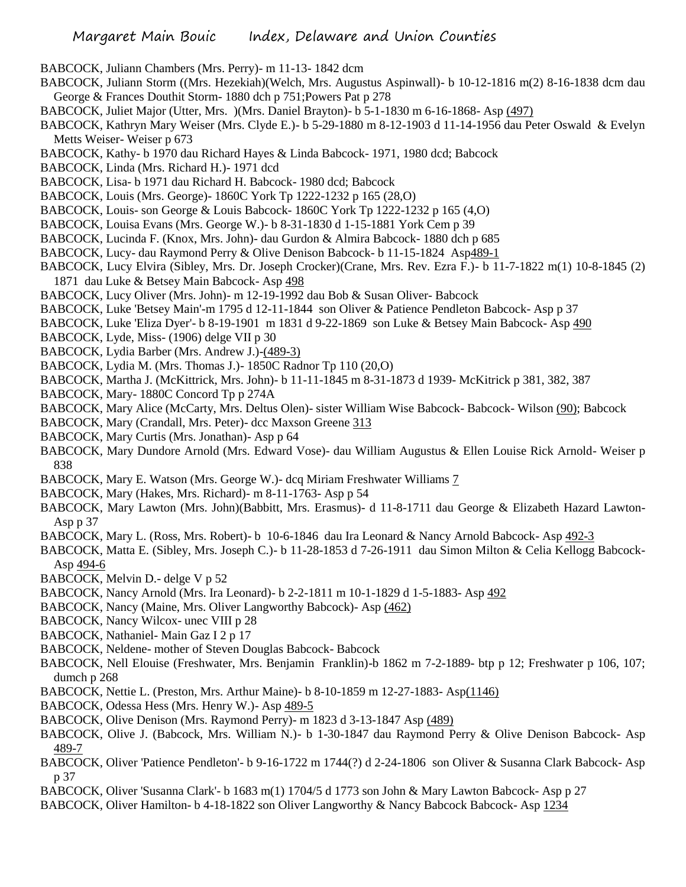BABCOCK, Juliann Chambers (Mrs. Perry)- m 11-13- 1842 dcm

BABCOCK, Juliann Storm ((Mrs. Hezekiah)(Welch, Mrs. Augustus Aspinwall)- b 10-12-1816 m(2) 8-16-1838 dcm dau George & Frances Douthit Storm- 1880 dch p 751;Powers Pat p 278

BABCOCK, Juliet Major (Utter, Mrs. )(Mrs. Daniel Brayton)- b 5-1-1830 m 6-16-1868- Asp (497)

BABCOCK, Kathryn Mary Weiser (Mrs. Clyde E.)- b 5-29-1880 m 8-12-1903 d 11-14-1956 dau Peter Oswald & Evelyn Metts Weiser- Weiser p 673

BABCOCK, Kathy- b 1970 dau Richard Hayes & Linda Babcock- 1971, 1980 dcd; Babcock

BABCOCK, Linda (Mrs. Richard H.)- 1971 dcd

BABCOCK, Lisa- b 1971 dau Richard H. Babcock- 1980 dcd; Babcock

BABCOCK, Louis (Mrs. George)- 1860C York Tp 1222-1232 p 165 (28,O)

BABCOCK, Louis- son George & Louis Babcock- 1860C York Tp 1222-1232 p 165 (4,O)

BABCOCK, Louisa Evans (Mrs. George W.)- b 8-31-1830 d 1-15-1881 York Cem p 39

BABCOCK, Lucinda F. (Knox, Mrs. John)- dau Gurdon & Almira Babcock- 1880 dch p 685

BABCOCK, Lucy- dau Raymond Perry & Olive Denison Babcock- b 11-15-1824 Asp489-1

BABCOCK, Lucy Elvira (Sibley, Mrs. Dr. Joseph Crocker)(Crane, Mrs. Rev. Ezra F.)- b 11-7-1822 m(1) 10-8-1845 (2) 1871 dau Luke & Betsey Main Babcock- Asp 498

BABCOCK, Lucy Oliver (Mrs. John)- m 12-19-1992 dau Bob & Susan Oliver- Babcock

BABCOCK, Luke 'Betsey Main'-m 1795 d 12-11-1844 son Oliver & Patience Pendleton Babcock- Asp p 37

BABCOCK, Luke 'Eliza Dyer'- b 8-19-1901 m 1831 d 9-22-1869 son Luke & Betsey Main Babcock- Asp 490

BABCOCK, Lyde, Miss- (1906) delge VII p 30

BABCOCK, Lydia Barber (Mrs. Andrew J.)-(489-3)

BABCOCK, Lydia M. (Mrs. Thomas J.)- 1850C Radnor Tp 110 (20,O)

BABCOCK, Martha J. (McKittrick, Mrs. John)- b 11-11-1845 m 8-31-1873 d 1939- McKitrick p 381, 382, 387

BABCOCK, Mary- 1880C Concord Tp p 274A

BABCOCK, Mary Alice (McCarty, Mrs. Deltus Olen)- sister William Wise Babcock- Babcock- Wilson (90); Babcock

BABCOCK, Mary (Crandall, Mrs. Peter)- dcc Maxson Greene 313

BABCOCK, Mary Curtis (Mrs. Jonathan)- Asp p 64

BABCOCK, Mary Dundore Arnold (Mrs. Edward Vose)- dau William Augustus & Ellen Louise Rick Arnold- Weiser p 838

BABCOCK, Mary E. Watson (Mrs. George W.)- dcq Miriam Freshwater Williams 7

BABCOCK, Mary (Hakes, Mrs. Richard)- m 8-11-1763- Asp p 54

BABCOCK, Mary Lawton (Mrs. John)(Babbitt, Mrs. Erasmus)- d 11-8-1711 dau George & Elizabeth Hazard Lawton- Asp p 37

BABCOCK, Mary L. (Ross, Mrs. Robert)- b 10-6-1846 dau Ira Leonard & Nancy Arnold Babcock- Asp 492-3

BABCOCK, Matta E. (Sibley, Mrs. Joseph C.)- b 11-28-1853 d 7-26-1911 dau Simon Milton & Celia Kellogg Babcock- Asp 494-6

BABCOCK, Melvin D.- delge V p 52

BABCOCK, Nancy Arnold (Mrs. Ira Leonard)- b 2-2-1811 m 10-1-1829 d 1-5-1883- Asp 492

BABCOCK, Nancy (Maine, Mrs. Oliver Langworthy Babcock)- Asp (462)

BABCOCK, Nancy Wilcox- unec VIII p 28

BABCOCK, Nathaniel- Main Gaz I 2 p 17

BABCOCK, Neldene- mother of Steven Douglas Babcock- Babcock

BABCOCK, Nell Elouise (Freshwater, Mrs. Benjamin Franklin)-b 1862 m 7-2-1889- btp p 12; Freshwater p 106, 107; dumch p 268

BABCOCK, Nettie L. (Preston, Mrs. Arthur Maine)- b 8-10-1859 m 12-27-1883- Asp(1146)

BABCOCK, Odessa Hess (Mrs. Henry W.)- Asp 489-5

BABCOCK, Olive Denison (Mrs. Raymond Perry)- m 1823 d 3-13-1847 Asp (489)

BABCOCK, Olive J. (Babcock, Mrs. William N.)- b 1-30-1847 dau Raymond Perry & Olive Denison Babcock- Asp 489-7

BABCOCK, Oliver 'Patience Pendleton'- b 9-16-1722 m 1744(?) d 2-24-1806 son Oliver & Susanna Clark Babcock- Asp p 37

BABCOCK, Oliver 'Susanna Clark'- b 1683 m(1) 1704/5 d 1773 son John & Mary Lawton Babcock- Asp p 27

BABCOCK, Oliver Hamilton- b 4-18-1822 son Oliver Langworthy & Nancy Babcock Babcock- Asp 1234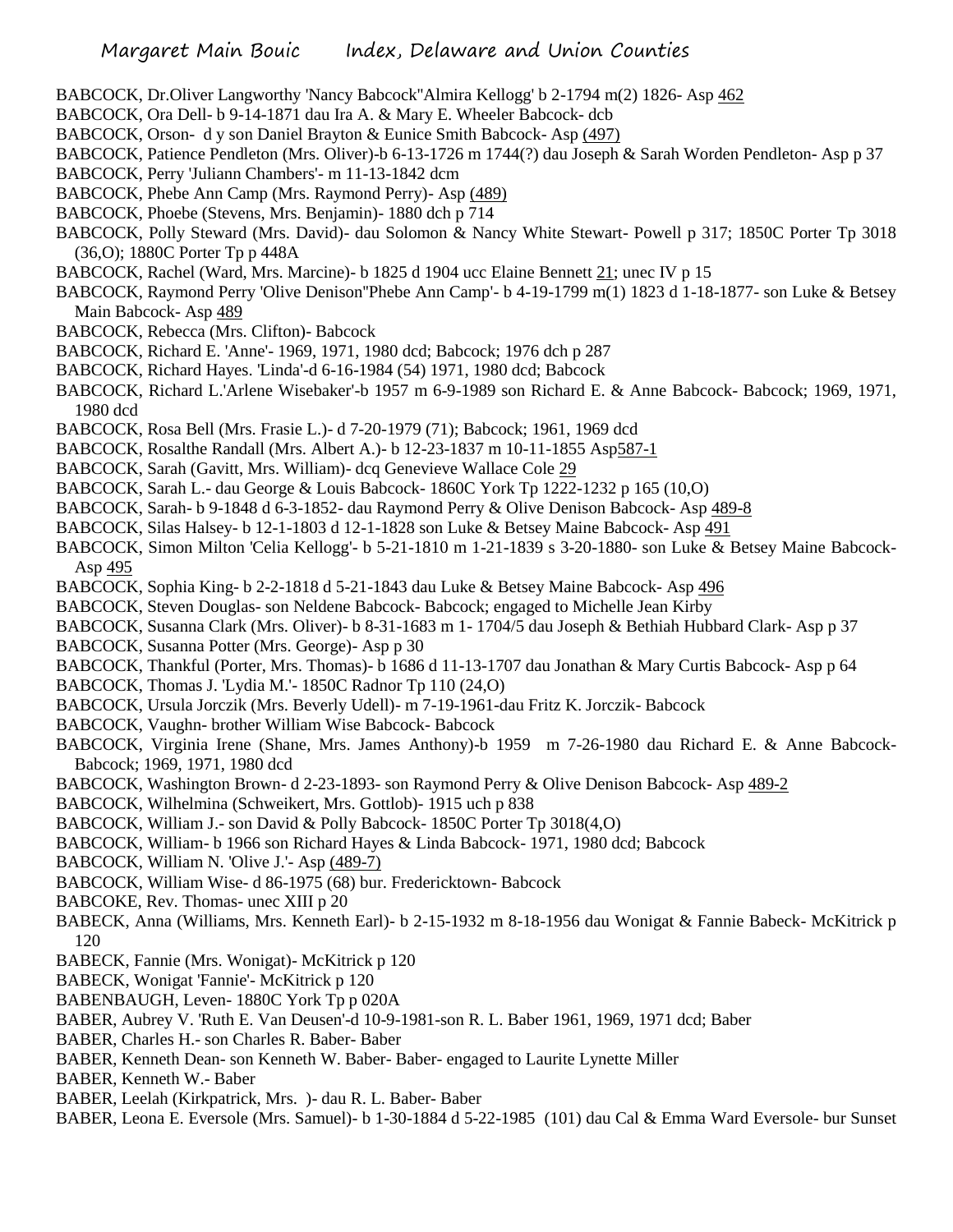BABCOCK, Dr.Oliver Langworthy 'Nancy Babcock''Almira Kellogg' b 2-1794 m(2) 1826- Asp 462

BABCOCK, Ora Dell- b 9-14-1871 dau Ira A. & Mary E. Wheeler Babcock- dcb

BABCOCK, Orson- d y son Daniel Brayton & Eunice Smith Babcock- Asp (497)

BABCOCK, Patience Pendleton (Mrs. Oliver)-b 6-13-1726 m 1744(?) dau Joseph & Sarah Worden Pendleton- Asp p 37

BABCOCK, Perry 'Juliann Chambers'- m 11-13-1842 dcm

BABCOCK, Phebe Ann Camp (Mrs. Raymond Perry)- Asp (489)

BABCOCK, Phoebe (Stevens, Mrs. Benjamin)- 1880 dch p 714

BABCOCK, Polly Steward (Mrs. David)- dau Solomon & Nancy White Stewart- Powell p 317; 1850C Porter Tp 3018 (36,O); 1880C Porter Tp p 448A

BABCOCK, Rachel (Ward, Mrs. Marcine)- b 1825 d 1904 ucc Elaine Bennett 21; unec IV p 15

BABCOCK, Raymond Perry 'Olive Denison''Phebe Ann Camp'- b 4-19-1799 m(1) 1823 d 1-18-1877- son Luke & Betsey Main Babcock- Asp 489

BABCOCK, Rebecca (Mrs. Clifton)- Babcock

BABCOCK, Richard E. 'Anne'- 1969, 1971, 1980 dcd; Babcock; 1976 dch p 287

BABCOCK, Richard Hayes. 'Linda'-d 6-16-1984 (54) 1971, 1980 dcd; Babcock

BABCOCK, Richard L.'Arlene Wisebaker'-b 1957 m 6-9-1989 son Richard E. & Anne Babcock- Babcock; 1969, 1971, 1980 dcd

BABCOCK, Rosa Bell (Mrs. Frasie L.)- d 7-20-1979 (71); Babcock; 1961, 1969 dcd

BABCOCK, Rosalthe Randall (Mrs. Albert A.)- b 12-23-1837 m 10-11-1855 Asp587-1

BABCOCK, Sarah (Gavitt, Mrs. William)- dcq Genevieve Wallace Cole 29

BABCOCK, Sarah L.- dau George & Louis Babcock- 1860C York Tp 1222-1232 p 165 (10,O)

BABCOCK, Sarah- b 9-1848 d 6-3-1852- dau Raymond Perry & Olive Denison Babcock- Asp 489-8

BABCOCK, Silas Halsey- b 12-1-1803 d 12-1-1828 son Luke & Betsey Maine Babcock- Asp 491

BABCOCK, Simon Milton 'Celia Kellogg'- b 5-21-1810 m 1-21-1839 s 3-20-1880- son Luke & Betsey Maine Babcock- Asp 495

BABCOCK, Sophia King- b 2-2-1818 d 5-21-1843 dau Luke & Betsey Maine Babcock- Asp 496

BABCOCK, Steven Douglas- son Neldene Babcock- Babcock; engaged to Michelle Jean Kirby

BABCOCK, Susanna Clark (Mrs. Oliver)- b 8-31-1683 m 1- 1704/5 dau Joseph & Bethiah Hubbard Clark- Asp p 37

BABCOCK, Susanna Potter (Mrs. George)- Asp p 30

BABCOCK, Thankful (Porter, Mrs. Thomas)- b 1686 d 11-13-1707 dau Jonathan & Mary Curtis Babcock- Asp p 64

BABCOCK, Thomas J. 'Lydia M.'- 1850C Radnor Tp 110 (24,O)

BABCECK, Ursula Jorczik (Mrs. Beverly Udell)- m 7-19-1961-dau Fritz K. Jorczik- Babcock

BABCOCK, Vaughn- brother William Wise Babcock- Babcock

BABCOCK, Virginia Irene (Shane, Mrs. James Anthony)-b 1959 m 7-26-1980 dau Richard E. & Anne Babcock- Babcock; 1969, 1971, 1980 dcd

BABCOCK, Washington Brown- d 2-23-1893- son Raymond Perry & Olive Denison Babcock- Asp 489-2

BABCOCK, Wilhelmina (Schweikert, Mrs. Gottlob)- 1915 uch p 838

BABCOCK, William J.- son David & Polly Babcock- 1850C Porter Tp 3018(4,O)

BABCOCK, William- b 1966 son Richard Hayes & Linda Babcock- 1971, 1980 dcd; Babcock

BABCOCK, William N. 'Olive J.'- Asp (489-7)

BABCOCK, William Wise- d 86-1975 (68) bur. Fredericktown- Babcock

BABCOKE, Rev. Thomas- unec XIII p 20

BABECK, Anna (Williams, Mrs. Kenneth Earl)- b 2-15-1932 m 8-18-1956 dau Wonigat & Fannie Babeck- McKitrick p 120

BABECK, Fannie (Mrs. Wonigat)- McKitrick p 120

BABECK, Wonigat 'Fannie'- McKitrick p 120

BABENBAUGH, Leven- 1880C York Tp p 020A

BABER, Aubrey V. 'Ruth E. Van Deusen'-d 10-9-1981-son R. L. Baber 1961, 1969, 1971 dcd; Baber

BABER, Charles H.- son Charles R. Baber- Baber

BABER, Kenneth Dean- son Kenneth W. Baber- Baber- engaged to Laurite Lynette Miller

BABER, Kenneth W.- Baber

BABER, Leelah (Kirkpatrick, Mrs. )- dau R. L. Baber- Baber

BABER, Leona E. Eversole (Mrs. Samuel)- b 1-30-1884 d 5-22-1985 (101) dau Cal & Emma Ward Eversole- bur Sunset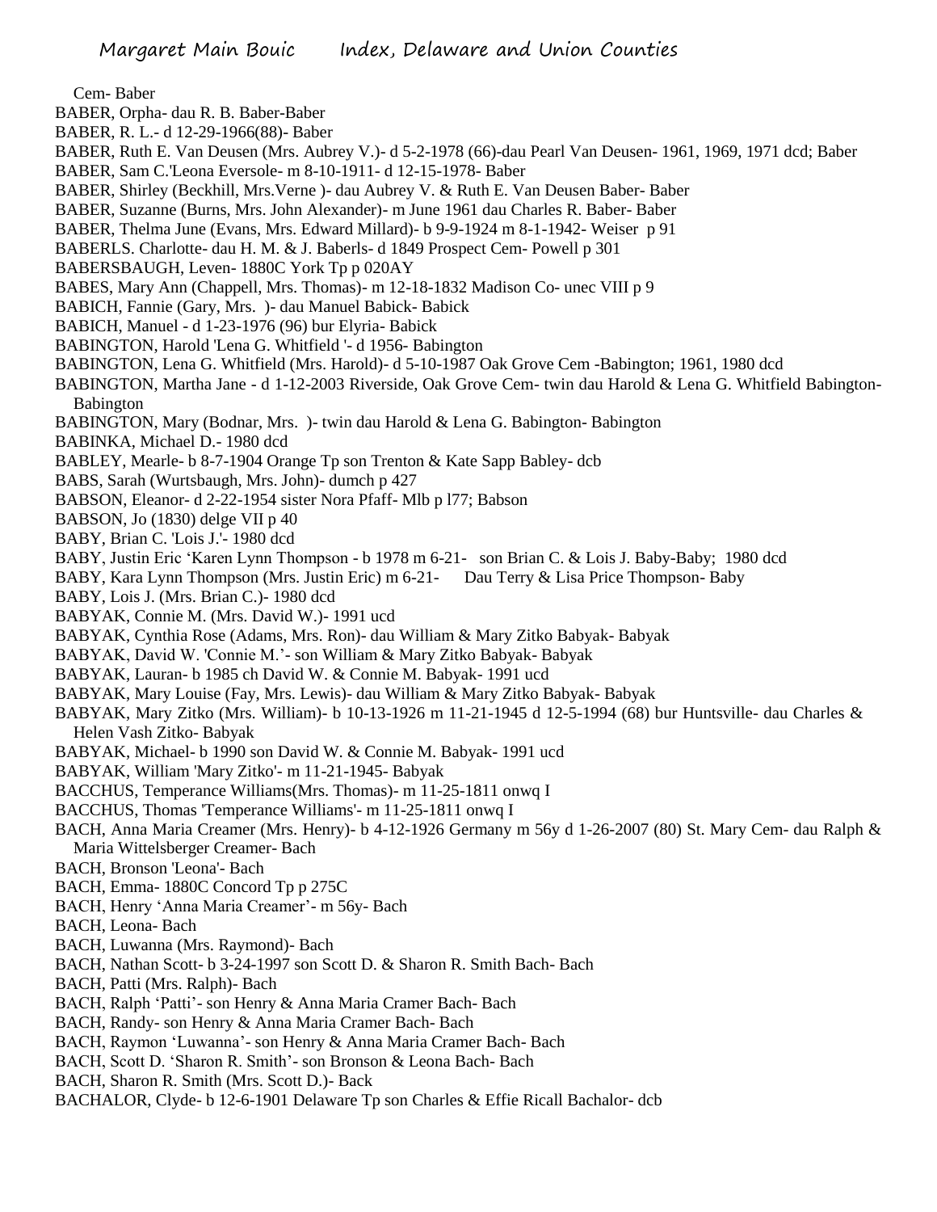Cem- Baber

BABER, Orpha- dau R. B. Baber-Baber

BABER, R. L.- d 12-29-1966(88)- Baber

BABER, Ruth E. Van Deusen (Mrs. Aubrey V.)- d 5-2-1978 (66)-dau Pearl Van Deusen- 1961, 1969, 1971 dcd; Baber

BABER, Sam C.'Leona Eversole- m 8-10-1911- d 12-15-1978- Baber

BABER, Shirley (Beckhill, Mrs.Verne )- dau Aubrey V. & Ruth E. Van Deusen Baber- Baber

BABER, Suzanne (Burns, Mrs. John Alexander)- m June 1961 dau Charles R. Baber- Baber

BABER, Thelma June (Evans, Mrs. Edward Millard)- b 9-9-1924 m 8-1-1942- Weiser p 91

BABERLS. Charlotte- dau H. M. & J. Baberls- d 1849 Prospect Cem- Powell p 301

BABERSBAUGH, Leven- 1880C York Tp p 020AY

BABES, Mary Ann (Chappell, Mrs. Thomas)- m 12-18-1832 Madison Co- unec VIII p 9

BABICH, Fannie (Gary, Mrs. )- dau Manuel Babick- Babick

BABICH, Manuel - d 1-23-1976 (96) bur Elyria- Babick

BABINGTON, Harold 'Lena G. Whitfield '- d 1956- Babington

BABINGTON, Lena G. Whitfield (Mrs. Harold)- d 5-10-1987 Oak Grove Cem -Babington; 1961, 1980 dcd

BABINGTON, Martha Jane - d 1-12-2003 Riverside, Oak Grove Cem- twin dau Harold & Lena G. Whitfield Babington- Babington

BABINGTON, Mary (Bodnar, Mrs. )- twin dau Harold & Lena G. Babington- Babington

BABINKA, Michael D.- 1980 dcd

BABLEY, Mearle- b 8-7-1904 Orange Tp son Trenton & Kate Sapp Babley- dcb

BABS, Sarah (Wurtsbaugh, Mrs. John)- dumch p 427

BABSON, Eleanor- d 2-22-1954 sister Nora Pfaff- Mlb p l77; Babson

BABSON, Jo (1830) delge VII p 40

BABY, Brian C. 'Lois J.'- 1980 dcd

BABY, Justin Eric 'Karen Lynn Thompson - b 1978 m 6-21- son Brian C. & Lois J. Baby-Baby; 1980 dcd

BABY, Kara Lynn Thompson (Mrs. Justin Eric) m 6-21- Dau Terry & Lisa Price Thompson- Baby

BABY, Lois J. (Mrs. Brian C.)- 1980 dcd

BABYAK, Connie M. (Mrs. David W.)- 1991 ucd

BABYAK, Cynthia Rose (Adams, Mrs. Ron)- dau William & Mary Zitko Babyak- Babyak

BABYAK, David W. 'Connie M.'- son William & Mary Zitko Babyak- Babyak

BABYAK, Lauran- b 1985 ch David W. & Connie M. Babyak- 1991 ucd

BABYAK, Mary Louise (Fay, Mrs. Lewis)- dau William & Mary Zitko Babyak- Babyak

BABYAK, Mary Zitko (Mrs. William)- b 10-13-1926 m 11-21-1945 d 12-5-1994 (68) bur Huntsville- dau Charles & Helen Vash Zitko- Babyak

BABYAK, Michael- b 1990 son David W. & Connie M. Babyak- 1991 ucd

BABYAK, William 'Mary Zitko'- m 11-21-1945- Babyak

BACCHUS, Temperance Williams(Mrs. Thomas)- m 11-25-1811 onwq I

BACCHUS, Thomas 'Temperance Williams'- m 11-25-1811 onwq I

BACH, Anna Maria Creamer (Mrs. Henry)- b 4-12-1926 Germany m 56y d 1-26-2007 (80) St. Mary Cem- dau Ralph & Maria Wittelsberger Creamer- Bach

BACH, Bronson 'Leona'- Bach

BACH, Emma- 1880C Concord Tp p 275C

BACH, Henry 'Anna Maria Creamer'- m 56y- Bach

BACH, Leona- Bach

BACH, Luwanna (Mrs. Raymond)- Bach

BACH, Nathan Scott- b 3-24-1997 son Scott D. & Sharon R. Smith Bach- Bach

BACH, Patti (Mrs. Ralph)- Bach

BACH, Ralph 'Patti'- son Henry & Anna Maria Cramer Bach- Bach

BACH, Randy- son Henry & Anna Maria Cramer Bach- Bach

BACH, Raymon 'Luwanna'- son Henry & Anna Maria Cramer Bach- Bach

BACH, Scott D. 'Sharon R. Smith'- son Bronson & Leona Bach- Bach

BACH, Sharon R. Smith (Mrs. Scott D.)- Back

BACHALOR, Clyde- b 12-6-1901 Delaware Tp son Charles & Effie Ricall Bachalor- dcb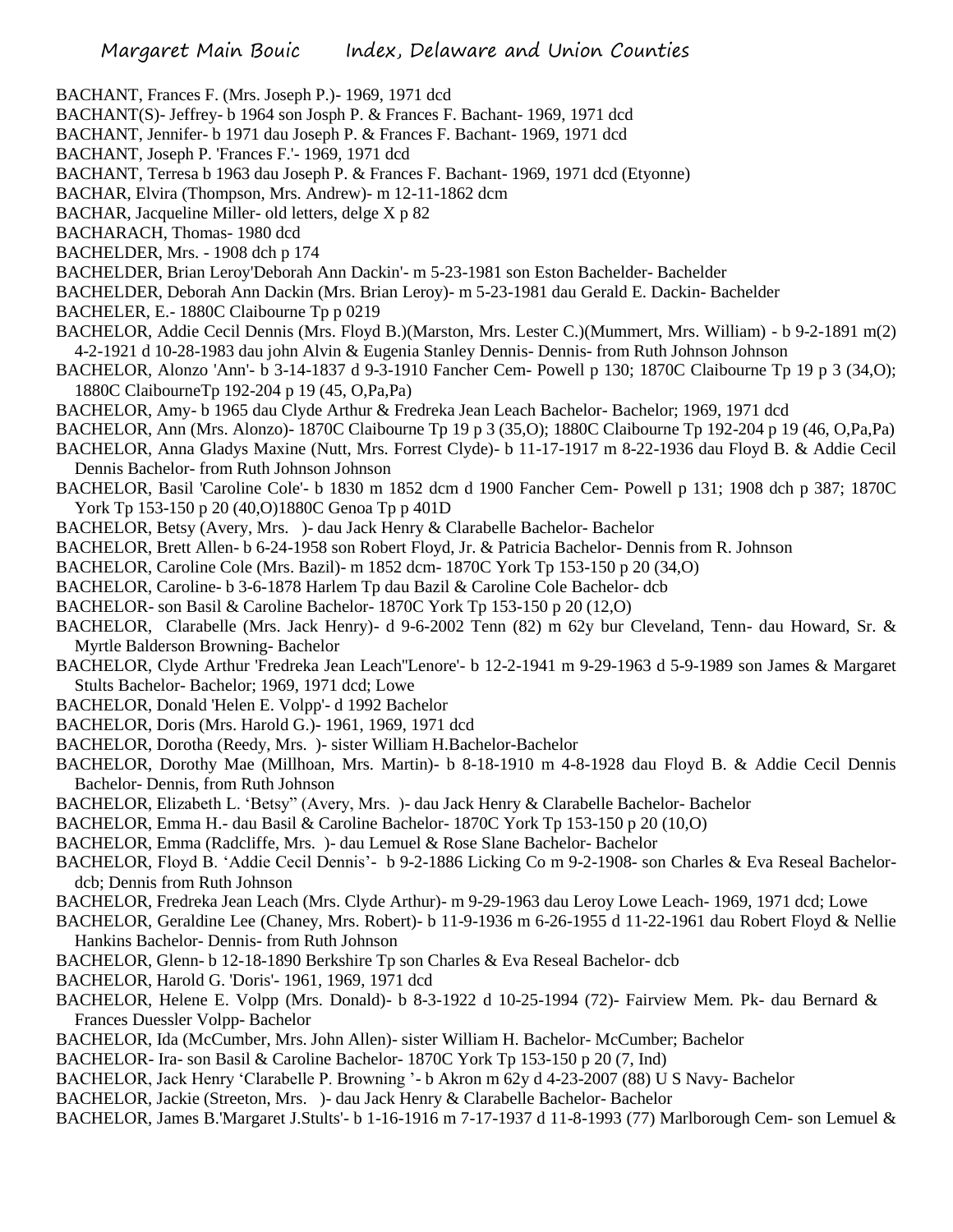BACHANT, Frances F. (Mrs. Joseph P.)- 1969, 1971 dcd

BACHANT(S)- Jeffrey- b 1964 son Josph P. & Frances F. Bachant- 1969, 1971 dcd

BACHANT, Jennifer- b 1971 dau Joseph P. & Frances F. Bachant- 1969, 1971 dcd

BACHANT, Joseph P. 'Frances F.'- 1969, 1971 dcd

BACHANT, Terresa b 1963 dau Joseph P. & Frances F. Bachant- 1969, 1971 dcd (Etyonne)

BACHAR, Elvira (Thompson, Mrs. Andrew)- m 12-11-1862 dcm

BACHAR, Jacqueline Miller- old letters, delge X p 82

BACHARACH, Thomas- 1980 dcd

BACHELDER, Mrs. - 1908 dch p 174

BACHELDER, Brian Leroy'Deborah Ann Dackin'- m 5-23-1981 son Eston Bachelder- Bachelder

BACHELDER, Deborah Ann Dackin (Mrs. Brian Leroy)- m 5-23-1981 dau Gerald E. Dackin- Bachelder

BACHELER, E.- 1880C Claibourne Tp p 0219

BACHELOR, Addie Cecil Dennis (Mrs. Floyd B.)(Marston, Mrs. Lester C.)(Mummert, Mrs. William) - b 9-2-1891 m(2) 4-2-1921 d 10-28-1983 dau john Alvin & Eugenia Stanley Dennis- Dennis- from Ruth Johnson Johnson

BACHELOR, Alonzo 'Ann'- b 3-14-1837 d 9-3-1910 Fancher Cem- Powell p 130; 1870C Claibourne Tp 19 p 3 (34,O); 1880C ClaibourneTp 192-204 p 19 (45, O,Pa,Pa)

BACHELOR, Amy- b 1965 dau Clyde Arthur & Fredreka Jean Leach Bachelor- Bachelor; 1969, 1971 dcd

BACHELOR, Ann (Mrs. Alonzo)- 1870C Claibourne Tp 19 p 3 (35,O); 1880C Claibourne Tp 192-204 p 19 (46, O,Pa,Pa)

BACHELOR, Anna Gladys Maxine (Nutt, Mrs. Forrest Clyde)- b 11-17-1917 m 8-22-1936 dau Floyd B. & Addie Cecil Dennis Bachelor- from Ruth Johnson Johnson

BACHELOR, Basil 'Caroline Cole'- b 1830 m 1852 dcm d 1900 Fancher Cem- Powell p 131; 1908 dch p 387; 1870C York Tp 153-150 p 20 (40,O)1880C Genoa Tp p 401D

BACHELOR, Betsy (Avery, Mrs. )- dau Jack Henry & Clarabelle Bachelor- Bachelor

BACHELOR, Brett Allen- b 6-24-1958 son Robert Floyd, Jr. & Patricia Bachelor- Dennis from R. Johnson

BACHELOR, Caroline Cole (Mrs. Bazil)- m 1852 dcm- 1870C York Tp 153-150 p 20 (34,O)

BACHELOR, Caroline- b 3-6-1878 Harlem Tp dau Bazil & Caroline Cole Bachelor- dcb

BACHELOR- son Basil & Caroline Bachelor- 1870C York Tp 153-150 p 20 (12,O)

BACHELOR, Clarabelle (Mrs. Jack Henry)- d 9-6-2002 Tenn (82) m 62y bur Cleveland, Tenn- dau Howard, Sr. & Myrtle Balderson Browning- Bachelor

BACHELOR, Clyde Arthur 'Fredreka Jean Leach''Lenore'- b 12-2-1941 m 9-29-1963 d 5-9-1989 son James & Margaret Stults Bachelor- Bachelor; 1969, 1971 dcd; Lowe

BACHELOR, Donald 'Helen E. Volpp'- d 1992 Bachelor

BACHELOR, Doris (Mrs. Harold G.)- 1961, 1969, 1971 dcd

BACHELOR, Dorotha (Reedy, Mrs. )- sister William H.Bachelor-Bachelor

BACHELOR, Dorothy Mae (Millhoan, Mrs. Martin)- b 8-18-1910 m 4-8-1928 dau Floyd B. & Addie Cecil Dennis Bachelor- Dennis, from Ruth Johnson

BACHELOR, Elizabeth L. 'Betsy" (Avery, Mrs. )- dau Jack Henry & Clarabelle Bachelor- Bachelor

BACHELOR, Emma H.- dau Basil & Caroline Bachelor- 1870C York Tp 153-150 p 20 (10,O)

BACHELOR, Emma (Radcliffe, Mrs. )- dau Lemuel & Rose Slane Bachelor- Bachelor

BACHELOR, Floyd B. 'Addie Cecil Dennis'- b 9-2-1886 Licking Co m 9-2-1908- son Charles & Eva Reseal Bachelor- dcb; Dennis from Ruth Johnson

BACHELOR, Fredreka Jean Leach (Mrs. Clyde Arthur)- m 9-29-1963 dau Leroy Lowe Leach- 1969, 1971 dcd; Lowe

BACHELOR, Geraldine Lee (Chaney, Mrs. Robert)- b 11-9-1936 m 6-26-1955 d 11-22-1961 dau Robert Floyd & Nellie Hankins Bachelor- Dennis- from Ruth Johnson

BACHELOR, Glenn- b 12-18-1890 Berkshire Tp son Charles & Eva Reseal Bachelor- dcb

BACHELOR, Harold G. 'Doris'- 1961, 1969, 1971 dcd

BACHELOR, Helene E. Volpp (Mrs. Donald)- b 8-3-1922 d 10-25-1994 (72)- Fairview Mem. Pk- dau Bernard & Frances Duessler Volpp- Bachelor

BACHELOR, Ida (McCumber, Mrs. John Allen)- sister William H. Bachelor- McCumber; Bachelor

BACHELOR- Ira- son Basil & Caroline Bachelor- 1870C York Tp 153-150 p 20 (7, Ind)

BACHELOR, Jack Henry 'Clarabelle P. Browning '- b Akron m 62y d 4-23-2007 (88) U S Navy- Bachelor

BACHELOR, Jackie (Streeton, Mrs. )- dau Jack Henry & Clarabelle Bachelor- Bachelor

BACHELOR, James B.'Margaret J.Stults'- b 1-16-1916 m 7-17-1937 d 11-8-1993 (77) Marlborough Cem- son Lemuel &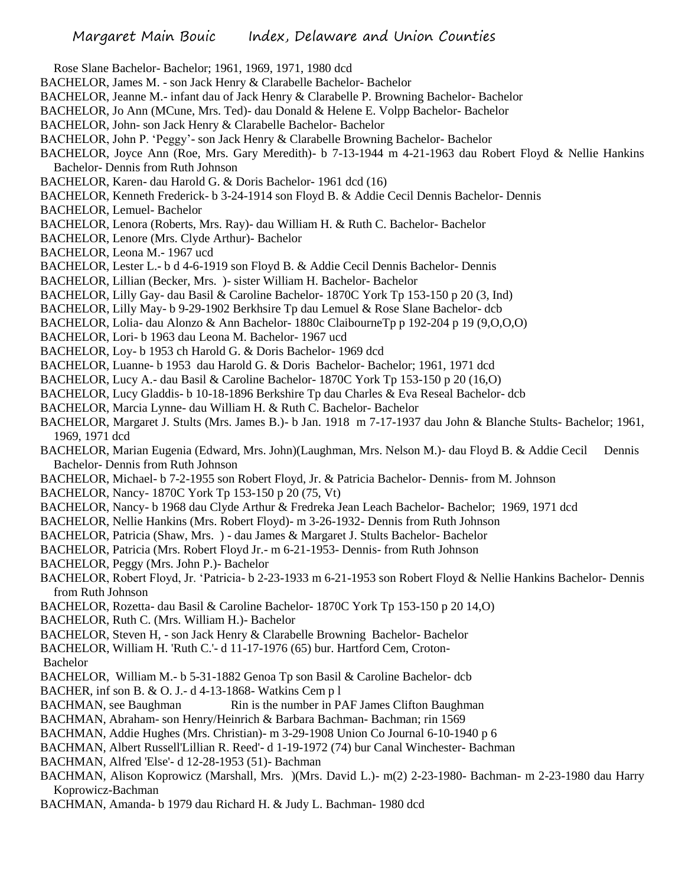Rose Slane Bachelor- Bachelor; 1961, 1969, 1971, 1980 dcd

BACHELOR, James M. - son Jack Henry & Clarabelle Bachelor- Bachelor

BACHELOR, Jeanne M.- infant dau of Jack Henry & Clarabelle P. Browning Bachelor- Bachelor

BACHELOR, Jo Ann (MCune, Mrs. Ted)- dau Donald & Helene E. Volpp Bachelor- Bachelor

BACHELOR, John- son Jack Henry & Clarabelle Bachelor- Bachelor

BACHELOR, John P. 'Peggy'- son Jack Henry & Clarabelle Browning Bachelor- Bachelor

BACHELOR, Joyce Ann (Roe, Mrs. Gary Meredith)- b 7-13-1944 m 4-21-1963 dau Robert Floyd & Nellie Hankins Bachelor- Dennis from Ruth Johnson

BACHELOR, Karen- dau Harold G. & Doris Bachelor- 1961 dcd (16)

BACHELOR, Kenneth Frederick- b 3-24-1914 son Floyd B. & Addie Cecil Dennis Bachelor- Dennis

BACHELOR, Lemuel- Bachelor

BACHELOR, Lenora (Roberts, Mrs. Ray)- dau William H. & Ruth C. Bachelor- Bachelor

BACHELOR, Lenore (Mrs. Clyde Arthur)- Bachelor

BACHELOR, Leona M.- 1967 ucd

BACHELOR, Lester L.- b d 4-6-1919 son Floyd B. & Addie Cecil Dennis Bachelor- Dennis

BACHELOR, Lillian (Becker, Mrs. )- sister William H. Bachelor- Bachelor

BACHELOR, Lilly Gay- dau Basil & Caroline Bachelor- 1870C York Tp 153-150 p 20 (3, Ind)

BACHELOR, Lilly May- b 9-29-1902 Berkhsire Tp dau Lemuel & Rose Slane Bachelor- dcb

BACHELOR, Lolia- dau Alonzo & Ann Bachelor- 1880c ClaibourneTp p 192-204 p 19 (9,O,O,O)

BACHELOR, Lori- b 1963 dau Leona M. Bachelor- 1967 ucd

BACHELOR, Loy- b 1953 ch Harold G. & Doris Bachelor- 1969 dcd

BACHELOR, Luanne- b 1953 dau Harold G. & Doris Bachelor- Bachelor; 1961, 1971 dcd

BACHELOR, Lucy A.- dau Basil & Caroline Bachelor- 1870C York Tp 153-150 p 20 (16,O)

BACHELOR, Lucy Gladdis- b 10-18-1896 Berkshire Tp dau Charles & Eva Reseal Bachelor- dcb

BACHELOR, Marcia Lynne- dau William H. & Ruth C. Bachelor- Bachelor

BACHELOR, Margaret J. Stults (Mrs. James B.)- b Jan. 1918 m 7-17-1937 dau John & Blanche Stults- Bachelor; 1961, 1969, 1971 dcd

BACHELOR, Marian Eugenia (Edward, Mrs. John)(Laughman, Mrs. Nelson M.)- dau Floyd B. & Addie Cecil Dennis Bachelor- Dennis from Ruth Johnson

BACHELOR, Michael- b 7-2-1955 son Robert Floyd, Jr. & Patricia Bachelor- Dennis- from M. Johnson

BACHELOR, Nancy- 1870C York Tp 153-150 p 20 (75, Vt)

BACHELOR, Nancy- b 1968 dau Clyde Arthur & Fredreka Jean Leach Bachelor- Bachelor; 1969, 1971 dcd

BACHELOR, Nellie Hankins (Mrs. Robert Floyd)- m 3-26-1932- Dennis from Ruth Johnson

BACHELOR, Patricia (Shaw, Mrs. ) - dau James & Margaret J. Stults Bachelor- Bachelor

BACHELOR, Patricia (Mrs. Robert Floyd Jr.- m 6-21-1953- Dennis- from Ruth Johnson

BACHELOR, Peggy (Mrs. John P.)- Bachelor

BACHELOR, Robert Floyd, Jr. 'Patricia- b 2-23-1933 m 6-21-1953 son Robert Floyd & Nellie Hankins Bachelor- Dennis from Ruth Johnson

BACHELOR, Rozetta- dau Basil & Caroline Bachelor- 1870C York Tp 153-150 p 20 14,O)

BACHELOR, Ruth C. (Mrs. William H.)- Bachelor

BACHELOR, Steven H, - son Jack Henry & Clarabelle Browning Bachelor- Bachelor

BACHELOR, William H. 'Ruth C.'- d 11-17-1976 (65) bur. Hartford Cem, Croton- Bachelor

BACHELOR, William M.- b 5-31-1882 Genoa Tp son Basil & Caroline Bachelor- dcb

BACHER, inf son B. & O. J.- d 4-13-1868- Watkins Cem p l

BACHMAN, see Baughman Rin is the number in PAF James Clifton Baughman

BACHMAN, Abraham- son Henry/Heinrich & Barbara Bachman- Bachman; rin 1569

BACHMAN, Addie Hughes (Mrs. Christian)- m 3-29-1908 Union Co Journal 6-10-1940 p 6

BACHMAN, Albert Russell'Lillian R. Reed'- d 1-19-1972 (74) bur Canal Winchester- Bachman

BACHMAN, Alfred 'Else'- d 12-28-1953 (51)- Bachman

BACHMAN, Alison Koprowicz (Marshall, Mrs. )(Mrs. David L.)- m(2) 2-23-1980- Bachman- m 2-23-1980 dau Harry Koprowicz-Bachman

BACHMAN, Amanda- b 1979 dau Richard H. & Judy L. Bachman- 1980 dcd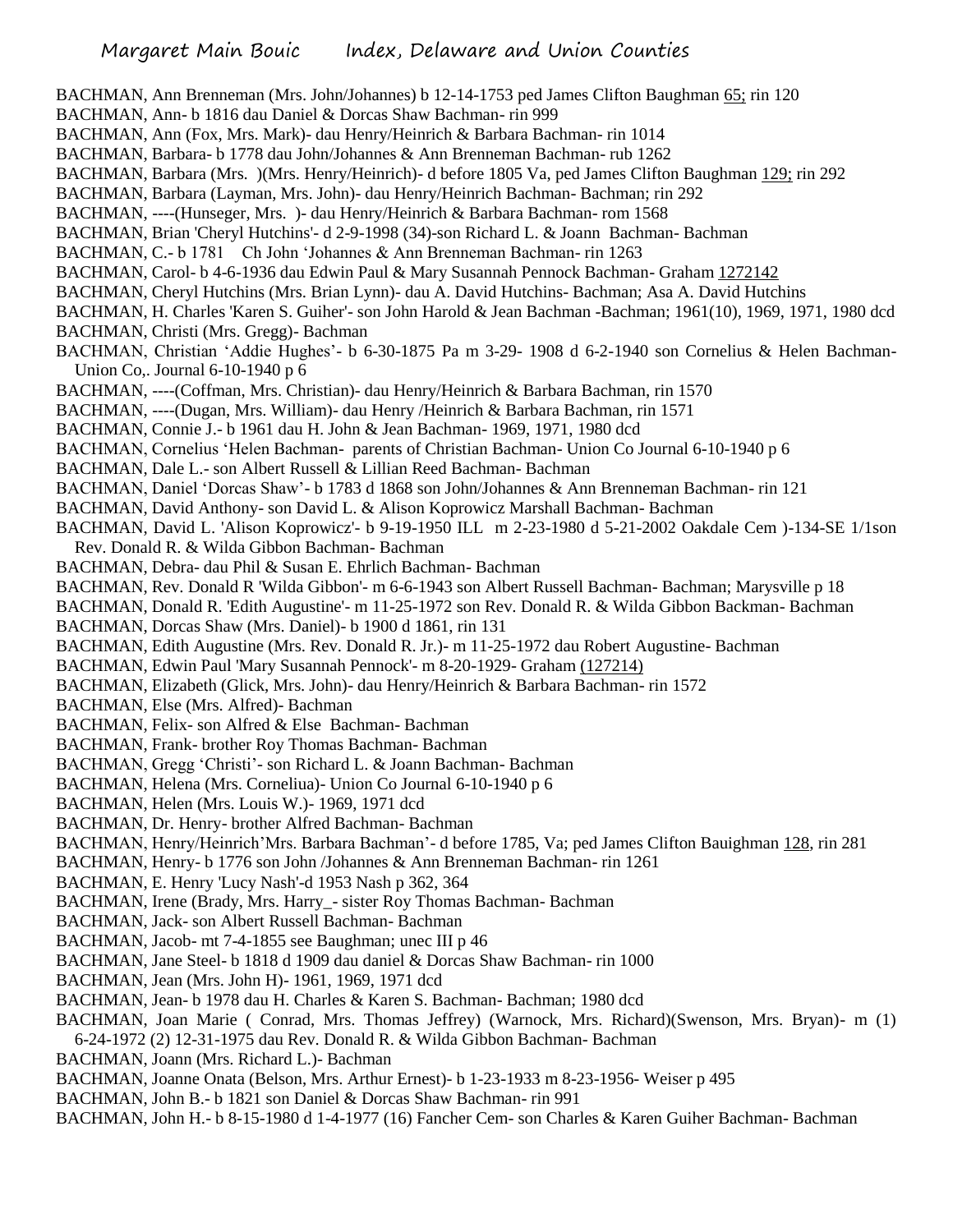BACHMAN, Ann Brenneman (Mrs. John/Johannes) b 12-14-1753 ped James Clifton Baughman 65; rin 120

BACHMAN, Ann- b 1816 dau Daniel & Dorcas Shaw Bachman- rin 999

BACHMAN, Ann (Fox, Mrs. Mark)- dau Henry/Heinrich & Barbara Bachman- rin 1014

BACHMAN, Barbara- b 1778 dau John/Johannes & Ann Brenneman Bachman- rub 1262

BACHMAN, Barbara (Mrs. )(Mrs. Henry/Heinrich)- d before 1805 Va, ped James Clifton Baughman 129; rin 292

BACHMAN, Barbara (Layman, Mrs. John)- dau Henry/Heinrich Bachman- Bachman; rin 292

BACHMAN, ----(Hunseger, Mrs. )- dau Henry/Heinrich & Barbara Bachman- rom 1568

BACHMAN, Brian 'Cheryl Hutchins'- d 2-9-1998 (34)-son Richard L. & Joann Bachman- Bachman

BACHMAN, C.- b 1781 Ch John 'Johannes & Ann Brenneman Bachman- rin 1263

BACHMAN, Carol- b 4-6-1936 dau Edwin Paul & Mary Susannah Pennock Bachman- Graham 1272142

BACHMAN, Cheryl Hutchins (Mrs. Brian Lynn)- dau A. David Hutchins- Bachman; Asa A. David Hutchins

BACHMAN, H. Charles 'Karen S. Guiher'- son John Harold & Jean Bachman -Bachman; 1961(10), 1969, 1971, 1980 dcd

BACHMAN, Christi (Mrs. Gregg)- Bachman

BACHMAN, Christian 'Addie Hughes'- b 6-30-1875 Pa m 3-29- 1908 d 6-2-1940 son Cornelius & Helen Bachman- Union Co,. Journal 6-10-1940 p 6

BACHMAN, ----(Coffman, Mrs. Christian)- dau Henry/Heinrich & Barbara Bachman, rin 1570

BACHMAN, ----(Dugan, Mrs. William)- dau Henry /Heinrich & Barbara Bachman, rin 1571

BACHMAN, Connie J.- b 1961 dau H. John & Jean Bachman- 1969, 1971, 1980 dcd

BACHMAN, Cornelius 'Helen Bachman- parents of Christian Bachman- Union Co Journal 6-10-1940 p 6

BACHMAN, Dale L.- son Albert Russell & Lillian Reed Bachman- Bachman

BACHMAN, Daniel 'Dorcas Shaw'- b 1783 d 1868 son John/Johannes & Ann Brenneman Bachman- rin 121

BACHMAN, David Anthony- son David L. & Alison Koprowicz Marshall Bachman- Bachman

BACHMAN, David L. 'Alison Koprowicz'- b 9-19-1950 ILL m 2-23-1980 d 5-21-2002 Oakdale Cem )-134-SE 1/1son Rev. Donald R. & Wilda Gibbon Bachman- Bachman

BACHMAN, Debra- dau Phil & Susan E. Ehrlich Bachman- Bachman

BACHMAN, Rev. Donald R 'Wilda Gibbon'- m 6-6-1943 son Albert Russell Bachman- Bachman; Marysville p 18

BACHMAN, Donald R. 'Edith Augustine'- m 11-25-1972 son Rev. Donald R. & Wilda Gibbon Backman- Bachman

BACHMAN, Dorcas Shaw (Mrs. Daniel)- b 1900 d 1861, rin 131

BACHMAN, Edith Augustine (Mrs. Rev. Donald R. Jr.)- m 11-25-1972 dau Robert Augustine- Bachman

BACHMAN, Edwin Paul 'Mary Susannah Pennock'- m 8-20-1929- Graham (127214)

BACHMAN, Elizabeth (Glick, Mrs. John)- dau Henry/Heinrich & Barbara Bachman- rin 1572

BACHMAN, Else (Mrs. Alfred)- Bachman

BACHMAN, Felix- son Alfred & Else Bachman- Bachman

BACHMAN, Frank- brother Roy Thomas Bachman- Bachman

BACHMAN, Gregg 'Christi'- son Richard L. & Joann Bachman- Bachman

BACHMAN, Helena (Mrs. Corneliua)- Union Co Journal 6-10-1940 p 6

BACHMAN, Helen (Mrs. Louis W.)- 1969, 1971 dcd

BACHMAN, Dr. Henry- brother Alfred Bachman- Bachman

BACHMAN, Henry/Heinrich'Mrs. Barbara Bachman'- d before 1785, Va; ped James Clifton Bauighman 128, rin 281

BACHMAN, Henry- b 1776 son John /Johannes & Ann Brenneman Bachman- rin 1261

BACHMAN, E. Henry 'Lucy Nash'-d 1953 Nash p 362, 364

BACHMAN, Irene (Brady, Mrs. Harry_- sister Roy Thomas Bachman- Bachman

BACHMAN, Jack- son Albert Russell Bachman- Bachman

BACHMAN, Jacob- mt 7-4-1855 see Baughman; unec III p 46

BACHMAN, Jane Steel- b 1818 d 1909 dau daniel & Dorcas Shaw Bachman- rin 1000

BACHMAN, Jean (Mrs. John H)- 1961, 1969, 1971 dcd

BACHMAN, Jean- b 1978 dau H. Charles & Karen S. Bachman- Bachman; 1980 dcd

BACHMAN, Joan Marie ( Conrad, Mrs. Thomas Jeffrey) (Warnock, Mrs. Richard)(Swenson, Mrs. Bryan)- m (1) 6-24-1972 (2) 12-31-1975 dau Rev. Donald R. & Wilda Gibbon Bachman- Bachman

BACHMAN, Joann (Mrs. Richard L.)- Bachman

BACHMAN, Joanne Onata (Belson, Mrs. Arthur Ernest)- b 1-23-1933 m 8-23-1956- Weiser p 495

BACHMAN, John B.- b 1821 son Daniel & Dorcas Shaw Bachman- rin 991

BACHMAN, John H.- b 8-15-1980 d 1-4-1977 (16) Fancher Cem- son Charles & Karen Guiher Bachman- Bachman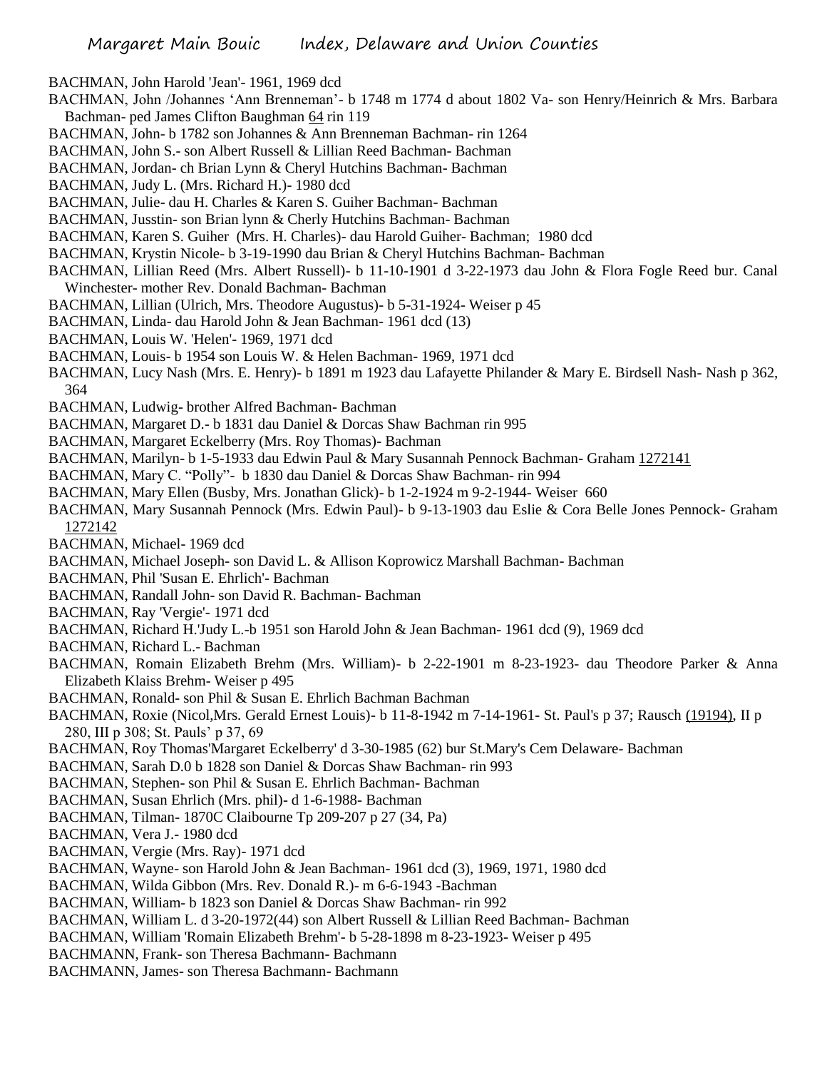BACHMAN, John Harold 'Jean'- 1961, 1969 dcd

BACHMAN, John /Johannes 'Ann Brenneman'- b 1748 m 1774 d about 1802 Va- son Henry/Heinrich & Mrs. Barbara Bachman- ped James Clifton Baughman 64 rin 119

BACHMAN, John- b 1782 son Johannes & Ann Brenneman Bachman- rin 1264

BACHMAN, John S.- son Albert Russell & Lillian Reed Bachman- Bachman

BACHMAN, Jordan- ch Brian Lynn & Cheryl Hutchins Bachman- Bachman

BACHMAN, Judy L. (Mrs. Richard H.)- 1980 dcd

BACHMAN, Julie- dau H. Charles & Karen S. Guiher Bachman- Bachman

BACHMAN, Jusstin- son Brian lynn & Cherly Hutchins Bachman- Bachman

BACHMAN, Karen S. Guiher (Mrs. H. Charles)- dau Harold Guiher- Bachman; 1980 dcd

BACHMAN, Krystin Nicole- b 3-19-1990 dau Brian & Cheryl Hutchins Bachman- Bachman

BACHMAN, Lillian Reed (Mrs. Albert Russell)- b 11-10-1901 d 3-22-1973 dau John & Flora Fogle Reed bur. Canal Winchester- mother Rev. Donald Bachman- Bachman

BACHMAN, Lillian (Ulrich, Mrs. Theodore Augustus)- b 5-31-1924- Weiser p 45

BACHMAN, Linda- dau Harold John & Jean Bachman- 1961 dcd (13)

BACHMAN, Louis W. 'Helen'- 1969, 1971 dcd

BACHMAN, Louis- b 1954 son Louis W. & Helen Bachman- 1969, 1971 dcd

BACHMAN, Lucy Nash (Mrs. E. Henry)- b 1891 m 1923 dau Lafayette Philander & Mary E. Birdsell Nash- Nash p 362, 364

BACHMAN, Ludwig- brother Alfred Bachman- Bachman

BACHMAN, Margaret D.- b 1831 dau Daniel & Dorcas Shaw Bachman rin 995

BACHMAN, Margaret Eckelberry (Mrs. Roy Thomas)- Bachman

BACHMAN, Marilyn- b 1-5-1933 dau Edwin Paul & Mary Susannah Pennock Bachman- Graham 1272141

BACHMAN, Mary C. "Polly"- b 1830 dau Daniel & Dorcas Shaw Bachman- rin 994

BACHMAN, Mary Ellen (Busby, Mrs. Jonathan Glick)- b 1-2-1924 m 9-2-1944- Weiser 660

BACHMAN, Mary Susannah Pennock (Mrs. Edwin Paul)- b 9-13-1903 dau Eslie & Cora Belle Jones Pennock- Graham 1272142

BACHMAN, Michael- 1969 dcd

BACHMAN, Michael Joseph- son David L. & Allison Koprowicz Marshall Bachman- Bachman

BACHMAN, Phil 'Susan E. Ehrlich'- Bachman

BACHMAN, Randall John- son David R. Bachman- Bachman

BACHMAN, Ray 'Vergie'- 1971 dcd

BACHMAN, Richard H.'Judy L.-b 1951 son Harold John & Jean Bachman- 1961 dcd (9), 1969 dcd

BACHMAN, Richard L.- Bachman

BACHMAN, Romain Elizabeth Brehm (Mrs. William)- b 2-22-1901 m 8-23-1923- dau Theodore Parker & Anna Elizabeth Klaiss Brehm- Weiser p 495

BACHMAN, Ronald- son Phil & Susan E. Ehrlich Bachman Bachman

BACHMAN, Roxie (Nicol,Mrs. Gerald Ernest Louis)- b 11-8-1942 m 7-14-1961- St. Paul's p 37; Rausch (19194), II p 280, III p 308; St. Pauls' p 37, 69

BACHMAN, Roy Thomas'Margaret Eckelberry' d 3-30-1985 (62) bur St.Mary's Cem Delaware- Bachman

BACHMAN, Sarah D.0 b 1828 son Daniel & Dorcas Shaw Bachman- rin 993

BACHMAN, Stephen- son Phil & Susan E. Ehrlich Bachman- Bachman

BACHMAN, Susan Ehrlich (Mrs. phil)- d 1-6-1988- Bachman

BACHMAN, Tilman- 1870C Claibourne Tp 209-207 p 27 (34, Pa)

BACHMAN, Vera J.- 1980 dcd

BACHMAN, Vergie (Mrs. Ray)- 1971 dcd

BACHMAN, Wayne- son Harold John & Jean Bachman- 1961 dcd (3), 1969, 1971, 1980 dcd

BACHMAN, Wilda Gibbon (Mrs. Rev. Donald R.)- m 6-6-1943 -Bachman

BACHMAN, William- b 1823 son Daniel & Dorcas Shaw Bachman- rin 992

BACHMAN, William L. d 3-20-1972(44) son Albert Russell & Lillian Reed Bachman- Bachman

BACHMAN, William 'Romain Elizabeth Brehm'- b 5-28-1898 m 8-23-1923- Weiser p 495

BACHMANN, Frank- son Theresa Bachmann- Bachmann

BACHMANN, James- son Theresa Bachmann- Bachmann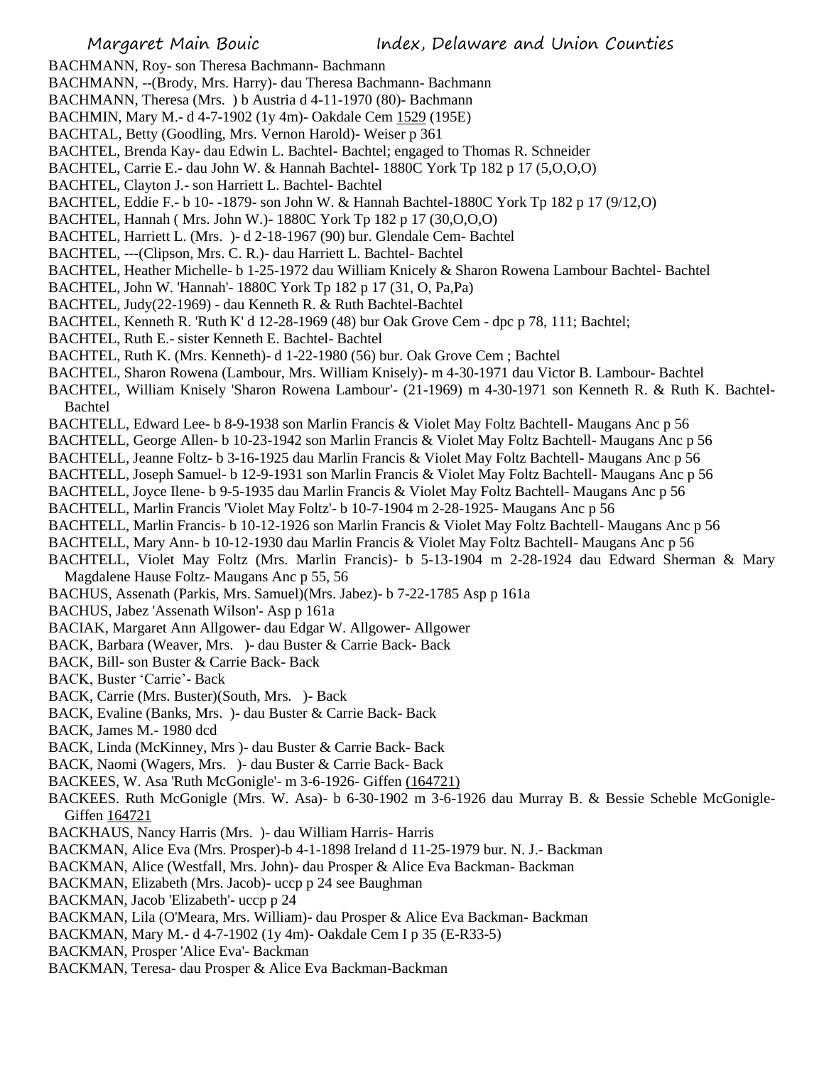BACHMANN, Roy- son Theresa Bachmann- Bachmann
BACHMANN, --(Brody, Mrs. Harry)- dau Theresa Bachmann- Bachmann
BACHMANN, Theresa (Mrs. ) b Austria d 4-11-1970 (80)- Bachmann
BACHMIN, Mary M.- d 4-7-1902 (1y 4m)- Oakdale Cem 1529 (195E)
BACHTAL, Betty (Goodling, Mrs. Vernon Harold)- Weiser p 361
BACHTEL, Brenda Kay- dau Edwin L. Bachtel- Bachtel; engaged to Thomas R. Schneider
BACHTEL, Carrie E.- dau John W. & Hannah Bachtel- 1880C York Tp 182 p 17 (5,O,O,O)
BACHTEL, Clayton J.- son Harriett L. Bachtel- Bachtel
BACHTEL, Eddie F.- b 10- -1879- son John W. & Hannah Bachtel-1880C York Tp 182 p 17 (9/12,O)
BACHTEL, Hannah ( Mrs. John W.)- 1880C York Tp 182 p 17 (30,O,O,O)
BACHTEL, Harriett L. (Mrs. )- d 2-18-1967 (90) bur. Glendale Cem- Bachtel
BACHTEL, ---(Clipson, Mrs. C. R.)- dau Harriett L. Bachtel- Bachtel
BACHTEL, Heather Michelle- b 1-25-1972 dau William Knicely & Sharon Rowena Lambour Bachtel- Bachtel
BACHTEL, John W. 'Hannah'- 1880C York Tp 182 p 17 (31, O, Pa,Pa)
BACHTEL, Judy(22-1969) - dau Kenneth R. & Ruth Bachtel-Bachtel
BACHTEL, Kenneth R. 'Ruth K' d 12-28-1969 (48) bur Oak Grove Cem - dpc p 78, 111; Bachtel;
BACHTEL, Ruth E.- sister Kenneth E. Bachtel- Bachtel
BACHTEL, Ruth K. (Mrs. Kenneth)- d 1-22-1980 (56) bur. Oak Grove Cem ; Bachtel
BACHTEL, Sharon Rowena (Lambour, Mrs. William Knisely)- m 4-30-1971 dau Victor B. Lambour- Bachtel
BACHTEL, William Knisely 'Sharon Rowena Lambour'- (21-1969) m 4-30-1971 son Kenneth R. & Ruth K. Bachtel-Bachtel
BACHTELL, Edward Lee- b 8-9-1938 son Marlin Francis & Violet May Foltz Bachtell- Maugans Anc p 56
BACHTELL, George Allen- b 10-23-1942 son Marlin Francis & Violet May Foltz Bachtell- Maugans Anc p 56
BACHTELL, Jeanne Foltz- b 3-16-1925 dau Marlin Francis & Violet May Foltz Bachtell- Maugans Anc p 56
BACHTELL, Joseph Samuel- b 12-9-1931 son Marlin Francis & Violet May Foltz Bachtell- Maugans Anc p 56
BACHTELL, Joyce Ilene- b 9-5-1935 dau Marlin Francis & Violet May Foltz Bachtell- Maugans Anc p 56
BACHTELL, Marlin Francis 'Violet May Foltz'- b 10-7-1904 m 2-28-1925- Maugans Anc p 56
BACHTELL, Marlin Francis- b 10-12-1926 son Marlin Francis & Violet May Foltz Bachtell- Maugans Anc p 56
BACHTELL, Mary Ann- b 10-12-1930 dau Marlin Francis & Violet May Foltz Bachtell- Maugans Anc p 56
BACHTELL, Violet May Foltz (Mrs. Marlin Francis)- b 5-13-1904 m 2-28-1924 dau Edward Sherman & Mary Magdalene Hause Foltz- Maugans Anc p 55, 56
BACHUS, Assenath (Parkis, Mrs. Samuel)(Mrs. Jabez)- b 7-22-1785 Asp p 161a
BACHUS, Jabez 'Assenath Wilson'- Asp p 161a
BACIAK, Margaret Ann Allgower- dau Edgar W. Allgower- Allgower
BACK, Barbara (Weaver, Mrs. )- dau Buster & Carrie Back- Back
BACK, Bill- son Buster & Carrie Back- Back
BACK, Buster 'Carrie'- Back
BACK, Carrie (Mrs. Buster)(South, Mrs. )- Back
BACK, Evaline (Banks, Mrs. )- dau Buster & Carrie Back- Back
BACK, James M.- 1980 dcd
BACK, Linda (McKinney, Mrs )- dau Buster & Carrie Back- Back
BACK, Naomi (Wagers, Mrs. )- dau Buster & Carrie Back- Back
BACKEES, W. Asa 'Ruth McGonigle'- m 3-6-1926- Giffen (164721)
BACKEES. Ruth McGonigle (Mrs. W. Asa)- b 6-30-1902 m 3-6-1926 dau Murray B. & Bessie Scheble McGonigle-Giffen 164721
BACKHAUS, Nancy Harris (Mrs. )- dau William Harris- Harris
BACKMAN, Alice Eva (Mrs. Prosper)-b 4-1-1898 Ireland d 11-25-1979 bur. N. J.- Backman
BACKMAN, Alice (Westfall, Mrs. John)- dau Prosper & Alice Eva Backman- Backman
BACKMAN, Elizabeth (Mrs. Jacob)- uccp p 24 see Baughman
BACKMAN, Jacob 'Elizabeth'- uccp p 24
BACKMAN, Lila (O'Meara, Mrs. William)- dau Prosper & Alice Eva Backman- Backman
BACKMAN, Mary M.- d 4-7-1902 (1y 4m)- Oakdale Cem I p 35 (E-R33-5)
BACKMAN, Prosper 'Alice Eva'- Backman
BACKMAN, Teresa- dau Prosper & Alice Eva Backman-Backman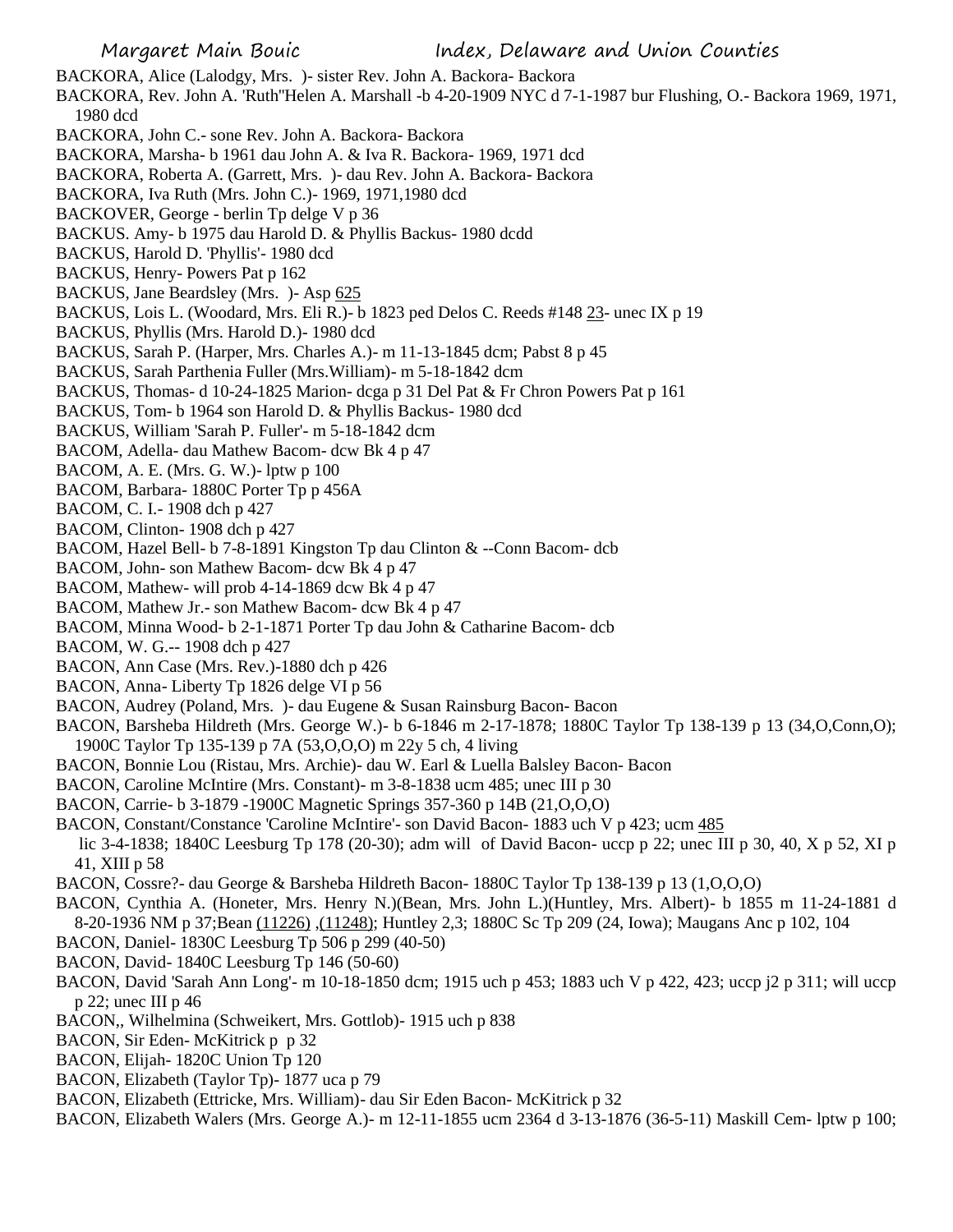BACKORA, Alice (Lalodgy, Mrs. )- sister Rev. John A. Backora- Backora

BACKORA, Rev. John A. 'Ruth''Helen A. Marshall -b 4-20-1909 NYC d 7-1-1987 bur Flushing, O.- Backora 1969, 1971, 1980 dcd

BACKORA, John C.- sone Rev. John A. Backora- Backora

BACKORA, Marsha- b 1961 dau John A. & Iva R. Backora- 1969, 1971 dcd

BACKORA, Roberta A. (Garrett, Mrs. )- dau Rev. John A. Backora- Backora

BACKORA, Iva Ruth (Mrs. John C.)- 1969, 1971,1980 dcd

BACKOVER, George - berlin Tp delge V p 36

BACKUS. Amy- b 1975 dau Harold D. & Phyllis Backus- 1980 dcdd

BACKUS, Harold D. 'Phyllis'- 1980 dcd

BACKUS, Henry- Powers Pat p 162

BACKUS, Jane Beardsley (Mrs. )- Asp 625

BACKUS, Lois L. (Woodard, Mrs. Eli R.)- b 1823 ped Delos C. Reeds #148 23- unec IX p 19

BACKUS, Phyllis (Mrs. Harold D.)- 1980 dcd

BACKUS, Sarah P. (Harper, Mrs. Charles A.)- m 11-13-1845 dcm; Pabst 8 p 45

BACKUS, Sarah Parthenia Fuller (Mrs.William)- m 5-18-1842 dcm

BACKUS, Thomas- d 10-24-1825 Marion- dcga p 31 Del Pat & Fr Chron Powers Pat p 161

BACKUS, Tom- b 1964 son Harold D. & Phyllis Backus- 1980 dcd

BACKUS, William 'Sarah P. Fuller'- m 5-18-1842 dcm

BACOM, Adella- dau Mathew Bacom- dcw Bk 4 p 47

BACOM, A. E. (Mrs. G. W.)- lptw p 100

BACOM, Barbara- 1880C Porter Tp p 456A

BACOM, C. I.- 1908 dch p 427

BACOM, Clinton- 1908 dch p 427

BACOM, Hazel Bell- b 7-8-1891 Kingston Tp dau Clinton & --Conn Bacom- dcb

BACOM, John- son Mathew Bacom- dcw Bk 4 p 47

BACOM, Mathew- will prob 4-14-1869 dcw Bk 4 p 47

BACOM, Mathew Jr.- son Mathew Bacom- dcw Bk 4 p 47

BACOM, Minna Wood- b 2-1-1871 Porter Tp dau John & Catharine Bacom- dcb

BACOM, W. G.-- 1908 dch p 427

BACON, Ann Case (Mrs. Rev.)-1880 dch p 426

BACON, Anna- Liberty Tp 1826 delge VI p 56

BACON, Audrey (Poland, Mrs. )- dau Eugene & Susan Rainsburg Bacon- Bacon

BACON, Barsheba Hildreth (Mrs. George W.)- b 6-1846 m 2-17-1878; 1880C Taylor Tp 138-139 p 13 (34,O,Conn,O); 1900C Taylor Tp 135-139 p 7A (53,O,O,O) m 22y 5 ch, 4 living

BACON, Bonnie Lou (Ristau, Mrs. Archie)- dau W. Earl & Luella Balsley Bacon- Bacon

BACON, Caroline McIntire (Mrs. Constant)- m 3-8-1838 ucm 485; unec III p 30

BACON, Carrie- b 3-1879 -1900C Magnetic Springs 357-360 p 14B (21,O,O,O)

BACON, Constant/Constance 'Caroline McIntire'- son David Bacon- 1883 uch V p 423; ucm 485 lic 3-4-1838; 1840C Leesburg Tp 178 (20-30); adm will of David Bacon- uccp p 22; unec III p 30, 40, X p 52, XI p 41, XIII p 58

BACON, Cossre?- dau George & Barsheba Hildreth Bacon- 1880C Taylor Tp 138-139 p 13 (1,O,O,O)

BACON, Cynthia A. (Honeter, Mrs. Henry N.)(Bean, Mrs. John L.)(Huntley, Mrs. Albert)- b 1855 m 11-24-1881 d 8-20-1936 NM p 37;Bean (11226) ,(11248); Huntley 2,3; 1880C Sc Tp 209 (24, Iowa); Maugans Anc p 102, 104

BACON, Daniel- 1830C Leesburg Tp 506 p 299 (40-50)

BACON, David- 1840C Leesburg Tp 146 (50-60)

BACON, David 'Sarah Ann Long'- m 10-18-1850 dcm; 1915 uch p 453; 1883 uch V p 422, 423; uccp j2 p 311; will uccp p 22; unec III p 46

BACON,, Wilhelmina (Schweikert, Mrs. Gottlob)- 1915 uch p 838

BACON, Sir Eden- McKitrick p p 32

BACON, Elijah- 1820C Union Tp 120

BACON, Elizabeth (Taylor Tp)- 1877 uca p 79

BACON, Elizabeth (Ettricke, Mrs. William)- dau Sir Eden Bacon- McKitrick p 32

BACON, Elizabeth Walers (Mrs. George A.)- m 12-11-1855 ucm 2364 d 3-13-1876 (36-5-11) Maskill Cem- lptw p 100;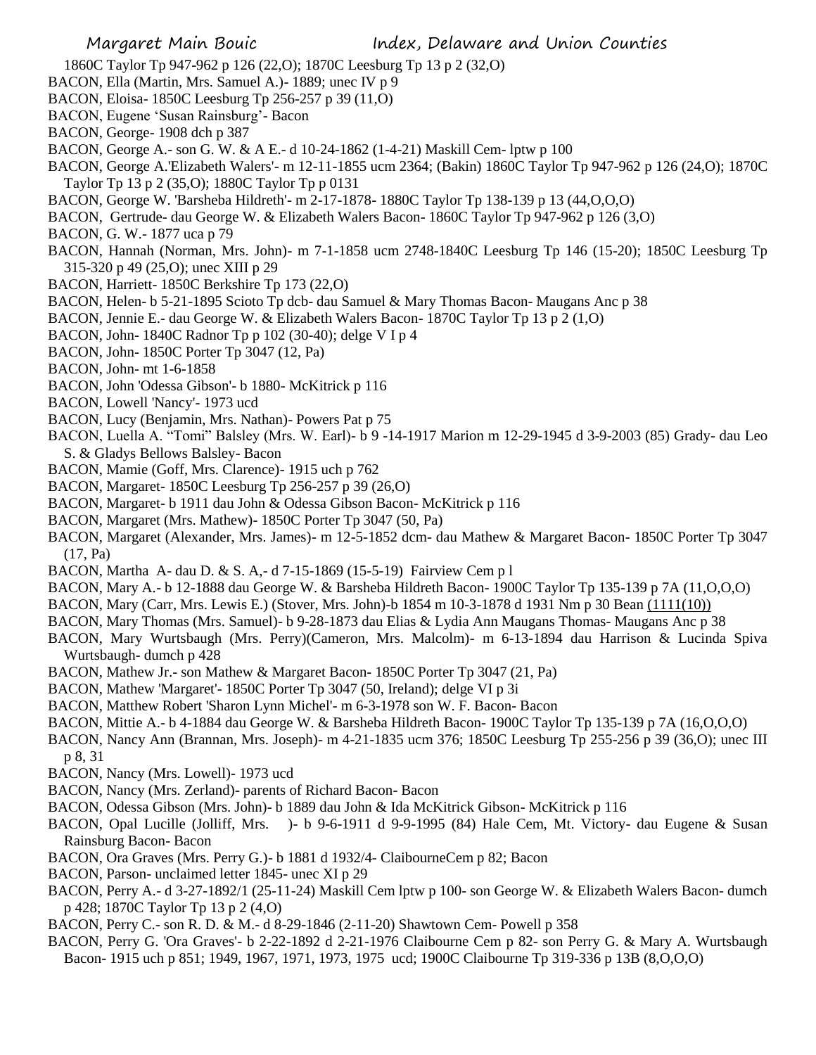1860C Taylor Tp 947-962 p 126 (22,O); 1870C Leesburg Tp 13 p 2 (32,O)
BACON, Ella (Martin, Mrs. Samuel A.)- 1889; unec IV p 9
BACON, Eloisa- 1850C Leesburg Tp 256-257 p 39 (11,O)
BACON, Eugene 'Susan Rainsburg'- Bacon
BACON, George- 1908 dch p 387
BACON, George A.- son G. W. & A E.- d 10-24-1862 (1-4-21) Maskill Cem- lptw p 100
BACON, George A.'Elizabeth Walers'- m 12-11-1855 ucm 2364; (Bakin) 1860C Taylor Tp 947-962 p 126 (24,O); 1870C Taylor Tp 13 p 2 (35,O); 1880C Taylor Tp p 0131
BACON, George W. 'Barsheba Hildreth'- m 2-17-1878- 1880C Taylor Tp 138-139 p 13 (44,O,O,O)
BACON, Gertrude- dau George W. & Elizabeth Walers Bacon- 1860C Taylor Tp 947-962 p 126 (3,O)
BACON, G. W.- 1877 uca p 79
BACON, Hannah (Norman, Mrs. John)- m 7-1-1858 ucm 2748-1840C Leesburg Tp 146 (15-20); 1850C Leesburg Tp 315-320 p 49 (25,O); unec XIII p 29
BACON, Harriett- 1850C Berkshire Tp 173 (22,O)
BACON, Helen- b 5-21-1895 Scioto Tp dcb- dau Samuel & Mary Thomas Bacon- Maugans Anc p 38
BACON, Jennie E.- dau George W. & Elizabeth Walers Bacon- 1870C Taylor Tp 13 p 2 (1,O)
BACON, John- 1840C Radnor Tp p 102 (30-40); delge V I p 4
BACON, John- 1850C Porter Tp 3047 (12, Pa)
BACON, John- mt 1-6-1858
BACON, John 'Odessa Gibson'- b 1880- McKitrick p 116
BACON, Lowell 'Nancy'- 1973 ucd
BACON, Lucy (Benjamin, Mrs. Nathan)- Powers Pat p 75
BACON, Luella A. "Tomi" Balsley (Mrs. W. Earl)- b 9 -14-1917 Marion m 12-29-1945 d 3-9-2003 (85) Grady- dau Leo S. & Gladys Bellows Balsley- Bacon
BACON, Mamie (Goff, Mrs. Clarence)- 1915 uch p 762
BACON, Margaret- 1850C Leesburg Tp 256-257 p 39 (26,O)
BACON, Margaret- b 1911 dau John & Odessa Gibson Bacon- McKitrick p 116
BACON, Margaret (Mrs. Mathew)- 1850C Porter Tp 3047 (50, Pa)
BACON, Margaret (Alexander, Mrs. James)- m 12-5-1852 dcm- dau Mathew & Margaret Bacon- 1850C Porter Tp 3047 (17, Pa)
BACON, Martha A- dau D. & S. A,- d 7-15-1869 (15-5-19) Fairview Cem p l
BACON, Mary A.- b 12-1888 dau George W. & Barsheba Hildreth Bacon- 1900C Taylor Tp 135-139 p 7A (11,O,O,O)
BACON, Mary (Carr, Mrs. Lewis E.) (Stover, Mrs. John)-b 1854 m 10-3-1878 d 1931 Nm p 30 Bean (1111(10))
BACON, Mary Thomas (Mrs. Samuel)- b 9-28-1873 dau Elias & Lydia Ann Maugans Thomas- Maugans Anc p 38
BACON, Mary Wurtsbaugh (Mrs. Perry)(Cameron, Mrs. Malcolm)- m 6-13-1894 dau Harrison & Lucinda Spiva Wurtsbaugh- dumch p 428
BACON, Mathew Jr.- son Mathew & Margaret Bacon- 1850C Porter Tp 3047 (21, Pa)
BACON, Mathew 'Margaret'- 1850C Porter Tp 3047 (50, Ireland); delge VI p 3i
BACON, Matthew Robert 'Sharon Lynn Michel'- m 6-3-1978 son W. F. Bacon- Bacon
BACON, Mittie A.- b 4-1884 dau George W. & Barsheba Hildreth Bacon- 1900C Taylor Tp 135-139 p 7A (16,O,O,O)
BACON, Nancy Ann (Brannan, Mrs. Joseph)- m 4-21-1835 ucm 376; 1850C Leesburg Tp 255-256 p 39 (36,O); unec III p 8, 31
BACON, Nancy (Mrs. Lowell)- 1973 ucd
BACON, Nancy (Mrs. Zerland)- parents of Richard Bacon- Bacon
BACON, Odessa Gibson (Mrs. John)- b 1889 dau John & Ida McKitrick Gibson- McKitrick p 116
BACON, Opal Lucille (Jolliff, Mrs. )- b 9-6-1911 d 9-9-1995 (84) Hale Cem, Mt. Victory- dau Eugene & Susan Rainsburg Bacon- Bacon
BACON, Ora Graves (Mrs. Perry G.)- b 1881 d 1932/4- ClaibourneCem p 82; Bacon
BACON, Parson- unclaimed letter 1845- unec XI p 29
BACON, Perry A.- d 3-27-1892/1 (25-11-24) Maskill Cem lptw p 100- son George W. & Elizabeth Walers Bacon- dumch p 428; 1870C Taylor Tp 13 p 2 (4,O)
BACON, Perry C.- son R. D. & M.- d 8-29-1846 (2-11-20) Shawtown Cem- Powell p 358
BACON, Perry G. 'Ora Graves'- b 2-22-1892 d 2-21-1976 Claibourne Cem p 82- son Perry G. & Mary A. Wurtsbaugh Bacon- 1915 uch p 851; 1949, 1967, 1971, 1973, 1975 ucd; 1900C Claibourne Tp 319-336 p 13B (8,O,O,O)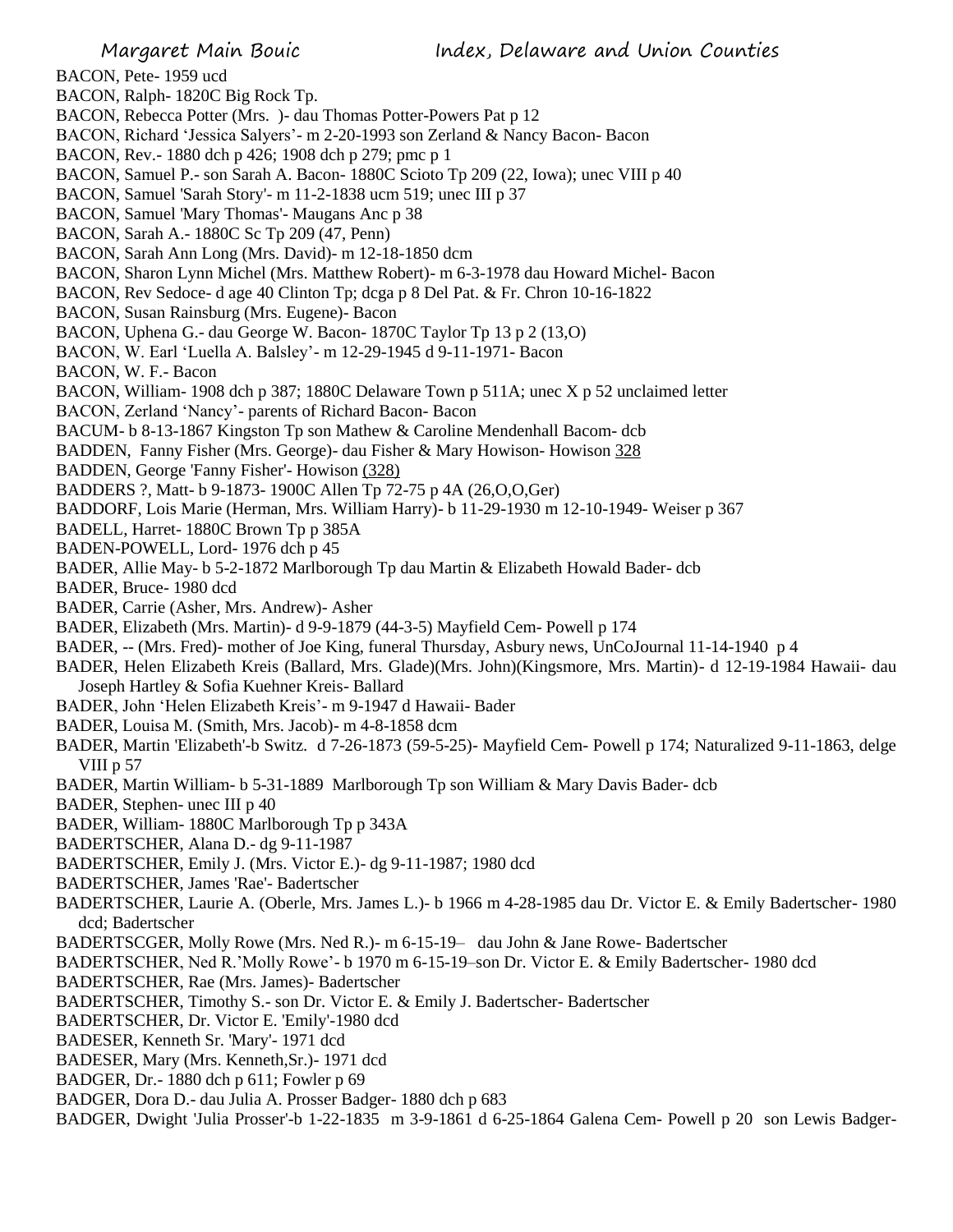BACON, Pete- 1959 ucd
BACON, Ralph- 1820C Big Rock Tp.
BACON, Rebecca Potter (Mrs. )- dau Thomas Potter-Powers Pat p 12
BACON, Richard 'Jessica Salyers'- m 2-20-1993 son Zerland & Nancy Bacon- Bacon
BACON, Rev.- 1880 dch p 426; 1908 dch p 279; pmc p 1
BACON, Samuel P.- son Sarah A. Bacon- 1880C Scioto Tp 209 (22, Iowa); unec VIII p 40
BACON, Samuel 'Sarah Story'- m 11-2-1838 ucm 519; unec III p 37
BACON, Samuel 'Mary Thomas'- Maugans Anc p 38
BACON, Sarah A.- 1880C Sc Tp 209 (47, Penn)
BACON, Sarah Ann Long (Mrs. David)- m 12-18-1850 dcm
BACON, Sharon Lynn Michel (Mrs. Matthew Robert)- m 6-3-1978 dau Howard Michel- Bacon
BACON, Rev Sedoce- d age 40 Clinton Tp; dcga p 8 Del Pat. & Fr. Chron 10-16-1822
BACON, Susan Rainsburg (Mrs. Eugene)- Bacon
BACON, Uphena G.- dau George W. Bacon- 1870C Taylor Tp 13 p 2 (13,O)
BACON, W. Earl 'Luella A. Balsley'- m 12-29-1945 d 9-11-1971- Bacon
BACON, W. F.- Bacon
BACON, William- 1908 dch p 387; 1880C Delaware Town p 511A; unec X p 52 unclaimed letter
BACON, Zerland 'Nancy'- parents of Richard Bacon- Bacon
BACUM- b 8-13-1867 Kingston Tp son Mathew & Caroline Mendenhall Bacom- dcb
BADDEN, Fanny Fisher (Mrs. George)- dau Fisher & Mary Howison- Howison 328
BADDEN, George 'Fanny Fisher'- Howison (328)
BADDERS ?, Matt- b 9-1873- 1900C Allen Tp 72-75 p 4A (26,O,O,Ger)
BADDORF, Lois Marie (Herman, Mrs. William Harry)- b 11-29-1930 m 12-10-1949- Weiser p 367
BADELL, Harret- 1880C Brown Tp p 385A
BADEN-POWELL, Lord- 1976 dch p 45
BADER, Allie May- b 5-2-1872 Marlborough Tp dau Martin & Elizabeth Howald Bader- dcb
BADER, Bruce- 1980 dcd
BADER, Carrie (Asher, Mrs. Andrew)- Asher
BADER, Elizabeth (Mrs. Martin)- d 9-9-1879 (44-3-5) Mayfield Cem- Powell p 174
BADER, -- (Mrs. Fred)- mother of Joe King, funeral Thursday, Asbury news, UnCoJournal 11-14-1940 p 4
BADER, Helen Elizabeth Kreis (Ballard, Mrs. Glade)(Mrs. John)(Kingsmore, Mrs. Martin)- d 12-19-1984 Hawaii- dau Joseph Hartley & Sofia Kuehner Kreis- Ballard
BADER, John 'Helen Elizabeth Kreis'- m 9-1947 d Hawaii- Bader
BADER, Louisa M. (Smith, Mrs. Jacob)- m 4-8-1858 dcm
BADER, Martin 'Elizabeth'-b Switz. d 7-26-1873 (59-5-25)- Mayfield Cem- Powell p 174; Naturalized 9-11-1863, delge VIII p 57
BADER, Martin William- b 5-31-1889 Marlborough Tp son William & Mary Davis Bader- dcb
BADER, Stephen- unec III p 40
BADER, William- 1880C Marlborough Tp p 343A
BADERTSCHER, Alana D.- dg 9-11-1987
BADERTSCHER, Emily J. (Mrs. Victor E.)- dg 9-11-1987; 1980 dcd
BADERTSCHER, James 'Rae'- Badertscher
BADERTSCHER, Laurie A. (Oberle, Mrs. James L.)- b 1966 m 4-28-1985 dau Dr. Victor E. & Emily Badertscher- 1980 dcd; Badertscher
BADERTSCGER, Molly Rowe (Mrs. Ned R.)- m 6-15-19– dau John & Jane Rowe- Badertscher
BADERTSCHER, Ned R.'Molly Rowe'- b 1970 m 6-15-19–son Dr. Victor E. & Emily Badertscher- 1980 dcd
BADERTSCHER, Rae (Mrs. James)- Badertscher
BADERTSCHER, Timothy S.- son Dr. Victor E. & Emily J. Badertscher- Badertscher
BADERTSCHER, Dr. Victor E. 'Emily'-1980 dcd
BADESER, Kenneth Sr. 'Mary'- 1971 dcd
BADESER, Mary (Mrs. Kenneth,Sr.)- 1971 dcd
BADGER, Dr.- 1880 dch p 611; Fowler p 69
BADGER, Dora D.- dau Julia A. Prosser Badger- 1880 dch p 683
BADGER, Dwight 'Julia Prosser'-b 1-22-1835 m 3-9-1861 d 6-25-1864 Galena Cem- Powell p 20 son Lewis Badger-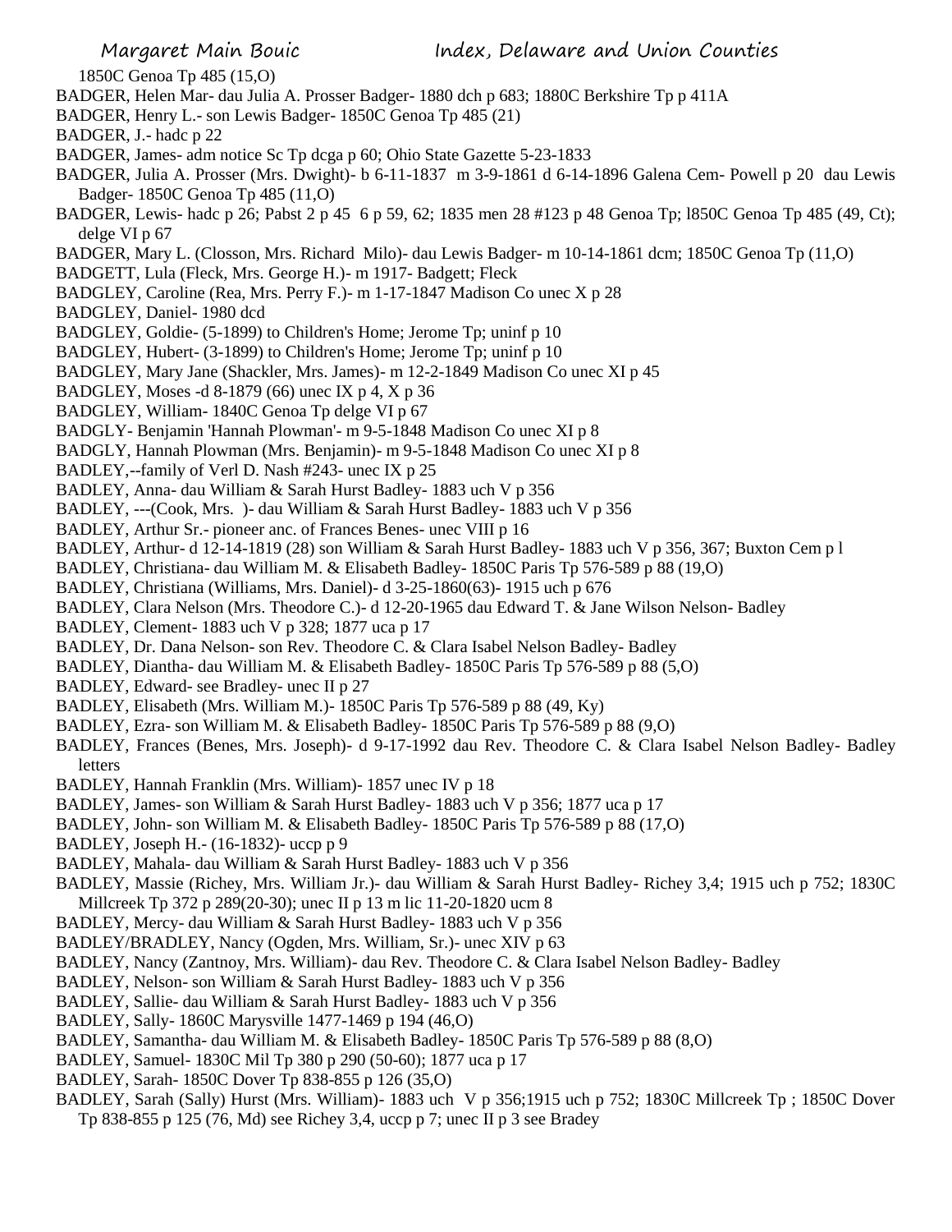1850C Genoa Tp 485 (15,O)

BADGER, Helen Mar- dau Julia A. Prosser Badger- 1880 dch p 683; 1880C Berkshire Tp p 411A

BADGER, Henry L.- son Lewis Badger- 1850C Genoa Tp 485 (21)

BADGER, J.- hadc p 22

BADGER, James- adm notice Sc Tp dcga p 60; Ohio State Gazette 5-23-1833

BADGER, Julia A. Prosser (Mrs. Dwight)- b 6-11-1837 m 3-9-1861 d 6-14-1896 Galena Cem- Powell p 20 dau Lewis Badger- 1850C Genoa Tp 485 (11,O)

BADGER, Lewis- hadc p 26; Pabst 2 p 45 6 p 59, 62; 1835 men 28 #123 p 48 Genoa Tp; l850C Genoa Tp 485 (49, Ct); delge VI p 67

BADGER, Mary L. (Closson, Mrs. Richard Milo)- dau Lewis Badger- m 10-14-1861 dcm; 1850C Genoa Tp (11,O)

BADGETT, Lula (Fleck, Mrs. George H.)- m 1917- Badgett; Fleck

BADGLEY, Caroline (Rea, Mrs. Perry F.)- m 1-17-1847 Madison Co unec X p 28

BADGLEY, Daniel- 1980 dcd

BADGLEY, Goldie- (5-1899) to Children's Home; Jerome Tp; uninf p 10

BADGLEY, Hubert- (3-1899) to Children's Home; Jerome Tp; uninf p 10

BADGLEY, Mary Jane (Shackler, Mrs. James)- m 12-2-1849 Madison Co unec XI p 45

BADGLEY, Moses -d 8-1879 (66) unec IX p 4, X p 36

BADGLEY, William- 1840C Genoa Tp delge VI p 67

BADGLY- Benjamin 'Hannah Plowman'- m 9-5-1848 Madison Co unec XI p 8

BADGLY, Hannah Plowman (Mrs. Benjamin)- m 9-5-1848 Madison Co unec XI p 8

BADLEY,--family of Verl D. Nash #243- unec IX p 25

BADLEY, Anna- dau William & Sarah Hurst Badley- 1883 uch V p 356

BADLEY, ---(Cook, Mrs. )- dau William & Sarah Hurst Badley- 1883 uch V p 356

BADLEY, Arthur Sr.- pioneer anc. of Frances Benes- unec VIII p 16

BADLEY, Arthur- d 12-14-1819 (28) son William & Sarah Hurst Badley- 1883 uch V p 356, 367; Buxton Cem p l

BADLEY, Christiana- dau William M. & Elisabeth Badley- 1850C Paris Tp 576-589 p 88 (19,O)

BADLEY, Christiana (Williams, Mrs. Daniel)- d 3-25-1860(63)- 1915 uch p 676

BADLEY, Clara Nelson (Mrs. Theodore C.)- d 12-20-1965 dau Edward T. & Jane Wilson Nelson- Badley

BADLEY, Clement- 1883 uch V p 328; 1877 uca p 17

BADLEY, Dr. Dana Nelson- son Rev. Theodore C. & Clara Isabel Nelson Badley- Badley

BADLEY, Diantha- dau William M. & Elisabeth Badley- 1850C Paris Tp 576-589 p 88 (5,O)

BADLEY, Edward- see Bradley- unec II p 27

BADLEY, Elisabeth (Mrs. William M.)- 1850C Paris Tp 576-589 p 88 (49, Ky)

BADLEY, Ezra- son William M. & Elisabeth Badley- 1850C Paris Tp 576-589 p 88 (9,O)

BADLEY, Frances (Benes, Mrs. Joseph)- d 9-17-1992 dau Rev. Theodore C. & Clara Isabel Nelson Badley- Badley letters

BADLEY, Hannah Franklin (Mrs. William)- 1857 unec IV p 18

BADLEY, James- son William & Sarah Hurst Badley- 1883 uch V p 356; 1877 uca p 17

BADLEY, John- son William M. & Elisabeth Badley- 1850C Paris Tp 576-589 p 88 (17,O)

BADLEY, Joseph H.- (16-1832)- uccp p 9

BADLEY, Mahala- dau William & Sarah Hurst Badley- 1883 uch V p 356

BADLEY, Massie (Richey, Mrs. William Jr.)- dau William & Sarah Hurst Badley- Richey 3,4; 1915 uch p 752; 1830C Millcreek Tp 372 p 289(20-30); unec II p 13 m lic 11-20-1820 ucm 8

BADLEY, Mercy- dau William & Sarah Hurst Badley- 1883 uch V p 356

BADLEY/BRADLEY, Nancy (Ogden, Mrs. William, Sr.)- unec XIV p 63

BADLEY, Nancy (Zantnoy, Mrs. William)- dau Rev. Theodore C. & Clara Isabel Nelson Badley- Badley

BADLEY, Nelson- son William & Sarah Hurst Badley- 1883 uch V p 356

BADLEY, Sallie- dau William & Sarah Hurst Badley- 1883 uch V p 356

BADLEY, Sally- 1860C Marysville 1477-1469 p 194 (46,O)

BADLEY, Samantha- dau William M. & Elisabeth Badley- 1850C Paris Tp 576-589 p 88 (8,O)

BADLEY, Samuel- 1830C Mil Tp 380 p 290 (50-60); 1877 uca p 17

BADLEY, Sarah- 1850C Dover Tp 838-855 p 126 (35,O)

BADLEY, Sarah (Sally) Hurst (Mrs. William)- 1883 uch V p 356;1915 uch p 752; 1830C Millcreek Tp ; 1850C Dover Tp 838-855 p 125 (76, Md) see Richey 3,4, uccp p 7; unec II p 3 see Bradey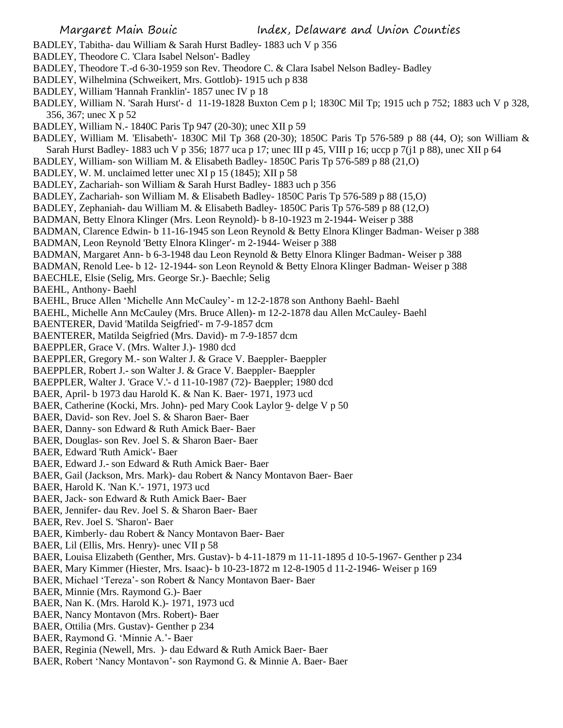BADLEY, Tabitha- dau William & Sarah Hurst Badley- 1883 uch V p 356
BADLEY, Theodore C. 'Clara Isabel Nelson'- Badley
BADLEY, Theodore T.-d 6-30-1959 son Rev. Theodore C. & Clara Isabel Nelson Badley- Badley
BADLEY, Wilhelmina (Schweikert, Mrs. Gottlob)- 1915 uch p 838
BADLEY, William 'Hannah Franklin'- 1857 unec IV p 18
BADLEY, William N. 'Sarah Hurst'- d 11-19-1828 Buxton Cem p l; 1830C Mil Tp; 1915 uch p 752; 1883 uch V p 328, 356, 367; unec X p 52
BADLEY, William N.- 1840C Paris Tp 947 (20-30); unec XII p 59
BADLEY, William M. 'Elisabeth'- 1830C Mil Tp 368 (20-30); 1850C Paris Tp 576-589 p 88 (44, O); son William & Sarah Hurst Badley- 1883 uch V p 356; 1877 uca p 17; unec III p 45, VIII p 16; uccp p 7(j1 p 88), unec XII p 64
BADLEY, William- son William M. & Elisabeth Badley- 1850C Paris Tp 576-589 p 88 (21,O)
BADLEY, W. M. unclaimed letter unec XI p 15 (1845); XII p 58
BADLEY, Zachariah- son William & Sarah Hurst Badley- 1883 uch p 356
BADLEY, Zachariah- son William M. & Elisabeth Badley- 1850C Paris Tp 576-589 p 88 (15,O)
BADLEY, Zephaniah- dau William M. & Elisabeth Badley- 1850C Paris Tp 576-589 p 88 (12,O)
BADMAN, Betty Elnora Klinger (Mrs. Leon Reynold)- b 8-10-1923 m 2-1944- Weiser p 388
BADMAN, Clarence Edwin- b 11-16-1945 son Leon Reynold & Betty Elnora Klinger Badman- Weiser p 388
BADMAN, Leon Reynold 'Betty Elnora Klinger'- m 2-1944- Weiser p 388
BADMAN, Margaret Ann- b 6-3-1948 dau Leon Reynold & Betty Elnora Klinger Badman- Weiser p 388
BADMAN, Renold Lee- b 12- 12-1944- son Leon Reynold & Betty Elnora Klinger Badman- Weiser p 388
BAECHLE, Elsie (Selig, Mrs. George Sr.)- Baechle; Selig
BAEHL, Anthony- Baehl
BAEHL, Bruce Allen 'Michelle Ann McCauley'- m 12-2-1878 son Anthony Baehl- Baehl
BAEHL, Michelle Ann McCauley (Mrs. Bruce Allen)- m 12-2-1878 dau Allen McCauley- Baehl
BAENTERER, David 'Matilda Seigfried'- m 7-9-1857 dcm
BAENTERER, Matilda Seigfried (Mrs. David)- m 7-9-1857 dcm
BAEPPLER, Grace V. (Mrs. Walter J.)- 1980 dcd
BAEPPLER, Gregory M.- son Walter J. & Grace V. Baeppler- Baeppler
BAEPPLER, Robert J.- son Walter J. & Grace V. Baeppler- Baeppler
BAEPPLER, Walter J. 'Grace V.'- d 11-10-1987 (72)- Baeppler; 1980 dcd
BAER, April- b 1973 dau Harold K. & Nan K. Baer- 1971, 1973 ucd
BAER, Catherine (Kocki, Mrs. John)- ped Mary Cook Laylor 9- delge V p 50
BAER, David- son Rev. Joel S. & Sharon Baer- Baer
BAER, Danny- son Edward & Ruth Amick Baer- Baer
BAER, Douglas- son Rev. Joel S. & Sharon Baer- Baer
BAER, Edward 'Ruth Amick'- Baer
BAER, Edward J.- son Edward & Ruth Amick Baer- Baer
BAER, Gail (Jackson, Mrs. Mark)- dau Robert & Nancy Montavon Baer- Baer
BAER, Harold K. 'Nan K.'- 1971, 1973 ucd
BAER, Jack- son Edward & Ruth Amick Baer- Baer
BAER, Jennifer- dau Rev. Joel S. & Sharon Baer- Baer
BAER, Rev. Joel S. 'Sharon'- Baer
BAER, Kimberly- dau Robert & Nancy Montavon Baer- Baer
BAER, Lil (Ellis, Mrs. Henry)- unec VII p 58
BAER, Louisa Elizabeth (Genther, Mrs. Gustav)- b 4-11-1879 m 11-11-1895 d 10-5-1967- Genther p 234
BAER, Mary Kimmer (Hiester, Mrs. Isaac)- b 10-23-1872 m 12-8-1905 d 11-2-1946- Weiser p 169
BAER, Michael 'Tereza'- son Robert & Nancy Montavon Baer- Baer
BAER, Minnie (Mrs. Raymond G.)- Baer
BAER, Nan K. (Mrs. Harold K.)- 1971, 1973 ucd
BAER, Nancy Montavon (Mrs. Robert)- Baer
BAER, Ottilia (Mrs. Gustav)- Genther p 234
BAER, Raymond G. 'Minnie A.'- Baer
BAER, Reginia (Newell, Mrs. )- dau Edward & Ruth Amick Baer- Baer
BAER, Robert 'Nancy Montavon'- son Raymond G. & Minnie A. Baer- Baer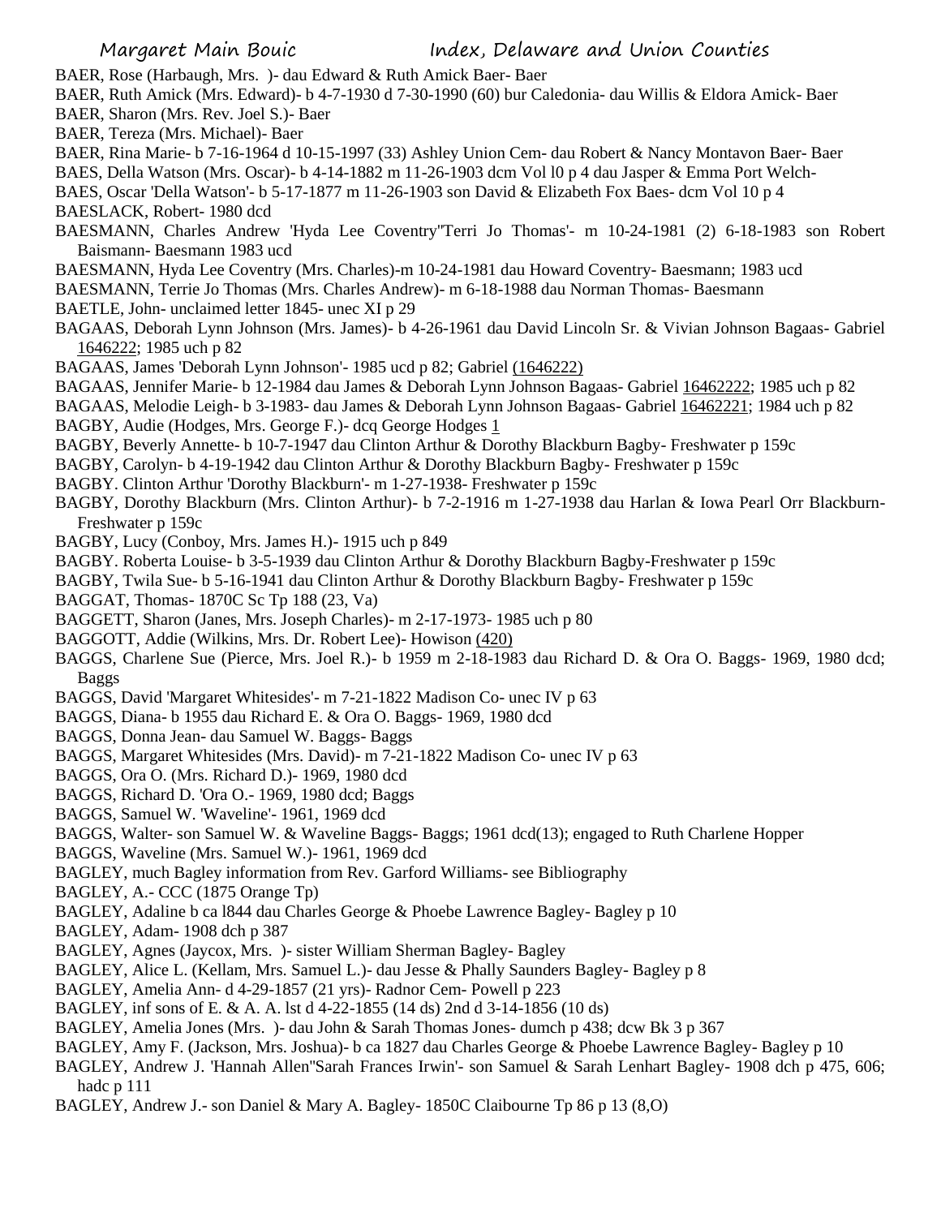BAER, Rose (Harbaugh, Mrs. )- dau Edward & Ruth Amick Baer- Baer

BAER, Ruth Amick (Mrs. Edward)- b 4-7-1930 d 7-30-1990 (60) bur Caledonia- dau Willis & Eldora Amick- Baer

BAER, Sharon (Mrs. Rev. Joel S.)- Baer

BAER, Tereza (Mrs. Michael)- Baer

BAER, Rina Marie- b 7-16-1964 d 10-15-1997 (33) Ashley Union Cem- dau Robert & Nancy Montavon Baer- Baer

BAES, Della Watson (Mrs. Oscar)- b 4-14-1882 m 11-26-1903 dcm Vol l0 p 4 dau Jasper & Emma Port Welch-

BAES, Oscar 'Della Watson'- b 5-17-1877 m 11-26-1903 son David & Elizabeth Fox Baes- dcm Vol 10 p 4

BAESLACK, Robert- 1980 dcd

BAESMANN, Charles Andrew 'Hyda Lee Coventry''Terri Jo Thomas'- m 10-24-1981 (2) 6-18-1983 son Robert Baismann- Baesmann 1983 ucd

BAESMANN, Hyda Lee Coventry (Mrs. Charles)-m 10-24-1981 dau Howard Coventry- Baesmann; 1983 ucd

BAESMANN, Terrie Jo Thomas (Mrs. Charles Andrew)- m 6-18-1988 dau Norman Thomas- Baesmann

BAETLE, John- unclaimed letter 1845- unec XI p 29

BAGAAS, Deborah Lynn Johnson (Mrs. James)- b 4-26-1961 dau David Lincoln Sr. & Vivian Johnson Bagaas- Gabriel 1646222; 1985 uch p 82

BAGAAS, James 'Deborah Lynn Johnson'- 1985 ucd p 82; Gabriel (1646222)

BAGAAS, Jennifer Marie- b 12-1984 dau James & Deborah Lynn Johnson Bagaas- Gabriel 16462222; 1985 uch p 82

BAGAAS, Melodie Leigh- b 3-1983- dau James & Deborah Lynn Johnson Bagaas- Gabriel 16462221; 1984 uch p 82

BAGBY, Audie (Hodges, Mrs. George F.)- dcq George Hodges 1

BAGBY, Beverly Annette- b 10-7-1947 dau Clinton Arthur & Dorothy Blackburn Bagby- Freshwater p 159c

BAGBY, Carolyn- b 4-19-1942 dau Clinton Arthur & Dorothy Blackburn Bagby- Freshwater p 159c

BAGBY. Clinton Arthur 'Dorothy Blackburn'- m 1-27-1938- Freshwater p 159c

BAGBY, Dorothy Blackburn (Mrs. Clinton Arthur)- b 7-2-1916 m 1-27-1938 dau Harlan & Iowa Pearl Orr Blackburn- Freshwater p 159c

BAGBY, Lucy (Conboy, Mrs. James H.)- 1915 uch p 849

BAGBY. Roberta Louise- b 3-5-1939 dau Clinton Arthur & Dorothy Blackburn Bagby-Freshwater p 159c

BAGBY, Twila Sue- b 5-16-1941 dau Clinton Arthur & Dorothy Blackburn Bagby- Freshwater p 159c

BAGGAT, Thomas- 1870C Sc Tp 188 (23, Va)

BAGGETT, Sharon (Janes, Mrs. Joseph Charles)- m 2-17-1973- 1985 uch p 80

BAGGOTT, Addie (Wilkins, Mrs. Dr. Robert Lee)- Howison (420)

BAGGS, Charlene Sue (Pierce, Mrs. Joel R.)- b 1959 m 2-18-1983 dau Richard D. & Ora O. Baggs- 1969, 1980 dcd; Baggs

BAGGS, David 'Margaret Whitesides'- m 7-21-1822 Madison Co- unec IV p 63

BAGGS, Diana- b 1955 dau Richard E. & Ora O. Baggs- 1969, 1980 dcd

BAGGS, Donna Jean- dau Samuel W. Baggs- Baggs

BAGGS, Margaret Whitesides (Mrs. David)- m 7-21-1822 Madison Co- unec IV p 63

BAGGS, Ora O. (Mrs. Richard D.)- 1969, 1980 dcd

BAGGS, Richard D. 'Ora O.- 1969, 1980 dcd; Baggs

BAGGS, Samuel W. 'Waveline'- 1961, 1969 dcd

BAGGS, Walter- son Samuel W. & Waveline Baggs- Baggs; 1961 dcd(13); engaged to Ruth Charlene Hopper

BAGGS, Waveline (Mrs. Samuel W.)- 1961, 1969 dcd

BAGLEY, much Bagley information from Rev. Garford Williams- see Bibliography

BAGLEY, A.- CCC (1875 Orange Tp)

BAGLEY, Adaline b ca l844 dau Charles George & Phoebe Lawrence Bagley- Bagley p 10

BAGLEY, Adam- 1908 dch p 387

BAGLEY, Agnes (Jaycox, Mrs. )- sister William Sherman Bagley- Bagley

BAGLEY, Alice L. (Kellam, Mrs. Samuel L.)- dau Jesse & Phally Saunders Bagley- Bagley p 8

BAGLEY, Amelia Ann- d 4-29-1857 (21 yrs)- Radnor Cem- Powell p 223

BAGLEY, inf sons of E. & A. A. lst d 4-22-1855 (14 ds) 2nd d 3-14-1856 (10 ds)

BAGLEY, Amelia Jones (Mrs. )- dau John & Sarah Thomas Jones- dumch p 438; dcw Bk 3 p 367

BAGLEY, Amy F. (Jackson, Mrs. Joshua)- b ca 1827 dau Charles George & Phoebe Lawrence Bagley- Bagley p 10

BAGLEY, Andrew J. 'Hannah Allen''Sarah Frances Irwin'- son Samuel & Sarah Lenhart Bagley- 1908 dch p 475, 606; hadc p 111

BAGLEY, Andrew J.- son Daniel & Mary A. Bagley- 1850C Claibourne Tp 86 p 13 (8,O)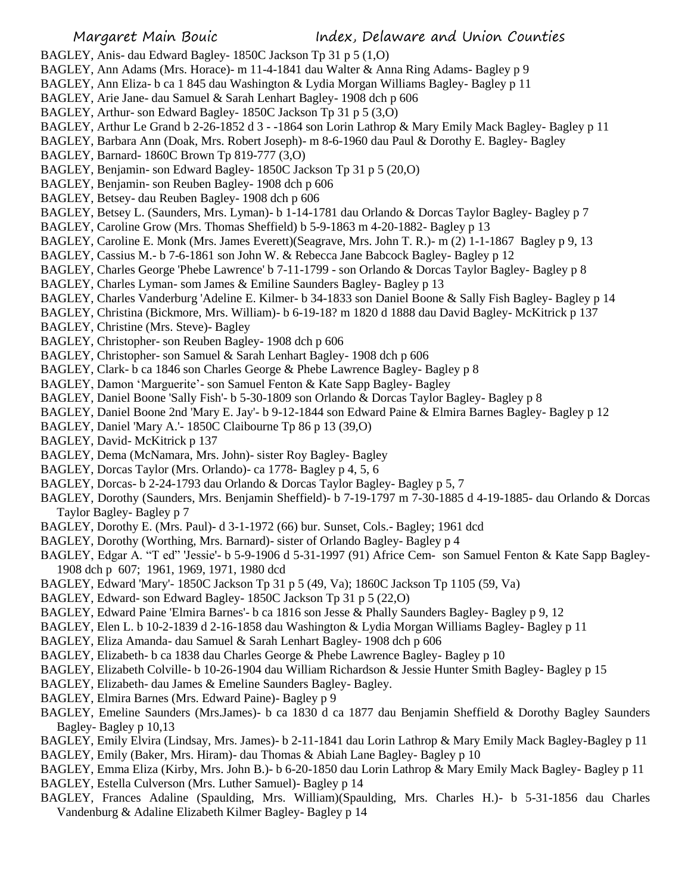BAGLEY, Anis- dau Edward Bagley- 1850C Jackson Tp 31 p 5 (1,O)
BAGLEY, Ann Adams (Mrs. Horace)- m 11-4-1841 dau Walter & Anna Ring Adams- Bagley p 9
BAGLEY, Ann Eliza- b ca 1 845 dau Washington & Lydia Morgan Williams Bagley- Bagley p 11
BAGLEY, Arie Jane- dau Samuel & Sarah Lenhart Bagley- 1908 dch p 606
BAGLEY, Arthur- son Edward Bagley- 1850C Jackson Tp 31 p 5 (3,O)
BAGLEY, Arthur Le Grand b 2-26-1852 d 3 - -1864 son Lorin Lathrop & Mary Emily Mack Bagley- Bagley p 11
BAGLEY, Barbara Ann (Doak, Mrs. Robert Joseph)- m 8-6-1960 dau Paul & Dorothy E. Bagley- Bagley
BAGLEY, Barnard- 1860C Brown Tp 819-777 (3,O)
BAGLEY, Benjamin- son Edward Bagley- 1850C Jackson Tp 31 p 5 (20,O)
BAGLEY, Benjamin- son Reuben Bagley- 1908 dch p 606
BAGLEY, Betsey- dau Reuben Bagley- 1908 dch p 606
BAGLEY, Betsey L. (Saunders, Mrs. Lyman)- b 1-14-1781 dau Orlando & Dorcas Taylor Bagley- Bagley p 7
BAGLEY, Caroline Grow (Mrs. Thomas Sheffield) b 5-9-1863 m 4-20-1882- Bagley p 13
BAGLEY, Caroline E. Monk (Mrs. James Everett)(Seagrave, Mrs. John T. R.)- m (2) 1-1-1867 Bagley p 9, 13
BAGLEY, Cassius M.- b 7-6-1861 son John W. & Rebecca Jane Babcock Bagley- Bagley p 12
BAGLEY, Charles George 'Phebe Lawrence' b 7-11-1799 - son Orlando & Dorcas Taylor Bagley- Bagley p 8
BAGLEY, Charles Lyman- som James & Emiline Saunders Bagley- Bagley p 13
BAGLEY, Charles Vanderburg 'Adeline E. Kilmer- b 34-1833 son Daniel Boone & Sally Fish Bagley- Bagley p 14
BAGLEY, Christina (Bickmore, Mrs. William)- b 6-19-18? m 1820 d 1888 dau David Bagley- McKitrick p 137
BAGLEY, Christine (Mrs. Steve)- Bagley
BAGLEY, Christopher- son Reuben Bagley- 1908 dch p 606
BAGLEY, Christopher- son Samuel & Sarah Lenhart Bagley- 1908 dch p 606
BAGLEY, Clark- b ca 1846 son Charles George & Phebe Lawrence Bagley- Bagley p 8
BAGLEY, Damon 'Marguerite'- son Samuel Fenton & Kate Sapp Bagley- Bagley
BAGLEY, Daniel Boone 'Sally Fish'- b 5-30-1809 son Orlando & Dorcas Taylor Bagley- Bagley p 8
BAGLEY, Daniel Boone 2nd 'Mary E. Jay'- b 9-12-1844 son Edward Paine & Elmira Barnes Bagley- Bagley p 12
BAGLEY, Daniel 'Mary A.'- 1850C Claibourne Tp 86 p 13 (39,O)
BAGLEY, David- McKitrick p 137
BAGLEY, Dema (McNamara, Mrs. John)- sister Roy Bagley- Bagley
BAGLEY, Dorcas Taylor (Mrs. Orlando)- ca 1778- Bagley p 4, 5, 6
BAGLEY, Dorcas- b 2-24-1793 dau Orlando & Dorcas Taylor Bagley- Bagley p 5, 7
BAGLEY, Dorothy (Saunders, Mrs. Benjamin Sheffield)- b 7-19-1797 m 7-30-1885 d 4-19-1885- dau Orlando & Dorcas Taylor Bagley- Bagley p 7
BAGLEY, Dorothy E. (Mrs. Paul)- d 3-1-1972 (66) bur. Sunset, Cols.- Bagley; 1961 dcd
BAGLEY, Dorothy (Worthing, Mrs. Barnard)- sister of Orlando Bagley- Bagley p 4
BAGLEY, Edgar A. "T ed" 'Jessie'- b 5-9-1906 d 5-31-1997 (91) Africe Cem- son Samuel Fenton & Kate Sapp Bagley- 1908 dch p 607; 1961, 1969, 1971, 1980 dcd
BAGLEY, Edward 'Mary'- 1850C Jackson Tp 31 p 5 (49, Va); 1860C Jackson Tp 1105 (59, Va)
BAGLEY, Edward- son Edward Bagley- 1850C Jackson Tp 31 p 5 (22,O)
BAGLEY, Edward Paine 'Elmira Barnes'- b ca 1816 son Jesse & Phally Saunders Bagley- Bagley p 9, 12
BAGLEY, Elen L. b 10-2-1839 d 2-16-1858 dau Washington & Lydia Morgan Williams Bagley- Bagley p 11
BAGLEY, Eliza Amanda- dau Samuel & Sarah Lenhart Bagley- 1908 dch p 606
BAGLEY, Elizabeth- b ca 1838 dau Charles George & Phebe Lawrence Bagley- Bagley p 10
BAGLEY, Elizabeth Colville- b 10-26-1904 dau William Richardson & Jessie Hunter Smith Bagley- Bagley p 15
BAGLEY, Elizabeth- dau James & Emeline Saunders Bagley- Bagley.
BAGLEY, Elmira Barnes (Mrs. Edward Paine)- Bagley p 9
BAGLEY, Emeline Saunders (Mrs.James)- b ca 1830 d ca 1877 dau Benjamin Sheffield & Dorothy Bagley Saunders Bagley- Bagley p 10,13
BAGLEY, Emily Elvira (Lindsay, Mrs. James)- b 2-11-1841 dau Lorin Lathrop & Mary Emily Mack Bagley-Bagley p 11
BAGLEY, Emily (Baker, Mrs. Hiram)- dau Thomas & Abiah Lane Bagley- Bagley p 10
BAGLEY, Emma Eliza (Kirby, Mrs. John B.)- b 6-20-1850 dau Lorin Lathrop & Mary Emily Mack Bagley- Bagley p 11
BAGLEY, Estella Culverson (Mrs. Luther Samuel)- Bagley p 14
BAGLEY, Frances Adaline (Spaulding, Mrs. William)(Spaulding, Mrs. Charles H.)- b 5-31-1856 dau Charles Vandenburg & Adaline Elizabeth Kilmer Bagley- Bagley p 14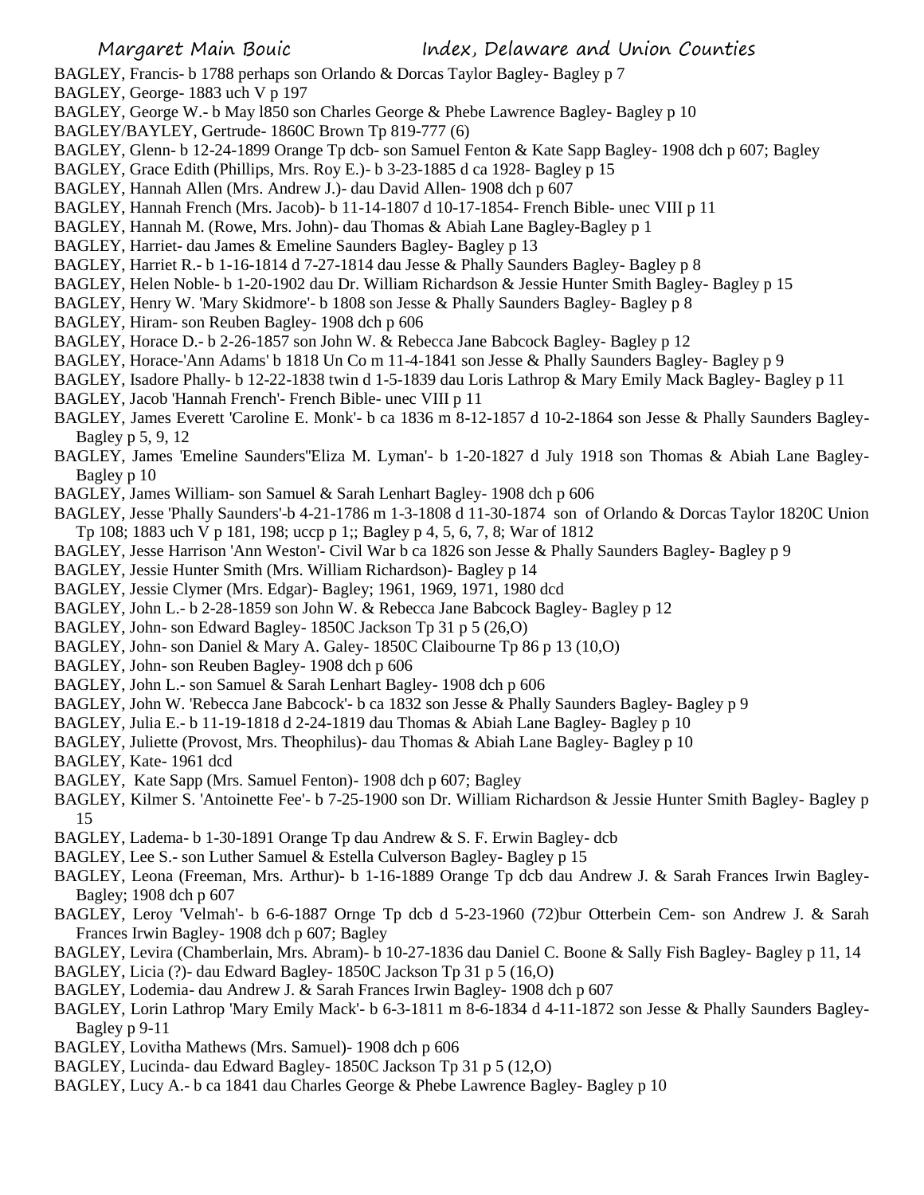BAGLEY, Francis- b 1788 perhaps son Orlando & Dorcas Taylor Bagley- Bagley p 7

BAGLEY, George- 1883 uch V p 197

BAGLEY, George W.- b May l850 son Charles George & Phebe Lawrence Bagley- Bagley p 10

BAGLEY/BAYLEY, Gertrude- 1860C Brown Tp 819-777 (6)

BAGLEY, Glenn- b 12-24-1899 Orange Tp dcb- son Samuel Fenton & Kate Sapp Bagley- 1908 dch p 607; Bagley

BAGLEY, Grace Edith (Phillips, Mrs. Roy E.)- b 3-23-1885 d ca 1928- Bagley p 15

BAGLEY, Hannah Allen (Mrs. Andrew J.)- dau David Allen- 1908 dch p 607

BAGLEY, Hannah French (Mrs. Jacob)- b 11-14-1807 d 10-17-1854- French Bible- unec VIII p 11

BAGLEY, Hannah M. (Rowe, Mrs. John)- dau Thomas & Abiah Lane Bagley-Bagley p 1

BAGLEY, Harriet- dau James & Emeline Saunders Bagley- Bagley p 13

BAGLEY, Harriet R.- b 1-16-1814 d 7-27-1814 dau Jesse & Phally Saunders Bagley- Bagley p 8

BAGLEY, Helen Noble- b 1-20-1902 dau Dr. William Richardson & Jessie Hunter Smith Bagley- Bagley p 15

BAGLEY, Henry W. 'Mary Skidmore'- b 1808 son Jesse & Phally Saunders Bagley- Bagley p 8

BAGLEY, Hiram- son Reuben Bagley- 1908 dch p 606

BAGLEY, Horace D.- b 2-26-1857 son John W. & Rebecca Jane Babcock Bagley- Bagley p 12

BAGLEY, Horace-'Ann Adams' b 1818 Un Co m 11-4-1841 son Jesse & Phally Saunders Bagley- Bagley p 9

BAGLEY, Isadore Phally- b 12-22-1838 twin d 1-5-1839 dau Loris Lathrop & Mary Emily Mack Bagley- Bagley p 11

BAGLEY, Jacob 'Hannah French'- French Bible- unec VIII p 11

BAGLEY, James Everett 'Caroline E. Monk'- b ca 1836 m 8-12-1857 d 10-2-1864 son Jesse & Phally Saunders Bagley- Bagley p 5, 9, 12

BAGLEY, James 'Emeline Saunders''Eliza M. Lyman'- b 1-20-1827 d July 1918 son Thomas & Abiah Lane Bagley- Bagley p 10

BAGLEY, James William- son Samuel & Sarah Lenhart Bagley- 1908 dch p 606

BAGLEY, Jesse 'Phally Saunders'-b 4-21-1786 m 1-3-1808 d 11-30-1874 son of Orlando & Dorcas Taylor 1820C Union Tp 108; 1883 uch V p 181, 198; uccp p 1;; Bagley p 4, 5, 6, 7, 8; War of 1812

BAGLEY, Jesse Harrison 'Ann Weston'- Civil War b ca 1826 son Jesse & Phally Saunders Bagley- Bagley p 9

BAGLEY, Jessie Hunter Smith (Mrs. William Richardson)- Bagley p 14

BAGLEY, Jessie Clymer (Mrs. Edgar)- Bagley; 1961, 1969, 1971, 1980 dcd

BAGLEY, John L.- b 2-28-1859 son John W. & Rebecca Jane Babcock Bagley- Bagley p 12

BAGLEY, John- son Edward Bagley- 1850C Jackson Tp 31 p 5 (26,O)

BAGLEY, John- son Daniel & Mary A. Galey- 1850C Claibourne Tp 86 p 13 (10,O)

BAGLEY, John- son Reuben Bagley- 1908 dch p 606

BAGLEY, John L.- son Samuel & Sarah Lenhart Bagley- 1908 dch p 606

BAGLEY, John W. 'Rebecca Jane Babcock'- b ca 1832 son Jesse & Phally Saunders Bagley- Bagley p 9

BAGLEY, Julia E.- b 11-19-1818 d 2-24-1819 dau Thomas & Abiah Lane Bagley- Bagley p 10

BAGLEY, Juliette (Provost, Mrs. Theophilus)- dau Thomas & Abiah Lane Bagley- Bagley p 10

BAGLEY, Kate- 1961 dcd

BAGLEY, Kate Sapp (Mrs. Samuel Fenton)- 1908 dch p 607; Bagley

BAGLEY, Kilmer S. 'Antoinette Fee'- b 7-25-1900 son Dr. William Richardson & Jessie Hunter Smith Bagley- Bagley p 15

BAGLEY, Ladema- b 1-30-1891 Orange Tp dau Andrew & S. F. Erwin Bagley- dcb

BAGLEY, Lee S.- son Luther Samuel & Estella Culverson Bagley- Bagley p 15

BAGLEY, Leona (Freeman, Mrs. Arthur)- b 1-16-1889 Orange Tp dcb dau Andrew J. & Sarah Frances Irwin Bagley- Bagley; 1908 dch p 607

BAGLEY, Leroy 'Velmah'- b 6-6-1887 Ornge Tp dcb d 5-23-1960 (72)bur Otterbein Cem- son Andrew J. & Sarah Frances Irwin Bagley- 1908 dch p 607; Bagley

BAGLEY, Levira (Chamberlain, Mrs. Abram)- b 10-27-1836 dau Daniel C. Boone & Sally Fish Bagley- Bagley p 11, 14

BAGLEY, Licia (?)- dau Edward Bagley- 1850C Jackson Tp 31 p 5 (16,O)

BAGLEY, Lodemia- dau Andrew J. & Sarah Frances Irwin Bagley- 1908 dch p 607

BAGLEY, Lorin Lathrop 'Mary Emily Mack'- b 6-3-1811 m 8-6-1834 d 4-11-1872 son Jesse & Phally Saunders Bagley- Bagley p 9-11

BAGLEY, Lovitha Mathews (Mrs. Samuel)- 1908 dch p 606

BAGLEY, Lucinda- dau Edward Bagley- 1850C Jackson Tp 31 p 5 (12,O)

BAGLEY, Lucy A.- b ca 1841 dau Charles George & Phebe Lawrence Bagley- Bagley p 10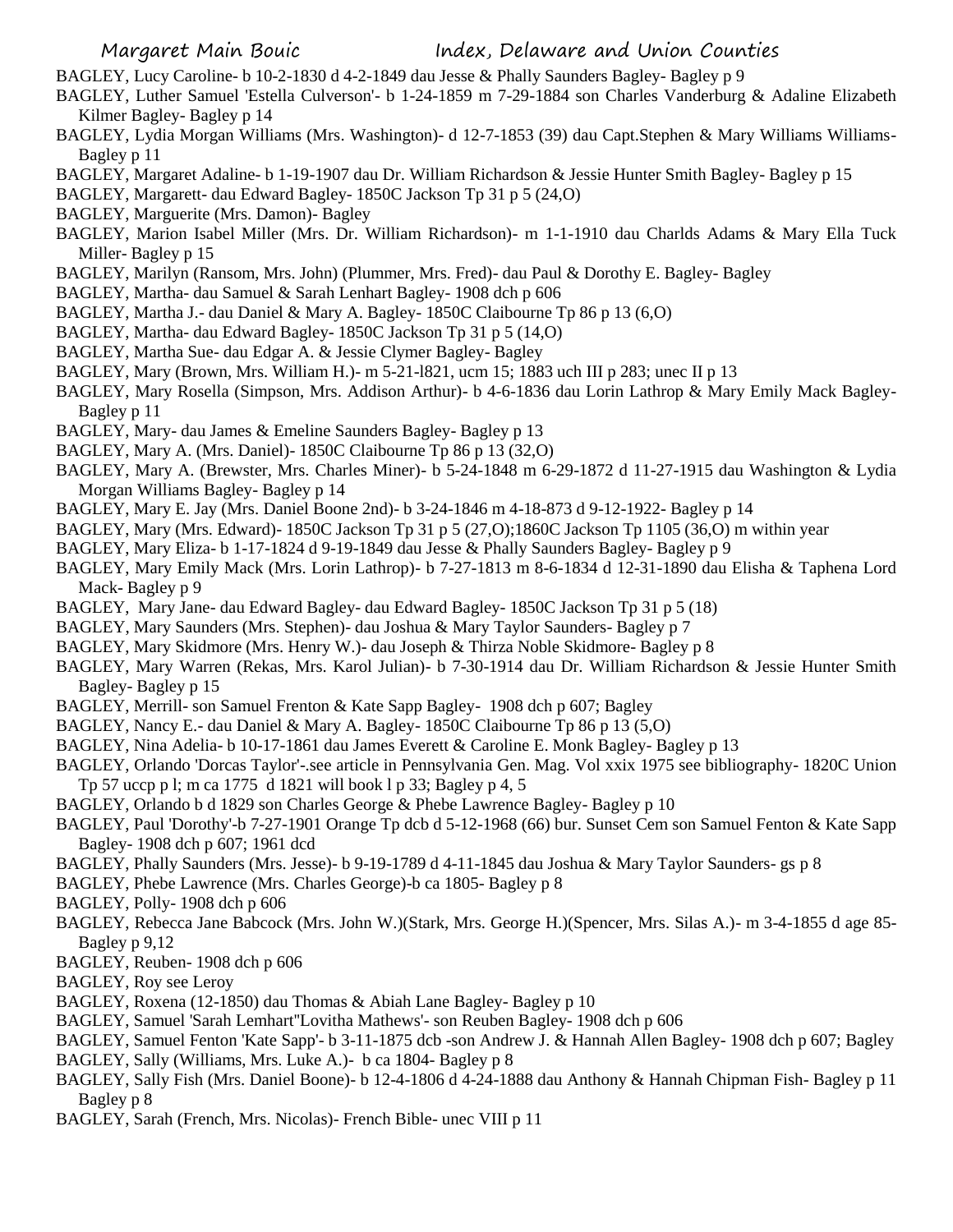BAGLEY, Lucy Caroline- b 10-2-1830 d 4-2-1849 dau Jesse & Phally Saunders Bagley- Bagley p 9

BAGLEY, Luther Samuel 'Estella Culverson'- b 1-24-1859 m 7-29-1884 son Charles Vanderburg & Adaline Elizabeth Kilmer Bagley- Bagley p 14

BAGLEY, Lydia Morgan Williams (Mrs. Washington)- d 12-7-1853 (39) dau Capt.Stephen & Mary Williams Williams- Bagley p 11

BAGLEY, Margaret Adaline- b 1-19-1907 dau Dr. William Richardson & Jessie Hunter Smith Bagley- Bagley p 15

BAGLEY, Margarett- dau Edward Bagley- 1850C Jackson Tp 31 p 5 (24,O)

BAGLEY, Marguerite (Mrs. Damon)- Bagley

BAGLEY, Marion Isabel Miller (Mrs. Dr. William Richardson)- m 1-1-1910 dau Charlds Adams & Mary Ella Tuck Miller- Bagley p 15

BAGLEY, Marilyn (Ransom, Mrs. John) (Plummer, Mrs. Fred)- dau Paul & Dorothy E. Bagley- Bagley

BAGLEY, Martha- dau Samuel & Sarah Lenhart Bagley- 1908 dch p 606

BAGLEY, Martha J.- dau Daniel & Mary A. Bagley- 1850C Claibourne Tp 86 p 13 (6,O)

BAGLEY, Martha- dau Edward Bagley- 1850C Jackson Tp 31 p 5 (14,O)

BAGLEY, Martha Sue- dau Edgar A. & Jessie Clymer Bagley- Bagley

BAGLEY, Mary (Brown, Mrs. William H.)- m 5-21-l821, ucm 15; 1883 uch III p 283; unec II p 13

BAGLEY, Mary Rosella (Simpson, Mrs. Addison Arthur)- b 4-6-1836 dau Lorin Lathrop & Mary Emily Mack Bagley- Bagley p 11

BAGLEY, Mary- dau James & Emeline Saunders Bagley- Bagley p 13

BAGLEY, Mary A. (Mrs. Daniel)- 1850C Claibourne Tp 86 p 13 (32,O)

BAGLEY, Mary A. (Brewster, Mrs. Charles Miner)- b 5-24-1848 m 6-29-1872 d 11-27-1915 dau Washington & Lydia Morgan Williams Bagley- Bagley p 14

BAGLEY, Mary E. Jay (Mrs. Daniel Boone 2nd)- b 3-24-1846 m 4-18-873 d 9-12-1922- Bagley p 14

BAGLEY, Mary (Mrs. Edward)- 1850C Jackson Tp 31 p 5 (27,O);1860C Jackson Tp 1105 (36,O) m within year

BAGLEY, Mary Eliza- b 1-17-1824 d 9-19-1849 dau Jesse & Phally Saunders Bagley- Bagley p 9

BAGLEY, Mary Emily Mack (Mrs. Lorin Lathrop)- b 7-27-1813 m 8-6-1834 d 12-31-1890 dau Elisha & Taphena Lord Mack- Bagley p 9

BAGLEY, Mary Jane- dau Edward Bagley- dau Edward Bagley- 1850C Jackson Tp 31 p 5 (18)

BAGLEY, Mary Saunders (Mrs. Stephen)- dau Joshua & Mary Taylor Saunders- Bagley p 7

BAGLEY, Mary Skidmore (Mrs. Henry W.)- dau Joseph & Thirza Noble Skidmore- Bagley p 8

BAGLEY, Mary Warren (Rekas, Mrs. Karol Julian)- b 7-30-1914 dau Dr. William Richardson & Jessie Hunter Smith Bagley- Bagley p 15

BAGLEY, Merrill- son Samuel Frenton & Kate Sapp Bagley- 1908 dch p 607; Bagley

BAGLEY, Nancy E.- dau Daniel & Mary A. Bagley- 1850C Claibourne Tp 86 p 13 (5,O)

BAGLEY, Nina Adelia- b 10-17-1861 dau James Everett & Caroline E. Monk Bagley- Bagley p 13

BAGLEY, Orlando 'Dorcas Taylor'-.see article in Pennsylvania Gen. Mag. Vol xxix 1975 see bibliography- 1820C Union Tp 57 uccp p l; m ca 1775 d 1821 will book l p 33; Bagley p 4, 5

BAGLEY, Orlando b d 1829 son Charles George & Phebe Lawrence Bagley- Bagley p 10

BAGLEY, Paul 'Dorothy'-b 7-27-1901 Orange Tp dcb d 5-12-1968 (66) bur. Sunset Cem son Samuel Fenton & Kate Sapp Bagley- 1908 dch p 607; 1961 dcd

BAGLEY, Phally Saunders (Mrs. Jesse)- b 9-19-1789 d 4-11-1845 dau Joshua & Mary Taylor Saunders- gs p 8

BAGLEY, Phebe Lawrence (Mrs. Charles George)-b ca 1805- Bagley p 8

BAGLEY, Polly- 1908 dch p 606

BAGLEY, Rebecca Jane Babcock (Mrs. John W.)(Stark, Mrs. George H.)(Spencer, Mrs. Silas A.)- m 3-4-1855 d age 85- Bagley p 9,12

BAGLEY, Reuben- 1908 dch p 606

BAGLEY, Roy see Leroy

BAGLEY, Roxena (12-1850) dau Thomas & Abiah Lane Bagley- Bagley p 10

BAGLEY, Samuel 'Sarah Lemhart''Lovitha Mathews'- son Reuben Bagley- 1908 dch p 606

BAGLEY, Samuel Fenton 'Kate Sapp'- b 3-11-1875 dcb -son Andrew J. & Hannah Allen Bagley- 1908 dch p 607; Bagley

BAGLEY, Sally (Williams, Mrs. Luke A.)- b ca 1804- Bagley p 8

BAGLEY, Sally Fish (Mrs. Daniel Boone)- b 12-4-1806 d 4-24-1888 dau Anthony & Hannah Chipman Fish- Bagley p 11 Bagley p 8

BAGLEY, Sarah (French, Mrs. Nicolas)- French Bible- unec VIII p 11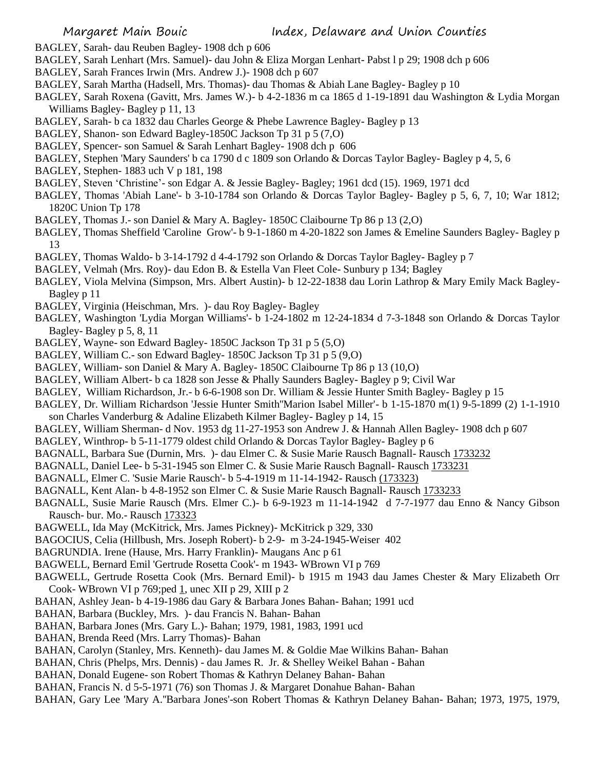BAGLEY, Sarah- dau Reuben Bagley- 1908 dch p 606

BAGLEY, Sarah Lenhart (Mrs. Samuel)- dau John & Eliza Morgan Lenhart- Pabst l p 29; 1908 dch p 606

BAGLEY, Sarah Frances Irwin (Mrs. Andrew J.)- 1908 dch p 607

BAGLEY, Sarah Martha (Hadsell, Mrs. Thomas)- dau Thomas & Abiah Lane Bagley- Bagley p 10

BAGLEY, Sarah Roxena (Gavitt, Mrs. James W.)- b 4-2-1836 m ca 1865 d 1-19-1891 dau Washington & Lydia Morgan Williams Bagley- Bagley p 11, 13

BAGLEY, Sarah- b ca 1832 dau Charles George & Phebe Lawrence Bagley- Bagley p 13

BAGLEY, Shanon- son Edward Bagley-1850C Jackson Tp 31 p 5 (7,O)

BAGLEY, Spencer- son Samuel & Sarah Lenhart Bagley- 1908 dch p 606

BAGLEY, Stephen 'Mary Saunders' b ca 1790 d c 1809 son Orlando & Dorcas Taylor Bagley- Bagley p 4, 5, 6

BAGLEY, Stephen- 1883 uch V p 181, 198

BAGLEY, Steven 'Christine'- son Edgar A. & Jessie Bagley- Bagley; 1961 dcd (15). 1969, 1971 dcd

BAGLEY, Thomas 'Abiah Lane'- b 3-10-1784 son Orlando & Dorcas Taylor Bagley- Bagley p 5, 6, 7, 10; War 1812; 1820C Union Tp 178

BAGLEY, Thomas J.- son Daniel & Mary A. Bagley- 1850C Claibourne Tp 86 p 13 (2,O)

BAGLEY, Thomas Sheffield 'Caroline Grow'- b 9-1-1860 m 4-20-1822 son James & Emeline Saunders Bagley- Bagley p 13

BAGLEY, Thomas Waldo- b 3-14-1792 d 4-4-1792 son Orlando & Dorcas Taylor Bagley- Bagley p 7

BAGLEY, Velmah (Mrs. Roy)- dau Edon B. & Estella Van Fleet Cole- Sunbury p 134; Bagley

BAGLEY, Viola Melvina (Simpson, Mrs. Albert Austin)- b 12-22-1838 dau Lorin Lathrop & Mary Emily Mack Bagley- Bagley p 11

BAGLEY, Virginia (Heischman, Mrs. )- dau Roy Bagley- Bagley

BAGLEY, Washington 'Lydia Morgan Williams'- b 1-24-1802 m 12-24-1834 d 7-3-1848 son Orlando & Dorcas Taylor Bagley- Bagley p 5, 8, 11

BAGLEY, Wayne- son Edward Bagley- 1850C Jackson Tp 31 p 5 (5,O)

BAGLEY, William C.- son Edward Bagley- 1850C Jackson Tp 31 p 5 (9,O)

BAGLEY, William- son Daniel & Mary A. Bagley- 1850C Claibourne Tp 86 p 13 (10,O)

BAGLEY, William Albert- b ca 1828 son Jesse & Phally Saunders Bagley- Bagley p 9; Civil War

BAGLEY, William Richardson, Jr.- b 6-6-1908 son Dr. William & Jessie Hunter Smith Bagley- Bagley p 15

BAGLEY, Dr. William Richardson 'Jessie Hunter Smith''Marion Isabel Miller'- b 1-15-1870 m(1) 9-5-1899 (2) 1-1-1910 son Charles Vanderburg & Adaline Elizabeth Kilmer Bagley- Bagley p 14, 15

BAGLEY, William Sherman- d Nov. 1953 dg 11-27-1953 son Andrew J. & Hannah Allen Bagley- 1908 dch p 607

BAGLEY, Winthrop- b 5-11-1779 oldest child Orlando & Dorcas Taylor Bagley- Bagley p 6

BAGNALL, Barbara Sue (Durnin, Mrs. )- dau Elmer C. & Susie Marie Rausch Bagnall- Rausch 1733232

BAGNALL, Daniel Lee- b 5-31-1945 son Elmer C. & Susie Marie Rausch Bagnall- Rausch 1733231

BAGNALL, Elmer C. 'Susie Marie Rausch'- b 5-4-1919 m 11-14-1942- Rausch (173323)

BAGNALL, Kent Alan- b 4-8-1952 son Elmer C. & Susie Marie Rausch Bagnall- Rausch 1733233

BAGNALL, Susie Marie Rausch (Mrs. Elmer C.)- b 6-9-1923 m 11-14-1942 d 7-7-1977 dau Enno & Nancy Gibson Rausch- bur. Mo.- Rausch 173323

BAGWELL, Ida May (McKitrick, Mrs. James Pickney)- McKitrick p 329, 330

BAGOCIUS, Celia (Hillbush, Mrs. Joseph Robert)- b 2-9- m 3-24-1945-Weiser 402

BAGRUNDIA. Irene (Hause, Mrs. Harry Franklin)- Maugans Anc p 61

BAGWELL, Bernard Emil 'Gertrude Rosetta Cook'- m 1943- WBrown VI p 769

BAGWELL, Gertrude Rosetta Cook (Mrs. Bernard Emil)- b 1915 m 1943 dau James Chester & Mary Elizabeth Orr Cook- WBrown VI p 769;ped 1, unec XII p 29, XIII p 2

BAHAN, Ashley Jean- b 4-19-1986 dau Gary & Barbara Jones Bahan- Bahan; 1991 ucd

BAHAN, Barbara (Buckley, Mrs. )- dau Francis N. Bahan- Bahan

BAHAN, Barbara Jones (Mrs. Gary L.)- Bahan; 1979, 1981, 1983, 1991 ucd

BAHAN, Brenda Reed (Mrs. Larry Thomas)- Bahan

BAHAN, Carolyn (Stanley, Mrs. Kenneth)- dau James M. & Goldie Mae Wilkins Bahan- Bahan

BAHAN, Chris (Phelps, Mrs. Dennis) - dau James R. Jr. & Shelley Weikel Bahan - Bahan

BAHAN, Donald Eugene- son Robert Thomas & Kathryn Delaney Bahan- Bahan

BAHAN, Francis N. d 5-5-1971 (76) son Thomas J. & Margaret Donahue Bahan- Bahan

BAHAN, Gary Lee 'Mary A.''Barbara Jones'-son Robert Thomas & Kathryn Delaney Bahan- Bahan; 1973, 1975, 1979,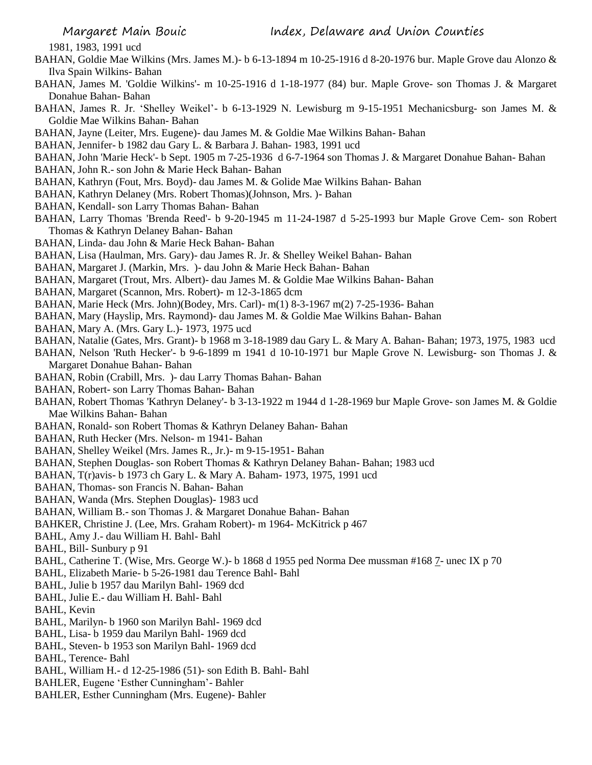1981, 1983, 1991 ucd

BAHAN, Goldie Mae Wilkins (Mrs. James M.)- b 6-13-1894 m 10-25-1916 d 8-20-1976 bur. Maple Grove dau Alonzo & Ilva Spain Wilkins- Bahan

BAHAN, James M. 'Goldie Wilkins'- m 10-25-1916 d 1-18-1977 (84) bur. Maple Grove- son Thomas J. & Margaret Donahue Bahan- Bahan

BAHAN, James R. Jr. 'Shelley Weikel'- b 6-13-1929 N. Lewisburg m 9-15-1951 Mechanicsburg- son James M. & Goldie Mae Wilkins Bahan- Bahan

BAHAN, Jayne (Leiter, Mrs. Eugene)- dau James M. & Goldie Mae Wilkins Bahan- Bahan

BAHAN, Jennifer- b 1982 dau Gary L. & Barbara J. Bahan- 1983, 1991 ucd

BAHAN, John 'Marie Heck'- b Sept. 1905 m 7-25-1936 d 6-7-1964 son Thomas J. & Margaret Donahue Bahan- Bahan

BAHAN, John R.- son John & Marie Heck Bahan- Bahan

BAHAN, Kathryn (Fout, Mrs. Boyd)- dau James M. & Golide Mae Wilkins Bahan- Bahan

BAHAN, Kathryn Delaney (Mrs. Robert Thomas)(Johnson, Mrs. )- Bahan

BAHAN, Kendall- son Larry Thomas Bahan- Bahan

BAHAN, Larry Thomas 'Brenda Reed'- b 9-20-1945 m 11-24-1987 d 5-25-1993 bur Maple Grove Cem- son Robert Thomas & Kathryn Delaney Bahan- Bahan

BAHAN, Linda- dau John & Marie Heck Bahan- Bahan

BAHAN, Lisa (Haulman, Mrs. Gary)- dau James R. Jr. & Shelley Weikel Bahan- Bahan

BAHAN, Margaret J. (Markin, Mrs. )- dau John & Marie Heck Bahan- Bahan

BAHAN, Margaret (Trout, Mrs. Albert)- dau James M. & Goldie Mae Wilkins Bahan- Bahan

BAHAN, Margaret (Scannon, Mrs. Robert)- m 12-3-1865 dcm

BAHAN, Marie Heck (Mrs. John)(Bodey, Mrs. Carl)- m(1) 8-3-1967 m(2) 7-25-1936- Bahan

BAHAN, Mary (Hayslip, Mrs. Raymond)- dau James M. & Goldie Mae Wilkins Bahan- Bahan

BAHAN, Mary A. (Mrs. Gary L.)- 1973, 1975 ucd

BAHAN, Natalie (Gates, Mrs. Grant)- b 1968 m 3-18-1989 dau Gary L. & Mary A. Bahan- Bahan; 1973, 1975, 1983 ucd

BAHAN, Nelson 'Ruth Hecker'- b 9-6-1899 m 1941 d 10-10-1971 bur Maple Grove N. Lewisburg- son Thomas J. & Margaret Donahue Bahan- Bahan

BAHAN, Robin (Crabill, Mrs. )- dau Larry Thomas Bahan- Bahan

BAHAN, Robert- son Larry Thomas Bahan- Bahan

BAHAN, Robert Thomas 'Kathryn Delaney'- b 3-13-1922 m 1944 d 1-28-1969 bur Maple Grove- son James M. & Goldie Mae Wilkins Bahan- Bahan

BAHAN, Ronald- son Robert Thomas & Kathryn Delaney Bahan- Bahan

BAHAN, Ruth Hecker (Mrs. Nelson- m 1941- Bahan

BAHAN, Shelley Weikel (Mrs. James R., Jr.)- m 9-15-1951- Bahan

BAHAN, Stephen Douglas- son Robert Thomas & Kathryn Delaney Bahan- Bahan; 1983 ucd

BAHAN, T(r)avis- b 1973 ch Gary L. & Mary A. Baham- 1973, 1975, 1991 ucd

BAHAN, Thomas- son Francis N. Bahan- Bahan

BAHAN, Wanda (Mrs. Stephen Douglas)- 1983 ucd

BAHAN, William B.- son Thomas J. & Margaret Donahue Bahan- Bahan

BAHKER, Christine J. (Lee, Mrs. Graham Robert)- m 1964- McKitrick p 467

BAHL, Amy J.- dau William H. Bahl- Bahl

BAHL, Bill- Sunbury p 91

BAHL, Catherine T. (Wise, Mrs. George W.)- b 1868 d 1955 ped Norma Dee mussman #168 7- unec IX p 70

BAHL, Elizabeth Marie- b 5-26-1981 dau Terence Bahl- Bahl

BAHL, Julie b 1957 dau Marilyn Bahl- 1969 dcd

BAHL, Julie E.- dau William H. Bahl- Bahl

BAHL, Kevin

BAHL, Marilyn- b 1960 son Marilyn Bahl- 1969 dcd

BAHL, Lisa- b 1959 dau Marilyn Bahl- 1969 dcd

BAHL, Steven- b 1953 son Marilyn Bahl- 1969 dcd

BAHL, Terence- Bahl

BAHL, William H.- d 12-25-1986 (51)- son Edith B. Bahl- Bahl

BAHLER, Eugene 'Esther Cunningham'- Bahler

BAHLER, Esther Cunningham (Mrs. Eugene)- Bahler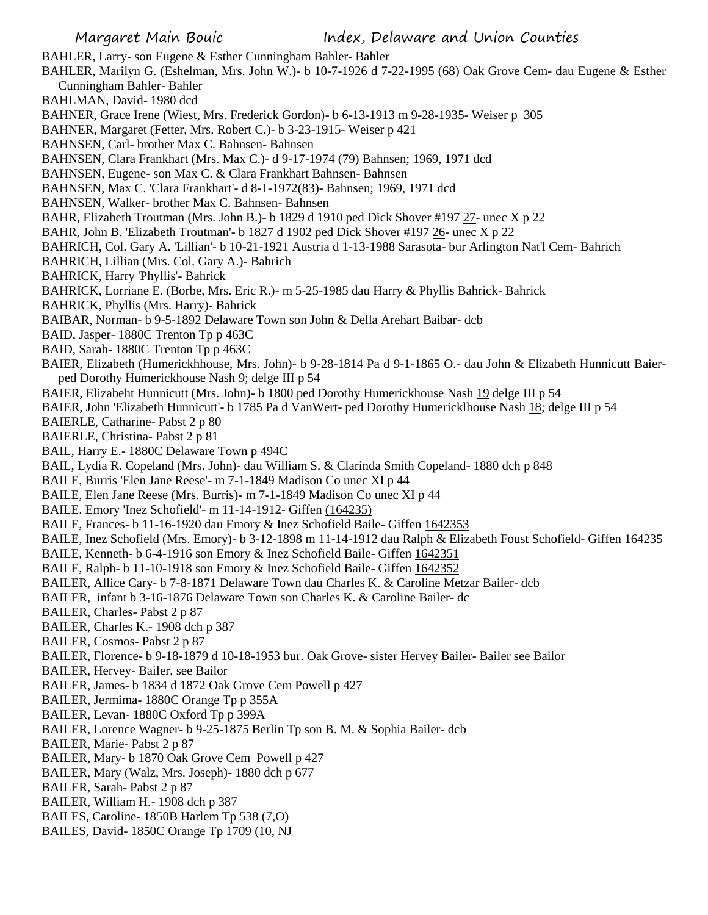BAHLER, Larry- son Eugene & Esther Cunningham Bahler- Bahler

BAHLER, Marilyn G. (Eshelman, Mrs. John W.)- b 10-7-1926 d 7-22-1995 (68) Oak Grove Cem- dau Eugene & Esther Cunningham Bahler- Bahler

BAHLMAN, David- 1980 dcd

BAHNER, Grace Irene (Wiest, Mrs. Frederick Gordon)- b 6-13-1913 m 9-28-1935- Weiser p 305

BAHNER, Margaret (Fetter, Mrs. Robert C.)- b 3-23-1915- Weiser p 421

BAHNSEN, Carl- brother Max C. Bahnsen- Bahnsen

BAHNSEN, Clara Frankhart (Mrs. Max C.)- d 9-17-1974 (79) Bahnsen; 1969, 1971 dcd

BAHNSEN, Eugene- son Max C. & Clara Frankhart Bahnsen- Bahnsen

BAHNSEN, Max C. 'Clara Frankhart'- d 8-1-1972(83)- Bahnsen; 1969, 1971 dcd

BAHNSEN, Walker- brother Max C. Bahnsen- Bahnsen

BAHR, Elizabeth Troutman (Mrs. John B.)- b 1829 d 1910 ped Dick Shover #197 27- unec X p 22

BAHR, John B. 'Elizabeth Troutman'- b 1827 d 1902 ped Dick Shover #197 26- unec X p 22

BAHRICH, Col. Gary A. 'Lillian'- b 10-21-1921 Austria d 1-13-1988 Sarasota- bur Arlington Nat'l Cem- Bahrich

BAHRICH, Lillian (Mrs. Col. Gary A.)- Bahrich

BAHRICK, Harry 'Phyllis'- Bahrick

BAHRICK, Lorriane E. (Borbe, Mrs. Eric R.)- m 5-25-1985 dau Harry & Phyllis Bahrick- Bahrick

BAHRICK, Phyllis (Mrs. Harry)- Bahrick

BAIBAR, Norman- b 9-5-1892 Delaware Town son John & Della Arehart Baibar- dcb

BAID, Jasper- 1880C Trenton Tp p 463C

BAID, Sarah- 1880C Trenton Tp p 463C

BAIER, Elizabeth (Humerickhhouse, Mrs. John)- b 9-28-1814 Pa d 9-1-1865 O.- dau John & Elizabeth Hunnicutt Baier- ped Dorothy Humerickhouse Nash 9; delge III p 54

BAIER, Elizabeht Hunnicutt (Mrs. John)- b 1800 ped Dorothy Humerickhouse Nash 19 delge III p 54

BAIER, John 'Elizabeth Hunnicutt'- b 1785 Pa d VanWert- ped Dorothy Humericklhouse Nash 18; delge III p 54

BAIERLE, Catharine- Pabst 2 p 80

BAIERLE, Christina- Pabst 2 p 81

BAIL, Harry E.- 1880C Delaware Town p 494C

BAIL, Lydia R. Copeland (Mrs. John)- dau William S. & Clarinda Smith Copeland- 1880 dch p 848

BAILE, Burris 'Elen Jane Reese'- m 7-1-1849 Madison Co unec XI p 44

BAILE, Elen Jane Reese (Mrs. Burris)- m 7-1-1849 Madison Co unec XI p 44

BAILE. Emory 'Inez Schofield'- m 11-14-1912- Giffen (164235)

BAILE, Frances- b 11-16-1920 dau Emory & Inez Schofield Baile- Giffen 1642353

BAILE, Inez Schofield (Mrs. Emory)- b 3-12-1898 m 11-14-1912 dau Ralph & Elizabeth Foust Schofield- Giffen 164235

BAILE, Kenneth- b 6-4-1916 son Emory & Inez Schofield Baile- Giffen 1642351

BAILE, Ralph- b 11-10-1918 son Emory & Inez Schofield Baile- Giffen 1642352

BAILER, Allice Cary- b 7-8-1871 Delaware Town dau Charles K. & Caroline Metzar Bailer- dcb

BAILER, infant b 3-16-1876 Delaware Town son Charles K. & Caroline Bailer- dc

BAILER, Charles- Pabst 2 p 87

BAILER, Charles K.- 1908 dch p 387

BAILER, Cosmos- Pabst 2 p 87

BAILER, Florence- b 9-18-1879 d 10-18-1953 bur. Oak Grove- sister Hervey Bailer- Bailer see Bailor

BAILER, Hervey- Bailer, see Bailor

BAILER, James- b 1834 d 1872 Oak Grove Cem Powell p 427

BAILER, Jermima- 1880C Orange Tp p 355A

BAILER, Levan- 1880C Oxford Tp p 399A

BAILER, Lorence Wagner- b 9-25-1875 Berlin Tp son B. M. & Sophia Bailer- dcb

BAILER, Marie- Pabst 2 p 87

BAILER, Mary- b 1870 Oak Grove Cem Powell p 427

BAILER, Mary (Walz, Mrs. Joseph)- 1880 dch p 677

BAILER, Sarah- Pabst 2 p 87

BAILER, William H.- 1908 dch p 387

BAILES, Caroline- 1850B Harlem Tp 538 (7,O)

BAILES, David- 1850C Orange Tp 1709 (10, NJ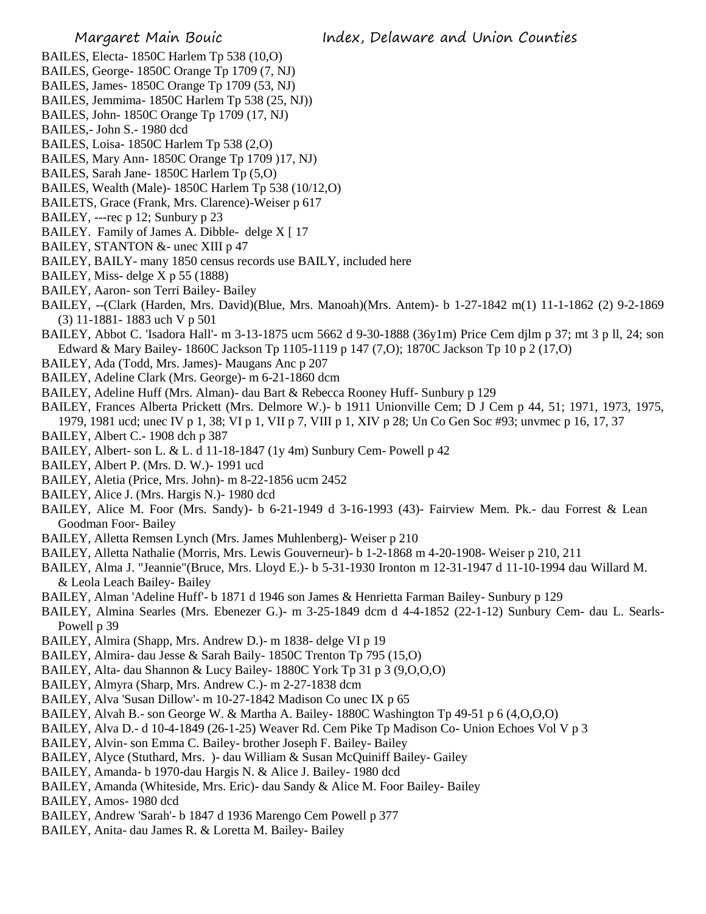BAILES, Electa- 1850C Harlem Tp 538 (10,O)
BAILES, George- 1850C Orange Tp 1709 (7, NJ)
BAILES, James- 1850C Orange Tp 1709 (53, NJ)
BAILES, Jemmima- 1850C Harlem Tp 538 (25, NJ))
BAILES, John- 1850C Orange Tp 1709 (17, NJ)
BAILES,- John S.- 1980 dcd
BAILES, Loisa- 1850C Harlem Tp 538 (2,O)
BAILES, Mary Ann- 1850C Orange Tp 1709 )17, NJ)
BAILES, Sarah Jane- 1850C Harlem Tp (5,O)
BAILES, Wealth (Male)- 1850C Harlem Tp 538 (10/12,O)
BAILETS, Grace (Frank, Mrs. Clarence)-Weiser p 617
BAILEY, ---rec p 12; Sunbury p 23
BAILEY. Family of James A. Dibble- delge X [ 17
BAILEY, STANTON &- unec XIII p 47
BAILEY, BAILY- many 1850 census records use BAILY, included here
BAILEY, Miss- delge X p 55 (1888)
BAILEY, Aaron- son Terri Bailey- Bailey
BAILEY, --(Clark (Harden, Mrs. David)(Blue, Mrs. Manoah)(Mrs. Antem)- b 1-27-1842 m(1) 11-1-1862 (2) 9-2-1869 (3) 11-1881- 1883 uch V p 501
BAILEY, Abbot C. 'Isadora Hall'- m 3-13-1875 ucm 5662 d 9-30-1888 (36y1m) Price Cem djlm p 37; mt 3 p ll, 24; son Edward & Mary Bailey- 1860C Jackson Tp 1105-1119 p 147 (7,O); 1870C Jackson Tp 10 p 2 (17,O)
BAILEY, Ada (Todd, Mrs. James)- Maugans Anc p 207
BAILEY, Adeline Clark (Mrs. George)- m 6-21-1860 dcm
BAILEY, Adeline Huff (Mrs. Alman)- dau Bart & Rebecca Rooney Huff- Sunbury p 129
BAILEY, Frances Alberta Prickett (Mrs. Delmore W.)- b 1911 Unionville Cem; D J Cem p 44, 51; 1971, 1973, 1975, 1979, 1981 ucd; unec IV p 1, 38; VI p 1, VII p 7, VIII p 1, XIV p 28; Un Co Gen Soc #93; unvmec p 16, 17, 37
BAILEY, Albert C.- 1908 dch p 387
BAILEY, Albert- son L. & L. d 11-18-1847 (1y 4m) Sunbury Cem- Powell p 42
BAILEY, Albert P. (Mrs. D. W.)- 1991 ucd
BAILEY, Aletia (Price, Mrs. John)- m 8-22-1856 ucm 2452
BAILEY, Alice J. (Mrs. Hargis N.)- 1980 dcd
BAILEY, Alice M. Foor (Mrs. Sandy)- b 6-21-1949 d 3-16-1993 (43)- Fairview Mem. Pk.- dau Forrest & Lean Goodman Foor- Bailey
BAILEY, Alletta Remsen Lynch (Mrs. James Muhlenberg)- Weiser p 210
BAILEY, Alletta Nathalie (Morris, Mrs. Lewis Gouverneur)- b 1-2-1868 m 4-20-1908- Weiser p 210, 211
BAILEY, Alma J. "Jeannie"(Bruce, Mrs. Lloyd E.)- b 5-31-1930 Ironton m 12-31-1947 d 11-10-1994 dau Willard M. & Leola Leach Bailey- Bailey
BAILEY, Alman 'Adeline Huff'- b 1871 d 1946 son James & Henrietta Farman Bailey- Sunbury p 129
BAILEY, Almina Searles (Mrs. Ebenezer G.)- m 3-25-1849 dcm d 4-4-1852 (22-1-12) Sunbury Cem- dau L. Searls- Powell p 39
BAILEY, Almira (Shapp, Mrs. Andrew D.)- m 1838- delge VI p 19
BAILEY, Almira- dau Jesse & Sarah Baily- 1850C Trenton Tp 795 (15,O)
BAILEY, Alta- dau Shannon & Lucy Bailey- 1880C York Tp 31 p 3 (9,O,O,O)
BAILEY, Almyra (Sharp, Mrs. Andrew C.)- m 2-27-1838 dcm
BAILEY, Alva 'Susan Dillow'- m 10-27-1842 Madison Co unec IX p 65
BAILEY, Alvah B.- son George W. & Martha A. Bailey- 1880C Washington Tp 49-51 p 6 (4,O,O,O)
BAILEY, Alva D.- d 10-4-1849 (26-1-25) Weaver Rd. Cem Pike Tp Madison Co- Union Echoes Vol V p 3
BAILEY, Alvin- son Emma C. Bailey- brother Joseph F. Bailey- Bailey
BAILEY, Alyce (Stuthard, Mrs. )- dau William & Susan McQuiniff Bailey- Gailey
BAILEY, Amanda- b 1970-dau Hargis N. & Alice J. Bailey- 1980 dcd
BAILEY, Amanda (Whiteside, Mrs. Eric)- dau Sandy & Alice M. Foor Bailey- Bailey
BAILEY, Amos- 1980 dcd
BAILEY, Andrew 'Sarah'- b 1847 d 1936 Marengo Cem Powell p 377
BAILEY, Anita- dau James R. & Loretta M. Bailey- Bailey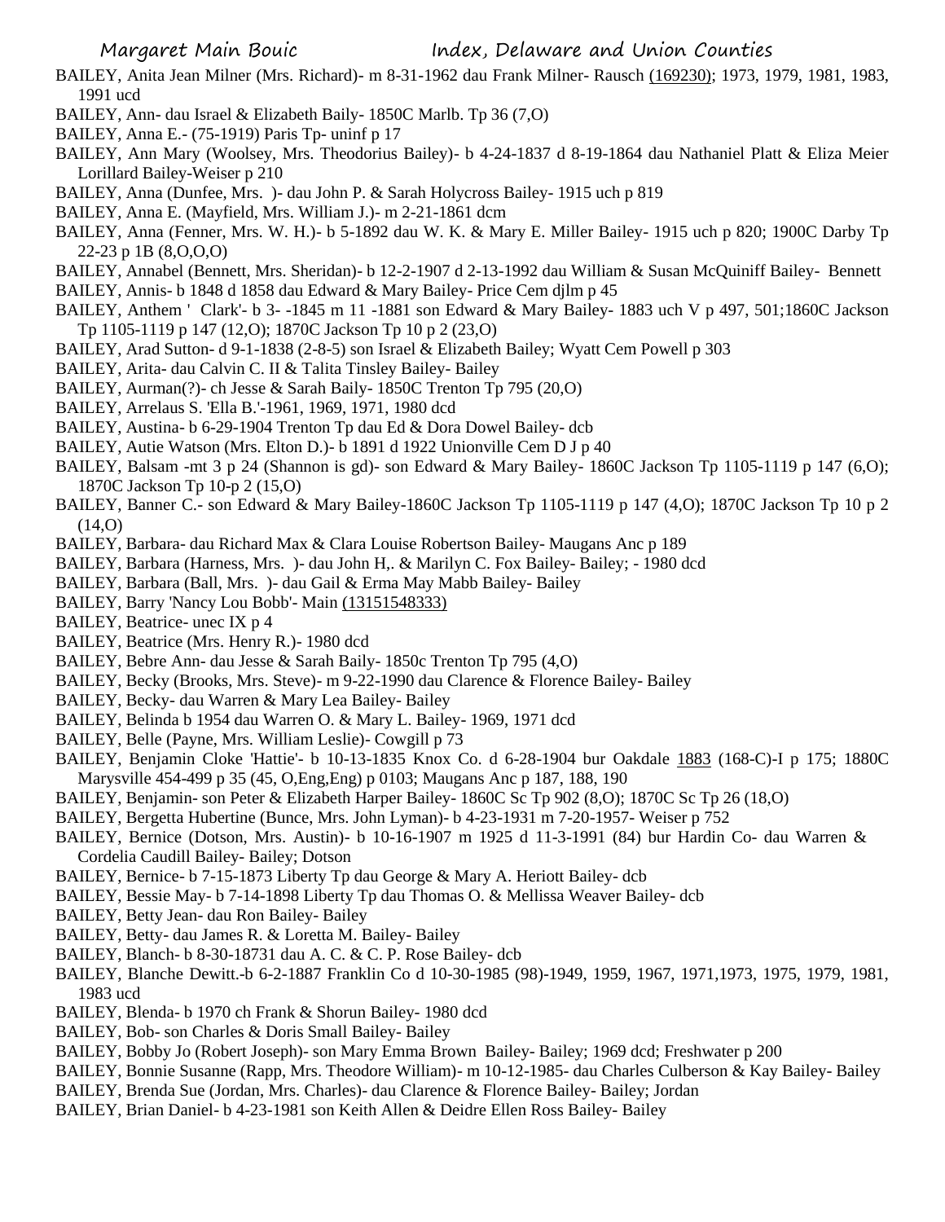BAILEY, Anita Jean Milner (Mrs. Richard)- m 8-31-1962 dau Frank Milner- Rausch (169230); 1973, 1979, 1981, 1983, 1991 ucd

BAILEY, Ann- dau Israel & Elizabeth Baily- 1850C Marlb. Tp 36 (7,O)

BAILEY, Anna E.- (75-1919) Paris Tp- uninf p 17

BAILEY, Ann Mary (Woolsey, Mrs. Theodorius Bailey)- b 4-24-1837 d 8-19-1864 dau Nathaniel Platt & Eliza Meier Lorillard Bailey-Weiser p 210

BAILEY, Anna (Dunfee, Mrs. )- dau John P. & Sarah Holycross Bailey- 1915 uch p 819

BAILEY, Anna E. (Mayfield, Mrs. William J.)- m 2-21-1861 dcm

BAILEY, Anna (Fenner, Mrs. W. H.)- b 5-1892 dau W. K. & Mary E. Miller Bailey- 1915 uch p 820; 1900C Darby Tp 22-23 p 1B (8,O,O,O)

BAILEY, Annabel (Bennett, Mrs. Sheridan)- b 12-2-1907 d 2-13-1992 dau William & Susan McQuiniff Bailey- Bennett

BAILEY, Annis- b 1848 d 1858 dau Edward & Mary Bailey- Price Cem djlm p 45

BAILEY, Anthem ' Clark'- b 3- -1845 m 11 -1881 son Edward & Mary Bailey- 1883 uch V p 497, 501;1860C Jackson Tp 1105-1119 p 147 (12,O); 1870C Jackson Tp 10 p 2 (23,O)

BAILEY, Arad Sutton- d 9-1-1838 (2-8-5) son Israel & Elizabeth Bailey; Wyatt Cem Powell p 303

BAILEY, Arita- dau Calvin C. II & Talita Tinsley Bailey- Bailey

BAILEY, Aurman(?)- ch Jesse & Sarah Baily- 1850C Trenton Tp 795 (20,O)

BAILEY, Arrelaus S. 'Ella B.'-1961, 1969, 1971, 1980 dcd

BAILEY, Austina- b 6-29-1904 Trenton Tp dau Ed & Dora Dowel Bailey- dcb

BAILEY, Autie Watson (Mrs. Elton D.)- b 1891 d 1922 Unionville Cem D J p 40

BAILEY, Balsam -mt 3 p 24 (Shannon is gd)- son Edward & Mary Bailey- 1860C Jackson Tp 1105-1119 p 147 (6,O); 1870C Jackson Tp 10-p 2 (15,O)

BAILEY, Banner C.- son Edward & Mary Bailey-1860C Jackson Tp 1105-1119 p 147 (4,O); 1870C Jackson Tp 10 p 2 (14,O)

BAILEY, Barbara- dau Richard Max & Clara Louise Robertson Bailey- Maugans Anc p 189

BAILEY, Barbara (Harness, Mrs. )- dau John H,. & Marilyn C. Fox Bailey- Bailey; - 1980 dcd

BAILEY, Barbara (Ball, Mrs. )- dau Gail & Erma May Mabb Bailey- Bailey

BAILEY, Barry 'Nancy Lou Bobb'- Main (13151548333)

BAILEY, Beatrice- unec IX p 4

BAILEY, Beatrice (Mrs. Henry R.)- 1980 dcd

BAILEY, Bebre Ann- dau Jesse & Sarah Baily- 1850c Trenton Tp 795 (4,O)

BAILEY, Becky (Brooks, Mrs. Steve)- m 9-22-1990 dau Clarence & Florence Bailey- Bailey

BAILEY, Becky- dau Warren & Mary Lea Bailey- Bailey

BAILEY, Belinda b 1954 dau Warren O. & Mary L. Bailey- 1969, 1971 dcd

BAILEY, Belle (Payne, Mrs. William Leslie)- Cowgill p 73

BAILEY, Benjamin Cloke 'Hattie'- b 10-13-1835 Knox Co. d 6-28-1904 bur Oakdale 1883 (168-C)-I p 175; 1880C Marysville 454-499 p 35 (45, O,Eng,Eng) p 0103; Maugans Anc p 187, 188, 190

BAILEY, Benjamin- son Peter & Elizabeth Harper Bailey- 1860C Sc Tp 902 (8,O); 1870C Sc Tp 26 (18,O)

BAILEY, Bergetta Hubertine (Bunce, Mrs. John Lyman)- b 4-23-1931 m 7-20-1957- Weiser p 752

BAILEY, Bernice (Dotson, Mrs. Austin)- b 10-16-1907 m 1925 d 11-3-1991 (84) bur Hardin Co- dau Warren & Cordelia Caudill Bailey- Bailey; Dotson

BAILEY, Bernice- b 7-15-1873 Liberty Tp dau George & Mary A. Heriott Bailey- dcb

BAILEY, Bessie May- b 7-14-1898 Liberty Tp dau Thomas O. & Mellissa Weaver Bailey- dcb

BAILEY, Betty Jean- dau Ron Bailey- Bailey

BAILEY, Betty- dau James R. & Loretta M. Bailey- Bailey

BAILEY, Blanch- b 8-30-18731 dau A. C. & C. P. Rose Bailey- dcb

BAILEY, Blanche Dewitt.-b 6-2-1887 Franklin Co d 10-30-1985 (98)-1949, 1959, 1967, 1971,1973, 1975, 1979, 1981, 1983 ucd

BAILEY, Blenda- b 1970 ch Frank & Shorun Bailey- 1980 dcd

BAILEY, Bob- son Charles & Doris Small Bailey- Bailey

BAILEY, Bobby Jo (Robert Joseph)- son Mary Emma Brown Bailey- Bailey; 1969 dcd; Freshwater p 200

BAILEY, Bonnie Susanne (Rapp, Mrs. Theodore William)- m 10-12-1985- dau Charles Culberson & Kay Bailey- Bailey

BAILEY, Brenda Sue (Jordan, Mrs. Charles)- dau Clarence & Florence Bailey- Bailey; Jordan

BAILEY, Brian Daniel- b 4-23-1981 son Keith Allen & Deidre Ellen Ross Bailey- Bailey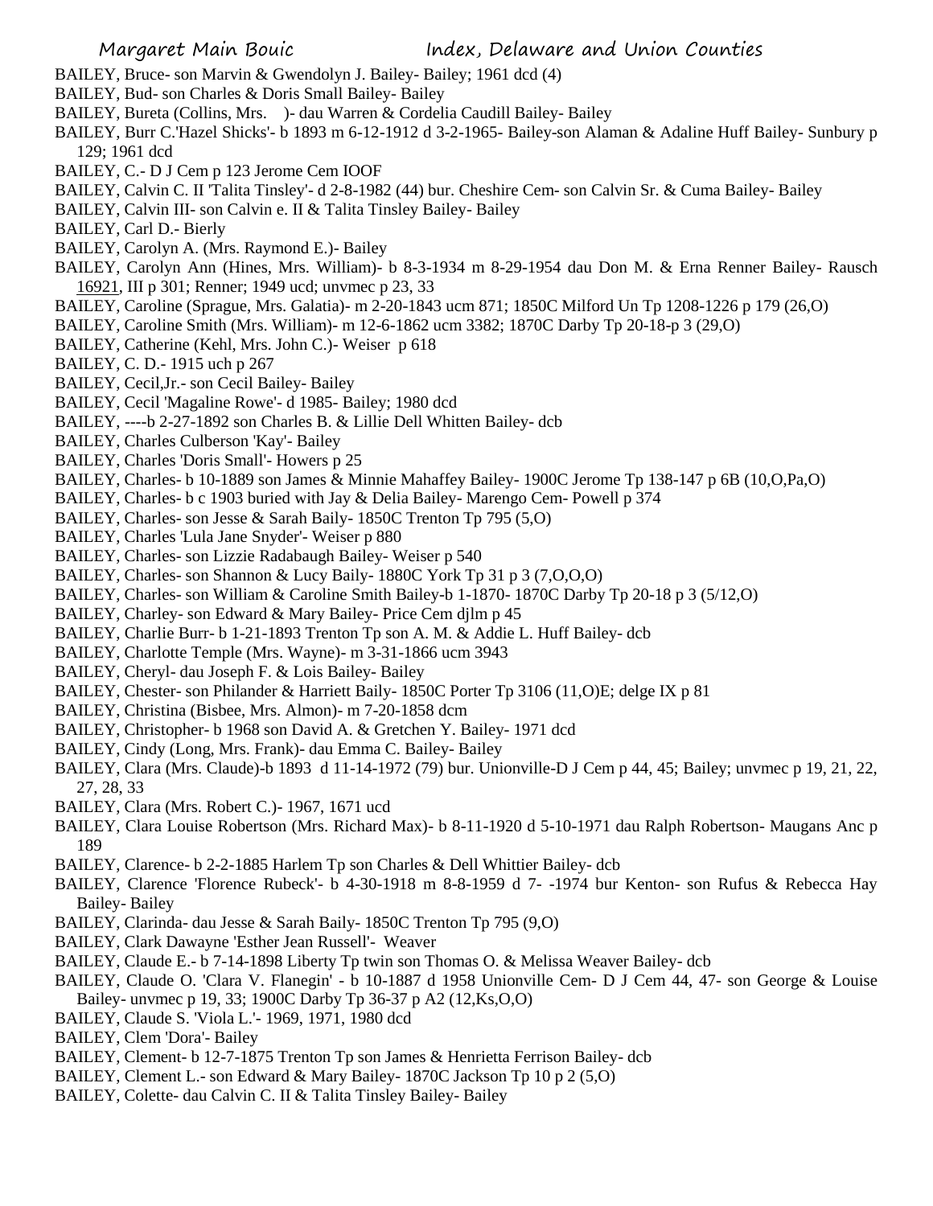BAILEY, Bruce- son Marvin & Gwendolyn J. Bailey- Bailey; 1961 dcd (4)

BAILEY, Bud- son Charles & Doris Small Bailey- Bailey

BAILEY, Bureta (Collins, Mrs. )- dau Warren & Cordelia Caudill Bailey- Bailey

BAILEY, Burr C.'Hazel Shicks'- b 1893 m 6-12-1912 d 3-2-1965- Bailey-son Alaman & Adaline Huff Bailey- Sunbury p 129; 1961 dcd

BAILEY, C.- D J Cem p 123 Jerome Cem IOOF

BAILEY, Calvin C. II 'Talita Tinsley'- d 2-8-1982 (44) bur. Cheshire Cem- son Calvin Sr. & Cuma Bailey- Bailey

BAILEY, Calvin III- son Calvin e. II & Talita Tinsley Bailey- Bailey

BAILEY, Carl D.- Bierly

BAILEY, Carolyn A. (Mrs. Raymond E.)- Bailey

BAILEY, Carolyn Ann (Hines, Mrs. William)- b 8-3-1934 m 8-29-1954 dau Don M. & Erna Renner Bailey- Rausch 16921, III p 301; Renner; 1949 ucd; unvmec p 23, 33

BAILEY, Caroline (Sprague, Mrs. Galatia)- m 2-20-1843 ucm 871; 1850C Milford Un Tp 1208-1226 p 179 (26,O)

BAILEY, Caroline Smith (Mrs. William)- m 12-6-1862 ucm 3382; 1870C Darby Tp 20-18-p 3 (29,O)

BAILEY, Catherine (Kehl, Mrs. John C.)- Weiser p 618

BAILEY, C. D.- 1915 uch p 267

BAILEY, Cecil,Jr.- son Cecil Bailey- Bailey

BAILEY, Cecil 'Magaline Rowe'- d 1985- Bailey; 1980 dcd

BAILEY, ----b 2-27-1892 son Charles B. & Lillie Dell Whitten Bailey- dcb

BAILEY, Charles Culberson 'Kay'- Bailey

BAILEY, Charles 'Doris Small'- Howers p 25

BAILEY, Charles- b 10-1889 son James & Minnie Mahaffey Bailey- 1900C Jerome Tp 138-147 p 6B (10,O,Pa,O)

BAILEY, Charles- b c 1903 buried with Jay & Delia Bailey- Marengo Cem- Powell p 374

BAILEY, Charles- son Jesse & Sarah Baily- 1850C Trenton Tp 795 (5,O)

BAILEY, Charles 'Lula Jane Snyder'- Weiser p 880

BAILEY, Charles- son Lizzie Radabaugh Bailey- Weiser p 540

BAILEY, Charles- son Shannon & Lucy Baily- 1880C York Tp 31 p 3 (7,O,O,O)

BAILEY, Charles- son William & Caroline Smith Bailey-b 1-1870- 1870C Darby Tp 20-18 p 3 (5/12,O)

BAILEY, Charley- son Edward & Mary Bailey- Price Cem djlm p 45

BAILEY, Charlie Burr- b 1-21-1893 Trenton Tp son A. M. & Addie L. Huff Bailey- dcb

BAILEY, Charlotte Temple (Mrs. Wayne)- m 3-31-1866 ucm 3943

BAILEY, Cheryl- dau Joseph F. & Lois Bailey- Bailey

BAILEY, Chester- son Philander & Harriett Baily- 1850C Porter Tp 3106 (11,O)E; delge IX p 81

BAILEY, Christina (Bisbee, Mrs. Almon)- m 7-20-1858 dcm

BAILEY, Christopher- b 1968 son David A. & Gretchen Y. Bailey- 1971 dcd

BAILEY, Cindy (Long, Mrs. Frank)- dau Emma C. Bailey- Bailey

BAILEY, Clara (Mrs. Claude)-b 1893 d 11-14-1972 (79) bur. Unionville-D J Cem p 44, 45; Bailey; unvmec p 19, 21, 22, 27, 28, 33

BAILEY, Clara (Mrs. Robert C.)- 1967, 1671 ucd

BAILEY, Clara Louise Robertson (Mrs. Richard Max)- b 8-11-1920 d 5-10-1971 dau Ralph Robertson- Maugans Anc p 189

BAILEY, Clarence- b 2-2-1885 Harlem Tp son Charles & Dell Whittier Bailey- dcb

BAILEY, Clarence 'Florence Rubeck'- b 4-30-1918 m 8-8-1959 d 7- -1974 bur Kenton- son Rufus & Rebecca Hay Bailey- Bailey

BAILEY, Clarinda- dau Jesse & Sarah Baily- 1850C Trenton Tp 795 (9,O)

BAILEY, Clark Dawayne 'Esther Jean Russell'- Weaver

BAILEY, Claude E.- b 7-14-1898 Liberty Tp twin son Thomas O. & Melissa Weaver Bailey- dcb

BAILEY, Claude O. 'Clara V. Flanegin' - b 10-1887 d 1958 Unionville Cem- D J Cem 44, 47- son George & Louise Bailey- unvmec p 19, 33; 1900C Darby Tp 36-37 p A2 (12,Ks,O,O)

BAILEY, Claude S. 'Viola L.'- 1969, 1971, 1980 dcd

BAILEY, Clem 'Dora'- Bailey

BAILEY, Clement- b 12-7-1875 Trenton Tp son James & Henrietta Ferrison Bailey- dcb

BAILEY, Clement L.- son Edward & Mary Bailey- 1870C Jackson Tp 10 p 2 (5,O)

BAILEY, Colette- dau Calvin C. II & Talita Tinsley Bailey- Bailey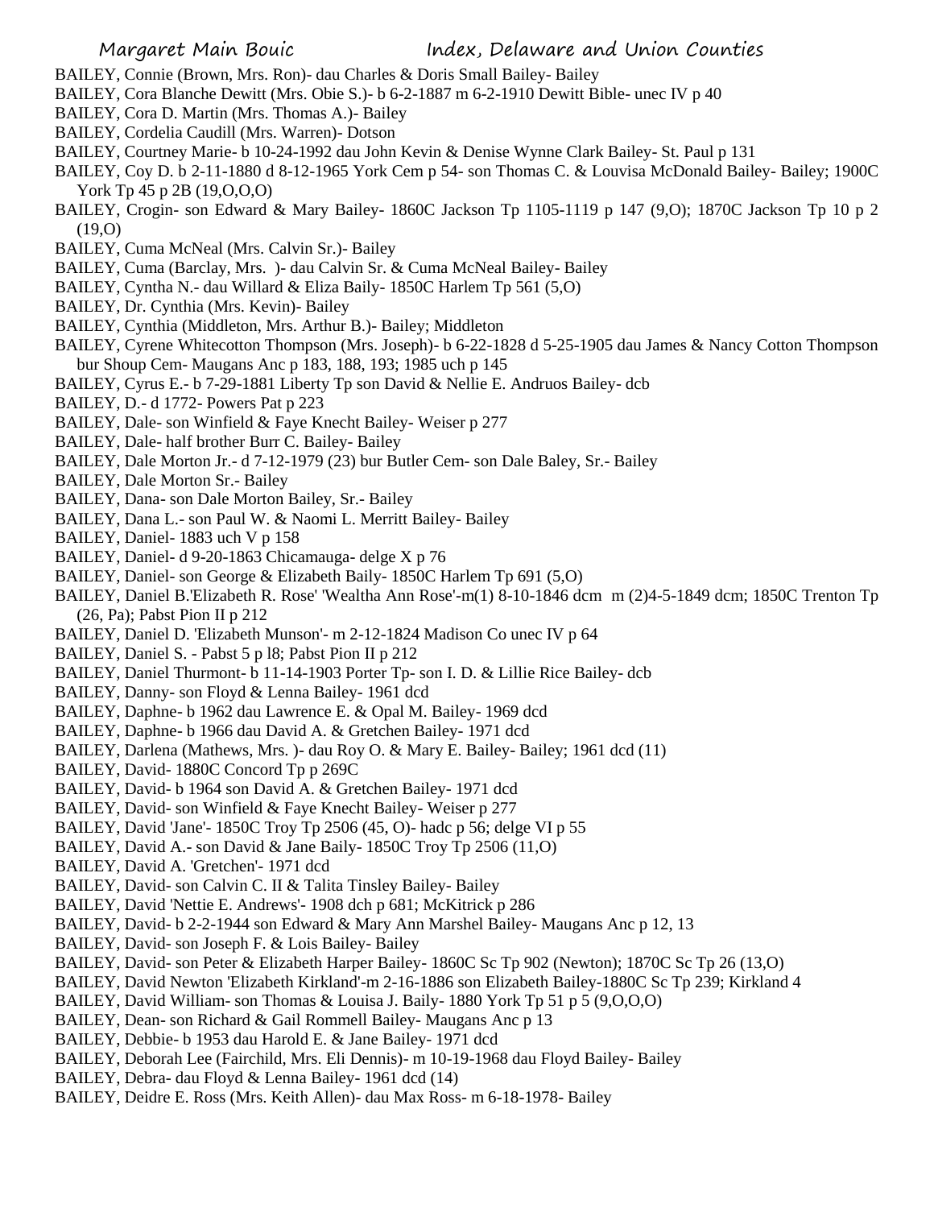BAILEY, Connie (Brown, Mrs. Ron)- dau Charles & Doris Small Bailey- Bailey

BAILEY, Cora Blanche Dewitt (Mrs. Obie S.)- b 6-2-1887 m 6-2-1910 Dewitt Bible- unec IV p 40

BAILEY, Cora D. Martin (Mrs. Thomas A.)- Bailey

BAILEY, Cordelia Caudill (Mrs. Warren)- Dotson

BAILEY, Courtney Marie- b 10-24-1992 dau John Kevin & Denise Wynne Clark Bailey- St. Paul p 131

BAILEY, Coy D. b 2-11-1880 d 8-12-1965 York Cem p 54- son Thomas C. & Louvisa McDonald Bailey- Bailey; 1900C York Tp 45 p 2B (19,O,O,O)

BAILEY, Crogin- son Edward & Mary Bailey- 1860C Jackson Tp 1105-1119 p 147 (9,O); 1870C Jackson Tp 10 p 2 (19,O)

BAILEY, Cuma McNeal (Mrs. Calvin Sr.)- Bailey

BAILEY, Cuma (Barclay, Mrs. )- dau Calvin Sr. & Cuma McNeal Bailey- Bailey

BAILEY, Cyntha N.- dau Willard & Eliza Baily- 1850C Harlem Tp 561 (5,O)

BAILEY, Dr. Cynthia (Mrs. Kevin)- Bailey

BAILEY, Cynthia (Middleton, Mrs. Arthur B.)- Bailey; Middleton

BAILEY, Cyrene Whitecotton Thompson (Mrs. Joseph)- b 6-22-1828 d 5-25-1905 dau James & Nancy Cotton Thompson bur Shoup Cem- Maugans Anc p 183, 188, 193; 1985 uch p 145

BAILEY, Cyrus E.- b 7-29-1881 Liberty Tp son David & Nellie E. Andruos Bailey- dcb

BAILEY, D.- d 1772- Powers Pat p 223

BAILEY, Dale- son Winfield & Faye Knecht Bailey- Weiser p 277

BAILEY, Dale- half brother Burr C. Bailey- Bailey

BAILEY, Dale Morton Jr.- d 7-12-1979 (23) bur Butler Cem- son Dale Baley, Sr.- Bailey

BAILEY, Dale Morton Sr.- Bailey

BAILEY, Dana- son Dale Morton Bailey, Sr.- Bailey

BAILEY, Dana L.- son Paul W. & Naomi L. Merritt Bailey- Bailey

BAILEY, Daniel- 1883 uch V p 158

BAILEY, Daniel- d 9-20-1863 Chicamauga- delge X p 76

BAILEY, Daniel- son George & Elizabeth Baily- 1850C Harlem Tp 691 (5,O)

BAILEY, Daniel B.'Elizabeth R. Rose' 'Wealtha Ann Rose'-m(1) 8-10-1846 dcm m (2)4-5-1849 dcm; 1850C Trenton Tp (26, Pa); Pabst Pion II p 212

BAILEY, Daniel D. 'Elizabeth Munson'- m 2-12-1824 Madison Co unec IV p 64

BAILEY, Daniel S. - Pabst 5 p l8; Pabst Pion II p 212

BAILEY, Daniel Thurmont- b 11-14-1903 Porter Tp- son I. D. & Lillie Rice Bailey- dcb

BAILEY, Danny- son Floyd & Lenna Bailey- 1961 dcd

BAILEY, Daphne- b 1962 dau Lawrence E. & Opal M. Bailey- 1969 dcd

BAILEY, Daphne- b 1966 dau David A. & Gretchen Bailey- 1971 dcd

BAILEY, Darlena (Mathews, Mrs. )- dau Roy O. & Mary E. Bailey- Bailey; 1961 dcd (11)

BAILEY, David- 1880C Concord Tp p 269C

BAILEY, David- b 1964 son David A. & Gretchen Bailey- 1971 dcd

BAILEY, David- son Winfield & Faye Knecht Bailey- Weiser p 277

BAILEY, David 'Jane'- 1850C Troy Tp 2506 (45, O)- hadc p 56; delge VI p 55

BAILEY, David A.- son David & Jane Baily- 1850C Troy Tp 2506 (11,O)

BAILEY, David A. 'Gretchen'- 1971 dcd

BAILEY, David- son Calvin C. II & Talita Tinsley Bailey- Bailey

BAILEY, David 'Nettie E. Andrews'- 1908 dch p 681; McKitrick p 286

BAILEY, David- b 2-2-1944 son Edward & Mary Ann Marshel Bailey- Maugans Anc p 12, 13

BAILEY, David- son Joseph F. & Lois Bailey- Bailey

BAILEY, David- son Peter & Elizabeth Harper Bailey- 1860C Sc Tp 902 (Newton); 1870C Sc Tp 26 (13,O)

BAILEY, David Newton 'Elizabeth Kirkland'-m 2-16-1886 son Elizabeth Bailey-1880C Sc Tp 239; Kirkland 4

BAILEY, David William- son Thomas & Louisa J. Baily- 1880 York Tp 51 p 5 (9,O,O,O)

BAILEY, Dean- son Richard & Gail Rommell Bailey- Maugans Anc p 13

BAILEY, Debbie- b 1953 dau Harold E. & Jane Bailey- 1971 dcd

BAILEY, Deborah Lee (Fairchild, Mrs. Eli Dennis)- m 10-19-1968 dau Floyd Bailey- Bailey

BAILEY, Debra- dau Floyd & Lenna Bailey- 1961 dcd (14)

BAILEY, Deidre E. Ross (Mrs. Keith Allen)- dau Max Ross- m 6-18-1978- Bailey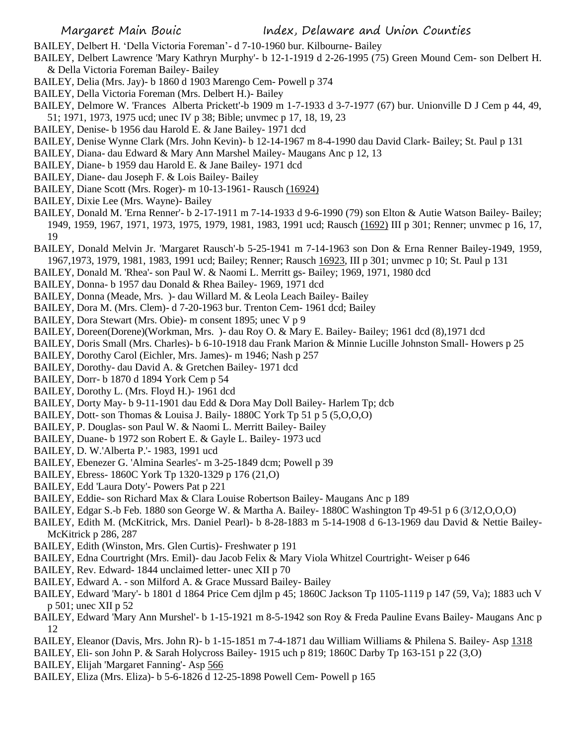BAILEY, Delbert H. 'Della Victoria Foreman'- d 7-10-1960 bur. Kilbourne- Bailey

BAILEY, Delbert Lawrence 'Mary Kathryn Murphy'- b 12-1-1919 d 2-26-1995 (75) Green Mound Cem- son Delbert H. & Della Victoria Foreman Bailey- Bailey

BAILEY, Delia (Mrs. Jay)- b 1860 d 1903 Marengo Cem- Powell p 374

BAILEY, Della Victoria Foreman (Mrs. Delbert H.)- Bailey

BAILEY, Delmore W. 'Frances Alberta Prickett'-b 1909 m 1-7-1933 d 3-7-1977 (67) bur. Unionville D J Cem p 44, 49, 51; 1971, 1973, 1975 ucd; unec IV p 38; Bible; unvmec p 17, 18, 19, 23

BAILEY, Denise- b 1956 dau Harold E. & Jane Bailey- 1971 dcd

BAILEY, Denise Wynne Clark (Mrs. John Kevin)- b 12-14-1967 m 8-4-1990 dau David Clark- Bailey; St. Paul p 131

BAILEY, Diana- dau Edward & Mary Ann Marshel Mailey- Maugans Anc p 12, 13

BAILEY, Diane- b 1959 dau Harold E. & Jane Bailey- 1971 dcd

BAILEY, Diane- dau Joseph F. & Lois Bailey- Bailey

BAILEY, Diane Scott (Mrs. Roger)- m 10-13-1961- Rausch (16924)

BAILEY, Dixie Lee (Mrs. Wayne)- Bailey

BAILEY, Donald M. 'Erna Renner'- b 2-17-1911 m 7-14-1933 d 9-6-1990 (79) son Elton & Autie Watson Bailey- Bailey; 1949, 1959, 1967, 1971, 1973, 1975, 1979, 1981, 1983, 1991 ucd; Rausch (1692) III p 301; Renner; unvmec p 16, 17, 19

BAILEY, Donald Melvin Jr. 'Margaret Rausch'-b 5-25-1941 m 7-14-1963 son Don & Erna Renner Bailey-1949, 1959, 1967,1973, 1979, 1981, 1983, 1991 ucd; Bailey; Renner; Rausch 16923, III p 301; unvmec p 10; St. Paul p 131

BAILEY, Donald M. 'Rhea'- son Paul W. & Naomi L. Merritt gs- Bailey; 1969, 1971, 1980 dcd

BAILEY, Donna- b 1957 dau Donald & Rhea Bailey- 1969, 1971 dcd

BAILEY, Donna (Meade, Mrs. )- dau Willard M. & Leola Leach Bailey- Bailey

BAILEY, Dora M. (Mrs. Clem)- d 7-20-1963 bur. Trenton Cem- 1961 dcd; Bailey

BAILEY, Dora Stewart (Mrs. Obie)- m consent 1895; unec V p 9

BAILEY, Doreen(Dorene)(Workman, Mrs. )- dau Roy O. & Mary E. Bailey- Bailey; 1961 dcd (8),1971 dcd

BAILEY, Doris Small (Mrs. Charles)- b 6-10-1918 dau Frank Marion & Minnie Lucille Johnston Small- Howers p 25

BAILEY, Dorothy Carol (Eichler, Mrs. James)- m 1946; Nash p 257

BAILEY, Dorothy- dau David A. & Gretchen Bailey- 1971 dcd

BAILEY, Dorr- b 1870 d 1894 York Cem p 54

BAILEY, Dorothy L. (Mrs. Floyd H.)- 1961 dcd

BAILEY, Dorty May- b 9-11-1901 dau Edd & Dora May Doll Bailey- Harlem Tp; dcb

BAILEY, Dott- son Thomas & Louisa J. Baily- 1880C York Tp 51 p 5 (5,O,O,O)

BAILEY, P. Douglas- son Paul W. & Naomi L. Merritt Bailey- Bailey

BAILEY, Duane- b 1972 son Robert E. & Gayle L. Bailey- 1973 ucd

BAILEY, D. W.'Alberta P.'- 1983, 1991 ucd

BAILEY, Ebenezer G. 'Almina Searles'- m 3-25-1849 dcm; Powell p 39

BAILEY, Ebress- 1860C York Tp 1320-1329 p 176 (21,O)

BAILEY, Edd 'Laura Doty'- Powers Pat p 221

BAILEY, Eddie- son Richard Max & Clara Louise Robertson Bailey- Maugans Anc p 189

BAILEY, Edgar S.-b Feb. 1880 son George W. & Martha A. Bailey- 1880C Washington Tp 49-51 p 6 (3/12,O,O,O)

BAILEY, Edith M. (McKitrick, Mrs. Daniel Pearl)- b 8-28-1883 m 5-14-1908 d 6-13-1969 dau David & Nettie Bailey- McKitrick p 286, 287

BAILEY, Edith (Winston, Mrs. Glen Curtis)- Freshwater p 191

BAILEY, Edna Courtright (Mrs. Emil)- dau Jacob Felix & Mary Viola Whitzel Courtright- Weiser p 646

BAILEY, Rev. Edward- 1844 unclaimed letter- unec XII p 70

BAILEY, Edward A. - son Milford A. & Grace Mussard Bailey- Bailey

BAILEY, Edward 'Mary'- b 1801 d 1864 Price Cem djlm p 45; 1860C Jackson Tp 1105-1119 p 147 (59, Va); 1883 uch V p 501; unec XII p 52

BAILEY, Edward 'Mary Ann Murshel'- b 1-15-1921 m 8-5-1942 son Roy & Freda Pauline Evans Bailey- Maugans Anc p 12

BAILEY, Eleanor (Davis, Mrs. John R)- b 1-15-1851 m 7-4-1871 dau William Williams & Philena S. Bailey- Asp 1318

BAILEY, Eli- son John P. & Sarah Holycross Bailey- 1915 uch p 819; 1860C Darby Tp 163-151 p 22 (3,O)

BAILEY, Elijah 'Margaret Fanning'- Asp 566

BAILEY, Eliza (Mrs. Eliza)- b 5-6-1826 d 12-25-1898 Powell Cem- Powell p 165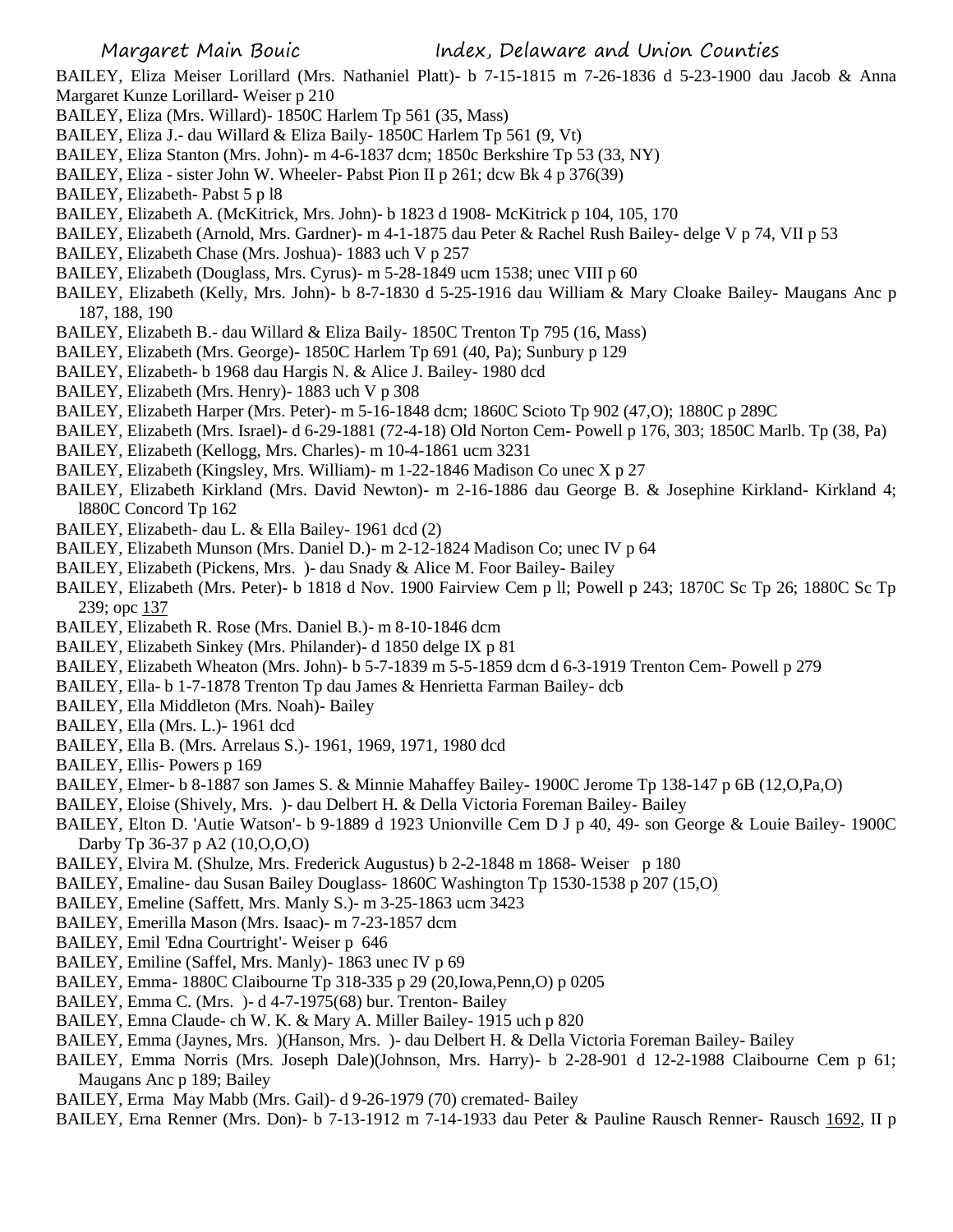BAILEY, Eliza Meiser Lorillard (Mrs. Nathaniel Platt)- b 7-15-1815 m 7-26-1836 d 5-23-1900 dau Jacob & Anna Margaret Kunze Lorillard- Weiser p 210

BAILEY, Eliza (Mrs. Willard)- 1850C Harlem Tp 561 (35, Mass)

BAILEY, Eliza J.- dau Willard & Eliza Baily- 1850C Harlem Tp 561 (9, Vt)

BAILEY, Eliza Stanton (Mrs. John)- m 4-6-1837 dcm; 1850c Berkshire Tp 53 (33, NY)

BAILEY, Eliza - sister John W. Wheeler- Pabst Pion II p 261; dcw Bk 4 p 376(39)

BAILEY, Elizabeth- Pabst 5 p l8

BAILEY, Elizabeth A. (McKitrick, Mrs. John)- b 1823 d 1908- McKitrick p 104, 105, 170

BAILEY, Elizabeth (Arnold, Mrs. Gardner)- m 4-1-1875 dau Peter & Rachel Rush Bailey- delge V p 74, VII p 53

BAILEY, Elizabeth Chase (Mrs. Joshua)- 1883 uch V p 257

BAILEY, Elizabeth (Douglass, Mrs. Cyrus)- m 5-28-1849 ucm 1538; unec VIII p 60

BAILEY, Elizabeth (Kelly, Mrs. John)- b 8-7-1830 d 5-25-1916 dau William & Mary Cloake Bailey- Maugans Anc p 187, 188, 190

BAILEY, Elizabeth B.- dau Willard & Eliza Baily- 1850C Trenton Tp 795 (16, Mass)

BAILEY, Elizabeth (Mrs. George)- 1850C Harlem Tp 691 (40, Pa); Sunbury p 129

BAILEY, Elizabeth- b 1968 dau Hargis N. & Alice J. Bailey- 1980 dcd

BAILEY, Elizabeth (Mrs. Henry)- 1883 uch V p 308

BAILEY, Elizabeth Harper (Mrs. Peter)- m 5-16-1848 dcm; 1860C Scioto Tp 902 (47,O); 1880C p 289C

BAILEY, Elizabeth (Mrs. Israel)- d 6-29-1881 (72-4-18) Old Norton Cem- Powell p 176, 303; 1850C Marlb. Tp (38, Pa)

BAILEY, Elizabeth (Kellogg, Mrs. Charles)- m 10-4-1861 ucm 3231

BAILEY, Elizabeth (Kingsley, Mrs. William)- m 1-22-1846 Madison Co unec X p 27

BAILEY, Elizabeth Kirkland (Mrs. David Newton)- m 2-16-1886 dau George B. & Josephine Kirkland- Kirkland 4; l880C Concord Tp 162

BAILEY, Elizabeth- dau L. & Ella Bailey- 1961 dcd (2)

BAILEY, Elizabeth Munson (Mrs. Daniel D.)- m 2-12-1824 Madison Co; unec IV p 64

BAILEY, Elizabeth (Pickens, Mrs. )- dau Snady & Alice M. Foor Bailey- Bailey

BAILEY, Elizabeth (Mrs. Peter)- b 1818 d Nov. 1900 Fairview Cem p ll; Powell p 243; 1870C Sc Tp 26; 1880C Sc Tp 239; opc 137

BAILEY, Elizabeth R. Rose (Mrs. Daniel B.)- m 8-10-1846 dcm

BAILEY, Elizabeth Sinkey (Mrs. Philander)- d 1850 delge IX p 81

BAILEY, Elizabeth Wheaton (Mrs. John)- b 5-7-1839 m 5-5-1859 dcm d 6-3-1919 Trenton Cem- Powell p 279

BAILEY, Ella- b 1-7-1878 Trenton Tp dau James & Henrietta Farman Bailey- dcb

BAILEY, Ella Middleton (Mrs. Noah)- Bailey

BAILEY, Ella (Mrs. L.)- 1961 dcd

BAILEY, Ella B. (Mrs. Arrelaus S.)- 1961, 1969, 1971, 1980 dcd

BAILEY, Ellis- Powers p 169

BAILEY, Elmer- b 8-1887 son James S. & Minnie Mahaffey Bailey- 1900C Jerome Tp 138-147 p 6B (12,O,Pa,O)

BAILEY, Eloise (Shively, Mrs. )- dau Delbert H. & Della Victoria Foreman Bailey- Bailey

BAILEY, Elton D. 'Autie Watson'- b 9-1889 d 1923 Unionville Cem D J p 40, 49- son George & Louie Bailey- 1900C Darby Tp 36-37 p A2 (10,O,O,O)

BAILEY, Elvira M. (Shulze, Mrs. Frederick Augustus) b 2-2-1848 m 1868- Weiser p 180

BAILEY, Emaline- dau Susan Bailey Douglass- 1860C Washington Tp 1530-1538 p 207 (15,O)

BAILEY, Emeline (Saffett, Mrs. Manly S.)- m 3-25-1863 ucm 3423

BAILEY, Emerilla Mason (Mrs. Isaac)- m 7-23-1857 dcm

BAILEY, Emil 'Edna Courtright'- Weiser p 646

BAILEY, Emiline (Saffel, Mrs. Manly)- 1863 unec IV p 69

BAILEY, Emma- 1880C Claibourne Tp 318-335 p 29 (20,Iowa,Penn,O) p 0205

BAILEY, Emma C. (Mrs. )- d 4-7-1975(68) bur. Trenton- Bailey

BAILEY, Emna Claude- ch W. K. & Mary A. Miller Bailey- 1915 uch p 820

BAILEY, Emma (Jaynes, Mrs. )(Hanson, Mrs. )- dau Delbert H. & Della Victoria Foreman Bailey- Bailey

BAILEY, Emma Norris (Mrs. Joseph Dale)(Johnson, Mrs. Harry)- b 2-28-901 d 12-2-1988 Claibourne Cem p 61; Maugans Anc p 189; Bailey

BAILEY, Erma May Mabb (Mrs. Gail)- d 9-26-1979 (70) cremated- Bailey

BAILEY, Erna Renner (Mrs. Don)- b 7-13-1912 m 7-14-1933 dau Peter & Pauline Rausch Renner- Rausch 1692, II p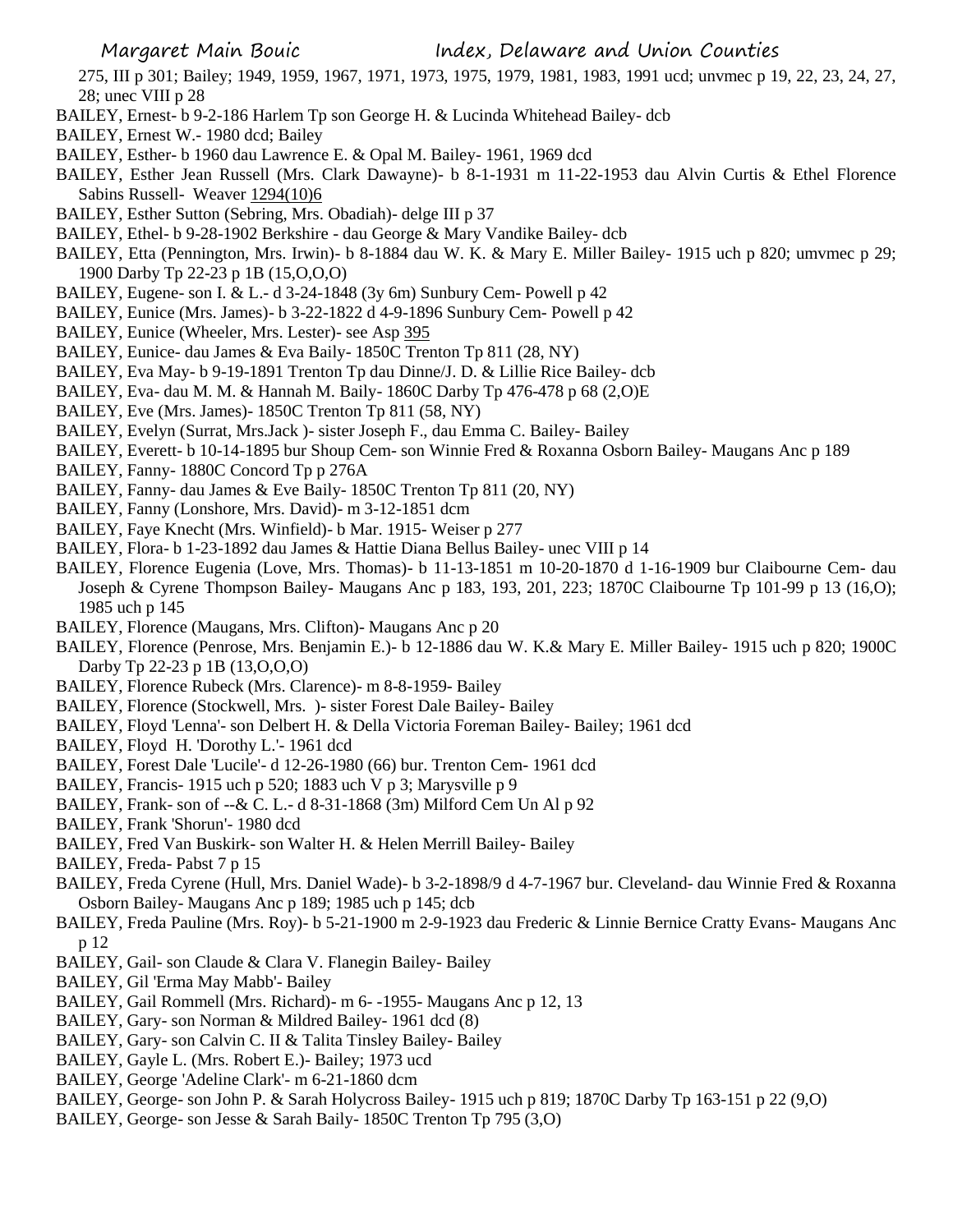275, III p 301; Bailey; 1949, 1959, 1967, 1971, 1973, 1975, 1979, 1981, 1983, 1991 ucd; unvmec p 19, 22, 23, 24, 27, 28; unec VIII p 28

BAILEY, Ernest- b 9-2-186 Harlem Tp son George H. & Lucinda Whitehead Bailey- dcb

BAILEY, Ernest W.- 1980 dcd; Bailey

BAILEY, Esther- b 1960 dau Lawrence E. & Opal M. Bailey- 1961, 1969 dcd

BAILEY, Esther Jean Russell (Mrs. Clark Dawayne)- b 8-1-1931 m 11-22-1953 dau Alvin Curtis & Ethel Florence Sabins Russell- Weaver 1294(10)6

BAILEY, Esther Sutton (Sebring, Mrs. Obadiah)- delge III p 37

BAILEY, Ethel- b 9-28-1902 Berkshire - dau George & Mary Vandike Bailey- dcb

BAILEY, Etta (Pennington, Mrs. Irwin)- b 8-1884 dau W. K. & Mary E. Miller Bailey- 1915 uch p 820; umvmec p 29; 1900 Darby Tp 22-23 p 1B (15,O,O,O)

BAILEY, Eugene- son I. & L.- d 3-24-1848 (3y 6m) Sunbury Cem- Powell p 42

BAILEY, Eunice (Mrs. James)- b 3-22-1822 d 4-9-1896 Sunbury Cem- Powell p 42

BAILEY, Eunice (Wheeler, Mrs. Lester)- see Asp 395

BAILEY, Eunice- dau James & Eva Baily- 1850C Trenton Tp 811 (28, NY)

BAILEY, Eva May- b 9-19-1891 Trenton Tp dau Dinne/J. D. & Lillie Rice Bailey- dcb

BAILEY, Eva- dau M. M. & Hannah M. Baily- 1860C Darby Tp 476-478 p 68 (2,O)E

BAILEY, Eve (Mrs. James)- 1850C Trenton Tp 811 (58, NY)

BAILEY, Evelyn (Surrat, Mrs.Jack )- sister Joseph F., dau Emma C. Bailey- Bailey

BAILEY, Everett- b 10-14-1895 bur Shoup Cem- son Winnie Fred & Roxanna Osborn Bailey- Maugans Anc p 189

BAILEY, Fanny- 1880C Concord Tp p 276A

BAILEY, Fanny- dau James & Eve Baily- 1850C Trenton Tp 811 (20, NY)

BAILEY, Fanny (Lonshore, Mrs. David)- m 3-12-1851 dcm

BAILEY, Faye Knecht (Mrs. Winfield)- b Mar. 1915- Weiser p 277

BAILEY, Flora- b 1-23-1892 dau James & Hattie Diana Bellus Bailey- unec VIII p 14

BAILEY, Florence Eugenia (Love, Mrs. Thomas)- b 11-13-1851 m 10-20-1870 d 1-16-1909 bur Claibourne Cem- dau Joseph & Cyrene Thompson Bailey- Maugans Anc p 183, 193, 201, 223; 1870C Claibourne Tp 101-99 p 13 (16,O); 1985 uch p 145

BAILEY, Florence (Maugans, Mrs. Clifton)- Maugans Anc p 20

BAILEY, Florence (Penrose, Mrs. Benjamin E.)- b 12-1886 dau W. K.& Mary E. Miller Bailey- 1915 uch p 820; 1900C Darby Tp 22-23 p 1B (13,O,O,O)

BAILEY, Florence Rubeck (Mrs. Clarence)- m 8-8-1959- Bailey

BAILEY, Florence (Stockwell, Mrs. )- sister Forest Dale Bailey- Bailey

BAILEY, Floyd 'Lenna'- son Delbert H. & Della Victoria Foreman Bailey- Bailey; 1961 dcd

BAILEY, Floyd H. 'Dorothy L.'- 1961 dcd

BAILEY, Forest Dale 'Lucile'- d 12-26-1980 (66) bur. Trenton Cem- 1961 dcd

BAILEY, Francis- 1915 uch p 520; 1883 uch V p 3; Marysville p 9

BAILEY, Frank- son of --& C. L.- d 8-31-1868 (3m) Milford Cem Un Al p 92

BAILEY, Frank 'Shorun'- 1980 dcd

BAILEY, Fred Van Buskirk- son Walter H. & Helen Merrill Bailey- Bailey

BAILEY, Freda- Pabst 7 p 15

BAILEY, Freda Cyrene (Hull, Mrs. Daniel Wade)- b 3-2-1898/9 d 4-7-1967 bur. Cleveland- dau Winnie Fred & Roxanna Osborn Bailey- Maugans Anc p 189; 1985 uch p 145; dcb

BAILEY, Freda Pauline (Mrs. Roy)- b 5-21-1900 m 2-9-1923 dau Frederic & Linnie Bernice Cratty Evans- Maugans Anc p 12

BAILEY, Gail- son Claude & Clara V. Flanegin Bailey- Bailey

BAILEY, Gil 'Erma May Mabb'- Bailey

BAILEY, Gail Rommell (Mrs. Richard)- m 6- -1955- Maugans Anc p 12, 13

BAILEY, Gary- son Norman & Mildred Bailey- 1961 dcd (8)

BAILEY, Gary- son Calvin C. II & Talita Tinsley Bailey- Bailey

BAILEY, Gayle L. (Mrs. Robert E.)- Bailey; 1973 ucd

BAILEY, George 'Adeline Clark'- m 6-21-1860 dcm

BAILEY, George- son John P. & Sarah Holycross Bailey- 1915 uch p 819; 1870C Darby Tp 163-151 p 22 (9,O)

BAILEY, George- son Jesse & Sarah Baily- 1850C Trenton Tp 795 (3,O)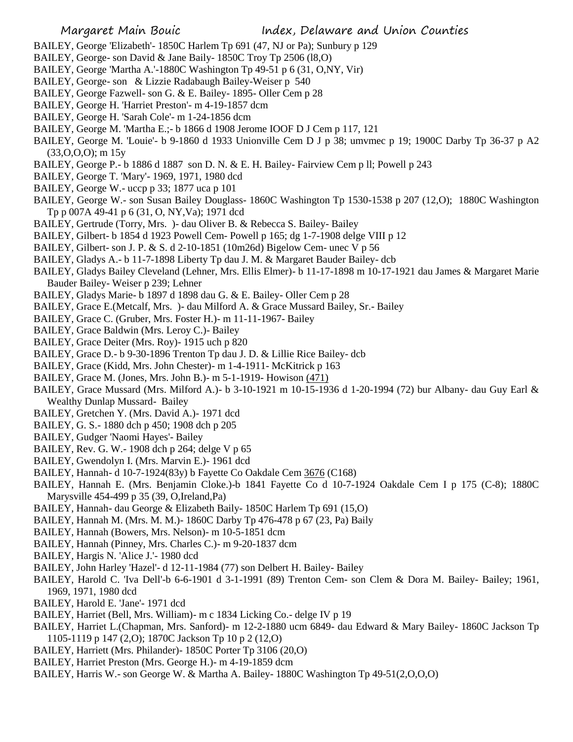BAILEY, George 'Elizabeth'- 1850C Harlem Tp 691 (47, NJ or Pa); Sunbury p 129

BAILEY, George- son David & Jane Baily- 1850C Troy Tp 2506 (l8,O)

BAILEY, George 'Martha A.'-1880C Washington Tp 49-51 p 6 (31, O,NY, Vir)

BAILEY, George- son & Lizzie Radabaugh Bailey-Weiser p 540

BAILEY, George Fazwell- son G. & E. Bailey- 1895- Oller Cem p 28

BAILEY, George H. 'Harriet Preston'- m 4-19-1857 dcm

BAILEY, George H. 'Sarah Cole'- m 1-24-1856 dcm

BAILEY, George M. 'Martha E.;- b 1866 d 1908 Jerome IOOF D J Cem p 117, 121

BAILEY, George M. 'Louie'- b 9-1860 d 1933 Unionville Cem D J p 38; umvmec p 19; 1900C Darby Tp 36-37 p A2 (33,O,O,O); m 15y

BAILEY, George P.- b 1886 d 1887 son D. N. & E. H. Bailey- Fairview Cem p ll; Powell p 243

BAILEY, George T. 'Mary'- 1969, 1971, 1980 dcd

BAILEY, George W.- uccp p 33; 1877 uca p 101

BAILEY, George W.- son Susan Bailey Douglass- 1860C Washington Tp 1530-1538 p 207 (12,O); 1880C Washington Tp p 007A 49-41 p 6 (31, O, NY,Va); 1971 dcd

BAILEY, Gertrude (Torry, Mrs. )- dau Oliver B. & Rebecca S. Bailey- Bailey

BAILEY, Gilbert- b 1854 d 1923 Powell Cem- Powell p 165; dg 1-7-1908 delge VIII p 12

BAILEY, Gilbert- son J. P. & S. d 2-10-1851 (10m26d) Bigelow Cem- unec V p 56

BAILEY, Gladys A.- b 11-7-1898 Liberty Tp dau J. M. & Margaret Bauder Bailey- dcb

BAILEY, Gladys Bailey Cleveland (Lehner, Mrs. Ellis Elmer)- b 11-17-1898 m 10-17-1921 dau James & Margaret Marie Bauder Bailey- Weiser p 239; Lehner

BAILEY, Gladys Marie- b 1897 d 1898 dau G. & E. Bailey- Oller Cem p 28

BAILEY, Grace E.(Metcalf, Mrs. )- dau Milford A. & Grace Mussard Bailey, Sr.- Bailey

BAILEY, Grace C. (Gruber, Mrs. Foster H.)- m 11-11-1967- Bailey

BAILEY, Grace Baldwin (Mrs. Leroy C.)- Bailey

BAILEY, Grace Deiter (Mrs. Roy)- 1915 uch p 820

BAILEY, Grace D.- b 9-30-1896 Trenton Tp dau J. D. & Lillie Rice Bailey- dcb

BAILEY, Grace (Kidd, Mrs. John Chester)- m 1-4-1911- McKitrick p 163

BAILEY, Grace M. (Jones, Mrs. John B.)- m 5-1-1919- Howison (471)

BAILEY, Grace Mussard (Mrs. Milford A.)- b 3-10-1921 m 10-15-1936 d 1-20-1994 (72) bur Albany- dau Guy Earl & Wealthy Dunlap Mussard- Bailey

BAILEY, Gretchen Y. (Mrs. David A.)- 1971 dcd

BAILEY, G. S.- 1880 dch p 450; 1908 dch p 205

BAILEY, Gudger 'Naomi Hayes'- Bailey

BAILEY, Rev. G. W.- 1908 dch p 264; delge V p 65

BAILEY, Gwendolyn I. (Mrs. Marvin E.)- 1961 dcd

BAILEY, Hannah- d 10-7-1924(83y) b Fayette Co Oakdale Cem 3676 (C168)

BAILEY, Hannah E. (Mrs. Benjamin Cloke.)-b 1841 Fayette Co d 10-7-1924 Oakdale Cem I p 175 (C-8); 1880C Marysville 454-499 p 35 (39, O,Ireland,Pa)

BAILEY, Hannah- dau George & Elizabeth Baily- 1850C Harlem Tp 691 (15,O)

BAILEY, Hannah M. (Mrs. M. M.)- 1860C Darby Tp 476-478 p 67 (23, Pa) Baily

BAILEY, Hannah (Bowers, Mrs. Nelson)- m 10-5-1851 dcm

BAILEY, Hannah (Pinney, Mrs. Charles C.)- m 9-20-1837 dcm

BAILEY, Hargis N. 'Alice J.'- 1980 dcd

BAILEY, John Harley 'Hazel'- d 12-11-1984 (77) son Delbert H. Bailey- Bailey

BAILEY, Harold C. 'Iva Dell'-b 6-6-1901 d 3-1-1991 (89) Trenton Cem- son Clem & Dora M. Bailey- Bailey; 1961, 1969, 1971, 1980 dcd

BAILEY, Harold E. 'Jane'- 1971 dcd

BAILEY, Harriet (Bell, Mrs. William)- m c 1834 Licking Co.- delge IV p 19

BAILEY, Harriet L.(Chapman, Mrs. Sanford)- m 12-2-1880 ucm 6849- dau Edward & Mary Bailey- 1860C Jackson Tp 1105-1119 p 147 (2,O); 1870C Jackson Tp 10 p 2 (12,O)

BAILEY, Harriett (Mrs. Philander)- 1850C Porter Tp 3106 (20,O)

BAILEY, Harriet Preston (Mrs. George H.)- m 4-19-1859 dcm

BAILEY, Harris W.- son George W. & Martha A. Bailey- 1880C Washington Tp 49-51(2,O,O,O)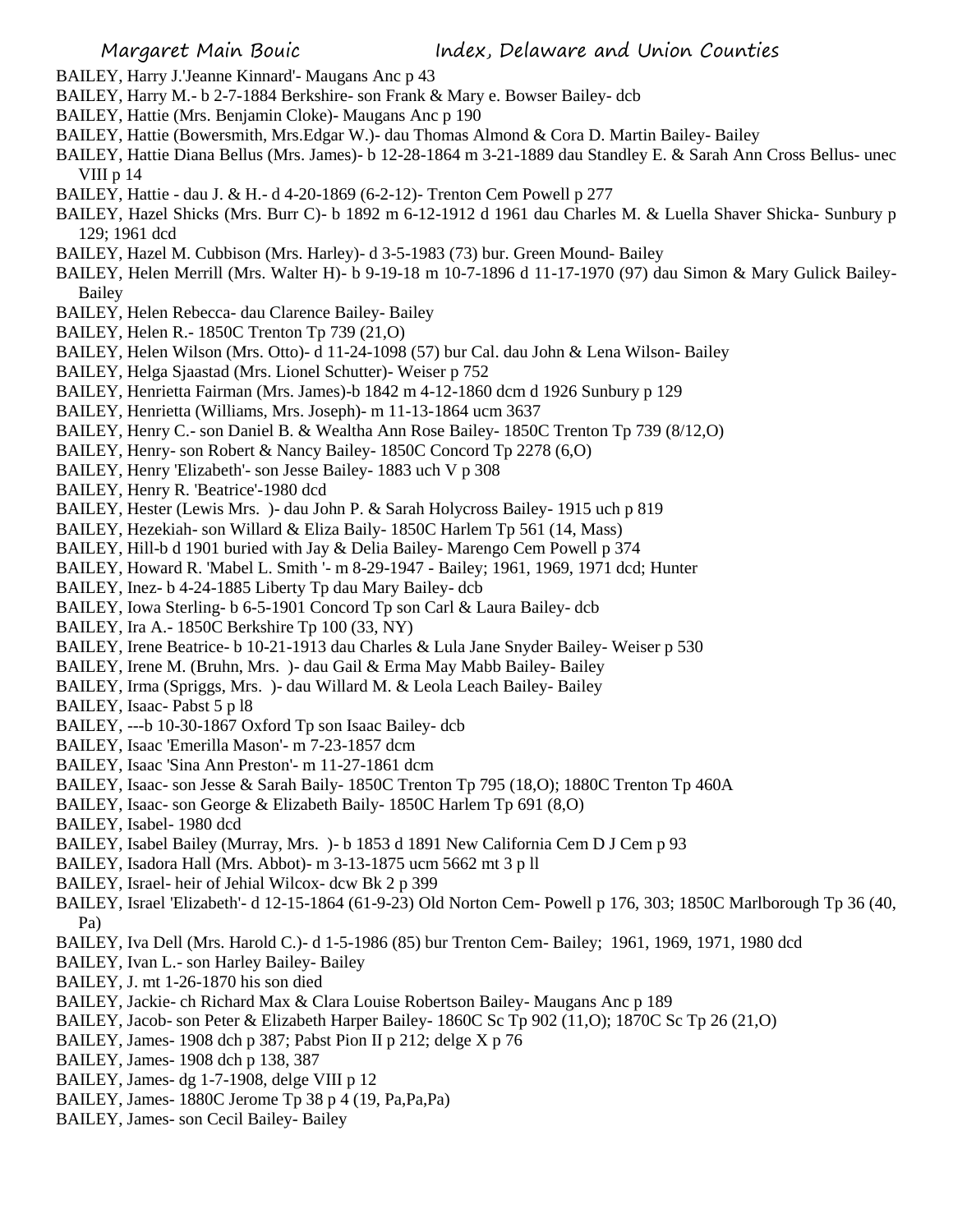BAILEY, Harry J.'Jeanne Kinnard'- Maugans Anc p 43

BAILEY, Harry M.- b 2-7-1884 Berkshire- son Frank & Mary e. Bowser Bailey- dcb

BAILEY, Hattie (Mrs. Benjamin Cloke)- Maugans Anc p 190

BAILEY, Hattie (Bowersmith, Mrs.Edgar W.)- dau Thomas Almond & Cora D. Martin Bailey- Bailey

BAILEY, Hattie Diana Bellus (Mrs. James)- b 12-28-1864 m 3-21-1889 dau Standley E. & Sarah Ann Cross Bellus- unec VIII p 14

BAILEY, Hattie - dau J. & H.- d 4-20-1869 (6-2-12)- Trenton Cem Powell p 277

BAILEY, Hazel Shicks (Mrs. Burr C)- b 1892 m 6-12-1912 d 1961 dau Charles M. & Luella Shaver Shicka- Sunbury p 129; 1961 dcd

BAILEY, Hazel M. Cubbison (Mrs. Harley)- d 3-5-1983 (73) bur. Green Mound- Bailey

BAILEY, Helen Merrill (Mrs. Walter H)- b 9-19-18 m 10-7-1896 d 11-17-1970 (97) dau Simon & Mary Gulick Bailey-Bailey

BAILEY, Helen Rebecca- dau Clarence Bailey- Bailey

BAILEY, Helen R.- 1850C Trenton Tp 739 (21,O)

BAILEY, Helen Wilson (Mrs. Otto)- d 11-24-1098 (57) bur Cal. dau John & Lena Wilson- Bailey

BAILEY, Helga Sjaastad (Mrs. Lionel Schutter)- Weiser p 752

BAILEY, Henrietta Fairman (Mrs. James)-b 1842 m 4-12-1860 dcm d 1926 Sunbury p 129

BAILEY, Henrietta (Williams, Mrs. Joseph)- m 11-13-1864 ucm 3637

BAILEY, Henry C.- son Daniel B. & Wealtha Ann Rose Bailey- 1850C Trenton Tp 739 (8/12,O)

BAILEY, Henry- son Robert & Nancy Bailey- 1850C Concord Tp 2278 (6,O)

BAILEY, Henry 'Elizabeth'- son Jesse Bailey- 1883 uch V p 308

BAILEY, Henry R. 'Beatrice'-1980 dcd

BAILEY, Hester (Lewis Mrs. )- dau John P. & Sarah Holycross Bailey- 1915 uch p 819

BAILEY, Hezekiah- son Willard & Eliza Baily- 1850C Harlem Tp 561 (14, Mass)

BAILEY, Hill-b d 1901 buried with Jay & Delia Bailey- Marengo Cem Powell p 374

BAILEY, Howard R. 'Mabel L. Smith '- m 8-29-1947 - Bailey; 1961, 1969, 1971 dcd; Hunter

BAILEY, Inez- b 4-24-1885 Liberty Tp dau Mary Bailey- dcb

BAILEY, Iowa Sterling- b 6-5-1901 Concord Tp son Carl & Laura Bailey- dcb

BAILEY, Ira A.- 1850C Berkshire Tp 100 (33, NY)

BAILEY, Irene Beatrice- b 10-21-1913 dau Charles & Lula Jane Snyder Bailey- Weiser p 530

BAILEY, Irene M. (Bruhn, Mrs. )- dau Gail & Erma May Mabb Bailey- Bailey

BAILEY, Irma (Spriggs, Mrs. )- dau Willard M. & Leola Leach Bailey- Bailey

BAILEY, Isaac- Pabst 5 p l8

BAILEY, ---b 10-30-1867 Oxford Tp son Isaac Bailey- dcb

BAILEY, Isaac 'Emerilla Mason'- m 7-23-1857 dcm

BAILEY, Isaac 'Sina Ann Preston'- m 11-27-1861 dcm

BAILEY, Isaac- son Jesse & Sarah Baily- 1850C Trenton Tp 795 (18,O); 1880C Trenton Tp 460A

BAILEY, Isaac- son George & Elizabeth Baily- 1850C Harlem Tp 691 (8,O)

BAILEY, Isabel- 1980 dcd

BAILEY, Isabel Bailey (Murray, Mrs. )- b 1853 d 1891 New California Cem D J Cem p 93

BAILEY, Isadora Hall (Mrs. Abbot)- m 3-13-1875 ucm 5662 mt 3 p ll

BAILEY, Israel- heir of Jehial Wilcox- dcw Bk 2 p 399

BAILEY, Israel 'Elizabeth'- d 12-15-1864 (61-9-23) Old Norton Cem- Powell p 176, 303; 1850C Marlborough Tp 36 (40, Pa)

BAILEY, Iva Dell (Mrs. Harold C.)- d 1-5-1986 (85) bur Trenton Cem- Bailey; 1961, 1969, 1971, 1980 dcd

BAILEY, Ivan L.- son Harley Bailey- Bailey

BAILEY, J. mt 1-26-1870 his son died

BAILEY, Jackie- ch Richard Max & Clara Louise Robertson Bailey- Maugans Anc p 189

BAILEY, Jacob- son Peter & Elizabeth Harper Bailey- 1860C Sc Tp 902 (11,O); 1870C Sc Tp 26 (21,O)

BAILEY, James- 1908 dch p 387; Pabst Pion II p 212; delge X p 76

BAILEY, James- 1908 dch p 138, 387

BAILEY, James- dg 1-7-1908, delge VIII p 12

BAILEY, James- 1880C Jerome Tp 38 p 4 (19, Pa,Pa,Pa)

BAILEY, James- son Cecil Bailey- Bailey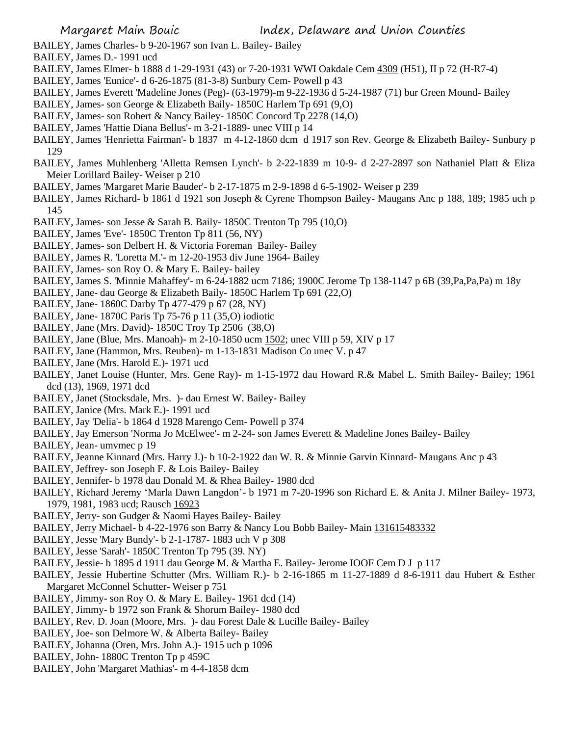BAILEY, James Charles- b 9-20-1967 son Ivan L. Bailey- Bailey

BAILEY, James D.- 1991 ucd

BAILEY, James Elmer- b 1888 d 1-29-1931 (43) or 7-20-1931 WWI Oakdale Cem 4309 (H51), II p 72 (H-R7-4)

BAILEY, James 'Eunice'- d 6-26-1875 (81-3-8) Sunbury Cem- Powell p 43

BAILEY, James Everett 'Madeline Jones (Peg)- (63-1979)-m 9-22-1936 d 5-24-1987 (71) bur Green Mound- Bailey

BAILEY, James- son George & Elizabeth Baily- 1850C Harlem Tp 691 (9,O)

BAILEY, James- son Robert & Nancy Bailey- 1850C Concord Tp 2278 (14,O)

BAILEY, James 'Hattie Diana Bellus'- m 3-21-1889- unec VIII p 14

BAILEY, James 'Henrietta Fairman'- b 1837 m 4-12-1860 dcm d 1917 son Rev. George & Elizabeth Bailey- Sunbury p 129

BAILEY, James Muhlenberg 'Alletta Remsen Lynch'- b 2-22-1839 m 10-9- d 2-27-2897 son Nathaniel Platt & Eliza Meier Lorillard Bailey- Weiser p 210

BAILEY, James 'Margaret Marie Bauder'- b 2-17-1875 m 2-9-1898 d 6-5-1902- Weiser p 239

BAILEY, James Richard- b 1861 d 1921 son Joseph & Cyrene Thompson Bailey- Maugans Anc p 188, 189; 1985 uch p 145

BAILEY, James- son Jesse & Sarah B. Baily- 1850C Trenton Tp 795 (10,O)

BAILEY, James 'Eve'- 1850C Trenton Tp 811 (56, NY)

BAILEY, James- son Delbert H. & Victoria Foreman Bailey- Bailey

BAILEY, James R. 'Loretta M.'- m 12-20-1953 div June 1964- Bailey

BAILEY, James- son Roy O. & Mary E. Bailey- bailey

BAILEY, James S. 'Minnie Mahaffey'- m 6-24-1882 ucm 7186; 1900C Jerome Tp 138-1147 p 6B (39,Pa,Pa,Pa) m 18y

BAILEY, Jane- dau George & Elizabeth Baily- 1850C Harlem Tp 691 (22,O)

BAILEY, Jane- 1860C Darby Tp 477-479 p 67 (28, NY)

BAILEY, Jane- 1870C Paris Tp 75-76 p 11 (35,O) iodiotic

BAILEY, Jane (Mrs. David)- 1850C Troy Tp 2506 (38,O)

BAILEY, Jane (Blue, Mrs. Manoah)- m 2-10-1850 ucm 1502; unec VIII p 59, XIV p 17

BAILEY, Jane (Hammon, Mrs. Reuben)- m 1-13-1831 Madison Co unec V. p 47

BAILEY, Jane (Mrs. Harold E.)- 1971 ucd

BAILEY, Janet Louise (Hunter, Mrs. Gene Ray)- m 1-15-1972 dau Howard R.& Mabel L. Smith Bailey- Bailey; 1961 dcd (13), 1969, 1971 dcd

BAILEY, Janet (Stocksdale, Mrs. )- dau Ernest W. Bailey- Bailey

BAILEY, Janice (Mrs. Mark E.)- 1991 ucd

BAILEY, Jay 'Delia'- b 1864 d 1928 Marengo Cem- Powell p 374

BAILEY, Jay Emerson 'Norma Jo McElwee'- m 2-24- son James Everett & Madeline Jones Bailey- Bailey

BAILEY, Jean- umvmec p 19

BAILEY, Jeanne Kinnard (Mrs. Harry J.)- b 10-2-1922 dau W. R. & Minnie Garvin Kinnard- Maugans Anc p 43

BAILEY, Jeffrey- son Joseph F. & Lois Bailey- Bailey

BAILEY, Jennifer- b 1978 dau Donald M. & Rhea Bailey- 1980 dcd

BAILEY, Richard Jeremy 'Marla Dawn Langdon'- b 1971 m 7-20-1996 son Richard E. & Anita J. Milner Bailey- 1973, 1979, 1981, 1983 ucd; Rausch 16923

BAILEY, Jerry- son Gudger & Naomi Hayes Bailey- Bailey

BAILEY, Jerry Michael- b 4-22-1976 son Barry & Nancy Lou Bobb Bailey- Main 131615483332

BAILEY, Jesse 'Mary Bundy'- b 2-1-1787- 1883 uch V p 308

BAILEY, Jesse 'Sarah'- 1850C Trenton Tp 795 (39. NY)

BAILEY, Jessie- b 1895 d 1911 dau George M. & Martha E. Bailey- Jerome IOOF Cem D J p 117

BAILEY, Jessie Hubertine Schutter (Mrs. William R.)- b 2-16-1865 m 11-27-1889 d 8-6-1911 dau Hubert & Esther Margaret McConnel Schutter- Weiser p 751

BAILEY, Jimmy- son Roy O. & Mary E. Bailey- 1961 dcd (14)

BAILEY, Jimmy- b 1972 son Frank & Shorum Bailey- 1980 dcd

BAILEY, Rev. D. Joan (Moore, Mrs. )- dau Forest Dale & Lucille Bailey- Bailey

BAILEY, Joe- son Delmore W. & Alberta Bailey- Bailey

BAILEY, Johanna (Oren, Mrs. John A.)- 1915 uch p 1096

BAILEY, John- 1880C Trenton Tp p 459C

BAILEY, John 'Margaret Mathias'- m 4-4-1858 dcm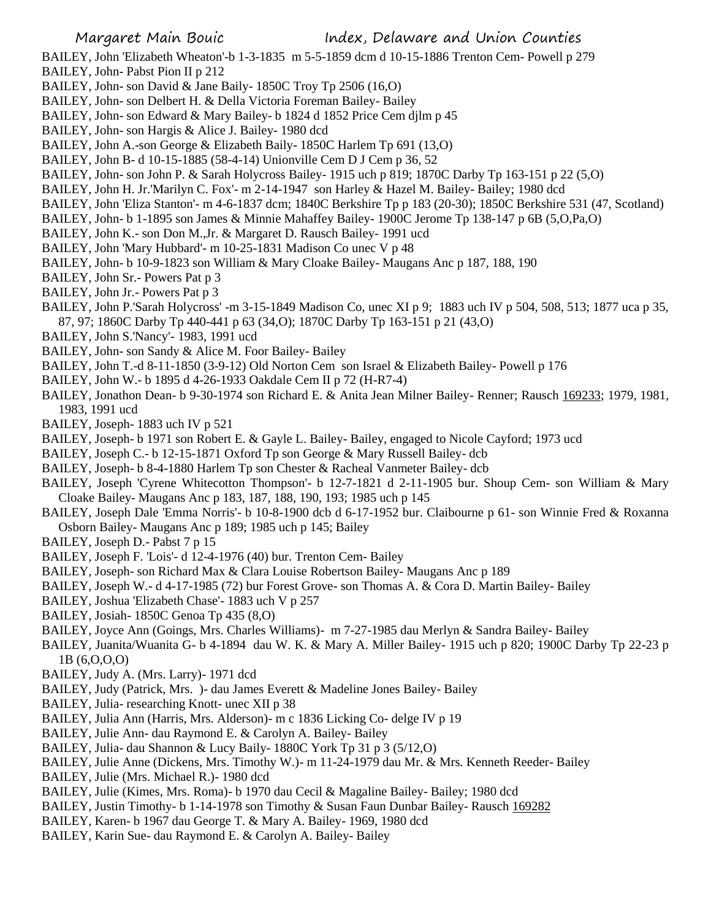BAILEY, John 'Elizabeth Wheaton'-b 1-3-1835 m 5-5-1859 dcm d 10-15-1886 Trenton Cem- Powell p 279
BAILEY, John- Pabst Pion II p 212
BAILEY, John- son David & Jane Baily- 1850C Troy Tp 2506 (16,O)
BAILEY, John- son Delbert H. & Della Victoria Foreman Bailey- Bailey
BAILEY, John- son Edward & Mary Bailey- b 1824 d 1852 Price Cem djlm p 45
BAILEY, John- son Hargis & Alice J. Bailey- 1980 dcd
BAILEY, John A.-son George & Elizabeth Baily- 1850C Harlem Tp 691 (13,O)
BAILEY, John B- d 10-15-1885 (58-4-14) Unionville Cem D J Cem p 36, 52
BAILEY, John- son John P. & Sarah Holycross Bailey- 1915 uch p 819; 1870C Darby Tp 163-151 p 22 (5,O)
BAILEY, John H. Jr.'Marilyn C. Fox'- m 2-14-1947 son Harley & Hazel M. Bailey- Bailey; 1980 dcd
BAILEY, John 'Eliza Stanton'- m 4-6-1837 dcm; 1840C Berkshire Tp p 183 (20-30); 1850C Berkshire 531 (47, Scotland)
BAILEY, John- b 1-1895 son James & Minnie Mahaffey Bailey- 1900C Jerome Tp 138-147 p 6B (5,O,Pa,O)
BAILEY, John K.- son Don M.,Jr. & Margaret D. Rausch Bailey- 1991 ucd
BAILEY, John 'Mary Hubbard'- m 10-25-1831 Madison Co unec V p 48
BAILEY, John- b 10-9-1823 son William & Mary Cloake Bailey- Maugans Anc p 187, 188, 190
BAILEY, John Sr.- Powers Pat p 3
BAILEY, John Jr.- Powers Pat p 3
BAILEY, John P.'Sarah Holycross' -m 3-15-1849 Madison Co, unec XI p 9; 1883 uch IV p 504, 508, 513; 1877 uca p 35, 87, 97; 1860C Darby Tp 440-441 p 63 (34,O); 1870C Darby Tp 163-151 p 21 (43,O)
BAILEY, John S.'Nancy'- 1983, 1991 ucd
BAILEY, John- son Sandy & Alice M. Foor Bailey- Bailey
BAILEY, John T.-d 8-11-1850 (3-9-12) Old Norton Cem son Israel & Elizabeth Bailey- Powell p 176
BAILEY, John W.- b 1895 d 4-26-1933 Oakdale Cem II p 72 (H-R7-4)
BAILEY, Jonathon Dean- b 9-30-1974 son Richard E. & Anita Jean Milner Bailey- Renner; Rausch 169233; 1979, 1981, 1983, 1991 ucd
BAILEY, Joseph- 1883 uch IV p 521
BAILEY, Joseph- b 1971 son Robert E. & Gayle L. Bailey- Bailey, engaged to Nicole Cayford; 1973 ucd
BAILEY, Joseph C.- b 12-15-1871 Oxford Tp son George & Mary Russell Bailey- dcb
BAILEY, Joseph- b 8-4-1880 Harlem Tp son Chester & Racheal Vanmeter Bailey- dcb
BAILEY, Joseph 'Cyrene Whitecotton Thompson'- b 12-7-1821 d 2-11-1905 bur. Shoup Cem- son William & Mary Cloake Bailey- Maugans Anc p 183, 187, 188, 190, 193; 1985 uch p 145
BAILEY, Joseph Dale 'Emma Norris'- b 10-8-1900 dcb d 6-17-1952 bur. Claibourne p 61- son Winnie Fred & Roxanna Osborn Bailey- Maugans Anc p 189; 1985 uch p 145; Bailey
BAILEY, Joseph D.- Pabst 7 p 15
BAILEY, Joseph F. 'Lois'- d 12-4-1976 (40) bur. Trenton Cem- Bailey
BAILEY, Joseph- son Richard Max & Clara Louise Robertson Bailey- Maugans Anc p 189
BAILEY, Joseph W.- d 4-17-1985 (72) bur Forest Grove- son Thomas A. & Cora D. Martin Bailey- Bailey
BAILEY, Joshua 'Elizabeth Chase'- 1883 uch V p 257
BAILEY, Josiah- 1850C Genoa Tp 435 (8,O)
BAILEY, Joyce Ann (Goings, Mrs. Charles Williams)- m 7-27-1985 dau Merlyn & Sandra Bailey- Bailey
BAILEY, Juanita/Wuanita G- b 4-1894 dau W. K. & Mary A. Miller Bailey- 1915 uch p 820; 1900C Darby Tp 22-23 p 1B (6,O,O,O)
BAILEY, Judy A. (Mrs. Larry)- 1971 dcd
BAILEY, Judy (Patrick, Mrs. )- dau James Everett & Madeline Jones Bailey- Bailey
BAILEY, Julia- researching Knott- unec XII p 38
BAILEY, Julia Ann (Harris, Mrs. Alderson)- m c 1836 Licking Co- delge IV p 19
BAILEY, Julie Ann- dau Raymond E. & Carolyn A. Bailey- Bailey
BAILEY, Julia- dau Shannon & Lucy Baily- 1880C York Tp 31 p 3 (5/12,O)
BAILEY, Julie Anne (Dickens, Mrs. Timothy W.)- m 11-24-1979 dau Mr. & Mrs. Kenneth Reeder- Bailey
BAILEY, Julie (Mrs. Michael R.)- 1980 dcd
BAILEY, Julie (Kimes, Mrs. Roma)- b 1970 dau Cecil & Magaline Bailey- Bailey; 1980 dcd
BAILEY, Justin Timothy- b 1-14-1978 son Timothy & Susan Faun Dunbar Bailey- Rausch 169282
BAILEY, Karen- b 1967 dau George T. & Mary A. Bailey- 1969, 1980 dcd
BAILEY, Karin Sue- dau Raymond E. & Carolyn A. Bailey- Bailey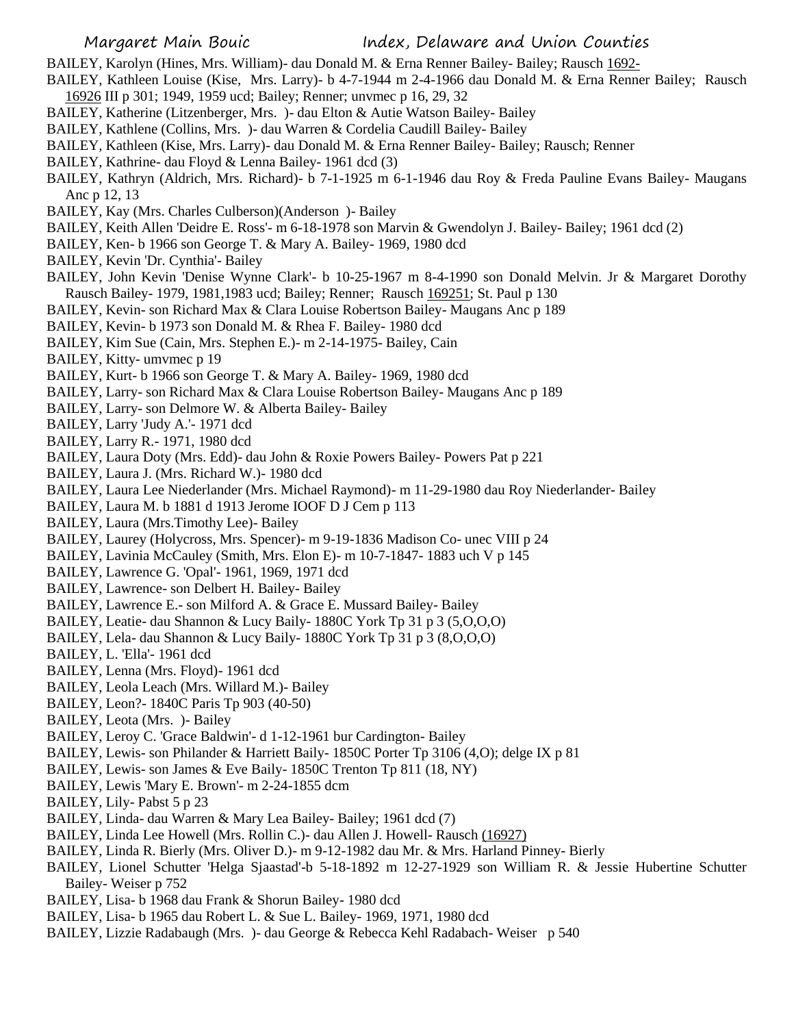BAILEY, Karolyn (Hines, Mrs. William)- dau Donald M. & Erna Renner Bailey- Bailey; Rausch 1692-

BAILEY, Kathleen Louise (Kise, Mrs. Larry)- b 4-7-1944 m 2-4-1966 dau Donald M. & Erna Renner Bailey; Rausch 16926 III p 301; 1949, 1959 ucd; Bailey; Renner; unvmec p 16, 29, 32

BAILEY, Katherine (Litzenberger, Mrs. )- dau Elton & Autie Watson Bailey- Bailey

BAILEY, Kathlene (Collins, Mrs. )- dau Warren & Cordelia Caudill Bailey- Bailey

BAILEY, Kathleen (Kise, Mrs. Larry)- dau Donald M. & Erna Renner Bailey- Bailey; Rausch; Renner

BAILEY, Kathrine- dau Floyd & Lenna Bailey- 1961 dcd (3)

BAILEY, Kathryn (Aldrich, Mrs. Richard)- b 7-1-1925 m 6-1-1946 dau Roy & Freda Pauline Evans Bailey- Maugans Anc p 12, 13

BAILEY, Kay (Mrs. Charles Culberson)(Anderson )- Bailey

BAILEY, Keith Allen 'Deidre E. Ross'- m 6-18-1978 son Marvin & Gwendolyn J. Bailey- Bailey; 1961 dcd (2)

BAILEY, Ken- b 1966 son George T. & Mary A. Bailey- 1969, 1980 dcd

BAILEY, Kevin 'Dr. Cynthia'- Bailey

BAILEY, John Kevin 'Denise Wynne Clark'- b 10-25-1967 m 8-4-1990 son Donald Melvin. Jr & Margaret Dorothy Rausch Bailey- 1979, 1981,1983 ucd; Bailey; Renner; Rausch 169251; St. Paul p 130

BAILEY, Kevin- son Richard Max & Clara Louise Robertson Bailey- Maugans Anc p 189

BAILEY, Kevin- b 1973 son Donald M. & Rhea F. Bailey- 1980 dcd

BAILEY, Kim Sue (Cain, Mrs. Stephen E.)- m 2-14-1975- Bailey, Cain

BAILEY, Kitty- umvmec p 19

BAILEY, Kurt- b 1966 son George T. & Mary A. Bailey- 1969, 1980 dcd

BAILEY, Larry- son Richard Max & Clara Louise Robertson Bailey- Maugans Anc p 189

BAILEY, Larry- son Delmore W. & Alberta Bailey- Bailey

BAILEY, Larry 'Judy A.'- 1971 dcd

BAILEY, Larry R.- 1971, 1980 dcd

BAILEY, Laura Doty (Mrs. Edd)- dau John & Roxie Powers Bailey- Powers Pat p 221

BAILEY, Laura J. (Mrs. Richard W.)- 1980 dcd

BAILEY, Laura Lee Niederlander (Mrs. Michael Raymond)- m 11-29-1980 dau Roy Niederlander- Bailey

BAILEY, Laura M. b 1881 d 1913 Jerome IOOF D J Cem p 113

BAILEY, Laura (Mrs.Timothy Lee)- Bailey

BAILEY, Laurey (Holycross, Mrs. Spencer)- m 9-19-1836 Madison Co- unec VIII p 24

BAILEY, Lavinia McCauley (Smith, Mrs. Elon E)- m 10-7-1847- 1883 uch V p 145

BAILEY, Lawrence G. 'Opal'- 1961, 1969, 1971 dcd

BAILEY, Lawrence- son Delbert H. Bailey- Bailey

BAILEY, Lawrence E.- son Milford A. & Grace E. Mussard Bailey- Bailey

BAILEY, Leatie- dau Shannon & Lucy Baily- 1880C York Tp 31 p 3 (5,O,O,O)

BAILEY, Lela- dau Shannon & Lucy Baily- 1880C York Tp 31 p 3 (8,O,O,O)

BAILEY, L. 'Ella'- 1961 dcd

BAILEY, Lenna (Mrs. Floyd)- 1961 dcd

BAILEY, Leola Leach (Mrs. Willard M.)- Bailey

BAILEY, Leon?- 1840C Paris Tp 903 (40-50)

BAILEY, Leota (Mrs. )- Bailey

BAILEY, Leroy C. 'Grace Baldwin'- d 1-12-1961 bur Cardington- Bailey

BAILEY, Lewis- son Philander & Harriett Baily- 1850C Porter Tp 3106 (4,O); delge IX p 81

BAILEY, Lewis- son James & Eve Baily- 1850C Trenton Tp 811 (18, NY)

BAILEY, Lewis 'Mary E. Brown'- m 2-24-1855 dcm

BAILEY, Lily- Pabst 5 p 23

BAILEY, Linda- dau Warren & Mary Lea Bailey- Bailey; 1961 dcd (7)

BAILEY, Linda Lee Howell (Mrs. Rollin C.)- dau Allen J. Howell- Rausch (16927)

BAILEY, Linda R. Bierly (Mrs. Oliver D.)- m 9-12-1982 dau Mr. & Mrs. Harland Pinney- Bierly

BAILEY, Lionel Schutter 'Helga Sjaastad'-b 5-18-1892 m 12-27-1929 son William R. & Jessie Hubertine Schutter Bailey- Weiser p 752

BAILEY, Lisa- b 1968 dau Frank & Shorun Bailey- 1980 dcd

BAILEY, Lisa- b 1965 dau Robert L. & Sue L. Bailey- 1969, 1971, 1980 dcd

BAILEY, Lizzie Radabaugh (Mrs. )- dau George & Rebecca Kehl Radabach- Weiser p 540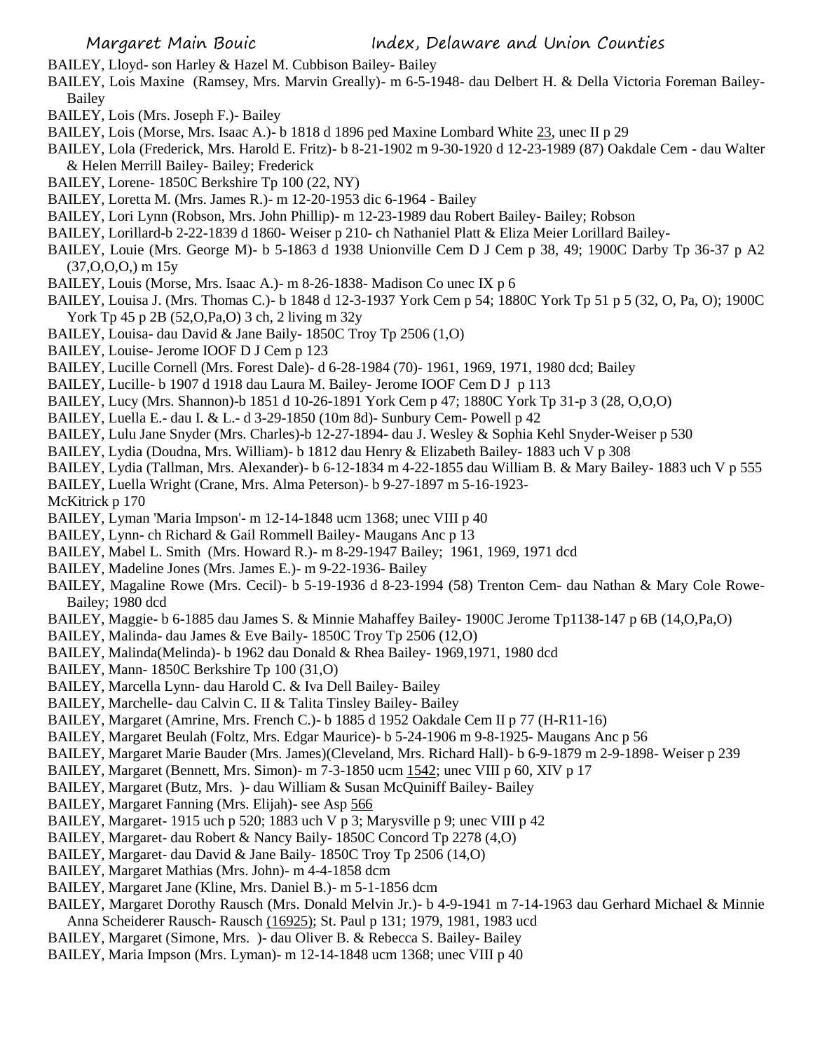BAILEY, Lloyd- son Harley & Hazel M. Cubbison Bailey- Bailey

BAILEY, Lois Maxine (Ramsey, Mrs. Marvin Greally)- m 6-5-1948- dau Delbert H. & Della Victoria Foreman Bailey- Bailey

BAILEY, Lois (Mrs. Joseph F.)- Bailey

BAILEY, Lois (Morse, Mrs. Isaac A.)- b 1818 d 1896 ped Maxine Lombard White 23, unec II p 29

BAILEY, Lola (Frederick, Mrs. Harold E. Fritz)- b 8-21-1902 m 9-30-1920 d 12-23-1989 (87) Oakdale Cem - dau Walter & Helen Merrill Bailey- Bailey; Frederick

BAILEY, Lorene- 1850C Berkshire Tp 100 (22, NY)

BAILEY, Loretta M. (Mrs. James R.)- m 12-20-1953 dic 6-1964 - Bailey

BAILEY, Lori Lynn (Robson, Mrs. John Phillip)- m 12-23-1989 dau Robert Bailey- Bailey; Robson

BAILEY, Lorillard-b 2-22-1839 d 1860- Weiser p 210- ch Nathaniel Platt & Eliza Meier Lorillard Bailey-

BAILEY, Louie (Mrs. George M)- b 5-1863 d 1938 Unionville Cem D J Cem p 38, 49; 1900C Darby Tp 36-37 p A2 (37,O,O,O,) m 15y

BAILEY, Louis (Morse, Mrs. Isaac A.)- m 8-26-1838- Madison Co unec IX p 6

BAILEY, Louisa J. (Mrs. Thomas C.)- b 1848 d 12-3-1937 York Cem p 54; 1880C York Tp 51 p 5 (32, O, Pa, O); 1900C York Tp 45 p 2B (52,O,Pa,O) 3 ch, 2 living m 32y

BAILEY, Louisa- dau David & Jane Baily- 1850C Troy Tp 2506 (1,O)

BAILEY, Louise- Jerome IOOF D J Cem p 123

BAILEY, Lucille Cornell (Mrs. Forest Dale)- d 6-28-1984 (70)- 1961, 1969, 1971, 1980 dcd; Bailey

BAILEY, Lucille- b 1907 d 1918 dau Laura M. Bailey- Jerome IOOF Cem D J p 113

BAILEY, Lucy (Mrs. Shannon)-b 1851 d 10-26-1891 York Cem p 47; 1880C York Tp 31-p 3 (28, O,O,O)

BAILEY, Luella E.- dau I. & L.- d 3-29-1850 (10m 8d)- Sunbury Cem- Powell p 42

BAILEY, Lulu Jane Snyder (Mrs. Charles)-b 12-27-1894- dau J. Wesley & Sophia Kehl Snyder-Weiser p 530

BAILEY, Lydia (Doudna, Mrs. William)- b 1812 dau Henry & Elizabeth Bailey- 1883 uch V p 308

BAILEY, Lydia (Tallman, Mrs. Alexander)- b 6-12-1834 m 4-22-1855 dau William B. & Mary Bailey- 1883 uch V p 555

BAILEY, Luella Wright (Crane, Mrs. Alma Peterson)- b 9-27-1897 m 5-16-1923-
McKitrick p 170

BAILEY, Lyman 'Maria Impson'- m 12-14-1848 ucm 1368; unec VIII p 40

BAILEY, Lynn- ch Richard & Gail Rommell Bailey- Maugans Anc p 13

BAILEY, Mabel L. Smith (Mrs. Howard R.)- m 8-29-1947 Bailey; 1961, 1969, 1971 dcd

BAILEY, Madeline Jones (Mrs. James E.)- m 9-22-1936- Bailey

BAILEY, Magaline Rowe (Mrs. Cecil)- b 5-19-1936 d 8-23-1994 (58) Trenton Cem- dau Nathan & Mary Cole Rowe- Bailey; 1980 dcd

BAILEY, Maggie- b 6-1885 dau James S. & Minnie Mahaffey Bailey- 1900C Jerome Tp1138-147 p 6B (14,O,Pa,O)

BAILEY, Malinda- dau James & Eve Baily- 1850C Troy Tp 2506 (12,O)

BAILEY, Malinda(Melinda)- b 1962 dau Donald & Rhea Bailey- 1969,1971, 1980 dcd

BAILEY, Mann- 1850C Berkshire Tp 100 (31,O)

BAILEY, Marcella Lynn- dau Harold C. & Iva Dell Bailey- Bailey

BAILEY, Marchelle- dau Calvin C. II & Talita Tinsley Bailey- Bailey

BAILEY, Margaret (Amrine, Mrs. French C.)- b 1885 d 1952 Oakdale Cem II p 77 (H-R11-16)

BAILEY, Margaret Beulah (Foltz, Mrs. Edgar Maurice)- b 5-24-1906 m 9-8-1925- Maugans Anc p 56

BAILEY, Margaret Marie Bauder (Mrs. James)(Cleveland, Mrs. Richard Hall)- b 6-9-1879 m 2-9-1898- Weiser p 239

BAILEY, Margaret (Bennett, Mrs. Simon)- m 7-3-1850 ucm 1542; unec VIII p 60, XIV p 17

BAILEY, Margaret (Butz, Mrs. )- dau William & Susan McQuiniff Bailey- Bailey

BAILEY, Margaret Fanning (Mrs. Elijah)- see Asp 566

BAILEY, Margaret- 1915 uch p 520; 1883 uch V p 3; Marysville p 9; unec VIII p 42

BAILEY, Margaret- dau Robert & Nancy Baily- 1850C Concord Tp 2278 (4,O)

BAILEY, Margaret- dau David & Jane Baily- 1850C Troy Tp 2506 (14,O)

BAILEY, Margaret Mathias (Mrs. John)- m 4-4-1858 dcm

BAILEY, Margaret Jane (Kline, Mrs. Daniel B.)- m 5-1-1856 dcm

BAILEY, Margaret Dorothy Rausch (Mrs. Donald Melvin Jr.)- b 4-9-1941 m 7-14-1963 dau Gerhard Michael & Minnie Anna Scheiderer Rausch- Rausch (16925); St. Paul p 131; 1979, 1981, 1983 ucd

BAILEY, Margaret (Simone, Mrs. )- dau Oliver B. & Rebecca S. Bailey- Bailey

BAILEY, Maria Impson (Mrs. Lyman)- m 12-14-1848 ucm 1368; unec VIII p 40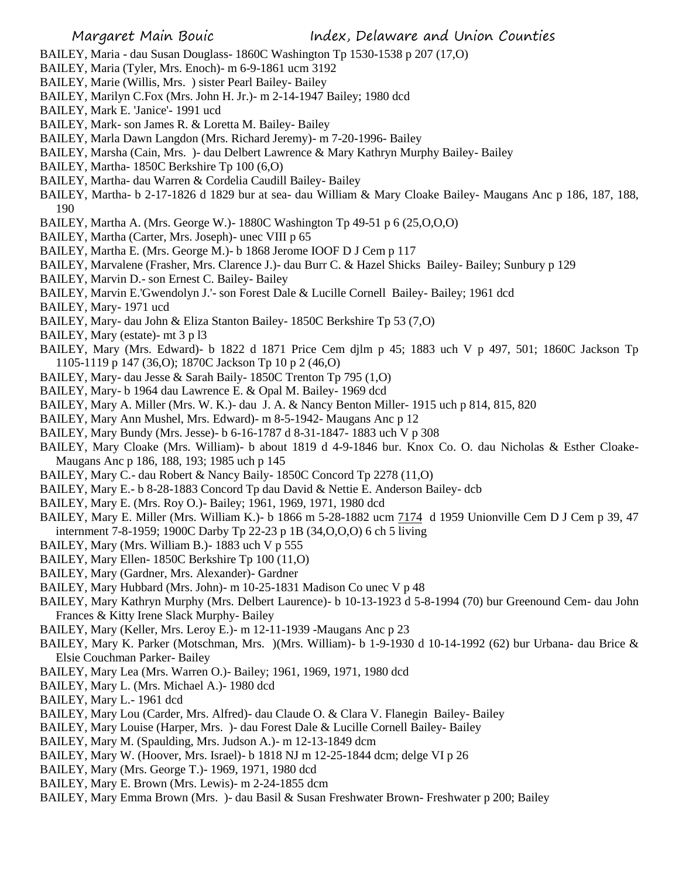BAILEY, Maria - dau Susan Douglass- 1860C Washington Tp 1530-1538 p 207 (17,O)
BAILEY, Maria (Tyler, Mrs. Enoch)- m 6-9-1861 ucm 3192
BAILEY, Marie (Willis, Mrs. ) sister Pearl Bailey- Bailey
BAILEY, Marilyn C.Fox (Mrs. John H. Jr.)- m 2-14-1947 Bailey; 1980 dcd
BAILEY, Mark E. 'Janice'- 1991 ucd
BAILEY, Mark- son James R. & Loretta M. Bailey- Bailey
BAILEY, Marla Dawn Langdon (Mrs. Richard Jeremy)- m 7-20-1996- Bailey
BAILEY, Marsha (Cain, Mrs. )- dau Delbert Lawrence & Mary Kathryn Murphy Bailey- Bailey
BAILEY, Martha- 1850C Berkshire Tp 100 (6,O)
BAILEY, Martha- dau Warren & Cordelia Caudill Bailey- Bailey
BAILEY, Martha- b 2-17-1826 d 1829 bur at sea- dau William & Mary Cloake Bailey- Maugans Anc p 186, 187, 188, 190
BAILEY, Martha A. (Mrs. George W.)- 1880C Washington Tp 49-51 p 6 (25,O,O,O)
BAILEY, Martha (Carter, Mrs. Joseph)- unec VIII p 65
BAILEY, Martha E. (Mrs. George M.)- b 1868 Jerome IOOF D J Cem p 117
BAILEY, Marvalene (Frasher, Mrs. Clarence J.)- dau Burr C. & Hazel Shicks Bailey- Bailey; Sunbury p 129
BAILEY, Marvin D.- son Ernest C. Bailey- Bailey
BAILEY, Marvin E.'Gwendolyn J.'- son Forest Dale & Lucille Cornell Bailey- Bailey; 1961 dcd
BAILEY, Mary- 1971 ucd
BAILEY, Mary- dau John & Eliza Stanton Bailey- 1850C Berkshire Tp 53 (7,O)
BAILEY, Mary (estate)- mt 3 p l3
BAILEY, Mary (Mrs. Edward)- b 1822 d 1871 Price Cem djlm p 45; 1883 uch V p 497, 501; 1860C Jackson Tp 1105-1119 p 147 (36,O); 1870C Jackson Tp 10 p 2 (46,O)
BAILEY, Mary- dau Jesse & Sarah Baily- 1850C Trenton Tp 795 (1,O)
BAILEY, Mary- b 1964 dau Lawrence E. & Opal M. Bailey- 1969 dcd
BAILEY, Mary A. Miller (Mrs. W. K.)- dau J. A. & Nancy Benton Miller- 1915 uch p 814, 815, 820
BAILEY, Mary Ann Mushel, Mrs. Edward)- m 8-5-1942- Maugans Anc p 12
BAILEY, Mary Bundy (Mrs. Jesse)- b 6-16-1787 d 8-31-1847- 1883 uch V p 308
BAILEY, Mary Cloake (Mrs. William)- b about 1819 d 4-9-1846 bur. Knox Co. O. dau Nicholas & Esther Cloake- Maugans Anc p 186, 188, 193; 1985 uch p 145
BAILEY, Mary C.- dau Robert & Nancy Baily- 1850C Concord Tp 2278 (11,O)
BAILEY, Mary E.- b 8-28-1883 Concord Tp dau David & Nettie E. Anderson Bailey- dcb
BAILEY, Mary E. (Mrs. Roy O.)- Bailey; 1961, 1969, 1971, 1980 dcd
BAILEY, Mary E. Miller (Mrs. William K.)- b 1866 m 5-28-1882 ucm 7174 d 1959 Unionville Cem D J Cem p 39, 47 internment 7-8-1959; 1900C Darby Tp 22-23 p 1B (34,O,O,O) 6 ch 5 living
BAILEY, Mary (Mrs. William B.)- 1883 uch V p 555
BAILEY, Mary Ellen- 1850C Berkshire Tp 100 (11,O)
BAILEY, Mary (Gardner, Mrs. Alexander)- Gardner
BAILEY, Mary Hubbard (Mrs. John)- m 10-25-1831 Madison Co unec V p 48
BAILEY, Mary Kathryn Murphy (Mrs. Delbert Laurence)- b 10-13-1923 d 5-8-1994 (70) bur Greenound Cem- dau John Frances & Kitty Irene Slack Murphy- Bailey
BAILEY, Mary (Keller, Mrs. Leroy E.)- m 12-11-1939 -Maugans Anc p 23
BAILEY, Mary K. Parker (Motschman, Mrs. )(Mrs. William)- b 1-9-1930 d 10-14-1992 (62) bur Urbana- dau Brice & Elsie Couchman Parker- Bailey
BAILEY, Mary Lea (Mrs. Warren O.)- Bailey; 1961, 1969, 1971, 1980 dcd
BAILEY, Mary L. (Mrs. Michael A.)- 1980 dcd
BAILEY, Mary L.- 1961 dcd
BAILEY, Mary Lou (Carder, Mrs. Alfred)- dau Claude O. & Clara V. Flanegin Bailey- Bailey
BAILEY, Mary Louise (Harper, Mrs. )- dau Forest Dale & Lucille Cornell Bailey- Bailey
BAILEY, Mary M. (Spaulding, Mrs. Judson A.)- m 12-13-1849 dcm
BAILEY, Mary W. (Hoover, Mrs. Israel)- b 1818 NJ m 12-25-1844 dcm; delge VI p 26
BAILEY, Mary (Mrs. George T.)- 1969, 1971, 1980 dcd
BAILEY, Mary E. Brown (Mrs. Lewis)- m 2-24-1855 dcm
BAILEY, Mary Emma Brown (Mrs. )- dau Basil & Susan Freshwater Brown- Freshwater p 200; Bailey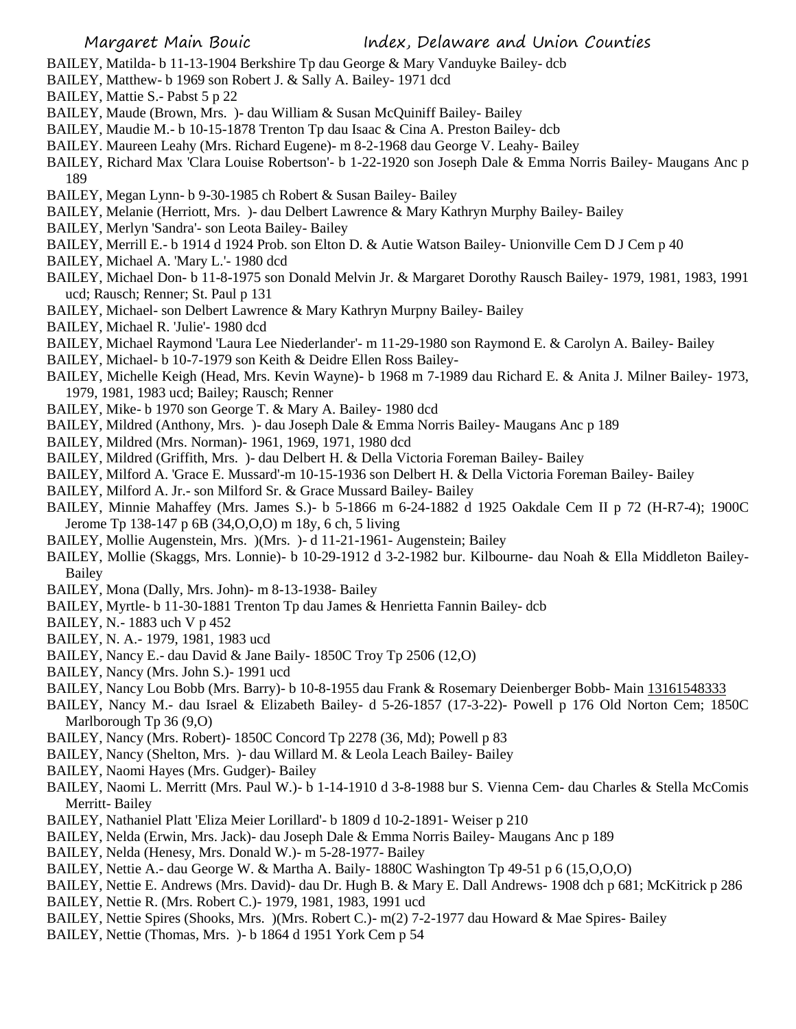BAILEY, Matilda- b 11-13-1904 Berkshire Tp dau George & Mary Vanduyke Bailey- dcb

BAILEY, Matthew- b 1969 son Robert J. & Sally A. Bailey- 1971 dcd

BAILEY, Mattie S.- Pabst 5 p 22

BAILEY, Maude (Brown, Mrs. )- dau William & Susan McQuiniff Bailey- Bailey

BAILEY, Maudie M.- b 10-15-1878 Trenton Tp dau Isaac & Cina A. Preston Bailey- dcb

BAILEY. Maureen Leahy (Mrs. Richard Eugene)- m 8-2-1968 dau George V. Leahy- Bailey

BAILEY, Richard Max 'Clara Louise Robertson'- b 1-22-1920 son Joseph Dale & Emma Norris Bailey- Maugans Anc p 189

BAILEY, Megan Lynn- b 9-30-1985 ch Robert & Susan Bailey- Bailey

BAILEY, Melanie (Herriott, Mrs. )- dau Delbert Lawrence & Mary Kathryn Murphy Bailey- Bailey

BAILEY, Merlyn 'Sandra'- son Leota Bailey- Bailey

BAILEY, Merrill E.- b 1914 d 1924 Prob. son Elton D. & Autie Watson Bailey- Unionville Cem D J Cem p 40

BAILEY, Michael A. 'Mary L.'- 1980 dcd

BAILEY, Michael Don- b 11-8-1975 son Donald Melvin Jr. & Margaret Dorothy Rausch Bailey- 1979, 1981, 1983, 1991 ucd; Rausch; Renner; St. Paul p 131

BAILEY, Michael- son Delbert Lawrence & Mary Kathryn Murpny Bailey- Bailey

BAILEY, Michael R. 'Julie'- 1980 dcd

BAILEY, Michael Raymond 'Laura Lee Niederlander'- m 11-29-1980 son Raymond E. & Carolyn A. Bailey- Bailey

BAILEY, Michael- b 10-7-1979 son Keith & Deidre Ellen Ross Bailey-

BAILEY, Michelle Keigh (Head, Mrs. Kevin Wayne)- b 1968 m 7-1989 dau Richard E. & Anita J. Milner Bailey- 1973, 1979, 1981, 1983 ucd; Bailey; Rausch; Renner

BAILEY, Mike- b 1970 son George T. & Mary A. Bailey- 1980 dcd

BAILEY, Mildred (Anthony, Mrs. )- dau Joseph Dale & Emma Norris Bailey- Maugans Anc p 189

BAILEY, Mildred (Mrs. Norman)- 1961, 1969, 1971, 1980 dcd

BAILEY, Mildred (Griffith, Mrs. )- dau Delbert H. & Della Victoria Foreman Bailey- Bailey

BAILEY, Milford A. 'Grace E. Mussard'-m 10-15-1936 son Delbert H. & Della Victoria Foreman Bailey- Bailey

BAILEY, Milford A. Jr.- son Milford Sr. & Grace Mussard Bailey- Bailey

BAILEY, Minnie Mahaffey (Mrs. James S.)- b 5-1866 m 6-24-1882 d 1925 Oakdale Cem II p 72 (H-R7-4); 1900C Jerome Tp 138-147 p 6B (34,O,O,O) m 18y, 6 ch, 5 living

BAILEY, Mollie Augenstein, Mrs. )(Mrs. )- d 11-21-1961- Augenstein; Bailey

BAILEY, Mollie (Skaggs, Mrs. Lonnie)- b 10-29-1912 d 3-2-1982 bur. Kilbourne- dau Noah & Ella Middleton Bailey- Bailey

BAILEY, Mona (Dally, Mrs. John)- m 8-13-1938- Bailey

BAILEY, Myrtle- b 11-30-1881 Trenton Tp dau James & Henrietta Fannin Bailey- dcb

BAILEY, N.- 1883 uch V p 452

BAILEY, N. A.- 1979, 1981, 1983 ucd

BAILEY, Nancy E.- dau David & Jane Baily- 1850C Troy Tp 2506 (12,O)

BAILEY, Nancy (Mrs. John S.)- 1991 ucd

BAILEY, Nancy Lou Bobb (Mrs. Barry)- b 10-8-1955 dau Frank & Rosemary Deienberger Bobb- Main 13161548333

BAILEY, Nancy M.- dau Israel & Elizabeth Bailey- d 5-26-1857 (17-3-22)- Powell p 176 Old Norton Cem; 1850C Marlborough Tp 36 (9,O)

BAILEY, Nancy (Mrs. Robert)- 1850C Concord Tp 2278 (36, Md); Powell p 83

BAILEY, Nancy (Shelton, Mrs. )- dau Willard M. & Leola Leach Bailey- Bailey

BAILEY, Naomi Hayes (Mrs. Gudger)- Bailey

BAILEY, Naomi L. Merritt (Mrs. Paul W.)- b 1-14-1910 d 3-8-1988 bur S. Vienna Cem- dau Charles & Stella McComis Merritt- Bailey

BAILEY, Nathaniel Platt 'Eliza Meier Lorillard'- b 1809 d 10-2-1891- Weiser p 210

BAILEY, Nelda (Erwin, Mrs. Jack)- dau Joseph Dale & Emma Norris Bailey- Maugans Anc p 189

BAILEY, Nelda (Henesy, Mrs. Donald W.)- m 5-28-1977- Bailey

BAILEY, Nettie A.- dau George W. & Martha A. Baily- 1880C Washington Tp 49-51 p 6 (15,O,O,O)

BAILEY, Nettie E. Andrews (Mrs. David)- dau Dr. Hugh B. & Mary E. Dall Andrews- 1908 dch p 681; McKitrick p 286

BAILEY, Nettie R. (Mrs. Robert C.)- 1979, 1981, 1983, 1991 ucd

BAILEY, Nettie Spires (Shooks, Mrs. )(Mrs. Robert C.)- m(2) 7-2-1977 dau Howard & Mae Spires- Bailey

BAILEY, Nettie (Thomas, Mrs. )- b 1864 d 1951 York Cem p 54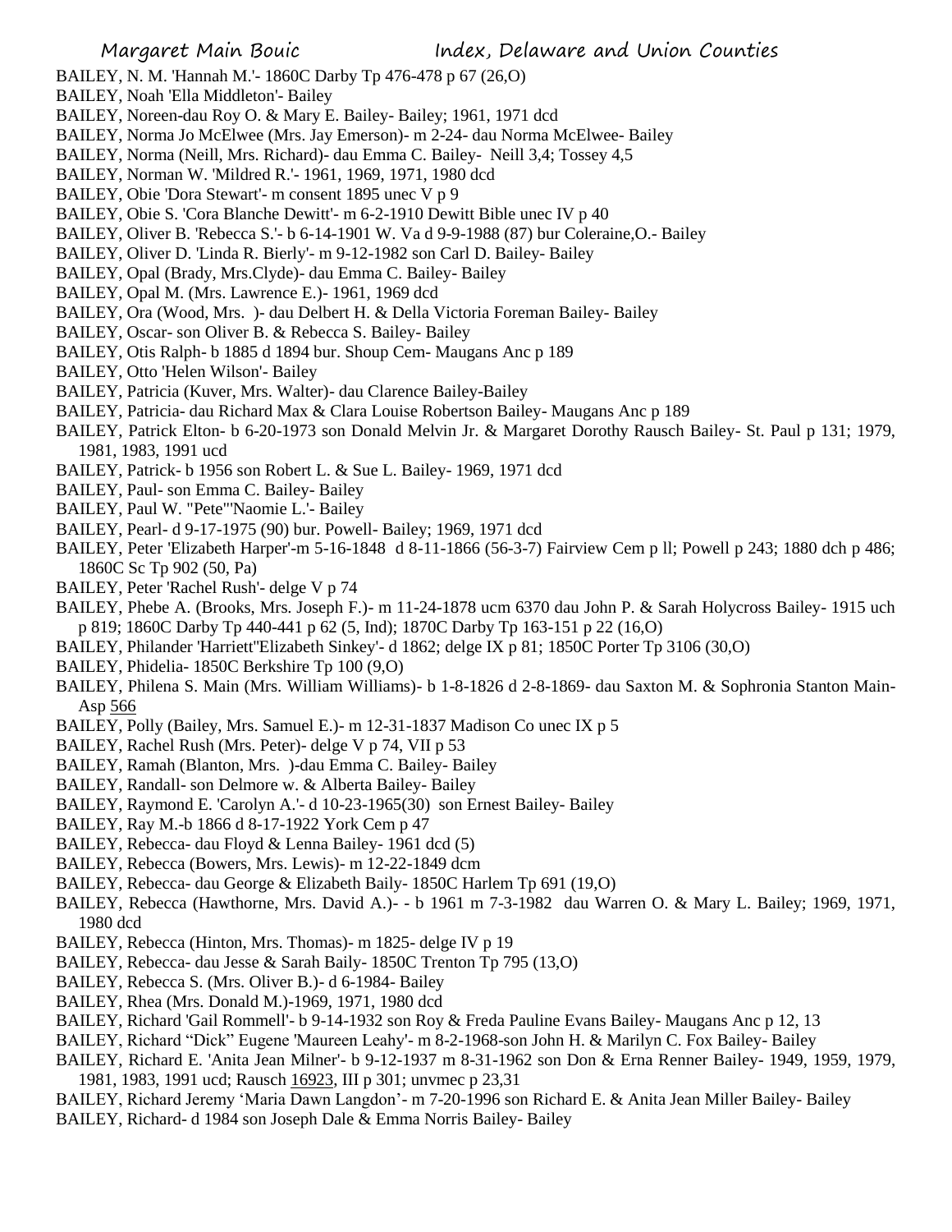BAILEY, N. M. 'Hannah M.'- 1860C Darby Tp 476-478 p 67 (26,O)

BAILEY, Noah 'Ella Middleton'- Bailey

BAILEY, Noreen-dau Roy O. & Mary E. Bailey- Bailey; 1961, 1971 dcd

BAILEY, Norma Jo McElwee (Mrs. Jay Emerson)- m 2-24- dau Norma McElwee- Bailey

BAILEY, Norma (Neill, Mrs. Richard)- dau Emma C. Bailey- Neill 3,4; Tossey 4,5

BAILEY, Norman W. 'Mildred R.'- 1961, 1969, 1971, 1980 dcd

BAILEY, Obie 'Dora Stewart'- m consent 1895 unec V p 9

BAILEY, Obie S. 'Cora Blanche Dewitt'- m 6-2-1910 Dewitt Bible unec IV p 40

BAILEY, Oliver B. 'Rebecca S.'- b 6-14-1901 W. Va d 9-9-1988 (87) bur Coleraine,O.- Bailey

BAILEY, Oliver D. 'Linda R. Bierly'- m 9-12-1982 son Carl D. Bailey- Bailey

BAILEY, Opal (Brady, Mrs.Clyde)- dau Emma C. Bailey- Bailey

BAILEY, Opal M. (Mrs. Lawrence E.)- 1961, 1969 dcd

BAILEY, Ora (Wood, Mrs. )- dau Delbert H. & Della Victoria Foreman Bailey- Bailey

BAILEY, Oscar- son Oliver B. & Rebecca S. Bailey- Bailey

BAILEY, Otis Ralph- b 1885 d 1894 bur. Shoup Cem- Maugans Anc p 189

BAILEY, Otto 'Helen Wilson'- Bailey

BAILEY, Patricia (Kuver, Mrs. Walter)- dau Clarence Bailey-Bailey

BAILEY, Patricia- dau Richard Max & Clara Louise Robertson Bailey- Maugans Anc p 189

BAILEY, Patrick Elton- b 6-20-1973 son Donald Melvin Jr. & Margaret Dorothy Rausch Bailey- St. Paul p 131; 1979, 1981, 1983, 1991 ucd

BAILEY, Patrick- b 1956 son Robert L. & Sue L. Bailey- 1969, 1971 dcd

BAILEY, Paul- son Emma C. Bailey- Bailey

BAILEY, Paul W. "Pete"'Naomie L.'- Bailey

BAILEY, Pearl- d 9-17-1975 (90) bur. Powell- Bailey; 1969, 1971 dcd

BAILEY, Peter 'Elizabeth Harper'-m 5-16-1848 d 8-11-1866 (56-3-7) Fairview Cem p ll; Powell p 243; 1880 dch p 486; 1860C Sc Tp 902 (50, Pa)

BAILEY, Peter 'Rachel Rush'- delge V p 74

BAILEY, Phebe A. (Brooks, Mrs. Joseph F.)- m 11-24-1878 ucm 6370 dau John P. & Sarah Holycross Bailey- 1915 uch p 819; 1860C Darby Tp 440-441 p 62 (5, Ind); 1870C Darby Tp 163-151 p 22 (16,O)

BAILEY, Philander 'Harriett''Elizabeth Sinkey'- d 1862; delge IX p 81; 1850C Porter Tp 3106 (30,O)

BAILEY, Phidelia- 1850C Berkshire Tp 100 (9,O)

BAILEY, Philena S. Main (Mrs. William Williams)- b 1-8-1826 d 2-8-1869- dau Saxton M. & Sophronia Stanton Main- Asp 566

BAILEY, Polly (Bailey, Mrs. Samuel E.)- m 12-31-1837 Madison Co unec IX p 5

BAILEY, Rachel Rush (Mrs. Peter)- delge V p 74, VII p 53

BAILEY, Ramah (Blanton, Mrs. )-dau Emma C. Bailey- Bailey

BAILEY, Randall- son Delmore w. & Alberta Bailey- Bailey

BAILEY, Raymond E. 'Carolyn A.'- d 10-23-1965(30) son Ernest Bailey- Bailey

BAILEY, Ray M.-b 1866 d 8-17-1922 York Cem p 47

BAILEY, Rebecca- dau Floyd & Lenna Bailey- 1961 dcd (5)

BAILEY, Rebecca (Bowers, Mrs. Lewis)- m 12-22-1849 dcm

BAILEY, Rebecca- dau George & Elizabeth Baily- 1850C Harlem Tp 691 (19,O)

BAILEY, Rebecca (Hawthorne, Mrs. David A.)- - b 1961 m 7-3-1982 dau Warren O. & Mary L. Bailey; 1969, 1971, 1980 dcd

BAILEY, Rebecca (Hinton, Mrs. Thomas)- m 1825- delge IV p 19

BAILEY, Rebecca- dau Jesse & Sarah Baily- 1850C Trenton Tp 795 (13,O)

BAILEY, Rebecca S. (Mrs. Oliver B.)- d 6-1984- Bailey

BAILEY, Rhea (Mrs. Donald M.)-1969, 1971, 1980 dcd

BAILEY, Richard 'Gail Rommell'- b 9-14-1932 son Roy & Freda Pauline Evans Bailey- Maugans Anc p 12, 13

BAILEY, Richard "Dick" Eugene 'Maureen Leahy'- m 8-2-1968-son John H. & Marilyn C. Fox Bailey- Bailey

BAILEY, Richard E. 'Anita Jean Milner'- b 9-12-1937 m 8-31-1962 son Don & Erna Renner Bailey- 1949, 1959, 1979, 1981, 1983, 1991 ucd; Rausch 16923, III p 301; unvmec p 23,31

BAILEY, Richard Jeremy 'Maria Dawn Langdon'- m 7-20-1996 son Richard E. & Anita Jean Miller Bailey- Bailey

BAILEY, Richard- d 1984 son Joseph Dale & Emma Norris Bailey- Bailey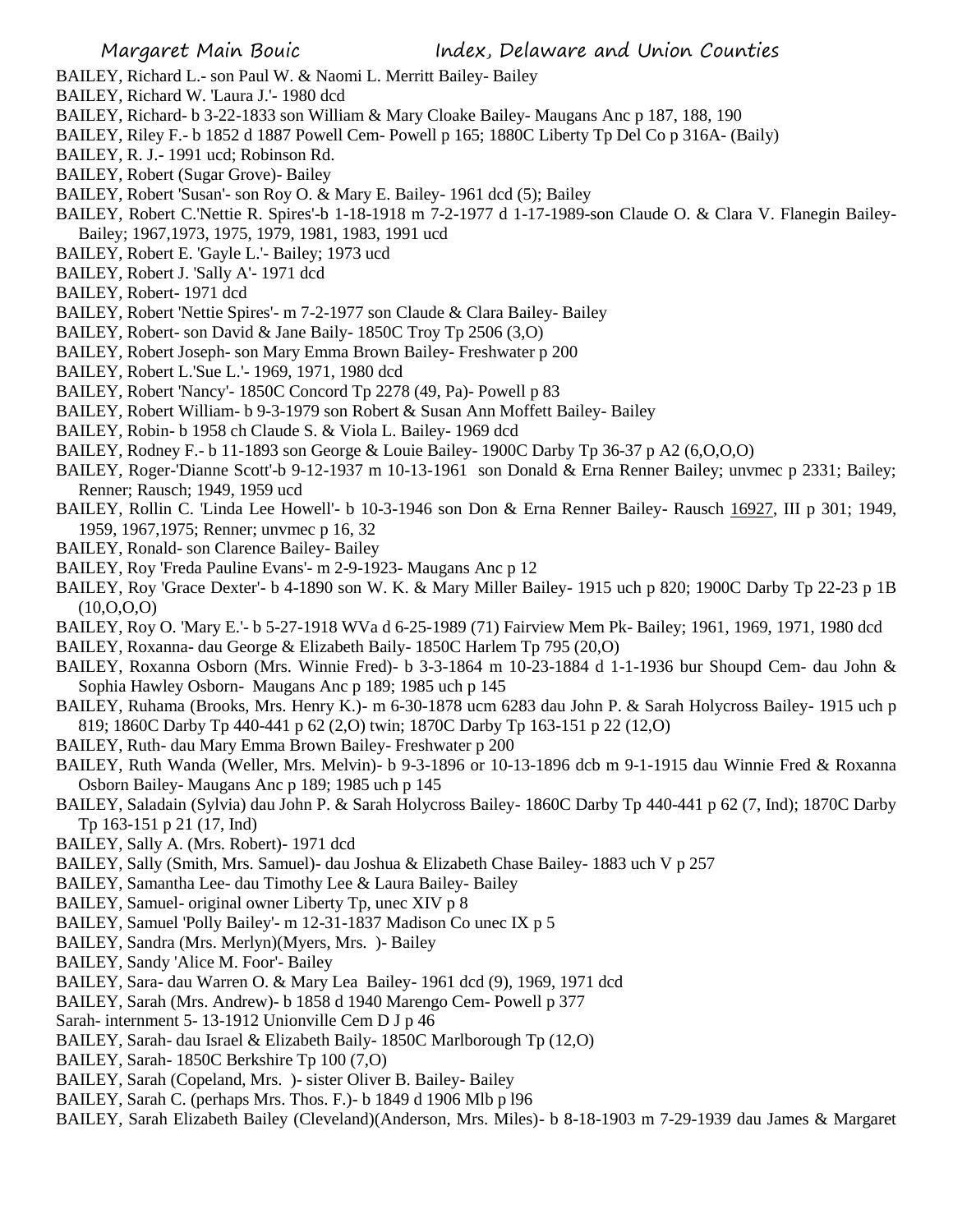BAILEY, Richard L.- son Paul W. & Naomi L. Merritt Bailey- Bailey
BAILEY, Richard W. 'Laura J.'- 1980 dcd
BAILEY, Richard- b 3-22-1833 son William & Mary Cloake Bailey- Maugans Anc p 187, 188, 190
BAILEY, Riley F.- b 1852 d 1887 Powell Cem- Powell p 165; 1880C Liberty Tp Del Co p 316A- (Baily)
BAILEY, R. J.- 1991 ucd; Robinson Rd.
BAILEY, Robert (Sugar Grove)- Bailey
BAILEY, Robert 'Susan'- son Roy O. & Mary E. Bailey- 1961 dcd (5); Bailey
BAILEY, Robert C.'Nettie R. Spires'-b 1-18-1918 m 7-2-1977 d 1-17-1989-son Claude O. & Clara V. Flanegin Bailey- Bailey; 1967,1973, 1975, 1979, 1981, 1983, 1991 ucd
BAILEY, Robert E. 'Gayle L.'- Bailey; 1973 ucd
BAILEY, Robert J. 'Sally A'- 1971 dcd
BAILEY, Robert- 1971 dcd
BAILEY, Robert 'Nettie Spires'- m 7-2-1977 son Claude & Clara Bailey- Bailey
BAILEY, Robert- son David & Jane Baily- 1850C Troy Tp 2506 (3,O)
BAILEY, Robert Joseph- son Mary Emma Brown Bailey- Freshwater p 200
BAILEY, Robert L.'Sue L.'- 1969, 1971, 1980 dcd
BAILEY, Robert 'Nancy'- 1850C Concord Tp 2278 (49, Pa)- Powell p 83
BAILEY, Robert William- b 9-3-1979 son Robert & Susan Ann Moffett Bailey- Bailey
BAILEY, Robin- b 1958 ch Claude S. & Viola L. Bailey- 1969 dcd
BAILEY, Rodney F.- b 11-1893 son George & Louie Bailey- 1900C Darby Tp 36-37 p A2 (6,O,O,O)
BAILEY, Roger-'Dianne Scott'-b 9-12-1937 m 10-13-1961 son Donald & Erna Renner Bailey; unvmec p 2331; Bailey; Renner; Rausch; 1949, 1959 ucd
BAILEY, Rollin C. 'Linda Lee Howell'- b 10-3-1946 son Don & Erna Renner Bailey- Rausch 16927, III p 301; 1949, 1959, 1967,1975; Renner; unvmec p 16, 32
BAILEY, Ronald- son Clarence Bailey- Bailey
BAILEY, Roy 'Freda Pauline Evans'- m 2-9-1923- Maugans Anc p 12
BAILEY, Roy 'Grace Dexter'- b 4-1890 son W. K. & Mary Miller Bailey- 1915 uch p 820; 1900C Darby Tp 22-23 p 1B (10,O,O,O)
BAILEY, Roy O. 'Mary E.'- b 5-27-1918 WVa d 6-25-1989 (71) Fairview Mem Pk- Bailey; 1961, 1969, 1971, 1980 dcd
BAILEY, Roxanna- dau George & Elizabeth Baily- 1850C Harlem Tp 795 (20,O)
BAILEY, Roxanna Osborn (Mrs. Winnie Fred)- b 3-3-1864 m 10-23-1884 d 1-1-1936 bur Shoupd Cem- dau John & Sophia Hawley Osborn- Maugans Anc p 189; 1985 uch p 145
BAILEY, Ruhama (Brooks, Mrs. Henry K.)- m 6-30-1878 ucm 6283 dau John P. & Sarah Holycross Bailey- 1915 uch p 819; 1860C Darby Tp 440-441 p 62 (2,O) twin; 1870C Darby Tp 163-151 p 22 (12,O)
BAILEY, Ruth- dau Mary Emma Brown Bailey- Freshwater p 200
BAILEY, Ruth Wanda (Weller, Mrs. Melvin)- b 9-3-1896 or 10-13-1896 dcb m 9-1-1915 dau Winnie Fred & Roxanna Osborn Bailey- Maugans Anc p 189; 1985 uch p 145
BAILEY, Saladain (Sylvia) dau John P. & Sarah Holycross Bailey- 1860C Darby Tp 440-441 p 62 (7, Ind); 1870C Darby Tp 163-151 p 21 (17, Ind)
BAILEY, Sally A. (Mrs. Robert)- 1971 dcd
BAILEY, Sally (Smith, Mrs. Samuel)- dau Joshua & Elizabeth Chase Bailey- 1883 uch V p 257
BAILEY, Samantha Lee- dau Timothy Lee & Laura Bailey- Bailey
BAILEY, Samuel- original owner Liberty Tp, unec XIV p 8
BAILEY, Samuel 'Polly Bailey'- m 12-31-1837 Madison Co unec IX p 5
BAILEY, Sandra (Mrs. Merlyn)(Myers, Mrs. )- Bailey
BAILEY, Sandy 'Alice M. Foor'- Bailey
BAILEY, Sara- dau Warren O. & Mary Lea Bailey- 1961 dcd (9), 1969, 1971 dcd
BAILEY, Sarah (Mrs. Andrew)- b 1858 d 1940 Marengo Cem- Powell p 377
Sarah- internment 5- 13-1912 Unionville Cem D J p 46
BAILEY, Sarah- dau Israel & Elizabeth Baily- 1850C Marlborough Tp (12,O)
BAILEY, Sarah- 1850C Berkshire Tp 100 (7,O)
BAILEY, Sarah (Copeland, Mrs. )- sister Oliver B. Bailey- Bailey
BAILEY, Sarah C. (perhaps Mrs. Thos. F.)- b 1849 d 1906 Mlb p l96
BAILEY, Sarah Elizabeth Bailey (Cleveland)(Anderson, Mrs. Miles)- b 8-18-1903 m 7-29-1939 dau James & Margaret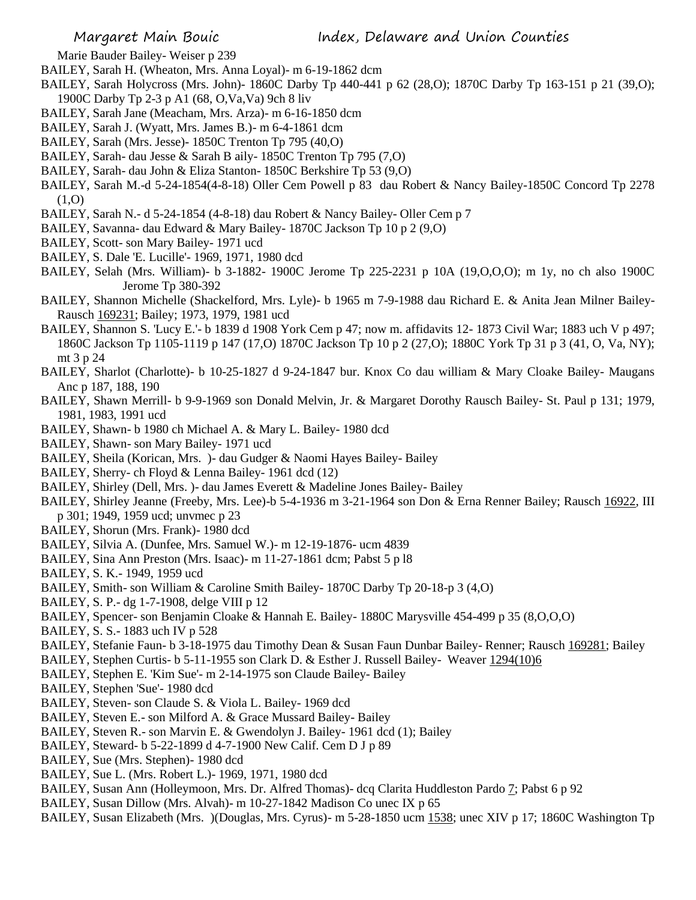Marie Bauder Bailey- Weiser p 239

BAILEY, Sarah H. (Wheaton, Mrs. Anna Loyal)- m 6-19-1862 dcm

BAILEY, Sarah Holycross (Mrs. John)- 1860C Darby Tp 440-441 p 62 (28,O); 1870C Darby Tp 163-151 p 21 (39,O); 1900C Darby Tp 2-3 p A1 (68, O,Va,Va) 9ch 8 liv

BAILEY, Sarah Jane (Meacham, Mrs. Arza)- m 6-16-1850 dcm

BAILEY, Sarah J. (Wyatt, Mrs. James B.)- m 6-4-1861 dcm

BAILEY, Sarah (Mrs. Jesse)- 1850C Trenton Tp 795 (40,O)

BAILEY, Sarah- dau Jesse & Sarah B aily- 1850C Trenton Tp 795 (7,O)

BAILEY, Sarah- dau John & Eliza Stanton- 1850C Berkshire Tp 53 (9,O)

BAILEY, Sarah M.-d 5-24-1854(4-8-18) Oller Cem Powell p 83 dau Robert & Nancy Bailey-1850C Concord Tp 2278 (1,O)

BAILEY, Sarah N.- d 5-24-1854 (4-8-18) dau Robert & Nancy Bailey- Oller Cem p 7

BAILEY, Savanna- dau Edward & Mary Bailey- 1870C Jackson Tp 10 p 2 (9,O)

BAILEY, Scott- son Mary Bailey- 1971 ucd

BAILEY, S. Dale 'E. Lucille'- 1969, 1971, 1980 dcd

BAILEY, Selah (Mrs. William)- b 3-1882- 1900C Jerome Tp 225-2231 p 10A (19,O,O,O); m 1y, no ch also 1900C Jerome Tp 380-392

BAILEY, Shannon Michelle (Shackelford, Mrs. Lyle)- b 1965 m 7-9-1988 dau Richard E. & Anita Jean Milner Bailey- Rausch 169231; Bailey; 1973, 1979, 1981 ucd

BAILEY, Shannon S. 'Lucy E.'- b 1839 d 1908 York Cem p 47; now m. affidavits 12- 1873 Civil War; 1883 uch V p 497; 1860C Jackson Tp 1105-1119 p 147 (17,O) 1870C Jackson Tp 10 p 2 (27,O); 1880C York Tp 31 p 3 (41, O, Va, NY); mt 3 p 24

BAILEY, Sharlot (Charlotte)- b 10-25-1827 d 9-24-1847 bur. Knox Co dau william & Mary Cloake Bailey- Maugans Anc p 187, 188, 190

BAILEY, Shawn Merrill- b 9-9-1969 son Donald Melvin, Jr. & Margaret Dorothy Rausch Bailey- St. Paul p 131; 1979, 1981, 1983, 1991 ucd

BAILEY, Shawn- b 1980 ch Michael A. & Mary L. Bailey- 1980 dcd

BAILEY, Shawn- son Mary Bailey- 1971 ucd

BAILEY, Sheila (Korican, Mrs. )- dau Gudger & Naomi Hayes Bailey- Bailey

BAILEY, Sherry- ch Floyd & Lenna Bailey- 1961 dcd (12)

BAILEY, Shirley (Dell, Mrs. )- dau James Everett & Madeline Jones Bailey- Bailey

BAILEY, Shirley Jeanne (Freeby, Mrs. Lee)-b 5-4-1936 m 3-21-1964 son Don & Erna Renner Bailey; Rausch 16922, III p 301; 1949, 1959 ucd; unvmec p 23

BAILEY, Shorun (Mrs. Frank)- 1980 dcd

BAILEY, Silvia A. (Dunfee, Mrs. Samuel W.)- m 12-19-1876- ucm 4839

BAILEY, Sina Ann Preston (Mrs. Isaac)- m 11-27-1861 dcm; Pabst 5 p l8

BAILEY, S. K.- 1949, 1959 ucd

BAILEY, Smith- son William & Caroline Smith Bailey- 1870C Darby Tp 20-18-p 3 (4,O)

BAILEY, S. P.- dg 1-7-1908, delge VIII p 12

BAILEY, Spencer- son Benjamin Cloake & Hannah E. Bailey- 1880C Marysville 454-499 p 35 (8,O,O,O)

BAILEY, S. S.- 1883 uch IV p 528

BAILEY, Stefanie Faun- b 3-18-1975 dau Timothy Dean & Susan Faun Dunbar Bailey- Renner; Rausch 169281; Bailey

BAILEY, Stephen Curtis- b 5-11-1955 son Clark D. & Esther J. Russell Bailey- Weaver 1294(10)6

BAILEY, Stephen E. 'Kim Sue'- m 2-14-1975 son Claude Bailey- Bailey

BAILEY, Stephen 'Sue'- 1980 dcd

BAILEY, Steven- son Claude S. & Viola L. Bailey- 1969 dcd

BAILEY, Steven E.- son Milford A. & Grace Mussard Bailey- Bailey

BAILEY, Steven R.- son Marvin E. & Gwendolyn J. Bailey- 1961 dcd (1); Bailey

BAILEY, Steward- b 5-22-1899 d 4-7-1900 New Calif. Cem D J p 89

BAILEY, Sue (Mrs. Stephen)- 1980 dcd

BAILEY, Sue L. (Mrs. Robert L.)- 1969, 1971, 1980 dcd

BAILEY, Susan Ann (Holleymoon, Mrs. Dr. Alfred Thomas)- dcq Clarita Huddleston Pardo 7; Pabst 6 p 92

BAILEY, Susan Dillow (Mrs. Alvah)- m 10-27-1842 Madison Co unec IX p 65

BAILEY, Susan Elizabeth (Mrs. )(Douglas, Mrs. Cyrus)- m 5-28-1850 ucm 1538; unec XIV p 17; 1860C Washington Tp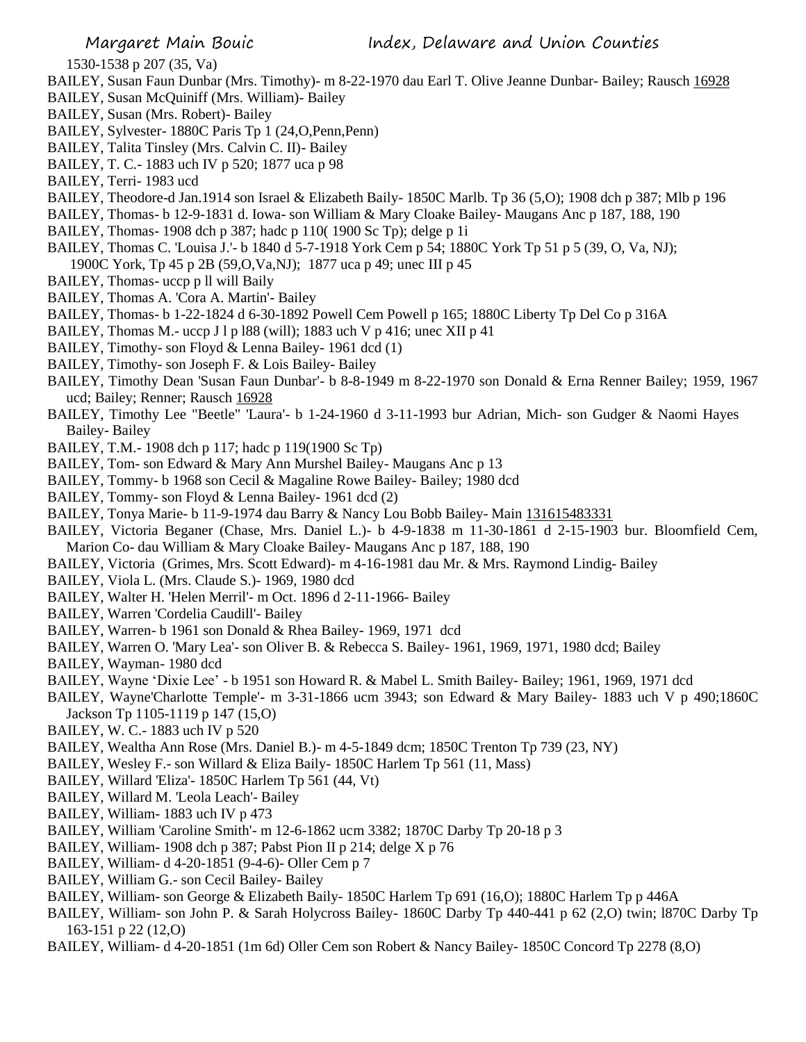1530-1538 p 207 (35, Va)

BAILEY, Susan Faun Dunbar (Mrs. Timothy)- m 8-22-1970 dau Earl T. Olive Jeanne Dunbar- Bailey; Rausch 16928

BAILEY, Susan McQuiniff (Mrs. William)- Bailey

BAILEY, Susan (Mrs. Robert)- Bailey

BAILEY, Sylvester- 1880C Paris Tp 1 (24,O,Penn,Penn)

BAILEY, Talita Tinsley (Mrs. Calvin C. II)- Bailey

BAILEY, T. C.- 1883 uch IV p 520; 1877 uca p 98

BAILEY, Terri- 1983 ucd

BAILEY, Theodore-d Jan.1914 son Israel & Elizabeth Baily- 1850C Marlb. Tp 36 (5,O); 1908 dch p 387; Mlb p 196

BAILEY, Thomas- b 12-9-1831 d. Iowa- son William & Mary Cloake Bailey- Maugans Anc p 187, 188, 190

BAILEY, Thomas- 1908 dch p 387; hadc p 110( 1900 Sc Tp); delge p 1i

BAILEY, Thomas C. 'Louisa J.'- b 1840 d 5-7-1918 York Cem p 54; 1880C York Tp 51 p 5 (39, O, Va, NJ); 1900C York, Tp 45 p 2B (59,O,Va,NJ); 1877 uca p 49; unec III p 45

BAILEY, Thomas- uccp p ll will Baily

BAILEY, Thomas A. 'Cora A. Martin'- Bailey

BAILEY, Thomas- b 1-22-1824 d 6-30-1892 Powell Cem Powell p 165; 1880C Liberty Tp Del Co p 316A

BAILEY, Thomas M.- uccp J l p l88 (will); 1883 uch V p 416; unec XII p 41

BAILEY, Timothy- son Floyd & Lenna Bailey- 1961 dcd (1)

BAILEY, Timothy- son Joseph F. & Lois Bailey- Bailey

BAILEY, Timothy Dean 'Susan Faun Dunbar'- b 8-8-1949 m 8-22-1970 son Donald & Erna Renner Bailey; 1959, 1967 ucd; Bailey; Renner; Rausch 16928

BAILEY, Timothy Lee "Beetle" 'Laura'- b 1-24-1960 d 3-11-1993 bur Adrian, Mich- son Gudger & Naomi Hayes Bailey- Bailey

BAILEY, T.M.- 1908 dch p 117; hadc p 119(1900 Sc Tp)

BAILEY, Tom- son Edward & Mary Ann Murshel Bailey- Maugans Anc p 13

BAILEY, Tommy- b 1968 son Cecil & Magaline Rowe Bailey- Bailey; 1980 dcd

BAILEY, Tommy- son Floyd & Lenna Bailey- 1961 dcd (2)

BAILEY, Tonya Marie- b 11-9-1974 dau Barry & Nancy Lou Bobb Bailey- Main 131615483331

BAILEY, Victoria Beganer (Chase, Mrs. Daniel L.)- b 4-9-1838 m 11-30-1861 d 2-15-1903 bur. Bloomfield Cem, Marion Co- dau William & Mary Cloake Bailey- Maugans Anc p 187, 188, 190

BAILEY, Victoria (Grimes, Mrs. Scott Edward)- m 4-16-1981 dau Mr. & Mrs. Raymond Lindig- Bailey

BAILEY, Viola L. (Mrs. Claude S.)- 1969, 1980 dcd

BAILEY, Walter H. 'Helen Merril'- m Oct. 1896 d 2-11-1966- Bailey

BAILEY, Warren 'Cordelia Caudill'- Bailey

BAILEY, Warren- b 1961 son Donald & Rhea Bailey- 1969, 1971 dcd

BAILEY, Warren O. 'Mary Lea'- son Oliver B. & Rebecca S. Bailey- 1961, 1969, 1971, 1980 dcd; Bailey

BAILEY, Wayman- 1980 dcd

BAILEY, Wayne 'Dixie Lee' - b 1951 son Howard R. & Mabel L. Smith Bailey- Bailey; 1961, 1969, 1971 dcd

BAILEY, Wayne'Charlotte Temple'- m 3-31-1866 ucm 3943; son Edward & Mary Bailey- 1883 uch V p 490;1860C Jackson Tp 1105-1119 p 147 (15,O)

BAILEY, W. C.- 1883 uch IV p 520

BAILEY, Wealtha Ann Rose (Mrs. Daniel B.)- m 4-5-1849 dcm; 1850C Trenton Tp 739 (23, NY)

BAILEY, Wesley F.- son Willard & Eliza Baily- 1850C Harlem Tp 561 (11, Mass)

BAILEY, Willard 'Eliza'- 1850C Harlem Tp 561 (44, Vt)

BAILEY, Willard M. 'Leola Leach'- Bailey

BAILEY, William- 1883 uch IV p 473

BAILEY, William 'Caroline Smith'- m 12-6-1862 ucm 3382; 1870C Darby Tp 20-18 p 3

BAILEY, William- 1908 dch p 387; Pabst Pion II p 214; delge X p 76

BAILEY, William- d 4-20-1851 (9-4-6)- Oller Cem p 7

BAILEY, William G.- son Cecil Bailey- Bailey

BAILEY, William- son George & Elizabeth Baily- 1850C Harlem Tp 691 (16,O); 1880C Harlem Tp p 446A

BAILEY, William- son John P. & Sarah Holycross Bailey- 1860C Darby Tp 440-441 p 62 (2,O) twin; l870C Darby Tp 163-151 p 22 (12,O)

BAILEY, William- d 4-20-1851 (1m 6d) Oller Cem son Robert & Nancy Bailey- 1850C Concord Tp 2278 (8,O)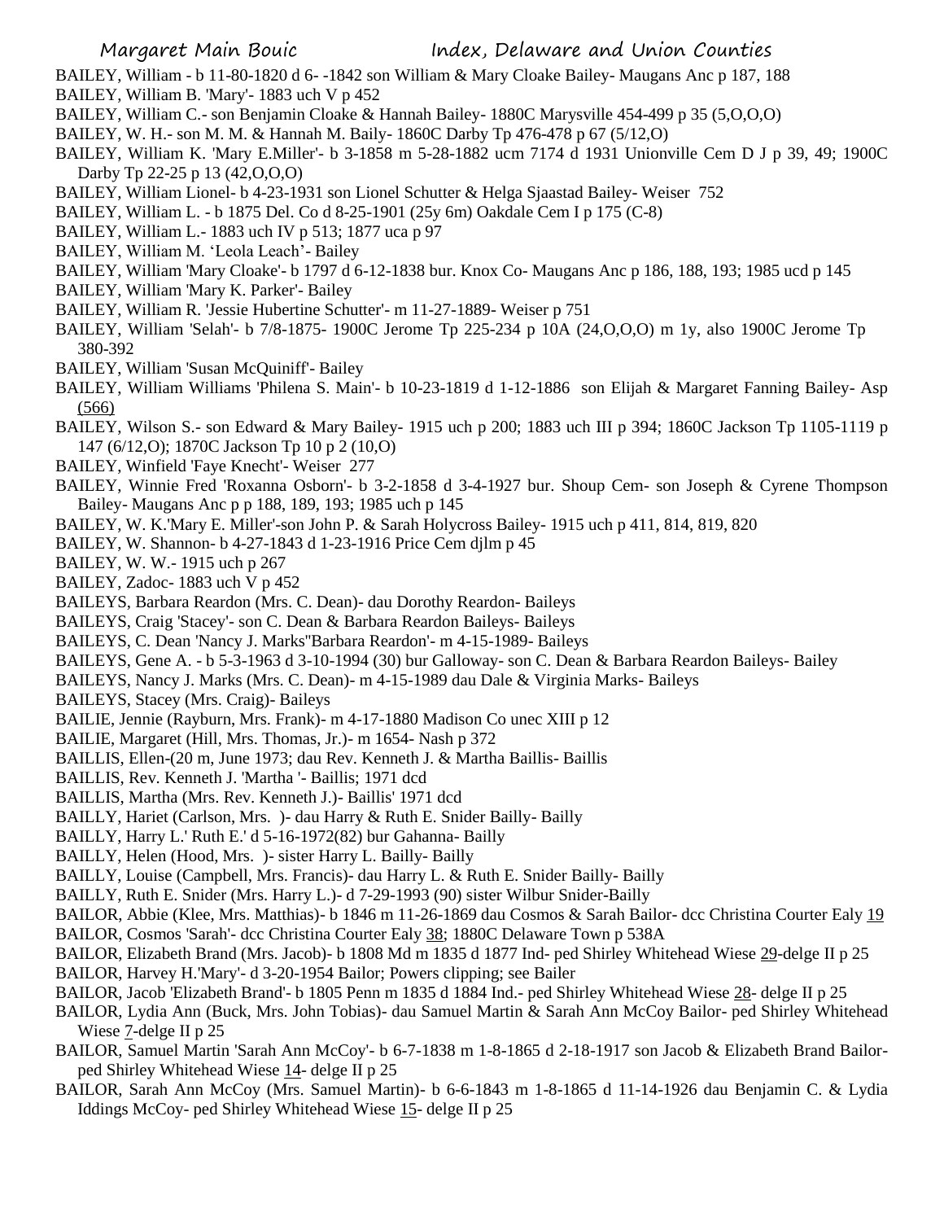BAILEY, William - b 11-80-1820 d 6- -1842 son William & Mary Cloake Bailey- Maugans Anc p 187, 188

BAILEY, William B. 'Mary'- 1883 uch V p 452

BAILEY, William C.- son Benjamin Cloake & Hannah Bailey- 1880C Marysville 454-499 p 35 (5,O,O,O)

BAILEY, W. H.- son M. M. & Hannah M. Baily- 1860C Darby Tp 476-478 p 67 (5/12,O)

BAILEY, William K. 'Mary E.Miller'- b 3-1858 m 5-28-1882 ucm 7174 d 1931 Unionville Cem D J p 39, 49; 1900C Darby Tp 22-25 p 13 (42,O,O,O)

BAILEY, William Lionel- b 4-23-1931 son Lionel Schutter & Helga Sjaastad Bailey- Weiser 752

BAILEY, William L. - b 1875 Del. Co d 8-25-1901 (25y 6m) Oakdale Cem I p 175 (C-8)

BAILEY, William L.- 1883 uch IV p 513; 1877 uca p 97

BAILEY, William M. 'Leola Leach'- Bailey

BAILEY, William 'Mary Cloake'- b 1797 d 6-12-1838 bur. Knox Co- Maugans Anc p 186, 188, 193; 1985 ucd p 145

BAILEY, William 'Mary K. Parker'- Bailey

BAILEY, William R. 'Jessie Hubertine Schutter'- m 11-27-1889- Weiser p 751

BAILEY, William 'Selah'- b 7/8-1875- 1900C Jerome Tp 225-234 p 10A (24,O,O,O) m 1y, also 1900C Jerome Tp 380-392

BAILEY, William 'Susan McQuiniff'- Bailey

BAILEY, William Williams 'Philena S. Main'- b 10-23-1819 d 1-12-1886 son Elijah & Margaret Fanning Bailey- Asp (566)

BAILEY, Wilson S.- son Edward & Mary Bailey- 1915 uch p 200; 1883 uch III p 394; 1860C Jackson Tp 1105-1119 p 147 (6/12,O); 1870C Jackson Tp 10 p 2 (10,O)

BAILEY, Winfield 'Faye Knecht'- Weiser 277

BAILEY, Winnie Fred 'Roxanna Osborn'- b 3-2-1858 d 3-4-1927 bur. Shoup Cem- son Joseph & Cyrene Thompson Bailey- Maugans Anc p p 188, 189, 193; 1985 uch p 145

BAILEY, W. K.'Mary E. Miller'-son John P. & Sarah Holycross Bailey- 1915 uch p 411, 814, 819, 820

BAILEY, W. Shannon- b 4-27-1843 d 1-23-1916 Price Cem djlm p 45

BAILEY, W. W.- 1915 uch p 267

BAILEY, Zadoc- 1883 uch V p 452

BAILEYS, Barbara Reardon (Mrs. C. Dean)- dau Dorothy Reardon- Baileys

BAILEYS, Craig 'Stacey'- son C. Dean & Barbara Reardon Baileys- Baileys

BAILEYS, C. Dean 'Nancy J. Marks''Barbara Reardon'- m 4-15-1989- Baileys

BAILEYS, Gene A. - b 5-3-1963 d 3-10-1994 (30) bur Galloway- son C. Dean & Barbara Reardon Baileys- Bailey

BAILEYS, Nancy J. Marks (Mrs. C. Dean)- m 4-15-1989 dau Dale & Virginia Marks- Baileys

BAILEYS, Stacey (Mrs. Craig)- Baileys

BAILIE, Jennie (Rayburn, Mrs. Frank)- m 4-17-1880 Madison Co unec XIII p 12

BAILIE, Margaret (Hill, Mrs. Thomas, Jr.)- m 1654- Nash p 372

BAILLIS, Ellen-(20 m, June 1973; dau Rev. Kenneth J. & Martha Baillis- Baillis

BAILLIS, Rev. Kenneth J. 'Martha '- Baillis; 1971 dcd

BAILLIS, Martha (Mrs. Rev. Kenneth J.)- Baillis' 1971 dcd

BAILLY, Hariet (Carlson, Mrs. )- dau Harry & Ruth E. Snider Bailly- Bailly

BAILLY, Harry L.' Ruth E.' d 5-16-1972(82) bur Gahanna- Bailly

BAILLY, Helen (Hood, Mrs. )- sister Harry L. Bailly- Bailly

BAILLY, Louise (Campbell, Mrs. Francis)- dau Harry L. & Ruth E. Snider Bailly- Bailly

BAILLY, Ruth E. Snider (Mrs. Harry L.)- d 7-29-1993 (90) sister Wilbur Snider-Bailly

BAILOR, Abbie (Klee, Mrs. Matthias)- b 1846 m 11-26-1869 dau Cosmos & Sarah Bailor- dcc Christina Courter Ealy 19

BAILOR, Cosmos 'Sarah'- dcc Christina Courter Ealy 38; 1880C Delaware Town p 538A

BAILOR, Elizabeth Brand (Mrs. Jacob)- b 1808 Md m 1835 d 1877 Ind- ped Shirley Whitehead Wiese 29-delge II p 25

BAILOR, Harvey H.'Mary'- d 3-20-1954 Bailor; Powers clipping; see Bailer

BAILOR, Jacob 'Elizabeth Brand'- b 1805 Penn m 1835 d 1884 Ind.- ped Shirley Whitehead Wiese 28- delge II p 25

BAILOR, Lydia Ann (Buck, Mrs. John Tobias)- dau Samuel Martin & Sarah Ann McCoy Bailor- ped Shirley Whitehead Wiese 7-delge II p 25

BAILOR, Samuel Martin 'Sarah Ann McCoy'- b 6-7-1838 m 1-8-1865 d 2-18-1917 son Jacob & Elizabeth Brand Bailor- ped Shirley Whitehead Wiese 14- delge II p 25

BAILOR, Sarah Ann McCoy (Mrs. Samuel Martin)- b 6-6-1843 m 1-8-1865 d 11-14-1926 dau Benjamin C. & Lydia Iddings McCoy- ped Shirley Whitehead Wiese 15- delge II p 25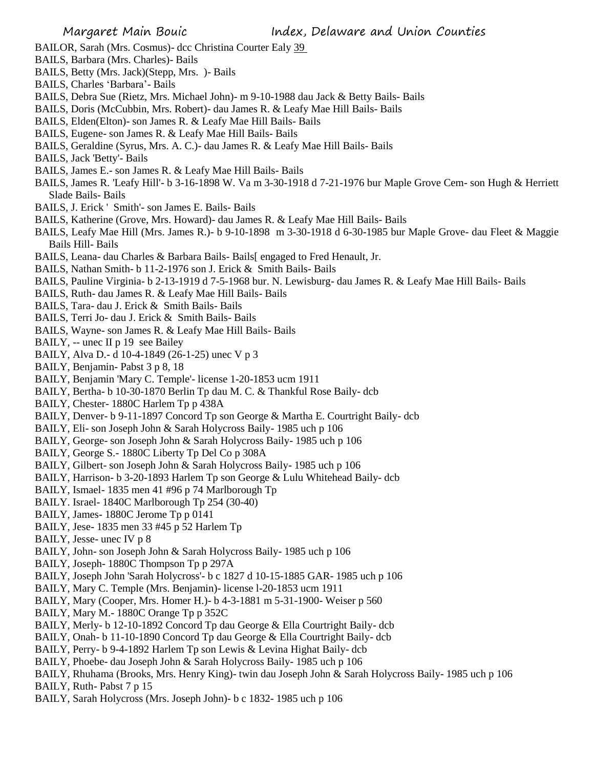BAILOR, Sarah (Mrs. Cosmus)- dcc Christina Courter Ealy 39

BAILS, Barbara (Mrs. Charles)- Bails

BAILS, Betty (Mrs. Jack)(Stepp, Mrs. )- Bails

BAILS, Charles 'Barbara'- Bails

BAILS, Debra Sue (Rietz, Mrs. Michael John)- m 9-10-1988 dau Jack & Betty Bails- Bails

BAILS, Doris (McCubbin, Mrs. Robert)- dau James R. & Leafy Mae Hill Bails- Bails

BAILS, Elden(Elton)- son James R. & Leafy Mae Hill Bails- Bails

BAILS, Eugene- son James R. & Leafy Mae Hill Bails- Bails

BAILS, Geraldine (Syrus, Mrs. A. C.)- dau James R. & Leafy Mae Hill Bails- Bails

BAILS, Jack 'Betty'- Bails

BAILS, James E.- son James R. & Leafy Mae Hill Bails- Bails

BAILS, James R. 'Leafy Hill'- b 3-16-1898 W. Va m 3-30-1918 d 7-21-1976 bur Maple Grove Cem- son Hugh & Herriett Slade Bails- Bails

BAILS, J. Erick ' Smith'- son James E. Bails- Bails

BAILS, Katherine (Grove, Mrs. Howard)- dau James R. & Leafy Mae Hill Bails- Bails

BAILS, Leafy Mae Hill (Mrs. James R.)- b 9-10-1898 m 3-30-1918 d 6-30-1985 bur Maple Grove- dau Fleet & Maggie Bails Hill- Bails

BAILS, Leana- dau Charles & Barbara Bails- Bails[ engaged to Fred Henault, Jr.

BAILS, Nathan Smith- b 11-2-1976 son J. Erick & Smith Bails- Bails

BAILS, Pauline Virginia- b 2-13-1919 d 7-5-1968 bur. N. Lewisburg- dau James R. & Leafy Mae Hill Bails- Bails

BAILS, Ruth- dau James R. & Leafy Mae Hill Bails- Bails

BAILS, Tara- dau J. Erick & Smith Bails- Bails

BAILS, Terri Jo- dau J. Erick & Smith Bails- Bails

BAILS, Wayne- son James R. & Leafy Mae Hill Bails- Bails

BAILY, -- unec II p 19 see Bailey

BAILY, Alva D.- d 10-4-1849 (26-1-25) unec V p 3

BAILY, Benjamin- Pabst 3 p 8, 18

BAILY, Benjamin 'Mary C. Temple'- license 1-20-1853 ucm 1911

BAILY, Bertha- b 10-30-1870 Berlin Tp dau M. C. & Thankful Rose Baily- dcb

BAILY, Chester- 1880C Harlem Tp p 438A

BAILY, Denver- b 9-11-1897 Concord Tp son George & Martha E. Courtright Baily- dcb

BAILY, Eli- son Joseph John & Sarah Holycross Baily- 1985 uch p 106

BAILY, George- son Joseph John & Sarah Holycross Baily- 1985 uch p 106

BAILY, George S.- 1880C Liberty Tp Del Co p 308A

BAILY, Gilbert- son Joseph John & Sarah Holycross Baily- 1985 uch p 106

BAILY, Harrison- b 3-20-1893 Harlem Tp son George & Lulu Whitehead Baily- dcb

BAILY, Ismael- 1835 men 41 #96 p 74 Marlborough Tp

BAILY. Israel- 1840C Marlborough Tp 254 (30-40)

BAILY, James- 1880C Jerome Tp p 0141

BAILY, Jese- 1835 men 33 #45 p 52 Harlem Tp

BAILY, Jesse- unec IV p 8

BAILY, John- son Joseph John & Sarah Holycross Baily- 1985 uch p 106

BAILY, Joseph- 1880C Thompson Tp p 297A

BAILY, Joseph John 'Sarah Holycross'- b c 1827 d 10-15-1885 GAR- 1985 uch p 106

BAILY, Mary C. Temple (Mrs. Benjamin)- license l-20-1853 ucm 1911

BAILY, Mary (Cooper, Mrs. Homer H.)- b 4-3-1881 m 5-31-1900- Weiser p 560

BAILY, Mary M.- 1880C Orange Tp p 352C

BAILY, Merly- b 12-10-1892 Concord Tp dau George & Ella Courtright Baily- dcb

BAILY, Onah- b 11-10-1890 Concord Tp dau George & Ella Courtright Baily- dcb

BAILY, Perry- b 9-4-1892 Harlem Tp son Lewis & Levina Highat Baily- dcb

BAILY, Phoebe- dau Joseph John & Sarah Holycross Baily- 1985 uch p 106

BAILY, Rhuhama (Brooks, Mrs. Henry King)- twin dau Joseph John & Sarah Holycross Baily- 1985 uch p 106

BAILY, Ruth- Pabst 7 p 15

BAILY, Sarah Holycross (Mrs. Joseph John)- b c 1832- 1985 uch p 106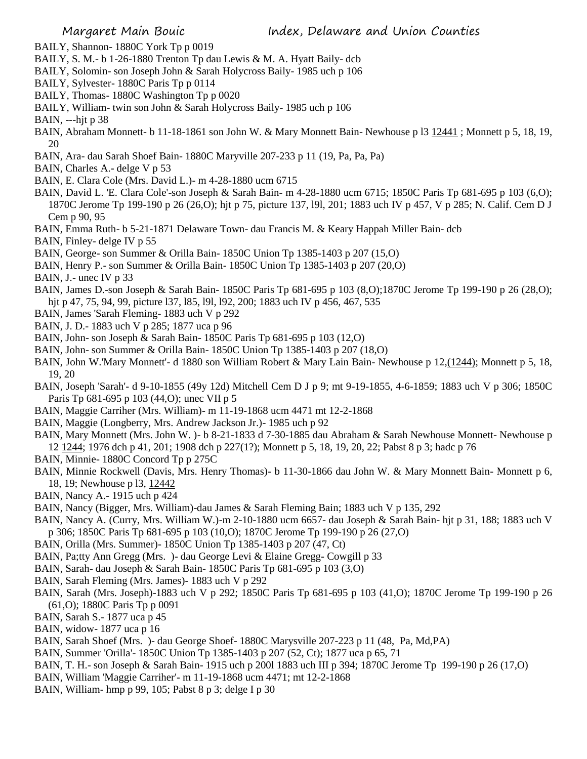BAILY, Shannon- 1880C York Tp p 0019
BAILY, S. M.- b 1-26-1880 Trenton Tp dau Lewis & M. A. Hyatt Baily- dcb
BAILY, Solomin- son Joseph John & Sarah Holycross Baily- 1985 uch p 106
BAILY, Sylvester- 1880C Paris Tp p 0114
BAILY, Thomas- 1880C Washington Tp p 0020
BAILY, William- twin son John & Sarah Holycross Baily- 1985 uch p 106
BAIN, ---hjt p 38
BAIN, Abraham Monnett- b 11-18-1861 son John W. & Mary Monnett Bain- Newhouse p l3 12441 ; Monnett p 5, 18, 19, 20
BAIN, Ara- dau Sarah Shoef Bain- 1880C Maryville 207-233 p 11 (19, Pa, Pa, Pa)
BAIN, Charles A.- delge V p 53
BAIN, E. Clara Cole (Mrs. David L.)- m 4-28-1880 ucm 6715
BAIN, David L. 'E. Clara Cole'-son Joseph & Sarah Bain- m 4-28-1880 ucm 6715; 1850C Paris Tp 681-695 p 103 (6,O); 1870C Jerome Tp 199-190 p 26 (26,O); hjt p 75, picture 137, l9l, 201; 1883 uch IV p 457, V p 285; N. Calif. Cem D J Cem p 90, 95
BAIN, Emma Ruth- b 5-21-1871 Delaware Town- dau Francis M. & Keary Happah Miller Bain- dcb
BAIN, Finley- delge IV p 55
BAIN, George- son Summer & Orilla Bain- 1850C Union Tp 1385-1403 p 207 (15,O)
BAIN, Henry P.- son Summer & Orilla Bain- 1850C Union Tp 1385-1403 p 207 (20,O)
BAIN, J.- unec IV p 33
BAIN, James D.-son Joseph & Sarah Bain- 1850C Paris Tp 681-695 p 103 (8,O);1870C Jerome Tp 199-190 p 26 (28,O); hjt p 47, 75, 94, 99, picture l37, l85, l9l, l92, 200; 1883 uch IV p 456, 467, 535
BAIN, James 'Sarah Fleming- 1883 uch V p 292
BAIN, J. D.- 1883 uch V p 285; 1877 uca p 96
BAIN, John- son Joseph & Sarah Bain- 1850C Paris Tp 681-695 p 103 (12,O)
BAIN, John- son Summer & Orilla Bain- 1850C Union Tp 1385-1403 p 207 (18,O)
BAIN, John W.'Mary Monnett'- d 1880 son William Robert & Mary Lain Bain- Newhouse p 12,(1244); Monnett p 5, 18, 19, 20
BAIN, Joseph 'Sarah'- d 9-10-1855 (49y 12d) Mitchell Cem D J p 9; mt 9-19-1855, 4-6-1859; 1883 uch V p 306; 1850C Paris Tp 681-695 p 103 (44,O); unec VII p 5
BAIN, Maggie Carriher (Mrs. William)- m 11-19-1868 ucm 4471 mt 12-2-1868
BAIN, Maggie (Longberry, Mrs. Andrew Jackson Jr.)- 1985 uch p 92
BAIN, Mary Monnett (Mrs. John W. )- b 8-21-1833 d 7-30-1885 dau Abraham & Sarah Newhouse Monnett- Newhouse p 12 1244; 1976 dch p 41, 201; 1908 dch p 227(1?); Monnett p 5, 18, 19, 20, 22; Pabst 8 p 3; hadc p 76
BAIN, Minnie- 1880C Concord Tp p 275C
BAIN, Minnie Rockwell (Davis, Mrs. Henry Thomas)- b 11-30-1866 dau John W. & Mary Monnett Bain- Monnett p 6, 18, 19; Newhouse p l3, 12442
BAIN, Nancy A.- 1915 uch p 424
BAIN, Nancy (Bigger, Mrs. William)-dau James & Sarah Fleming Bain; 1883 uch V p 135, 292
BAIN, Nancy A. (Curry, Mrs. William W.)-m 2-10-1880 ucm 6657- dau Joseph & Sarah Bain- hjt p 31, 188; 1883 uch V p 306; 1850C Paris Tp 681-695 p 103 (10,O); 1870C Jerome Tp 199-190 p 26 (27,O)
BAIN, Orilla (Mrs. Summer)- 1850C Union Tp 1385-1403 p 207 (47, Ct)
BAIN, Pa;tty Ann Gregg (Mrs. )- dau George Levi & Elaine Gregg- Cowgill p 33
BAIN, Sarah- dau Joseph & Sarah Bain- 1850C Paris Tp 681-695 p 103 (3,O)
BAIN, Sarah Fleming (Mrs. James)- 1883 uch V p 292
BAIN, Sarah (Mrs. Joseph)-1883 uch V p 292; 1850C Paris Tp 681-695 p 103 (41,O); 1870C Jerome Tp 199-190 p 26 (61,O); 1880C Paris Tp p 0091
BAIN, Sarah S.- 1877 uca p 45
BAIN, widow- 1877 uca p 16
BAIN, Sarah Shoef (Mrs. )- dau George Shoef- 1880C Marysville 207-223 p 11 (48, Pa, Md,PA)
BAIN, Summer 'Orilla'- 1850C Union Tp 1385-1403 p 207 (52, Ct); 1877 uca p 65, 71
BAIN, T. H.- son Joseph & Sarah Bain- 1915 uch p 200l 1883 uch III p 394; 1870C Jerome Tp 199-190 p 26 (17,O)
BAIN, William 'Maggie Carriher'- m 11-19-1868 ucm 4471; mt 12-2-1868
BAIN, William- hmp p 99, 105; Pabst 8 p 3; delge I p 30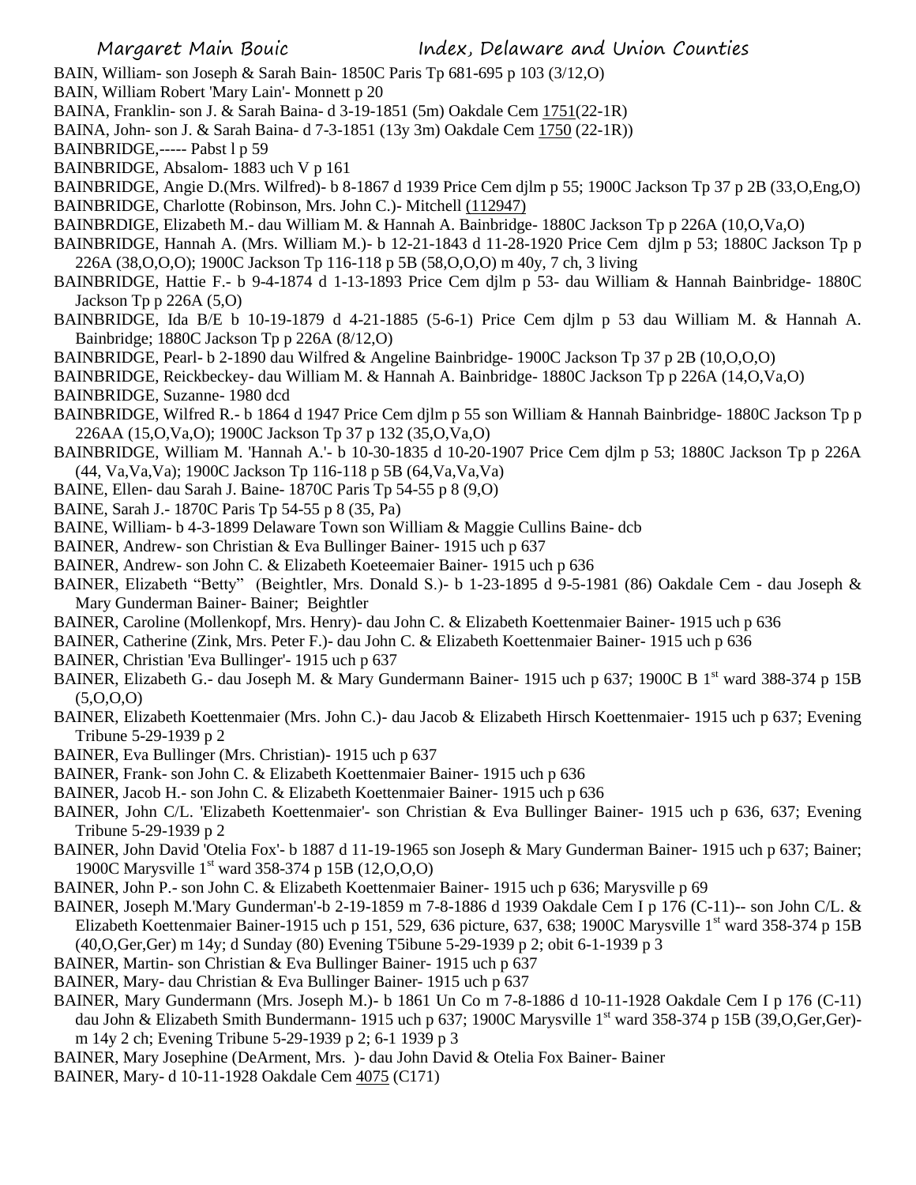BAIN, William- son Joseph & Sarah Bain- 1850C Paris Tp 681-695 p 103 (3/12,O)

BAIN, William Robert 'Mary Lain'- Monnett p 20

BAINA, Franklin- son J. & Sarah Baina- d 3-19-1851 (5m) Oakdale Cem 1751(22-1R)

BAINA, John- son J. & Sarah Baina- d 7-3-1851 (13y 3m) Oakdale Cem 1750 (22-1R))

BAINBRIDGE,----- Pabst l p 59

BAINBRIDGE, Absalom- 1883 uch V p 161

BAINBRIDGE, Angie D.(Mrs. Wilfred)- b 8-1867 d 1939 Price Cem djlm p 55; 1900C Jackson Tp 37 p 2B (33,O,Eng,O)

BAINBRIDGE, Charlotte (Robinson, Mrs. John C.)- Mitchell (112947)

BAINBRDIGE, Elizabeth M.- dau William M. & Hannah A. Bainbridge- 1880C Jackson Tp p 226A (10,O,Va,O)

BAINBRIDGE, Hannah A. (Mrs. William M.)- b 12-21-1843 d 11-28-1920 Price Cem djlm p 53; 1880C Jackson Tp p 226A (38,O,O,O); 1900C Jackson Tp 116-118 p 5B (58,O,O,O) m 40y, 7 ch, 3 living

BAINBRIDGE, Hattie F.- b 9-4-1874 d 1-13-1893 Price Cem djlm p 53- dau William & Hannah Bainbridge- 1880C Jackson Tp p 226A (5,O)

BAINBRIDGE, Ida B/E b 10-19-1879 d 4-21-1885 (5-6-1) Price Cem djlm p 53 dau William M. & Hannah A. Bainbridge; 1880C Jackson Tp p 226A (8/12,O)

BAINBRIDGE, Pearl- b 2-1890 dau Wilfred & Angeline Bainbridge- 1900C Jackson Tp 37 p 2B (10,O,O,O)

BAINBRIDGE, Reickbeckey- dau William M. & Hannah A. Bainbridge- 1880C Jackson Tp p 226A (14,O,Va,O)

BAINBRIDGE, Suzanne- 1980 dcd

BAINBRIDGE, Wilfred R.- b 1864 d 1947 Price Cem djlm p 55 son William & Hannah Bainbridge- 1880C Jackson Tp p 226AA (15,O,Va,O); 1900C Jackson Tp 37 p 132 (35,O,Va,O)

BAINBRIDGE, William M. 'Hannah A.'- b 10-30-1835 d 10-20-1907 Price Cem djlm p 53; 1880C Jackson Tp p 226A (44, Va,Va,Va); 1900C Jackson Tp 116-118 p 5B (64,Va,Va,Va)

BAINE, Ellen- dau Sarah J. Baine- 1870C Paris Tp 54-55 p 8 (9,O)

BAINE, Sarah J.- 1870C Paris Tp 54-55 p 8 (35, Pa)

BAINE, William- b 4-3-1899 Delaware Town son William & Maggie Cullins Baine- dcb

BAINER, Andrew- son Christian & Eva Bullinger Bainer- 1915 uch p 637

BAINER, Andrew- son John C. & Elizabeth Koeteemaier Bainer- 1915 uch p 636

BAINER, Elizabeth "Betty" (Beightler, Mrs. Donald S.)- b 1-23-1895 d 9-5-1981 (86) Oakdale Cem - dau Joseph & Mary Gunderman Bainer- Bainer; Beightler

BAINER, Caroline (Mollenkopf, Mrs. Henry)- dau John C. & Elizabeth Koettenmaier Bainer- 1915 uch p 636

BAINER, Catherine (Zink, Mrs. Peter F.)- dau John C. & Elizabeth Koettenmaier Bainer- 1915 uch p 636

BAINER, Christian 'Eva Bullinger'- 1915 uch p 637

BAINER, Elizabeth G.- dau Joseph M. & Mary Gundermann Bainer- 1915 uch p 637; 1900C B 1st ward 388-374 p 15B (5,O,O,O)

BAINER, Elizabeth Koettenmaier (Mrs. John C.)- dau Jacob & Elizabeth Hirsch Koettenmaier- 1915 uch p 637; Evening Tribune 5-29-1939 p 2

BAINER, Eva Bullinger (Mrs. Christian)- 1915 uch p 637

BAINER, Frank- son John C. & Elizabeth Koettenmaier Bainer- 1915 uch p 636

BAINER, Jacob H.- son John C. & Elizabeth Koettenmaier Bainer- 1915 uch p 636

BAINER, John C/L. 'Elizabeth Koettenmaier'- son Christian & Eva Bullinger Bainer- 1915 uch p 636, 637; Evening Tribune 5-29-1939 p 2

BAINER, John David 'Otelia Fox'- b 1887 d 11-19-1965 son Joseph & Mary Gunderman Bainer- 1915 uch p 637; Bainer; 1900C Marysville 1st ward 358-374 p 15B (12,O,O,O)

BAINER, John P.- son John C. & Elizabeth Koettenmaier Bainer- 1915 uch p 636; Marysville p 69

BAINER, Joseph M.'Mary Gunderman'-b 2-19-1859 m 7-8-1886 d 1939 Oakdale Cem I p 176 (C-11)-- son John C/L. & Elizabeth Koettenmaier Bainer-1915 uch p 151, 529, 636 picture, 637, 638; 1900C Marysville 1st ward 358-374 p 15B (40,O,Ger,Ger) m 14y; d Sunday (80) Evening T5ibune 5-29-1939 p 2; obit 6-1-1939 p 3

BAINER, Martin- son Christian & Eva Bullinger Bainer- 1915 uch p 637

BAINER, Mary- dau Christian & Eva Bullinger Bainer- 1915 uch p 637

BAINER, Mary Gundermann (Mrs. Joseph M.)- b 1861 Un Co m 7-8-1886 d 10-11-1928 Oakdale Cem I p 176 (C-11) dau John & Elizabeth Smith Bundermann- 1915 uch p 637; 1900C Marysville 1st ward 358-374 p 15B (39,O,Ger,Ger)- m 14y 2 ch; Evening Tribune 5-29-1939 p 2; 6-1 1939 p 3

BAINER, Mary Josephine (DeArment, Mrs. )- dau John David & Otelia Fox Bainer- Bainer

BAINER, Mary- d 10-11-1928 Oakdale Cem 4075 (C171)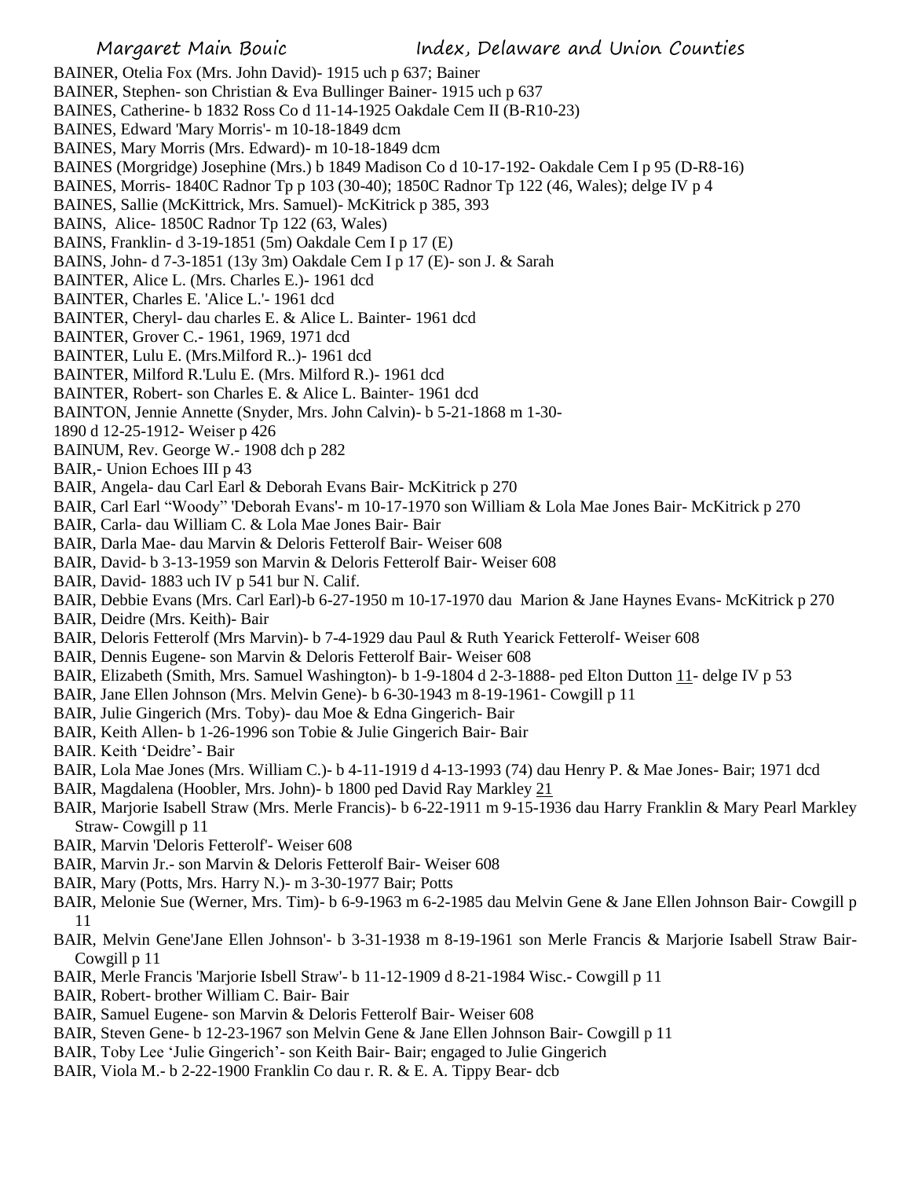BAINER, Otelia Fox (Mrs. John David)- 1915 uch p 637; Bainer

BAINER, Stephen- son Christian & Eva Bullinger Bainer- 1915 uch p 637

BAINES, Catherine- b 1832 Ross Co d 11-14-1925 Oakdale Cem II (B-R10-23)

BAINES, Edward 'Mary Morris'- m 10-18-1849 dcm

BAINES, Mary Morris (Mrs. Edward)- m 10-18-1849 dcm

BAINES (Morgridge) Josephine (Mrs.) b 1849 Madison Co d 10-17-192- Oakdale Cem I p 95 (D-R8-16)

BAINES, Morris- 1840C Radnor Tp p 103 (30-40); 1850C Radnor Tp 122 (46, Wales); delge IV p 4

BAINES, Sallie (McKittrick, Mrs. Samuel)- McKitrick p 385, 393

BAINS, Alice- 1850C Radnor Tp 122 (63, Wales)

BAINS, Franklin- d 3-19-1851 (5m) Oakdale Cem I p 17 (E)

BAINS, John- d 7-3-1851 (13y 3m) Oakdale Cem I p 17 (E)- son J. & Sarah

BAINTER, Alice L. (Mrs. Charles E.)- 1961 dcd

BAINTER, Charles E. 'Alice L.'- 1961 dcd

BAINTER, Cheryl- dau charles E. & Alice L. Bainter- 1961 dcd

BAINTER, Grover C.- 1961, 1969, 1971 dcd

BAINTER, Lulu E. (Mrs.Milford R..)- 1961 dcd

BAINTER, Milford R.'Lulu E. (Mrs. Milford R.)- 1961 dcd

BAINTER, Robert- son Charles E. & Alice L. Bainter- 1961 dcd

BAINTON, Jennie Annette (Snyder, Mrs. John Calvin)- b 5-21-1868 m 1-30-1890 d 12-25-1912- Weiser p 426

BAINUM, Rev. George W.- 1908 dch p 282

BAIR,- Union Echoes III p 43

BAIR, Angela- dau Carl Earl & Deborah Evans Bair- McKitrick p 270

BAIR, Carl Earl "Woody" 'Deborah Evans'- m 10-17-1970 son William & Lola Mae Jones Bair- McKitrick p 270

BAIR, Carla- dau William C. & Lola Mae Jones Bair- Bair

BAIR, Darla Mae- dau Marvin & Deloris Fetterolf Bair- Weiser 608

BAIR, David- b 3-13-1959 son Marvin & Deloris Fetterolf Bair- Weiser 608

BAIR, David- 1883 uch IV p 541 bur N. Calif.

BAIR, Debbie Evans (Mrs. Carl Earl)-b 6-27-1950 m 10-17-1970 dau Marion & Jane Haynes Evans- McKitrick p 270

BAIR, Deidre (Mrs. Keith)- Bair

BAIR, Deloris Fetterolf (Mrs Marvin)- b 7-4-1929 dau Paul & Ruth Yearick Fetterolf- Weiser 608

BAIR, Dennis Eugene- son Marvin & Deloris Fetterolf Bair- Weiser 608

BAIR, Elizabeth (Smith, Mrs. Samuel Washington)- b 1-9-1804 d 2-3-1888- ped Elton Dutton 11- delge IV p 53

BAIR, Jane Ellen Johnson (Mrs. Melvin Gene)- b 6-30-1943 m 8-19-1961- Cowgill p 11

BAIR, Julie Gingerich (Mrs. Toby)- dau Moe & Edna Gingerich- Bair

BAIR, Keith Allen- b 1-26-1996 son Tobie & Julie Gingerich Bair- Bair

BAIR. Keith 'Deidre'- Bair

BAIR, Lola Mae Jones (Mrs. William C.)- b 4-11-1919 d 4-13-1993 (74) dau Henry P. & Mae Jones- Bair; 1971 dcd

BAIR, Magdalena (Hoobler, Mrs. John)- b 1800 ped David Ray Markley 21

BAIR, Marjorie Isabell Straw (Mrs. Merle Francis)- b 6-22-1911 m 9-15-1936 dau Harry Franklin & Mary Pearl Markley Straw- Cowgill p 11

BAIR, Marvin 'Deloris Fetterolf'- Weiser 608

BAIR, Marvin Jr.- son Marvin & Deloris Fetterolf Bair- Weiser 608

BAIR, Mary (Potts, Mrs. Harry N.)- m 3-30-1977 Bair; Potts

BAIR, Melonie Sue (Werner, Mrs. Tim)- b 6-9-1963 m 6-2-1985 dau Melvin Gene & Jane Ellen Johnson Bair- Cowgill p 11

BAIR, Melvin Gene'Jane Ellen Johnson'- b 3-31-1938 m 8-19-1961 son Merle Francis & Marjorie Isabell Straw Bair- Cowgill p 11

BAIR, Merle Francis 'Marjorie Isbell Straw'- b 11-12-1909 d 8-21-1984 Wisc.- Cowgill p 11

BAIR, Robert- brother William C. Bair- Bair

BAIR, Samuel Eugene- son Marvin & Deloris Fetterolf Bair- Weiser 608

BAIR, Steven Gene- b 12-23-1967 son Melvin Gene & Jane Ellen Johnson Bair- Cowgill p 11

BAIR, Toby Lee 'Julie Gingerich'- son Keith Bair- Bair; engaged to Julie Gingerich

BAIR, Viola M.- b 2-22-1900 Franklin Co dau r. R. & E. A. Tippy Bear- dcb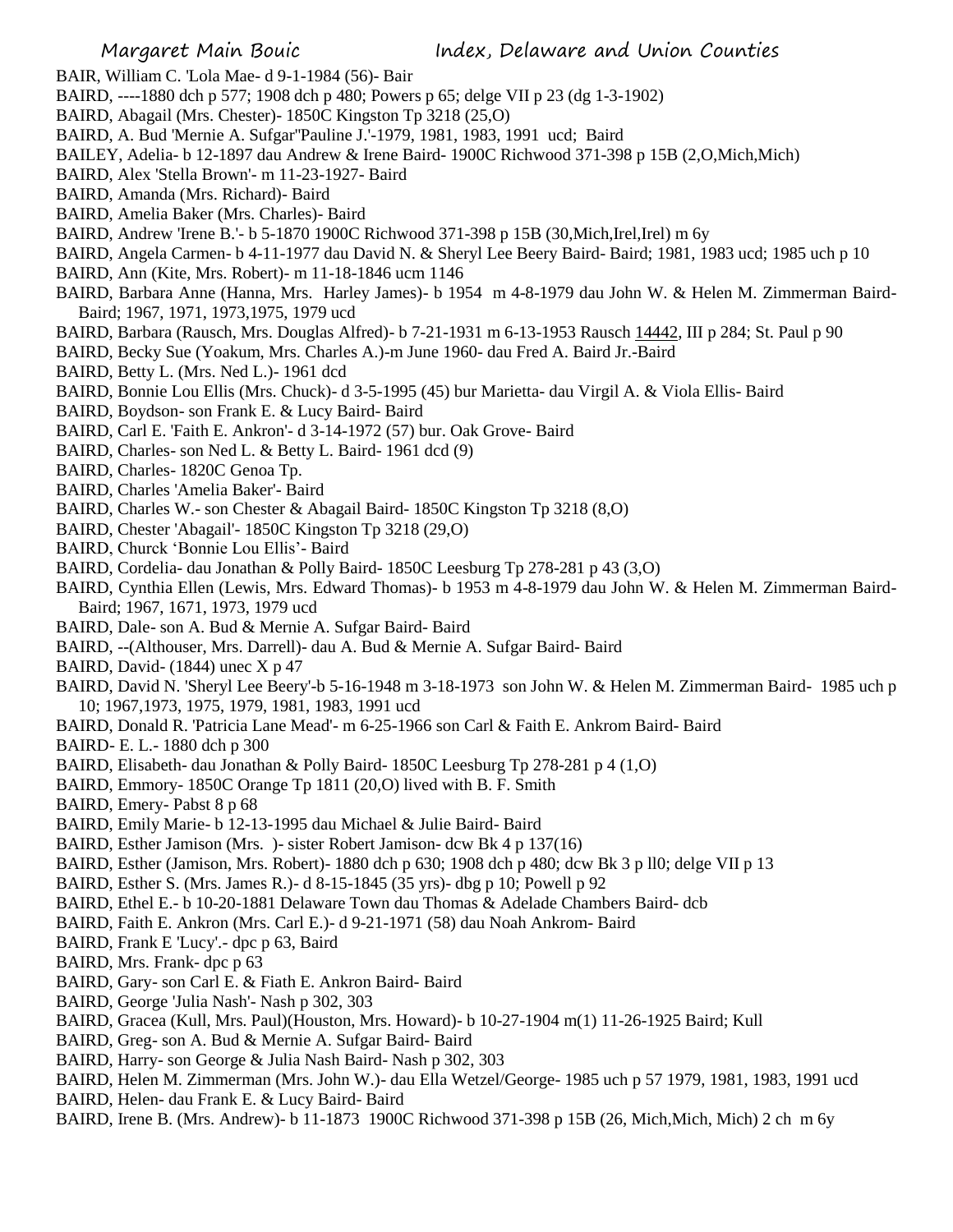BAIR, William C. 'Lola Mae- d 9-1-1984 (56)- Bair

BAIRD, ----1880 dch p 577; 1908 dch p 480; Powers p 65; delge VII p 23 (dg 1-3-1902)

BAIRD, Abagail (Mrs. Chester)- 1850C Kingston Tp 3218 (25,O)

BAIRD, A. Bud 'Mernie A. Sufgar''Pauline J.'-1979, 1981, 1983, 1991 ucd; Baird

BAILEY, Adelia- b 12-1897 dau Andrew & Irene Baird- 1900C Richwood 371-398 p 15B (2,O,Mich,Mich)

BAIRD, Alex 'Stella Brown'- m 11-23-1927- Baird

BAIRD, Amanda (Mrs. Richard)- Baird

BAIRD, Amelia Baker (Mrs. Charles)- Baird

BAIRD, Andrew 'Irene B.'- b 5-1870 1900C Richwood 371-398 p 15B (30,Mich,Irel,Irel) m 6y

BAIRD, Angela Carmen- b 4-11-1977 dau David N. & Sheryl Lee Beery Baird- Baird; 1981, 1983 ucd; 1985 uch p 10

BAIRD, Ann (Kite, Mrs. Robert)- m 11-18-1846 ucm 1146

BAIRD, Barbara Anne (Hanna, Mrs. Harley James)- b 1954 m 4-8-1979 dau John W. & Helen M. Zimmerman Baird- Baird; 1967, 1971, 1973,1975, 1979 ucd

BAIRD, Barbara (Rausch, Mrs. Douglas Alfred)- b 7-21-1931 m 6-13-1953 Rausch 14442, III p 284; St. Paul p 90

BAIRD, Becky Sue (Yoakum, Mrs. Charles A.)-m June 1960- dau Fred A. Baird Jr.-Baird

BAIRD, Betty L. (Mrs. Ned L.)- 1961 dcd

BAIRD, Bonnie Lou Ellis (Mrs. Chuck)- d 3-5-1995 (45) bur Marietta- dau Virgil A. & Viola Ellis- Baird

BAIRD, Boydson- son Frank E. & Lucy Baird- Baird

BAIRD, Carl E. 'Faith E. Ankron'- d 3-14-1972 (57) bur. Oak Grove- Baird

BAIRD, Charles- son Ned L. & Betty L. Baird- 1961 dcd (9)

BAIRD, Charles- 1820C Genoa Tp.

BAIRD, Charles 'Amelia Baker'- Baird

BAIRD, Charles W.- son Chester & Abagail Baird- 1850C Kingston Tp 3218 (8,O)

BAIRD, Chester 'Abagail'- 1850C Kingston Tp 3218 (29,O)

BAIRD, Churck 'Bonnie Lou Ellis'- Baird

BAIRD, Cordelia- dau Jonathan & Polly Baird- 1850C Leesburg Tp 278-281 p 43 (3,O)

BAIRD, Cynthia Ellen (Lewis, Mrs. Edward Thomas)- b 1953 m 4-8-1979 dau John W. & Helen M. Zimmerman Baird- Baird; 1967, 1671, 1973, 1979 ucd

BAIRD, Dale- son A. Bud & Mernie A. Sufgar Baird- Baird

BAIRD, --(Althouser, Mrs. Darrell)- dau A. Bud & Mernie A. Sufgar Baird- Baird

BAIRD, David- (1844) unec X p 47

BAIRD, David N. 'Sheryl Lee Beery'-b 5-16-1948 m 3-18-1973 son John W. & Helen M. Zimmerman Baird- 1985 uch p 10; 1967,1973, 1975, 1979, 1981, 1983, 1991 ucd

BAIRD, Donald R. 'Patricia Lane Mead'- m 6-25-1966 son Carl & Faith E. Ankrom Baird- Baird

BAIRD- E. L.- 1880 dch p 300

BAIRD, Elisabeth- dau Jonathan & Polly Baird- 1850C Leesburg Tp 278-281 p 4 (1,O)

BAIRD, Emmory- 1850C Orange Tp 1811 (20,O) lived with B. F. Smith

BAIRD, Emery- Pabst 8 p 68

BAIRD, Emily Marie- b 12-13-1995 dau Michael & Julie Baird- Baird

BAIRD, Esther Jamison (Mrs. )- sister Robert Jamison- dcw Bk 4 p 137(16)

BAIRD, Esther (Jamison, Mrs. Robert)- 1880 dch p 630; 1908 dch p 480; dcw Bk 3 p ll0; delge VII p 13

BAIRD, Esther S. (Mrs. James R.)- d 8-15-1845 (35 yrs)- dbg p 10; Powell p 92

BAIRD, Ethel E.- b 10-20-1881 Delaware Town dau Thomas & Adelade Chambers Baird- dcb

BAIRD, Faith E. Ankron (Mrs. Carl E.)- d 9-21-1971 (58) dau Noah Ankrom- Baird

BAIRD, Frank E 'Lucy'.- dpc p 63, Baird

BAIRD, Mrs. Frank- dpc p 63

BAIRD, Gary- son Carl E. & Fiath E. Ankron Baird- Baird

BAIRD, George 'Julia Nash'- Nash p 302, 303

BAIRD, Gracea (Kull, Mrs. Paul)(Houston, Mrs. Howard)- b 10-27-1904 m(1) 11-26-1925 Baird; Kull

BAIRD, Greg- son A. Bud & Mernie A. Sufgar Baird- Baird

BAIRD, Harry- son George & Julia Nash Baird- Nash p 302, 303

BAIRD, Helen M. Zimmerman (Mrs. John W.)- dau Ella Wetzel/George- 1985 uch p 57 1979, 1981, 1983, 1991 ucd

BAIRD, Helen- dau Frank E. & Lucy Baird- Baird

BAIRD, Irene B. (Mrs. Andrew)- b 11-1873 1900C Richwood 371-398 p 15B (26, Mich,Mich, Mich) 2 ch m 6y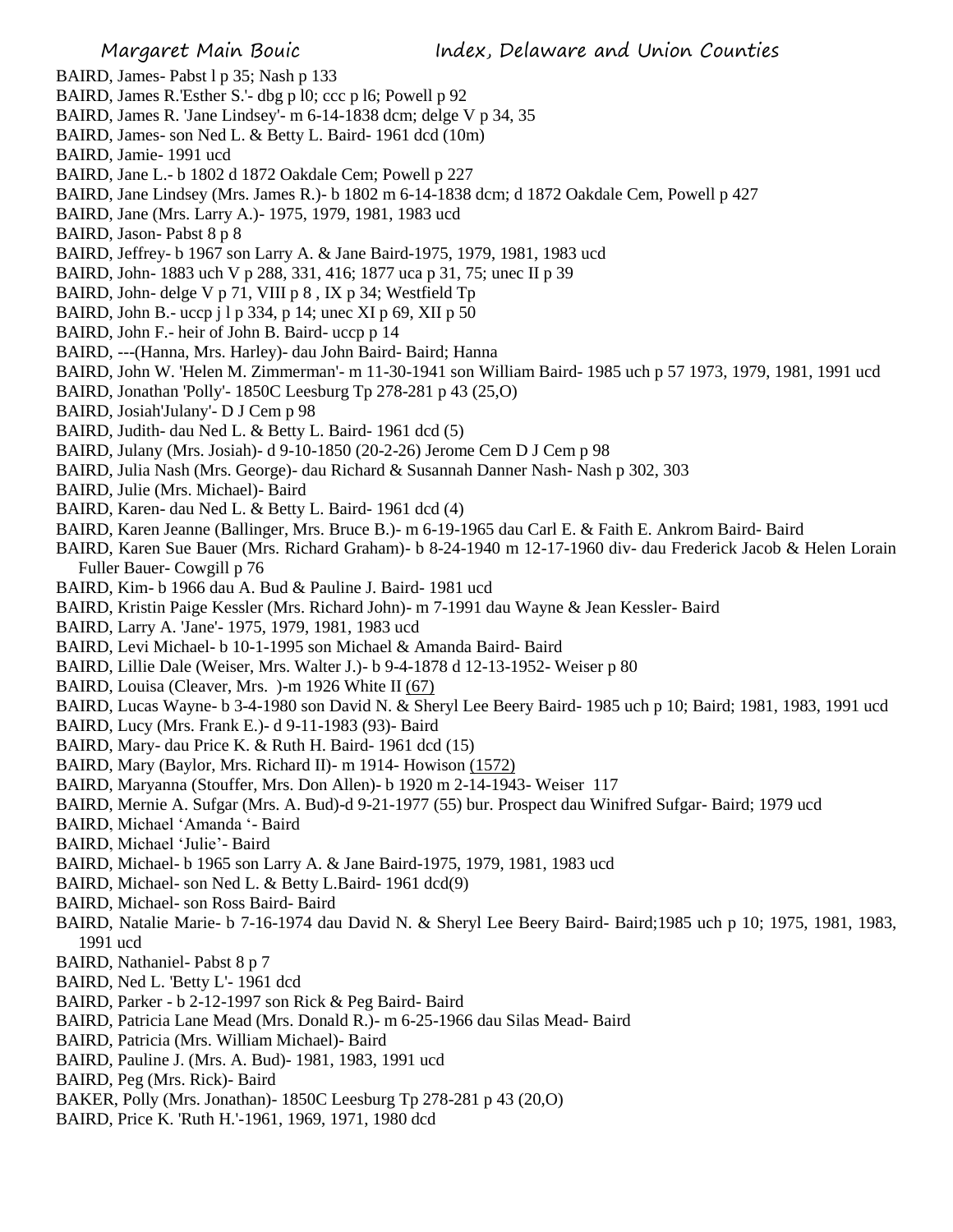BAIRD, James- Pabst l p 35; Nash p 133
BAIRD, James R.'Esther S.'- dbg p l0; ccc p l6; Powell p 92
BAIRD, James R. 'Jane Lindsey'- m 6-14-1838 dcm; delge V p 34, 35
BAIRD, James- son Ned L. & Betty L. Baird- 1961 dcd (10m)
BAIRD, Jamie- 1991 ucd
BAIRD, Jane L.- b 1802 d 1872 Oakdale Cem; Powell p 227
BAIRD, Jane Lindsey (Mrs. James R.)- b 1802 m 6-14-1838 dcm; d 1872 Oakdale Cem, Powell p 427
BAIRD, Jane (Mrs. Larry A.)- 1975, 1979, 1981, 1983 ucd
BAIRD, Jason- Pabst 8 p 8
BAIRD, Jeffrey- b 1967 son Larry A. & Jane Baird-1975, 1979, 1981, 1983 ucd
BAIRD, John- 1883 uch V p 288, 331, 416; 1877 uca p 31, 75; unec II p 39
BAIRD, John- delge V p 71, VIII p 8 , IX p 34; Westfield Tp
BAIRD, John B.- uccp j l p 334, p 14; unec XI p 69, XII p 50
BAIRD, John F.- heir of John B. Baird- uccp p 14
BAIRD, ---(Hanna, Mrs. Harley)- dau John Baird- Baird; Hanna
BAIRD, John W. 'Helen M. Zimmerman'- m 11-30-1941 son William Baird- 1985 uch p 57 1973, 1979, 1981, 1991 ucd
BAIRD, Jonathan 'Polly'- 1850C Leesburg Tp 278-281 p 43 (25,O)
BAIRD, Josiah'Julany'- D J Cem p 98
BAIRD, Judith- dau Ned L. & Betty L. Baird- 1961 dcd (5)
BAIRD, Julany (Mrs. Josiah)- d 9-10-1850 (20-2-26) Jerome Cem D J Cem p 98
BAIRD, Julia Nash (Mrs. George)- dau Richard & Susannah Danner Nash- Nash p 302, 303
BAIRD, Julie (Mrs. Michael)- Baird
BAIRD, Karen- dau Ned L. & Betty L. Baird- 1961 dcd (4)
BAIRD, Karen Jeanne (Ballinger, Mrs. Bruce B.)- m 6-19-1965 dau Carl E. & Faith E. Ankrom Baird- Baird
BAIRD, Karen Sue Bauer (Mrs. Richard Graham)- b 8-24-1940 m 12-17-1960 div- dau Frederick Jacob & Helen Lorain Fuller Bauer- Cowgill p 76
BAIRD, Kim- b 1966 dau A. Bud & Pauline J. Baird- 1981 ucd
BAIRD, Kristin Paige Kessler (Mrs. Richard John)- m 7-1991 dau Wayne & Jean Kessler- Baird
BAIRD, Larry A. 'Jane'- 1975, 1979, 1981, 1983 ucd
BAIRD, Levi Michael- b 10-1-1995 son Michael & Amanda Baird- Baird
BAIRD, Lillie Dale (Weiser, Mrs. Walter J.)- b 9-4-1878 d 12-13-1952- Weiser p 80
BAIRD, Louisa (Cleaver, Mrs. )-m 1926 White II (67)
BAIRD, Lucas Wayne- b 3-4-1980 son David N. & Sheryl Lee Beery Baird- 1985 uch p 10; Baird; 1981, 1983, 1991 ucd
BAIRD, Lucy (Mrs. Frank E.)- d 9-11-1983 (93)- Baird
BAIRD, Mary- dau Price K. & Ruth H. Baird- 1961 dcd (15)
BAIRD, Mary (Baylor, Mrs. Richard II)- m 1914- Howison (1572)
BAIRD, Maryanna (Stouffer, Mrs. Don Allen)- b 1920 m 2-14-1943- Weiser 117
BAIRD, Mernie A. Sufgar (Mrs. A. Bud)-d 9-21-1977 (55) bur. Prospect dau Winifred Sufgar- Baird; 1979 ucd
BAIRD, Michael 'Amanda '- Baird
BAIRD, Michael 'Julie'- Baird
BAIRD, Michael- b 1965 son Larry A. & Jane Baird-1975, 1979, 1981, 1983 ucd
BAIRD, Michael- son Ned L. & Betty L.Baird- 1961 dcd(9)
BAIRD, Michael- son Ross Baird- Baird
BAIRD, Natalie Marie- b 7-16-1974 dau David N. & Sheryl Lee Beery Baird- Baird;1985 uch p 10; 1975, 1981, 1983, 1991 ucd
BAIRD, Nathaniel- Pabst 8 p 7
BAIRD, Ned L. 'Betty L'- 1961 dcd
BAIRD, Parker - b 2-12-1997 son Rick & Peg Baird- Baird
BAIRD, Patricia Lane Mead (Mrs. Donald R.)- m 6-25-1966 dau Silas Mead- Baird
BAIRD, Patricia (Mrs. William Michael)- Baird
BAIRD, Pauline J. (Mrs. A. Bud)- 1981, 1983, 1991 ucd
BAIRD, Peg (Mrs. Rick)- Baird
BAKER, Polly (Mrs. Jonathan)- 1850C Leesburg Tp 278-281 p 43 (20,O)
BAIRD, Price K. 'Ruth H.'-1961, 1969, 1971, 1980 dcd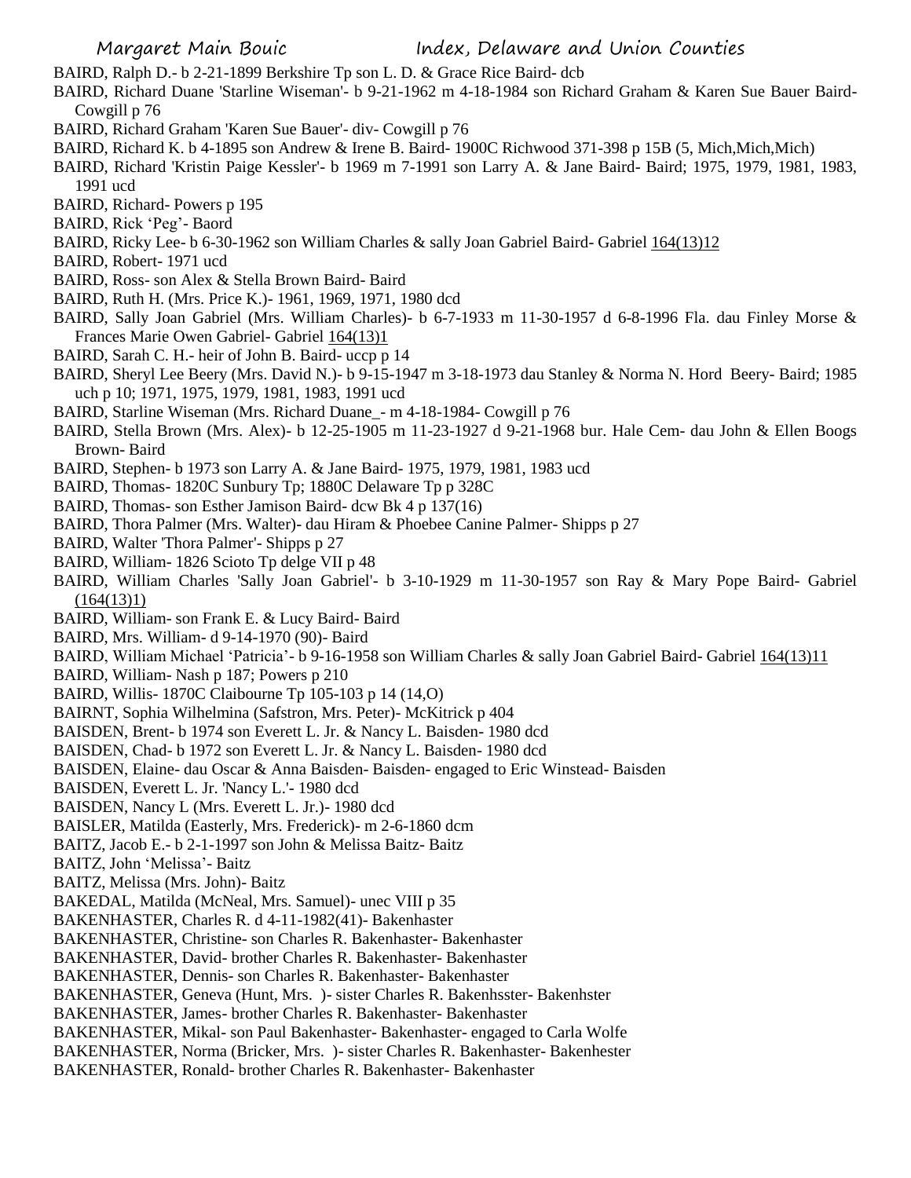BAIRD, Ralph D.- b 2-21-1899 Berkshire Tp son L. D. & Grace Rice Baird- dcb

BAIRD, Richard Duane 'Starline Wiseman'- b 9-21-1962 m 4-18-1984 son Richard Graham & Karen Sue Bauer Baird- Cowgill p 76

BAIRD, Richard Graham 'Karen Sue Bauer'- div- Cowgill p 76

BAIRD, Richard K. b 4-1895 son Andrew & Irene B. Baird- 1900C Richwood 371-398 p 15B (5, Mich,Mich,Mich)

BAIRD, Richard 'Kristin Paige Kessler'- b 1969 m 7-1991 son Larry A. & Jane Baird- Baird; 1975, 1979, 1981, 1983, 1991 ucd

BAIRD, Richard- Powers p 195

BAIRD, Rick 'Peg'- Baord

BAIRD, Ricky Lee- b 6-30-1962 son William Charles & sally Joan Gabriel Baird- Gabriel 164(13)12

BAIRD, Robert- 1971 ucd

BAIRD, Ross- son Alex & Stella Brown Baird- Baird

BAIRD, Ruth H. (Mrs. Price K.)- 1961, 1969, 1971, 1980 dcd

BAIRD, Sally Joan Gabriel (Mrs. William Charles)- b 6-7-1933 m 11-30-1957 d 6-8-1996 Fla. dau Finley Morse & Frances Marie Owen Gabriel- Gabriel 164(13)1

BAIRD, Sarah C. H.- heir of John B. Baird- uccp p 14

BAIRD, Sheryl Lee Beery (Mrs. David N.)- b 9-15-1947 m 3-18-1973 dau Stanley & Norma N. Hord Beery- Baird; 1985 uch p 10; 1971, 1975, 1979, 1981, 1983, 1991 ucd

BAIRD, Starline Wiseman (Mrs. Richard Duane_- m 4-18-1984- Cowgill p 76

BAIRD, Stella Brown (Mrs. Alex)- b 12-25-1905 m 11-23-1927 d 9-21-1968 bur. Hale Cem- dau John & Ellen Boogs Brown- Baird

BAIRD, Stephen- b 1973 son Larry A. & Jane Baird- 1975, 1979, 1981, 1983 ucd

BAIRD, Thomas- 1820C Sunbury Tp; 1880C Delaware Tp p 328C

BAIRD, Thomas- son Esther Jamison Baird- dcw Bk 4 p 137(16)

BAIRD, Thora Palmer (Mrs. Walter)- dau Hiram & Phoebee Canine Palmer- Shipps p 27

BAIRD, Walter 'Thora Palmer'- Shipps p 27

BAIRD, William- 1826 Scioto Tp delge VII p 48

BAIRD, William Charles 'Sally Joan Gabriel'- b 3-10-1929 m 11-30-1957 son Ray & Mary Pope Baird- Gabriel (164(13)1)

BAIRD, William- son Frank E. & Lucy Baird- Baird

BAIRD, Mrs. William- d 9-14-1970 (90)- Baird

BAIRD, William Michael 'Patricia'- b 9-16-1958 son William Charles & sally Joan Gabriel Baird- Gabriel 164(13)11

BAIRD, William- Nash p 187; Powers p 210

BAIRD, Willis- 1870C Claibourne Tp 105-103 p 14 (14,O)

BAIRNT, Sophia Wilhelmina (Safstron, Mrs. Peter)- McKitrick p 404

BAISDEN, Brent- b 1974 son Everett L. Jr. & Nancy L. Baisden- 1980 dcd

BAISDEN, Chad- b 1972 son Everett L. Jr. & Nancy L. Baisden- 1980 dcd

BAISDEN, Elaine- dau Oscar & Anna Baisden- Baisden- engaged to Eric Winstead- Baisden

BAISDEN, Everett L. Jr. 'Nancy L.'- 1980 dcd

BAISDEN, Nancy L (Mrs. Everett L. Jr.)- 1980 dcd

BAISLER, Matilda (Easterly, Mrs. Frederick)- m 2-6-1860 dcm

BAITZ, Jacob E.- b 2-1-1997 son John & Melissa Baitz- Baitz

BAITZ, John 'Melissa'- Baitz

BAITZ, Melissa (Mrs. John)- Baitz

BAKEDAL, Matilda (McNeal, Mrs. Samuel)- unec VIII p 35

BAKENHASTER, Charles R. d 4-11-1982(41)- Bakenhaster

BAKENHASTER, Christine- son Charles R. Bakenhaster- Bakenhaster

BAKENHASTER, David- brother Charles R. Bakenhaster- Bakenhaster

BAKENHASTER, Dennis- son Charles R. Bakenhaster- Bakenhaster

BAKENHASTER, Geneva (Hunt, Mrs. )- sister Charles R. Bakenhsster- Bakenhster

BAKENHASTER, James- brother Charles R. Bakenhaster- Bakenhaster

BAKENHASTER, Mikal- son Paul Bakenhaster- Bakenhaster- engaged to Carla Wolfe

BAKENHASTER, Norma (Bricker, Mrs. )- sister Charles R. Bakenhaster- Bakenhester

BAKENHASTER, Ronald- brother Charles R. Bakenhaster- Bakenhaster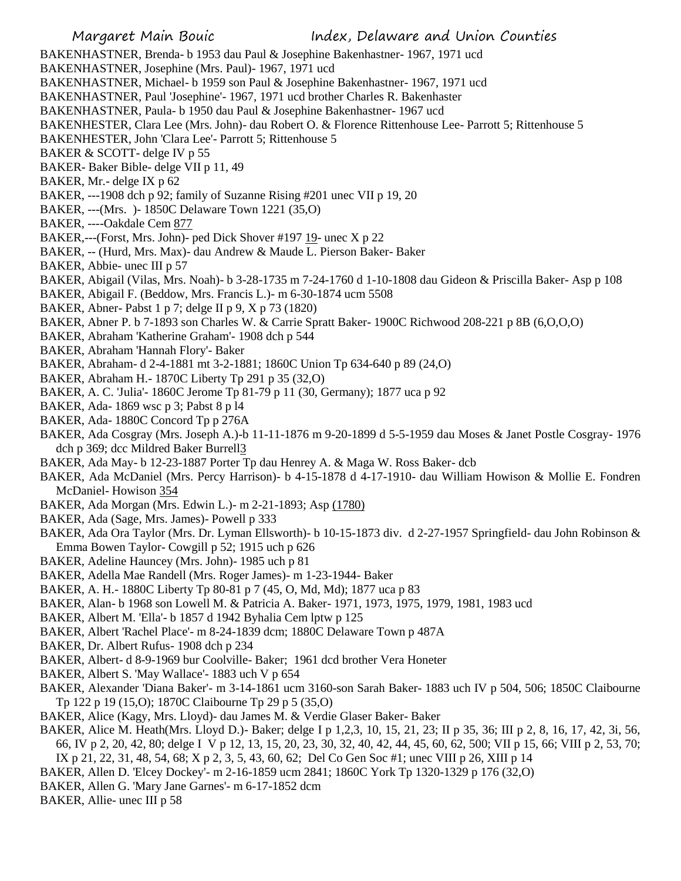BAKENHASTNER, Brenda- b 1953 dau Paul & Josephine Bakenhastner- 1967, 1971 ucd

BAKENHASTNER, Josephine (Mrs. Paul)- 1967, 1971 ucd

BAKENHASTNER, Michael- b 1959 son Paul & Josephine Bakenhastner- 1967, 1971 ucd

BAKENHASTNER, Paul 'Josephine'- 1967, 1971 ucd brother Charles R. Bakenhaster

BAKENHASTNER, Paula- b 1950 dau Paul & Josephine Bakenhastner- 1967 ucd

BAKENHESTER, Clara Lee (Mrs. John)- dau Robert O. & Florence Rittenhouse Lee- Parrott 5; Rittenhouse 5

BAKENHESTER, John 'Clara Lee'- Parrott 5; Rittenhouse 5

BAKER & SCOTT- delge IV p 55

BAKER- Baker Bible- delge VII p 11, 49

BAKER, Mr.- delge IX p 62

BAKER, ---1908 dch p 92; family of Suzanne Rising #201 unec VII p 19, 20

BAKER, ---(Mrs. )- 1850C Delaware Town 1221 (35,O)

BAKER, ----Oakdale Cem 877

BAKER,---(Forst, Mrs. John)- ped Dick Shover #197 19- unec X p 22

BAKER, -- (Hurd, Mrs. Max)- dau Andrew & Maude L. Pierson Baker- Baker

BAKER, Abbie- unec III p 57

BAKER, Abigail (Vilas, Mrs. Noah)- b 3-28-1735 m 7-24-1760 d 1-10-1808 dau Gideon & Priscilla Baker- Asp p 108

BAKER, Abigail F. (Beddow, Mrs. Francis L.)- m 6-30-1874 ucm 5508

BAKER, Abner- Pabst 1 p 7; delge II p 9, X p 73 (1820)

BAKER, Abner P. b 7-1893 son Charles W. & Carrie Spratt Baker- 1900C Richwood 208-221 p 8B (6,O,O,O)

BAKER, Abraham 'Katherine Graham'- 1908 dch p 544

BAKER, Abraham 'Hannah Flory'- Baker

BAKER, Abraham- d 2-4-1881 mt 3-2-1881; 1860C Union Tp 634-640 p 89 (24,O)

BAKER, Abraham H.- 1870C Liberty Tp 291 p 35 (32,O)

BAKER, A. C. 'Julia'- 1860C Jerome Tp 81-79 p 11 (30, Germany); 1877 uca p 92

BAKER, Ada- 1869 wsc p 3; Pabst 8 p l4

BAKER, Ada- 1880C Concord Tp p 276A

BAKER, Ada Cosgray (Mrs. Joseph A.)-b 11-11-1876 m 9-20-1899 d 5-5-1959 dau Moses & Janet Postle Cosgray- 1976 dch p 369; dcc Mildred Baker Burrell3

BAKER, Ada May- b 12-23-1887 Porter Tp dau Henrey A. & Maga W. Ross Baker- dcb

BAKER, Ada McDaniel (Mrs. Percy Harrison)- b 4-15-1878 d 4-17-1910- dau William Howison & Mollie E. Fondren McDaniel- Howison 354

BAKER, Ada Morgan (Mrs. Edwin L.)- m 2-21-1893; Asp (1780)

BAKER, Ada (Sage, Mrs. James)- Powell p 333

BAKER, Ada Ora Taylor (Mrs. Dr. Lyman Ellsworth)- b 10-15-1873 div. d 2-27-1957 Springfield- dau John Robinson & Emma Bowen Taylor- Cowgill p 52; 1915 uch p 626

BAKER, Adeline Hauncey (Mrs. John)- 1985 uch p 81

BAKER, Adella Mae Randell (Mrs. Roger James)- m 1-23-1944- Baker

BAKER, A. H.- 1880C Liberty Tp 80-81 p 7 (45, O, Md, Md); 1877 uca p 83

BAKER, Alan- b 1968 son Lowell M. & Patricia A. Baker- 1971, 1973, 1975, 1979, 1981, 1983 ucd

BAKER, Albert M. 'Ella'- b 1857 d 1942 Byhalia Cem lptw p 125

BAKER, Albert 'Rachel Place'- m 8-24-1839 dcm; 1880C Delaware Town p 487A

BAKER, Dr. Albert Rufus- 1908 dch p 234

BAKER, Albert- d 8-9-1969 bur Coolville- Baker; 1961 dcd brother Vera Honeter

BAKER, Albert S. 'May Wallace'- 1883 uch V p 654

BAKER, Alexander 'Diana Baker'- m 3-14-1861 ucm 3160-son Sarah Baker- 1883 uch IV p 504, 506; 1850C Claibourne Tp 122 p 19 (15,O); 1870C Claibourne Tp 29 p 5 (35,O)

BAKER, Alice (Kagy, Mrs. Lloyd)- dau James M. & Verdie Glaser Baker- Baker

BAKER, Alice M. Heath(Mrs. Lloyd D.)- Baker; delge I p 1,2,3, 10, 15, 21, 23; II p 35, 36; III p 2, 8, 16, 17, 42, 3i, 56, 66, IV p 2, 20, 42, 80; delge I V p 12, 13, 15, 20, 23, 30, 32, 40, 42, 44, 45, 60, 62, 500; VII p 15, 66; VIII p 2, 53, 70; IX p 21, 22, 31, 48, 54, 68; X p 2, 3, 5, 43, 60, 62; Del Co Gen Soc #1; unec VIII p 26, XIII p 14

BAKER, Allen D. 'Elcey Dockey'- m 2-16-1859 ucm 2841; 1860C York Tp 1320-1329 p 176 (32,O)

BAKER, Allen G. 'Mary Jane Garnes'- m 6-17-1852 dcm

BAKER, Allie- unec III p 58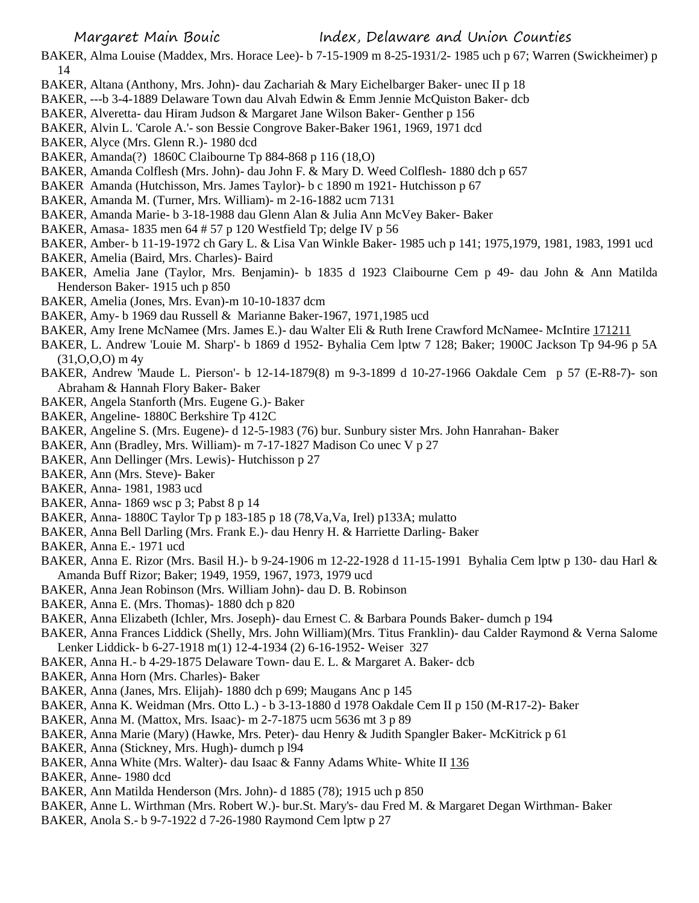BAKER, Alma Louise (Maddex, Mrs. Horace Lee)- b 7-15-1909 m 8-25-1931/2- 1985 uch p 67; Warren (Swickheimer) p 14

BAKER, Altana (Anthony, Mrs. John)- dau Zachariah & Mary Eichelbarger Baker- unec II p 18

BAKER, ---b 3-4-1889 Delaware Town dau Alvah Edwin & Emm Jennie McQuiston Baker- dcb

BAKER, Alveretta- dau Hiram Judson & Margaret Jane Wilson Baker- Genther p 156

BAKER, Alvin L. 'Carole A.'- son Bessie Congrove Baker-Baker 1961, 1969, 1971 dcd

BAKER, Alyce (Mrs. Glenn R.)- 1980 dcd

BAKER, Amanda(?) 1860C Clairbourne Tp 884-868 p 116 (18,O)

BAKER, Amanda Colflesh (Mrs. John)- dau John F. & Mary D. Weed Colflesh- 1880 dch p 657

BAKER Amanda (Hutchisson, Mrs. James Taylor)- b c 1890 m 1921- Hutchisson p 67

BAKER, Amanda M. (Turner, Mrs. William)- m 2-16-1882 ucm 7131

BAKER, Amanda Marie- b 3-18-1988 dau Glenn Alan & Julia Ann McVey Baker- Baker

BAKER, Amasa- 1835 men 64 # 57 p 120 Westfield Tp; delge IV p 56

BAKER, Amber- b 11-19-1972 ch Gary L. & Lisa Van Winkle Baker- 1985 uch p 141; 1975,1979, 1981, 1983, 1991 ucd

BAKER, Amelia (Baird, Mrs. Charles)- Baird

BAKER, Amelia Jane (Taylor, Mrs. Benjamin)- b 1835 d 1923 Claibourne Cem p 49- dau John & Ann Matilda Henderson Baker- 1915 uch p 850

BAKER, Amelia (Jones, Mrs. Evan)-m 10-10-1837 dcm

BAKER, Amy- b 1969 dau Russell & Marianne Baker-1967, 1971,1985 ucd

BAKER, Amy Irene McNamee (Mrs. James E.)- dau Walter Eli & Ruth Irene Crawford McNamee- McIntire 171211

BAKER, L. Andrew 'Louie M. Sharp'- b 1869 d 1952- Byhalia Cem lptw 7 128; Baker; 1900C Jackson Tp 94-96 p 5A (31,O,O,O) m 4y

BAKER, Andrew 'Maude L. Pierson'- b 12-14-1879(8) m 9-3-1899 d 10-27-1966 Oakdale Cem p 57 (E-R8-7)- son Abraham & Hannah Flory Baker- Baker

BAKER, Angela Stanforth (Mrs. Eugene G.)- Baker

BAKER, Angeline- 1880C Berkshire Tp 412C

BAKER, Angeline S. (Mrs. Eugene)- d 12-5-1983 (76) bur. Sunbury sister Mrs. John Hanrahan- Baker

BAKER, Ann (Bradley, Mrs. William)- m 7-17-1827 Madison Co unec V p 27

BAKER, Ann (Mrs. Lewis)- Hutchisson p 27

BAKER, Ann Dellinger (Mrs. Lewis)- Hutchisson p 27

BAKER, Ann (Mrs. Steve)- Baker

BAKER, Anna- 1981, 1983 ucd

BAKER, Anna- 1869 wsc p 3; Pabst 8 p 14

BAKER, Anna- 1880C Taylor Tp p 183-185 p 18 (78,Va,Va, Irel) p133A; mulatto

BAKER, Anna Bell Darling (Mrs. Frank E.)- dau Henry H. & Harriette Darling- Baker

BAKER, Anna E.- 1971 ucd

BAKER, Anna E. Rizor (Mrs. Basil H.)- b 9-24-1906 m 12-22-1928 d 11-15-1991 Byhalia Cem lptw p 130- dau Harl & Amanda Buff Rizor; Baker; 1949, 1959, 1967, 1973, 1979 ucd

BAKER, Anna Jean Robinson (Mrs. William John)- dau D. B. Robinson

BAKER, Anna E. (Mrs. Thomas)- 1880 dch p 820

BAKER, Anna Elizabeth (Ichler, Mrs. Joseph)- dau Ernest C. & Barbara Pounds Baker- dumch p 194

BAKER, Anna Frances Liddick (Shelly, Mrs. John William)(Mrs. Titus Franklin)- dau Calder Raymond & Verna Salome Lenker Liddick- b 6-27-1918 m(1) 12-4-1934 (2) 6-16-1952- Weiser 327

BAKER, Anna H.- b 4-29-1875 Delaware Town- dau E. L. & Margaret A. Baker- dcb

BAKER, Anna Horn (Mrs. Charles)- Baker

BAKER, Anna (Janes, Mrs. Elijah)- 1880 dch p 699; Maugans Anc p 145

BAKER, Anna K. Weidman (Mrs. Otto L.) - b 3-13-1880 d 1978 Oakdale Cem II p 150 (M-R17-2)- Baker

BAKER, Anna M. (Mattox, Mrs. Isaac)- m 2-7-1875 ucm 5636 mt 3 p 89

BAKER, Anna Marie (Mary) (Hawke, Mrs. Peter)- dau Henry & Judith Spangler Baker- McKitrick p 61

BAKER, Anna (Stickney, Mrs. Hugh)- dumch p l94

BAKER, Anna White (Mrs. Walter)- dau Isaac & Fanny Adams White- White II 136

BAKER, Anne- 1980 dcd

BAKER, Ann Matilda Henderson (Mrs. John)- d 1885 (78); 1915 uch p 850

BAKER, Anne L. Wirthman (Mrs. Robert W.)- bur.St. Mary's- dau Fred M. & Margaret Degan Wirthman- Baker

BAKER, Anola S.- b 9-7-1922 d 7-26-1980 Raymond Cem lptw p 27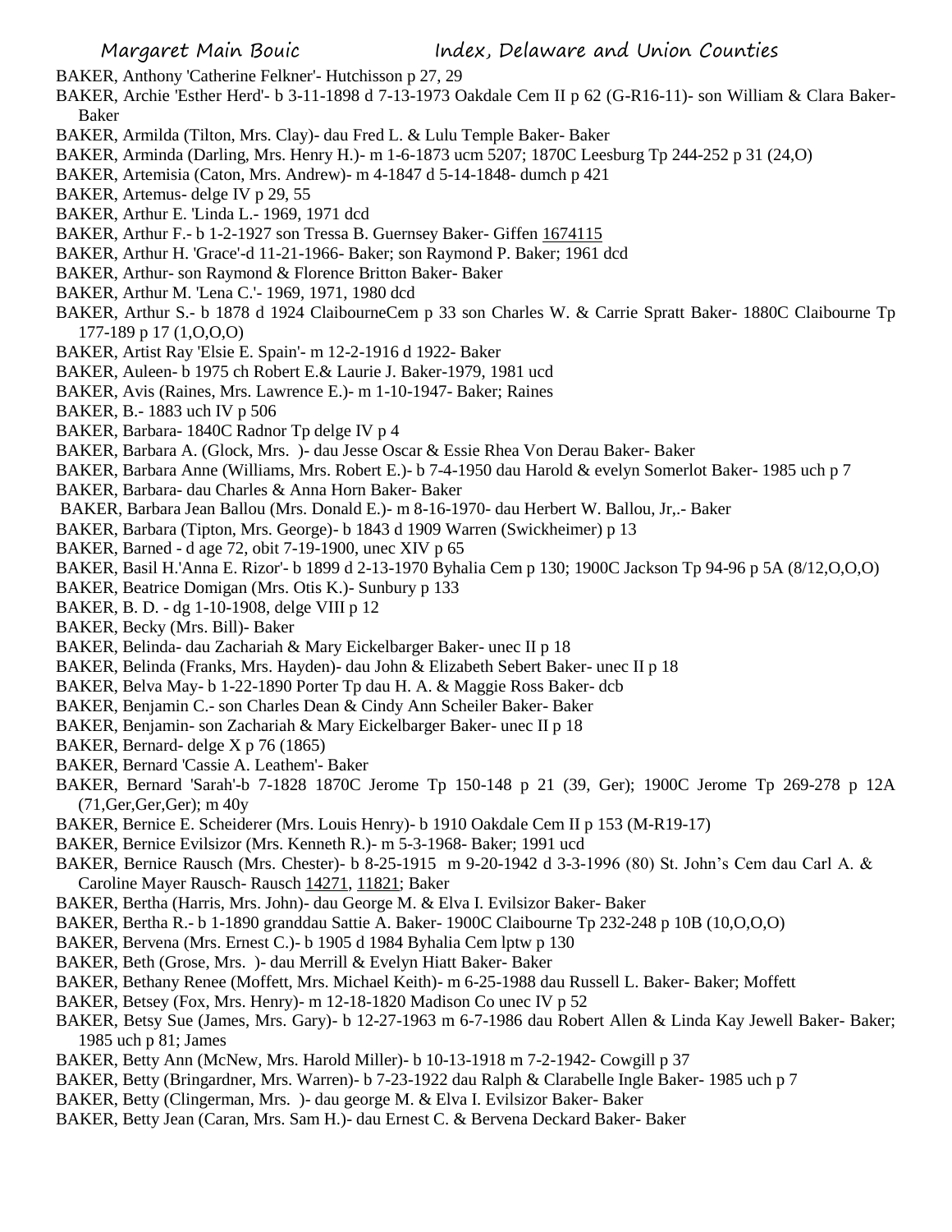BAKER, Anthony 'Catherine Felkner'- Hutchisson p 27, 29

BAKER, Archie 'Esther Herd'- b 3-11-1898 d 7-13-1973 Oakdale Cem II p 62 (G-R16-11)- son William & Clara Baker- Baker

BAKER, Armilda (Tilton, Mrs. Clay)- dau Fred L. & Lulu Temple Baker- Baker

BAKER, Arminda (Darling, Mrs. Henry H.)- m 1-6-1873 ucm 5207; 1870C Leesburg Tp 244-252 p 31 (24,O)

BAKER, Artemisia (Caton, Mrs. Andrew)- m 4-1847 d 5-14-1848- dumch p 421

BAKER, Artemus- delge IV p 29, 55

BAKER, Arthur E. 'Linda L.- 1969, 1971 dcd

BAKER, Arthur F.- b 1-2-1927 son Tressa B. Guernsey Baker- Giffen 1674115

BAKER, Arthur H. 'Grace'-d 11-21-1966- Baker; son Raymond P. Baker; 1961 dcd

BAKER, Arthur- son Raymond & Florence Britton Baker- Baker

BAKER, Arthur M. 'Lena C.'- 1969, 1971, 1980 dcd

BAKER, Arthur S.- b 1878 d 1924 ClaibourneCem p 33 son Charles W. & Carrie Spratt Baker- 1880C Claibourne Tp 177-189 p 17 (1,O,O,O)

BAKER, Artist Ray 'Elsie E. Spain'- m 12-2-1916 d 1922- Baker

BAKER, Auleen- b 1975 ch Robert E.& Laurie J. Baker-1979, 1981 ucd

BAKER, Avis (Raines, Mrs. Lawrence E.)- m 1-10-1947- Baker; Raines

BAKER, B.- 1883 uch IV p 506

BAKER, Barbara- 1840C Radnor Tp delge IV p 4

BAKER, Barbara A. (Glock, Mrs. )- dau Jesse Oscar & Essie Rhea Von Derau Baker- Baker

BAKER, Barbara Anne (Williams, Mrs. Robert E.)- b 7-4-1950 dau Harold & evelyn Somerlot Baker- 1985 uch p 7

BAKER, Barbara- dau Charles & Anna Horn Baker- Baker

BAKER, Barbara Jean Ballou (Mrs. Donald E.)- m 8-16-1970- dau Herbert W. Ballou, Jr,.- Baker

BAKER, Barbara (Tipton, Mrs. George)- b 1843 d 1909 Warren (Swickheimer) p 13

BAKER, Barned - d age 72, obit 7-19-1900, unec XIV p 65

BAKER, Basil H.'Anna E. Rizor'- b 1899 d 2-13-1970 Byhalia Cem p 130; 1900C Jackson Tp 94-96 p 5A (8/12,O,O,O)

BAKER, Beatrice Domigan (Mrs. Otis K.)- Sunbury p 133

BAKER, B. D. - dg 1-10-1908, delge VIII p 12

BAKER, Becky (Mrs. Bill)- Baker

BAKER, Belinda- dau Zachariah & Mary Eickelbarger Baker- unec II p 18

BAKER, Belinda (Franks, Mrs. Hayden)- dau John & Elizabeth Sebert Baker- unec II p 18

BAKER, Belva May- b 1-22-1890 Porter Tp dau H. A. & Maggie Ross Baker- dcb

BAKER, Benjamin C.- son Charles Dean & Cindy Ann Scheiler Baker- Baker

BAKER, Benjamin- son Zachariah & Mary Eickelbarger Baker- unec II p 18

BAKER, Bernard- delge X p 76 (1865)

BAKER, Bernard 'Cassie A. Leathem'- Baker

BAKER, Bernard 'Sarah'-b 7-1828 1870C Jerome Tp 150-148 p 21 (39, Ger); 1900C Jerome Tp 269-278 p 12A (71,Ger,Ger,Ger); m 40y

BAKER, Bernice E. Scheiderer (Mrs. Louis Henry)- b 1910 Oakdale Cem II p 153 (M-R19-17)

BAKER, Bernice Evilsizor (Mrs. Kenneth R.)- m 5-3-1968- Baker; 1991 ucd

BAKER, Bernice Rausch (Mrs. Chester)- b 8-25-1915 m 9-20-1942 d 3-3-1996 (80) St. John's Cem dau Carl A. & Caroline Mayer Rausch- Rausch 14271, 11821; Baker

BAKER, Bertha (Harris, Mrs. John)- dau George M. & Elva I. Evilsizor Baker- Baker

BAKER, Bertha R.- b 1-1890 granddau Sattie A. Baker- 1900C Claibourne Tp 232-248 p 10B (10,O,O,O)

BAKER, Bervena (Mrs. Ernest C.)- b 1905 d 1984 Byhalia Cem lptw p 130

BAKER, Beth (Grose, Mrs. )- dau Merrill & Evelyn Hiatt Baker- Baker

BAKER, Bethany Renee (Moffett, Mrs. Michael Keith)- m 6-25-1988 dau Russell L. Baker- Baker; Moffett

BAKER, Betsey (Fox, Mrs. Henry)- m 12-18-1820 Madison Co unec IV p 52

BAKER, Betsy Sue (James, Mrs. Gary)- b 12-27-1963 m 6-7-1986 dau Robert Allen & Linda Kay Jewell Baker- Baker; 1985 uch p 81; James

BAKER, Betty Ann (McNew, Mrs. Harold Miller)- b 10-13-1918 m 7-2-1942- Cowgill p 37

BAKER, Betty (Bringardner, Mrs. Warren)- b 7-23-1922 dau Ralph & Clarabelle Ingle Baker- 1985 uch p 7

BAKER, Betty (Clingerman, Mrs. )- dau george M. & Elva I. Evilsizor Baker- Baker

BAKER, Betty Jean (Caran, Mrs. Sam H.)- dau Ernest C. & Bervena Deckard Baker- Baker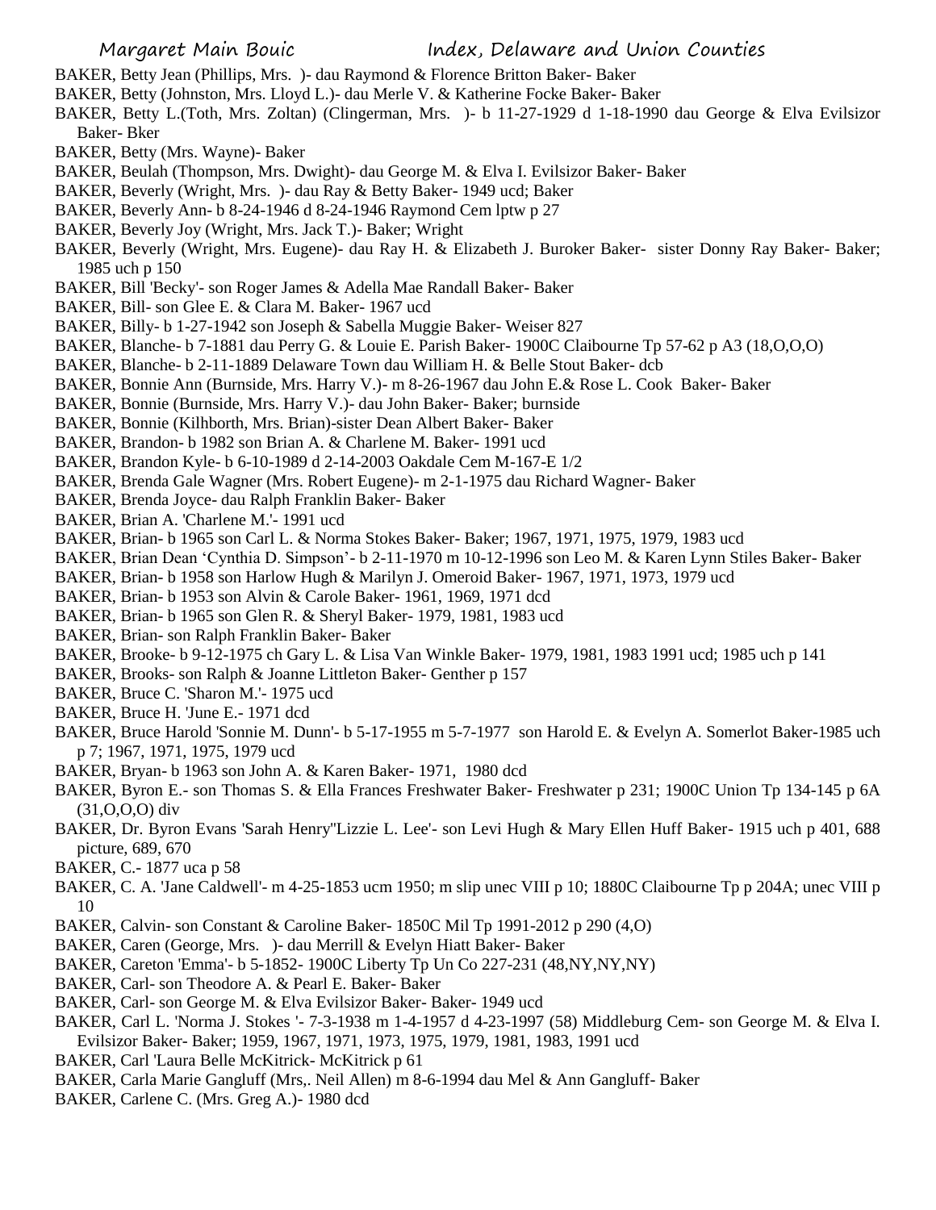BAKER, Betty Jean (Phillips, Mrs. )- dau Raymond & Florence Britton Baker- Baker

BAKER, Betty (Johnston, Mrs. Lloyd L.)- dau Merle V. & Katherine Focke Baker- Baker

BAKER, Betty L.(Toth, Mrs. Zoltan) (Clingerman, Mrs. )- b 11-27-1929 d 1-18-1990 dau George & Elva Evilsizor Baker- Bker

BAKER, Betty (Mrs. Wayne)- Baker

BAKER, Beulah (Thompson, Mrs. Dwight)- dau George M. & Elva I. Evilsizor Baker- Baker

BAKER, Beverly (Wright, Mrs. )- dau Ray & Betty Baker- 1949 ucd; Baker

BAKER, Beverly Ann- b 8-24-1946 d 8-24-1946 Raymond Cem lptw p 27

BAKER, Beverly Joy (Wright, Mrs. Jack T.)- Baker; Wright

BAKER, Beverly (Wright, Mrs. Eugene)- dau Ray H. & Elizabeth J. Buroker Baker- sister Donny Ray Baker- Baker; 1985 uch p 150

BAKER, Bill 'Becky'- son Roger James & Adella Mae Randall Baker- Baker

BAKER, Bill- son Glee E. & Clara M. Baker- 1967 ucd

BAKER, Billy- b 1-27-1942 son Joseph & Sabella Muggie Baker- Weiser 827

BAKER, Blanche- b 7-1881 dau Perry G. & Louie E. Parish Baker- 1900C Claibourne Tp 57-62 p A3 (18,O,O,O)

BAKER, Blanche- b 2-11-1889 Delaware Town dau William H. & Belle Stout Baker- dcb

BAKER, Bonnie Ann (Burnside, Mrs. Harry V.)- m 8-26-1967 dau John E.& Rose L. Cook Baker- Baker

BAKER, Bonnie (Burnside, Mrs. Harry V.)- dau John Baker- Baker; burnside

BAKER, Bonnie (Kilhborth, Mrs. Brian)-sister Dean Albert Baker- Baker

BAKER, Brandon- b 1982 son Brian A. & Charlene M. Baker- 1991 ucd

BAKER, Brandon Kyle- b 6-10-1989 d 2-14-2003 Oakdale Cem M-167-E 1/2

BAKER, Brenda Gale Wagner (Mrs. Robert Eugene)- m 2-1-1975 dau Richard Wagner- Baker

BAKER, Brenda Joyce- dau Ralph Franklin Baker- Baker

BAKER, Brian A. 'Charlene M.'- 1991 ucd

BAKER, Brian- b 1965 son Carl L. & Norma Stokes Baker- Baker; 1967, 1971, 1975, 1979, 1983 ucd

BAKER, Brian Dean 'Cynthia D. Simpson'- b 2-11-1970 m 10-12-1996 son Leo M. & Karen Lynn Stiles Baker- Baker

BAKER, Brian- b 1958 son Harlow Hugh & Marilyn J. Omeroid Baker- 1967, 1971, 1973, 1979 ucd

BAKER, Brian- b 1953 son Alvin & Carole Baker- 1961, 1969, 1971 dcd

BAKER, Brian- b 1965 son Glen R. & Sheryl Baker- 1979, 1981, 1983 ucd

BAKER, Brian- son Ralph Franklin Baker- Baker

BAKER, Brooke- b 9-12-1975 ch Gary L. & Lisa Van Winkle Baker- 1979, 1981, 1983 1991 ucd; 1985 uch p 141

BAKER, Brooks- son Ralph & Joanne Littleton Baker- Genther p 157

BAKER, Bruce C. 'Sharon M.'- 1975 ucd

BAKER, Bruce H. 'June E.- 1971 dcd

BAKER, Bruce Harold 'Sonnie M. Dunn'- b 5-17-1955 m 5-7-1977 son Harold E. & Evelyn A. Somerlot Baker-1985 uch p 7; 1967, 1971, 1975, 1979 ucd

BAKER, Bryan- b 1963 son John A. & Karen Baker- 1971, 1980 dcd

BAKER, Byron E.- son Thomas S. & Ella Frances Freshwater Baker- Freshwater p 231; 1900C Union Tp 134-145 p 6A (31,O,O,O) div

BAKER, Dr. Byron Evans 'Sarah Henry''Lizzie L. Lee'- son Levi Hugh & Mary Ellen Huff Baker- 1915 uch p 401, 688 picture, 689, 670

BAKER, C.- 1877 uca p 58

BAKER, C. A. 'Jane Caldwell'- m 4-25-1853 ucm 1950; m slip unec VIII p 10; 1880C Claibourne Tp p 204A; unec VIII p 10

BAKER, Calvin- son Constant & Caroline Baker- 1850C Mil Tp 1991-2012 p 290 (4,O)

BAKER, Caren (George, Mrs. )- dau Merrill & Evelyn Hiatt Baker- Baker

BAKER, Careton 'Emma'- b 5-1852- 1900C Liberty Tp Un Co 227-231 (48,NY,NY,NY)

BAKER, Carl- son Theodore A. & Pearl E. Baker- Baker

BAKER, Carl- son George M. & Elva Evilsizor Baker- Baker- 1949 ucd

BAKER, Carl L. 'Norma J. Stokes '- 7-3-1938 m 1-4-1957 d 4-23-1997 (58) Middleburg Cem- son George M. & Elva I. Evilsizor Baker- Baker; 1959, 1967, 1971, 1973, 1975, 1979, 1981, 1983, 1991 ucd

BAKER, Carl 'Laura Belle McKitrick- McKitrick p 61

BAKER, Carla Marie Gangluff (Mrs,. Neil Allen) m 8-6-1994 dau Mel & Ann Gangluff- Baker

BAKER, Carlene C. (Mrs. Greg A.)- 1980 dcd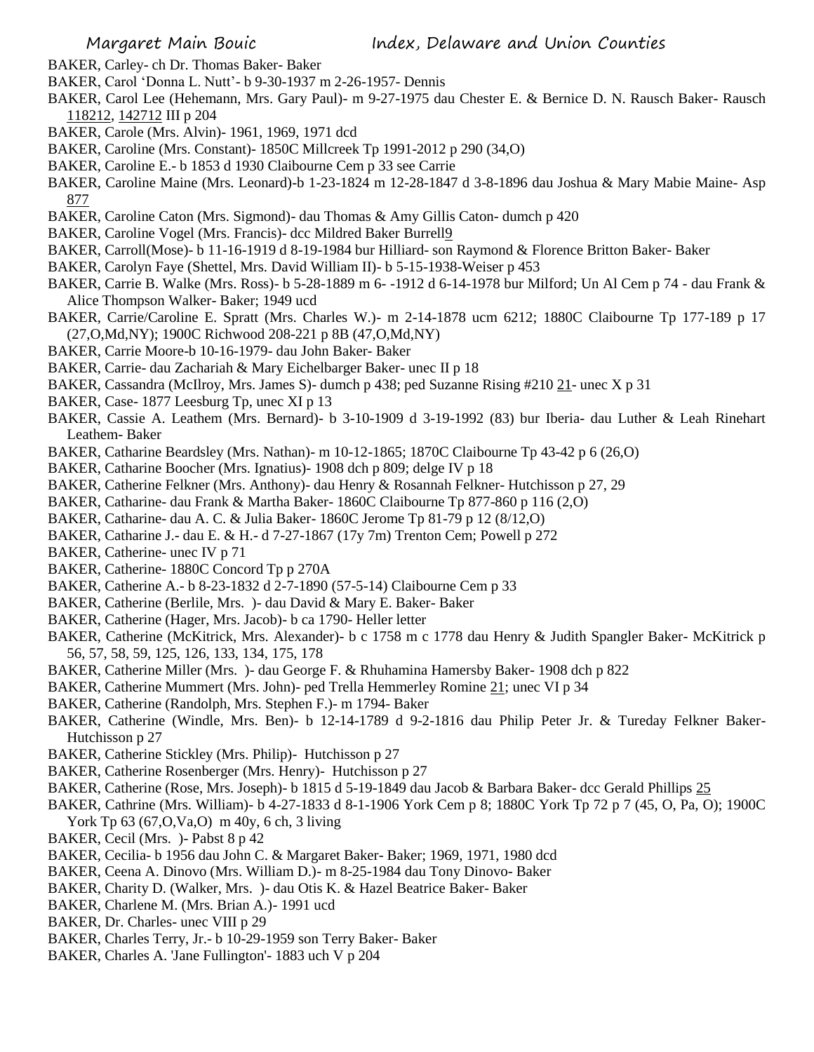BAKER, Carley- ch Dr. Thomas Baker- Baker

BAKER, Carol 'Donna L. Nutt'- b 9-30-1937 m 2-26-1957- Dennis

BAKER, Carol Lee (Hehemann, Mrs. Gary Paul)- m 9-27-1975 dau Chester E. & Bernice D. N. Rausch Baker- Rausch 118212, 142712 III p 204

BAKER, Carole (Mrs. Alvin)- 1961, 1969, 1971 dcd

BAKER, Caroline (Mrs. Constant)- 1850C Millcreek Tp 1991-2012 p 290 (34,O)

BAKER, Caroline E.- b 1853 d 1930 Claibourne Cem p 33 see Carrie

BAKER, Caroline Maine (Mrs. Leonard)-b 1-23-1824 m 12-28-1847 d 3-8-1896 dau Joshua & Mary Mabie Maine- Asp 877

BAKER, Caroline Caton (Mrs. Sigmond)- dau Thomas & Amy Gillis Caton- dumch p 420

BAKER, Caroline Vogel (Mrs. Francis)- dcc Mildred Baker Burrell9

BAKER, Carroll(Mose)- b 11-16-1919 d 8-19-1984 bur Hilliard- son Raymond & Florence Britton Baker- Baker

BAKER, Carolyn Faye (Shettel, Mrs. David William II)- b 5-15-1938-Weiser p 453

BAKER, Carrie B. Walke (Mrs. Ross)- b 5-28-1889 m 6- -1912 d 6-14-1978 bur Milford; Un Al Cem p 74 - dau Frank & Alice Thompson Walker- Baker; 1949 ucd

BAKER, Carrie/Caroline E. Spratt (Mrs. Charles W.)- m 2-14-1878 ucm 6212; 1880C Claibourne Tp 177-189 p 17 (27,O,Md,NY); 1900C Richwood 208-221 p 8B (47,O,Md,NY)

BAKER, Carrie Moore-b 10-16-1979- dau John Baker- Baker

BAKER, Carrie- dau Zachariah & Mary Eichelbarger Baker- unec II p 18

BAKER, Cassandra (McIlroy, Mrs. James S)- dumch p 438; ped Suzanne Rising #210 21- unec X p 31

BAKER, Case- 1877 Leesburg Tp, unec XI p 13

BAKER, Cassie A. Leathem (Mrs. Bernard)- b 3-10-1909 d 3-19-1992 (83) bur Iberia- dau Luther & Leah Rinehart Leathem- Baker

BAKER, Catharine Beardsley (Mrs. Nathan)- m 10-12-1865; 1870C Claibourne Tp 43-42 p 6 (26,O)

BAKER, Catharine Boocher (Mrs. Ignatius)- 1908 dch p 809; delge IV p 18

BAKER, Catherine Felkner (Mrs. Anthony)- dau Henry & Rosannah Felkner- Hutchisson p 27, 29

BAKER, Catharine- dau Frank & Martha Baker- 1860C Claibourne Tp 877-860 p 116 (2,O)

BAKER, Catharine- dau A. C. & Julia Baker- 1860C Jerome Tp 81-79 p 12 (8/12,O)

BAKER, Catharine J.- dau E. & H.- d 7-27-1867 (17y 7m) Trenton Cem; Powell p 272

BAKER, Catherine- unec IV p 71

BAKER, Catherine- 1880C Concord Tp p 270A

BAKER, Catherine A.- b 8-23-1832 d 2-7-1890 (57-5-14) Claibourne Cem p 33

BAKER, Catherine (Berlile, Mrs. )- dau David & Mary E. Baker- Baker

BAKER, Catherine (Hager, Mrs. Jacob)- b ca 1790- Heller letter

BAKER, Catherine (McKitrick, Mrs. Alexander)- b c 1758 m c 1778 dau Henry & Judith Spangler Baker- McKitrick p 56, 57, 58, 59, 125, 126, 133, 134, 175, 178

BAKER, Catherine Miller (Mrs. )- dau George F. & Rhuhamina Hamersby Baker- 1908 dch p 822

BAKER, Catherine Mummert (Mrs. John)- ped Trella Hemmerley Romine 21; unec VI p 34

BAKER, Catherine (Randolph, Mrs. Stephen F.)- m 1794- Baker

BAKER, Catherine (Windle, Mrs. Ben)- b 12-14-1789 d 9-2-1816 dau Philip Peter Jr. & Tureday Felkner Baker- Hutchisson p 27

BAKER, Catherine Stickley (Mrs. Philip)- Hutchisson p 27

BAKER, Catherine Rosenberger (Mrs. Henry)- Hutchisson p 27

BAKER, Catherine (Rose, Mrs. Joseph)- b 1815 d 5-19-1849 dau Jacob & Barbara Baker- dcc Gerald Phillips 25

BAKER, Cathrine (Mrs. William)- b 4-27-1833 d 8-1-1906 York Cem p 8; 1880C York Tp 72 p 7 (45, O, Pa, O); 1900C York Tp 63 (67,O,Va,O) m 40y, 6 ch, 3 living

BAKER, Cecil (Mrs. )- Pabst 8 p 42

BAKER, Cecilia- b 1956 dau John C. & Margaret Baker- Baker; 1969, 1971, 1980 dcd

BAKER, Ceena A. Dinovo (Mrs. William D.)- m 8-25-1984 dau Tony Dinovo- Baker

BAKER, Charity D. (Walker, Mrs. )- dau Otis K. & Hazel Beatrice Baker- Baker

BAKER, Charlene M. (Mrs. Brian A.)- 1991 ucd

BAKER, Dr. Charles- unec VIII p 29

BAKER, Charles Terry, Jr.- b 10-29-1959 son Terry Baker- Baker

BAKER, Charles A. 'Jane Fullington'- 1883 uch V p 204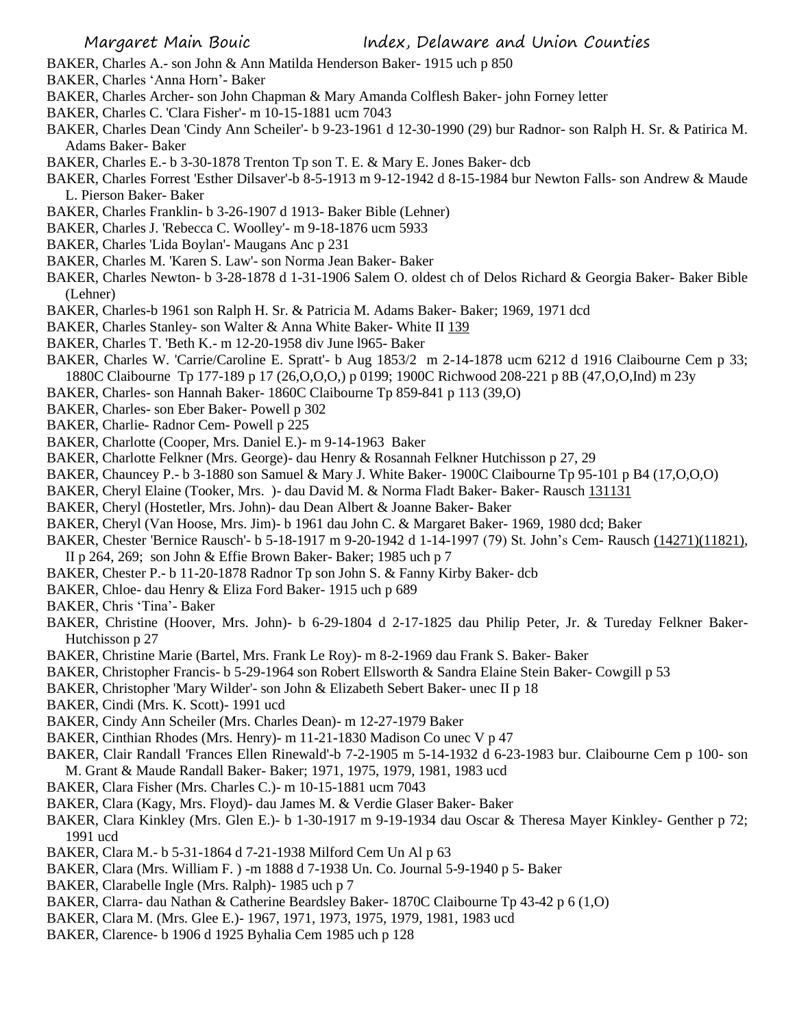BAKER, Charles A.- son John & Ann Matilda Henderson Baker- 1915 uch p 850

BAKER, Charles 'Anna Horn'- Baker

BAKER, Charles Archer- son John Chapman & Mary Amanda Colflesh Baker- john Forney letter

BAKER, Charles C. 'Clara Fisher'- m 10-15-1881 ucm 7043

BAKER, Charles Dean 'Cindy Ann Scheiler'- b 9-23-1961 d 12-30-1990 (29) bur Radnor- son Ralph H. Sr. & Patirica M. Adams Baker- Baker

BAKER, Charles E.- b 3-30-1878 Trenton Tp son T. E. & Mary E. Jones Baker- dcb

BAKER, Charles Forrest 'Esther Dilsaver'-b 8-5-1913 m 9-12-1942 d 8-15-1984 bur Newton Falls- son Andrew & Maude L. Pierson Baker- Baker

BAKER, Charles Franklin- b 3-26-1907 d 1913- Baker Bible (Lehner)

BAKER, Charles J. 'Rebecca C. Woolley'- m 9-18-1876 ucm 5933

BAKER, Charles 'Lida Boylan'- Maugans Anc p 231

BAKER, Charles M. 'Karen S. Law'- son Norma Jean Baker- Baker

BAKER, Charles Newton- b 3-28-1878 d 1-31-1906 Salem O. oldest ch of Delos Richard & Georgia Baker- Baker Bible (Lehner)

BAKER, Charles-b 1961 son Ralph H. Sr. & Patricia M. Adams Baker- Baker; 1969, 1971 dcd

BAKER, Charles Stanley- son Walter & Anna White Baker- White II 139

BAKER, Charles T. 'Beth K.- m 12-20-1958 div June l965- Baker

BAKER, Charles W. 'Carrie/Caroline E. Spratt'- b Aug 1853/2 m 2-14-1878 ucm 6212 d 1916 Claibourne Cem p 33; 1880C Claibourne Tp 177-189 p 17 (26,O,O,O,) p 0199; 1900C Richwood 208-221 p 8B (47,O,O,Ind) m 23y

BAKER, Charles- son Hannah Baker- 1860C Claibourne Tp 859-841 p 113 (39,O)

BAKER, Charles- son Eber Baker- Powell p 302

BAKER, Charlie- Radnor Cem- Powell p 225

BAKER, Charlotte (Cooper, Mrs. Daniel E.)- m 9-14-1963 Baker

BAKER, Charlotte Felkner (Mrs. George)- dau Henry & Rosannah Felkner Hutchisson p 27, 29

BAKER, Chauncey P.- b 3-1880 son Samuel & Mary J. White Baker- 1900C Claibourne Tp 95-101 p B4 (17,O,O,O)

BAKER, Cheryl Elaine (Tooker, Mrs. )- dau David M. & Norma Fladt Baker- Baker- Rausch 131131

BAKER, Cheryl (Hostetler, Mrs. John)- dau Dean Albert & Joanne Baker- Baker

BAKER, Cheryl (Van Hoose, Mrs. Jim)- b 1961 dau John C. & Margaret Baker- 1969, 1980 dcd; Baker

BAKER, Chester 'Bernice Rausch'- b 5-18-1917 m 9-20-1942 d 1-14-1997 (79) St. John's Cem- Rausch (14271)(11821), II p 264, 269; son John & Effie Brown Baker- Baker; 1985 uch p 7

BAKER, Chester P.- b 11-20-1878 Radnor Tp son John S. & Fanny Kirby Baker- dcb

BAKER, Chloe- dau Henry & Eliza Ford Baker- 1915 uch p 689

BAKER, Chris 'Tina'- Baker

BAKER, Christine (Hoover, Mrs. John)- b 6-29-1804 d 2-17-1825 dau Philip Peter, Jr. & Tureday Felkner Baker- Hutchisson p 27

BAKER, Christine Marie (Bartel, Mrs. Frank Le Roy)- m 8-2-1969 dau Frank S. Baker- Baker

BAKER, Christopher Francis- b 5-29-1964 son Robert Ellsworth & Sandra Elaine Stein Baker- Cowgill p 53

BAKER, Christopher 'Mary Wilder'- son John & Elizabeth Sebert Baker- unec II p 18

BAKER, Cindi (Mrs. K. Scott)- 1991 ucd

BAKER, Cindy Ann Scheiler (Mrs. Charles Dean)- m 12-27-1979 Baker

BAKER, Cinthian Rhodes (Mrs. Henry)- m 11-21-1830 Madison Co unec V p 47

BAKER, Clair Randall 'Frances Ellen Rinewald'-b 7-2-1905 m 5-14-1932 d 6-23-1983 bur. Claibourne Cem p 100- son M. Grant & Maude Randall Baker- Baker; 1971, 1975, 1979, 1981, 1983 ucd

BAKER, Clara Fisher (Mrs. Charles C.)- m 10-15-1881 ucm 7043

BAKER, Clara (Kagy, Mrs. Floyd)- dau James M. & Verdie Glaser Baker- Baker

BAKER, Clara Kinkley (Mrs. Glen E.)- b 1-30-1917 m 9-19-1934 dau Oscar & Theresa Mayer Kinkley- Genther p 72; 1991 ucd

BAKER, Clara M.- b 5-31-1864 d 7-21-1938 Milford Cem Un Al p 63

BAKER, Clara (Mrs. William F. ) -m 1888 d 7-1938 Un. Co. Journal 5-9-1940 p 5- Baker

BAKER, Clarabelle Ingle (Mrs. Ralph)- 1985 uch p 7

BAKER, Clarra- dau Nathan & Catherine Beardsley Baker- 1870C Claibourne Tp 43-42 p 6 (1,O)

BAKER, Clara M. (Mrs. Glee E.)- 1967, 1971, 1973, 1975, 1979, 1981, 1983 ucd

BAKER, Clarence- b 1906 d 1925 Byhalia Cem 1985 uch p 128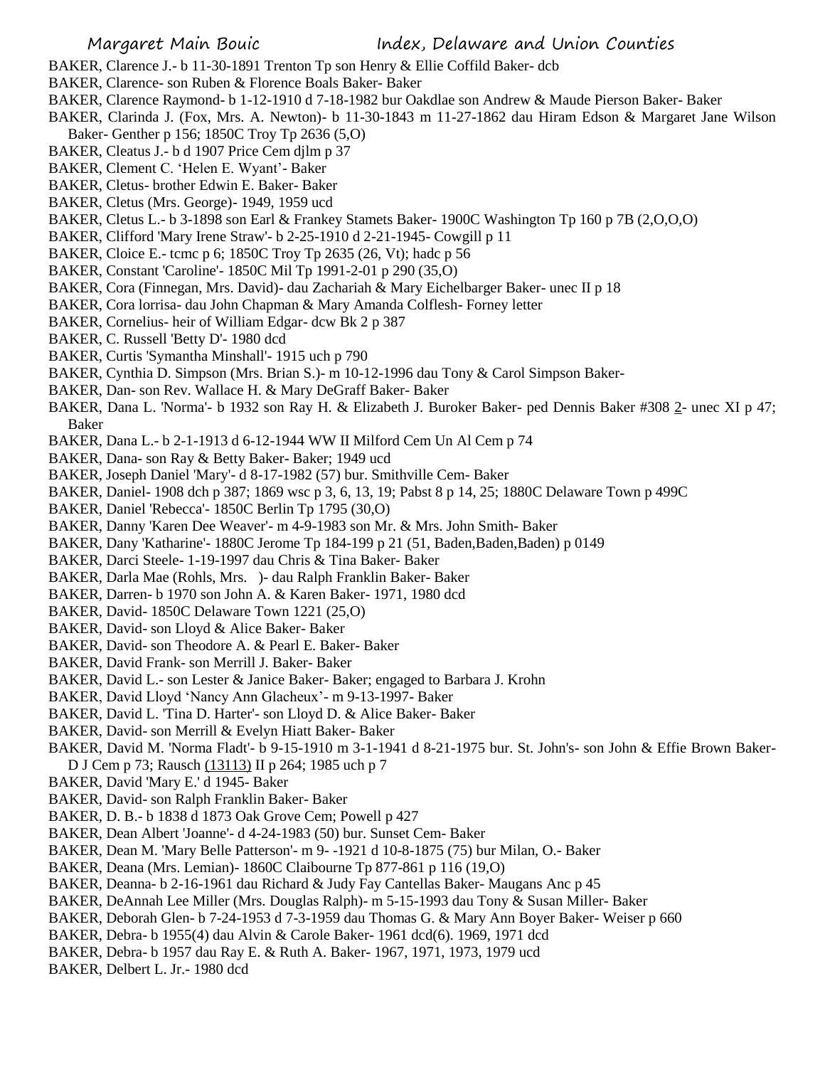BAKER, Clarence J.- b 11-30-1891 Trenton Tp son Henry & Ellie Coffild Baker- dcb

BAKER, Clarence- son Ruben & Florence Boals Baker- Baker

BAKER, Clarence Raymond- b 1-12-1910 d 7-18-1982 bur Oakdlae son Andrew & Maude Pierson Baker- Baker

BAKER, Clarinda J. (Fox, Mrs. A. Newton)- b 11-30-1843 m 11-27-1862 dau Hiram Edson & Margaret Jane Wilson Baker- Genther p 156; 1850C Troy Tp 2636 (5,O)

BAKER, Cleatus J.- b d 1907 Price Cem djlm p 37

BAKER, Clement C. 'Helen E. Wyant'- Baker

BAKER, Cletus- brother Edwin E. Baker- Baker

BAKER, Cletus (Mrs. George)- 1949, 1959 ucd

BAKER, Cletus L.- b 3-1898 son Earl & Frankey Stamets Baker- 1900C Washington Tp 160 p 7B (2,O,O,O)

BAKER, Clifford 'Mary Irene Straw'- b 2-25-1910 d 2-21-1945- Cowgill p 11

BAKER, Cloice E.- tcmc p 6; 1850C Troy Tp 2635 (26, Vt); hadc p 56

BAKER, Constant 'Caroline'- 1850C Mil Tp 1991-2-01 p 290 (35,O)

BAKER, Cora (Finnegan, Mrs. David)- dau Zachariah & Mary Eichelbarger Baker- unec II p 18

BAKER, Cora lorrisa- dau John Chapman & Mary Amanda Colflesh- Forney letter

BAKER, Cornelius- heir of William Edgar- dcw Bk 2 p 387

BAKER, C. Russell 'Betty D'- 1980 dcd

BAKER, Curtis 'Symantha Minshall'- 1915 uch p 790

BAKER, Cynthia D. Simpson (Mrs. Brian S.)- m 10-12-1996 dau Tony & Carol Simpson Baker-

BAKER, Dan- son Rev. Wallace H. & Mary DeGraff Baker- Baker

BAKER, Dana L. 'Norma'- b 1932 son Ray H. & Elizabeth J. Buroker Baker- ped Dennis Baker #308 2- unec XI p 47; Baker

BAKER, Dana L.- b 2-1-1913 d 6-12-1944 WW II Milford Cem Un Al Cem p 74

BAKER, Dana- son Ray & Betty Baker- Baker; 1949 ucd

BAKER, Joseph Daniel 'Mary'- d 8-17-1982 (57) bur. Smithville Cem- Baker

BAKER, Daniel- 1908 dch p 387; 1869 wsc p 3, 6, 13, 19; Pabst 8 p 14, 25; 1880C Delaware Town p 499C

BAKER, Daniel 'Rebecca'- 1850C Berlin Tp 1795 (30,O)

BAKER, Danny 'Karen Dee Weaver'- m 4-9-1983 son Mr. & Mrs. John Smith- Baker

BAKER, Dany 'Katharine'- 1880C Jerome Tp 184-199 p 21 (51, Baden,Baden,Baden) p 0149

BAKER, Darci Steele- 1-19-1997 dau Chris & Tina Baker- Baker

BAKER, Darla Mae (Rohls, Mrs. )- dau Ralph Franklin Baker- Baker

BAKER, Darren- b 1970 son John A. & Karen Baker- 1971, 1980 dcd

BAKER, David- 1850C Delaware Town 1221 (25,O)

BAKER, David- son Lloyd & Alice Baker- Baker

BAKER, David- son Theodore A. & Pearl E. Baker- Baker

BAKER, David Frank- son Merrill J. Baker- Baker

BAKER, David L.- son Lester & Janice Baker- Baker; engaged to Barbara J. Krohn

BAKER, David Lloyd 'Nancy Ann Glacheux'- m 9-13-1997- Baker

BAKER, David L. 'Tina D. Harter'- son Lloyd D. & Alice Baker- Baker

BAKER, David- son Merrill & Evelyn Hiatt Baker- Baker

BAKER, David M. 'Norma Fladt'- b 9-15-1910 m 3-1-1941 d 8-21-1975 bur. St. John's- son John & Effie Brown Baker- D J Cem p 73; Rausch (13113) II p 264; 1985 uch p 7

BAKER, David 'Mary E.' d 1945- Baker

BAKER, David- son Ralph Franklin Baker- Baker

BAKER, D. B.- b 1838 d 1873 Oak Grove Cem; Powell p 427

BAKER, Dean Albert 'Joanne'- d 4-24-1983 (50) bur. Sunset Cem- Baker

BAKER, Dean M. 'Mary Belle Patterson'- m 9- -1921 d 10-8-1875 (75) bur Milan, O.- Baker

BAKER, Deana (Mrs. Lemian)- 1860C Claibourne Tp 877-861 p 116 (19,O)

BAKER, Deanna- b 2-16-1961 dau Richard & Judy Fay Cantellas Baker- Maugans Anc p 45

BAKER, DeAnnah Lee Miller (Mrs. Douglas Ralph)- m 5-15-1993 dau Tony & Susan Miller- Baker

BAKER, Deborah Glen- b 7-24-1953 d 7-3-1959 dau Thomas G. & Mary Ann Boyer Baker- Weiser p 660

BAKER, Debra- b 1955(4) dau Alvin & Carole Baker- 1961 dcd(6). 1969, 1971 dcd

BAKER, Debra- b 1957 dau Ray E. & Ruth A. Baker- 1967, 1971, 1973, 1979 ucd

BAKER, Delbert L. Jr.- 1980 dcd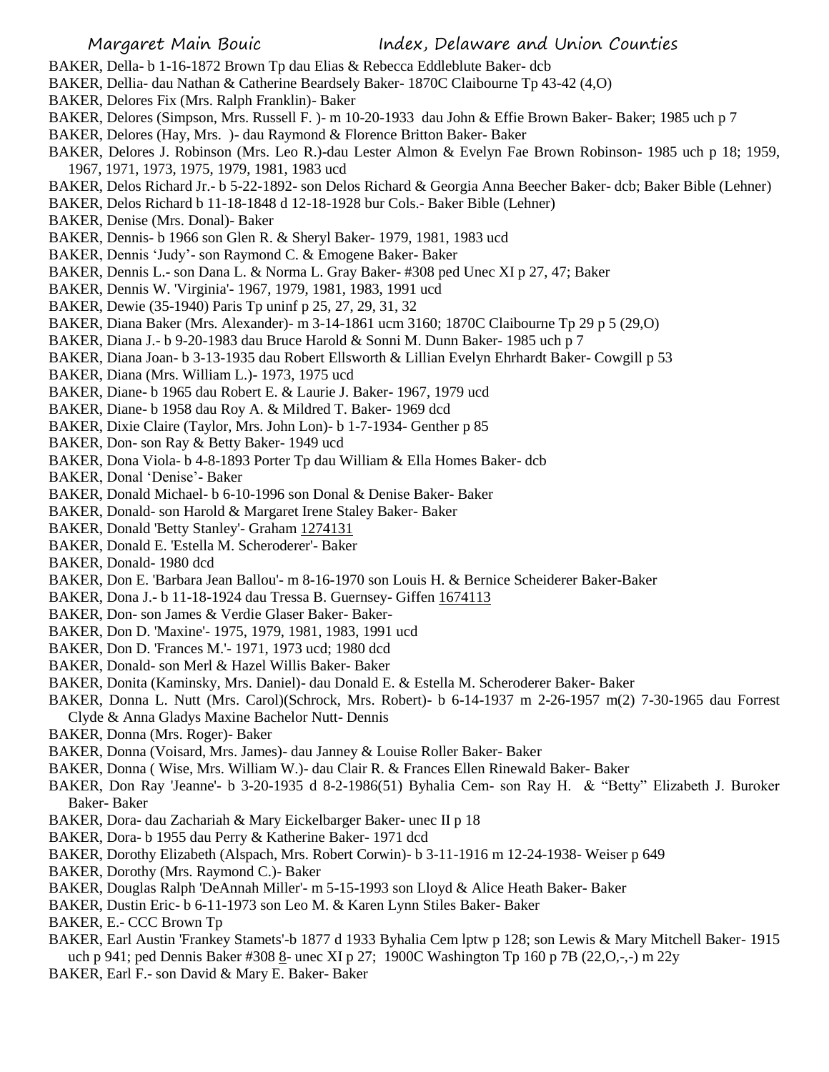BAKER, Della- b 1-16-1872 Brown Tp dau Elias & Rebecca Eddleblute Baker- dcb
BAKER, Dellia- dau Nathan & Catherine Beardsely Baker- 1870C Claibourne Tp 43-42 (4,O)
BAKER, Delores Fix (Mrs. Ralph Franklin)- Baker
BAKER, Delores (Simpson, Mrs. Russell F. )- m 10-20-1933 dau John & Effie Brown Baker- Baker; 1985 uch p 7
BAKER, Delores (Hay, Mrs. )- dau Raymond & Florence Britton Baker- Baker
BAKER, Delores J. Robinson (Mrs. Leo R.)-dau Lester Almon & Evelyn Fae Brown Robinson- 1985 uch p 18; 1959, 1967, 1971, 1973, 1975, 1979, 1981, 1983 ucd
BAKER, Delos Richard Jr.- b 5-22-1892- son Delos Richard & Georgia Anna Beecher Baker- dcb; Baker Bible (Lehner)
BAKER, Delos Richard b 11-18-1848 d 12-18-1928 bur Cols.- Baker Bible (Lehner)
BAKER, Denise (Mrs. Donal)- Baker
BAKER, Dennis- b 1966 son Glen R. & Sheryl Baker- 1979, 1981, 1983 ucd
BAKER, Dennis 'Judy'- son Raymond C. & Emogene Baker- Baker
BAKER, Dennis L.- son Dana L. & Norma L. Gray Baker- #308 ped Unec XI p 27, 47; Baker
BAKER, Dennis W. 'Virginia'- 1967, 1979, 1981, 1983, 1991 ucd
BAKER, Dewie (35-1940) Paris Tp uninf p 25, 27, 29, 31, 32
BAKER, Diana Baker (Mrs. Alexander)- m 3-14-1861 ucm 3160; 1870C Claibourne Tp 29 p 5 (29,O)
BAKER, Diana J.- b 9-20-1983 dau Bruce Harold & Sonni M. Dunn Baker- 1985 uch p 7
BAKER, Diana Joan- b 3-13-1935 dau Robert Ellsworth & Lillian Evelyn Ehrhardt Baker- Cowgill p 53
BAKER, Diana (Mrs. William L.)- 1973, 1975 ucd
BAKER, Diane- b 1965 dau Robert E. & Laurie J. Baker- 1967, 1979 ucd
BAKER, Diane- b 1958 dau Roy A. & Mildred T. Baker- 1969 dcd
BAKER, Dixie Claire (Taylor, Mrs. John Lon)- b 1-7-1934- Genther p 85
BAKER, Don- son Ray & Betty Baker- 1949 ucd
BAKER, Dona Viola- b 4-8-1893 Porter Tp dau William & Ella Homes Baker- dcb
BAKER, Donal 'Denise'- Baker
BAKER, Donald Michael- b 6-10-1996 son Donal & Denise Baker- Baker
BAKER, Donald- son Harold & Margaret Irene Staley Baker- Baker
BAKER, Donald 'Betty Stanley'- Graham 1274131
BAKER, Donald E. 'Estella M. Scheroderer'- Baker
BAKER, Donald- 1980 dcd
BAKER, Don E. 'Barbara Jean Ballou'- m 8-16-1970 son Louis H. & Bernice Scheiderer Baker-Baker
BAKER, Dona J.- b 11-18-1924 dau Tressa B. Guernsey- Giffen 1674113
BAKER, Don- son James & Verdie Glaser Baker- Baker-
BAKER, Don D. 'Maxine'- 1975, 1979, 1981, 1983, 1991 ucd
BAKER, Don D. 'Frances M.'- 1971, 1973 ucd; 1980 dcd
BAKER, Donald- son Merl & Hazel Willis Baker- Baker
BAKER, Donita (Kaminsky, Mrs. Daniel)- dau Donald E. & Estella M. Scheroderer Baker- Baker
BAKER, Donna L. Nutt (Mrs. Carol)(Schrock, Mrs. Robert)- b 6-14-1937 m 2-26-1957 m(2) 7-30-1965 dau Forrest Clyde & Anna Gladys Maxine Bachelor Nutt- Dennis
BAKER, Donna (Mrs. Roger)- Baker
BAKER, Donna (Voisard, Mrs. James)- dau Janney & Louise Roller Baker- Baker
BAKER, Donna ( Wise, Mrs. William W.)- dau Clair R. & Frances Ellen Rinewald Baker- Baker
BAKER, Don Ray 'Jeanne'- b 3-20-1935 d 8-2-1986(51) Byhalia Cem- son Ray H. & "Betty" Elizabeth J. Buroker Baker- Baker
BAKER, Dora- dau Zachariah & Mary Eickelbarger Baker- unec II p 18
BAKER, Dora- b 1955 dau Perry & Katherine Baker- 1971 dcd
BAKER, Dorothy Elizabeth (Alspach, Mrs. Robert Corwin)- b 3-11-1916 m 12-24-1938- Weiser p 649
BAKER, Dorothy (Mrs. Raymond C.)- Baker
BAKER, Douglas Ralph 'DeAnnah Miller'- m 5-15-1993 son Lloyd & Alice Heath Baker- Baker
BAKER, Dustin Eric- b 6-11-1973 son Leo M. & Karen Lynn Stiles Baker- Baker
BAKER, E.- CCC Brown Tp
BAKER, Earl Austin 'Frankey Stamets'-b 1877 d 1933 Byhalia Cem lptw p 128; son Lewis & Mary Mitchell Baker- 1915 uch p 941; ped Dennis Baker #308 8- unec XI p 27; 1900C Washington Tp 160 p 7B (22,O,-,-) m 22y
BAKER, Earl F.- son David & Mary E. Baker- Baker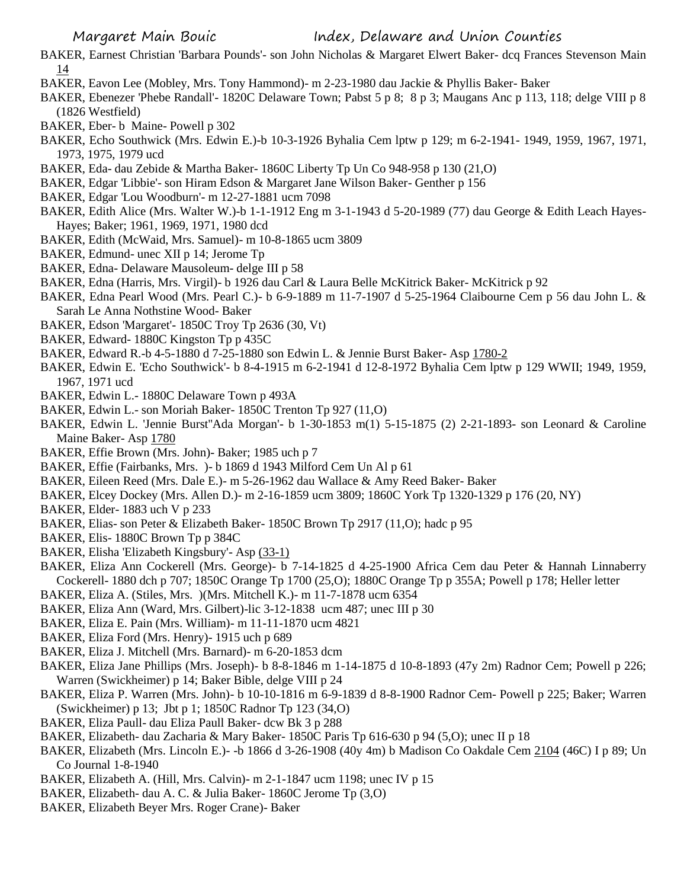BAKER, Earnest Christian 'Barbara Pounds'- son John Nicholas & Margaret Elwert Baker- dcq Frances Stevenson Main 14

BAKER, Eavon Lee (Mobley, Mrs. Tony Hammond)- m 2-23-1980 dau Jackie & Phyllis Baker- Baker

BAKER, Ebenezer 'Phebe Randall'- 1820C Delaware Town; Pabst 5 p 8; 8 p 3; Maugans Anc p 113, 118; delge VIII p 8 (1826 Westfield)

BAKER, Eber- b Maine- Powell p 302

BAKER, Echo Southwick (Mrs. Edwin E.)-b 10-3-1926 Byhalia Cem lptw p 129; m 6-2-1941- 1949, 1959, 1967, 1971, 1973, 1975, 1979 ucd

BAKER, Eda- dau Zebide & Martha Baker- 1860C Liberty Tp Un Co 948-958 p 130 (21,O)

BAKER, Edgar 'Libbie'- son Hiram Edson & Margaret Jane Wilson Baker- Genther p 156

BAKER, Edgar 'Lou Woodburn'- m 12-27-1881 ucm 7098

BAKER, Edith Alice (Mrs. Walter W.)-b 1-1-1912 Eng m 3-1-1943 d 5-20-1989 (77) dau George & Edith Leach Hayes- Hayes; Baker; 1961, 1969, 1971, 1980 dcd

BAKER, Edith (McWaid, Mrs. Samuel)- m 10-8-1865 ucm 3809

BAKER, Edmund- unec XII p 14; Jerome Tp

BAKER, Edna- Delaware Mausoleum- delge III p 58

BAKER, Edna (Harris, Mrs. Virgil)- b 1926 dau Carl & Laura Belle McKitrick Baker- McKitrick p 92

BAKER, Edna Pearl Wood (Mrs. Pearl C.)- b 6-9-1889 m 11-7-1907 d 5-25-1964 Claibourne Cem p 56 dau John L. & Sarah Le Anna Nothstine Wood- Baker

BAKER, Edson 'Margaret'- 1850C Troy Tp 2636 (30, Vt)

BAKER, Edward- 1880C Kingston Tp p 435C

BAKER, Edward R.-b 4-5-1880 d 7-25-1880 son Edwin L. & Jennie Burst Baker- Asp 1780-2

BAKER, Edwin E. 'Echo Southwick'- b 8-4-1915 m 6-2-1941 d 12-8-1972 Byhalia Cem lptw p 129 WWII; 1949, 1959, 1967, 1971 ucd

BAKER, Edwin L.- 1880C Delaware Town p 493A

BAKER, Edwin L.- son Moriah Baker- 1850C Trenton Tp 927 (11,O)

BAKER, Edwin L. 'Jennie Burst''Ada Morgan'- b 1-30-1853 m(1) 5-15-1875 (2) 2-21-1893- son Leonard & Caroline Maine Baker- Asp 1780

BAKER, Effie Brown (Mrs. John)- Baker; 1985 uch p 7

BAKER, Effie (Fairbanks, Mrs. )- b 1869 d 1943 Milford Cem Un Al p 61

BAKER, Eileen Reed (Mrs. Dale E.)- m 5-26-1962 dau Wallace & Amy Reed Baker- Baker

BAKER, Elcey Dockey (Mrs. Allen D.)- m 2-16-1859 ucm 3809; 1860C York Tp 1320-1329 p 176 (20, NY)

BAKER, Elder- 1883 uch V p 233

BAKER, Elias- son Peter & Elizabeth Baker- 1850C Brown Tp 2917 (11,O); hadc p 95

BAKER, Elis- 1880C Brown Tp p 384C

BAKER, Elisha 'Elizabeth Kingsbury'- Asp (33-1)

BAKER, Eliza Ann Cockerell (Mrs. George)- b 7-14-1825 d 4-25-1900 Africa Cem dau Peter & Hannah Linnaberry Cockerell- 1880 dch p 707; 1850C Orange Tp 1700 (25,O); 1880C Orange Tp p 355A; Powell p 178; Heller letter

BAKER, Eliza A. (Stiles, Mrs. )(Mrs. Mitchell K.)- m 11-7-1878 ucm 6354

BAKER, Eliza Ann (Ward, Mrs. Gilbert)-lic 3-12-1838 ucm 487; unec III p 30

BAKER, Eliza E. Pain (Mrs. William)- m 11-11-1870 ucm 4821

BAKER, Eliza Ford (Mrs. Henry)- 1915 uch p 689

BAKER, Eliza J. Mitchell (Mrs. Barnard)- m 6-20-1853 dcm

BAKER, Eliza Jane Phillips (Mrs. Joseph)- b 8-8-1846 m 1-14-1875 d 10-8-1893 (47y 2m) Radnor Cem; Powell p 226; Warren (Swickheimer) p 14; Baker Bible, delge VIII p 24

BAKER, Eliza P. Warren (Mrs. John)- b 10-10-1816 m 6-9-1839 d 8-8-1900 Radnor Cem- Powell p 225; Baker; Warren (Swickheimer) p 13; Jbt p 1; 1850C Radnor Tp 123 (34,O)

BAKER, Eliza Paull- dau Eliza Paull Baker- dcw Bk 3 p 288

BAKER, Elizabeth- dau Zacharia & Mary Baker- 1850C Paris Tp 616-630 p 94 (5,O); unec II p 18

BAKER, Elizabeth (Mrs. Lincoln E.)- -b 1866 d 3-26-1908 (40y 4m) b Madison Co Oakdale Cem 2104 (46C) I p 89; Un Co Journal 1-8-1940

BAKER, Elizabeth A. (Hill, Mrs. Calvin)- m 2-1-1847 ucm 1198; unec IV p 15

BAKER, Elizabeth- dau A. C. & Julia Baker- 1860C Jerome Tp (3,O)

BAKER, Elizabeth Beyer Mrs. Roger Crane)- Baker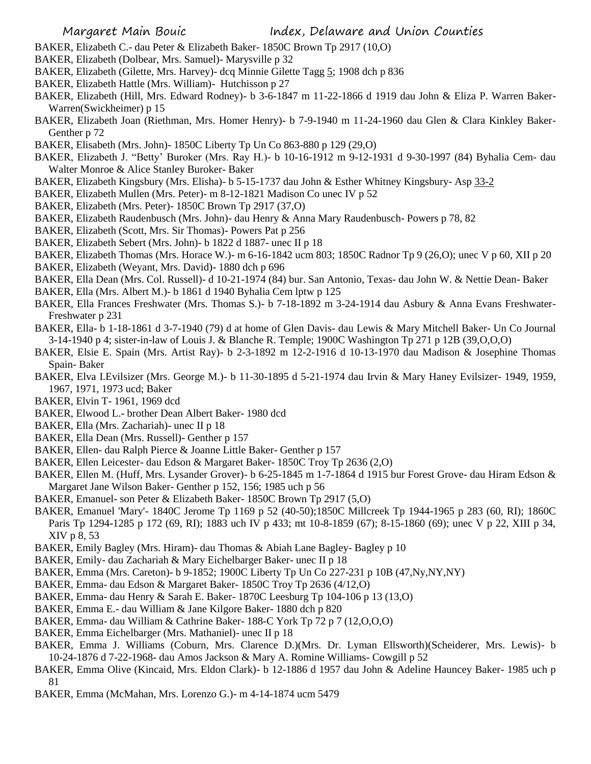BAKER, Elizabeth C.- dau Peter & Elizabeth Baker- 1850C Brown Tp 2917 (10,O)

BAKER, Elizabeth (Dolbear, Mrs. Samuel)- Marysville p 32

BAKER, Elizabeth (Gilette, Mrs. Harvey)- dcq Minnie Gilette Tagg 5; 1908 dch p 836

BAKER, Elizabeth Hattle (Mrs. William)- Hutchisson p 27

BAKER, Elizabeth (Hill, Mrs. Edward Rodney)- b 3-6-1847 m 11-22-1866 d 1919 dau John & Eliza P. Warren Baker- Warren(Swickheimer) p 15

BAKER, Elizabeth Joan (Riethman, Mrs. Homer Henry)- b 7-9-1940 m 11-24-1960 dau Glen & Clara Kinkley Baker- Genther p 72

BAKER, Elisabeth (Mrs. John)- 1850C Liberty Tp Un Co 863-880 p 129 (29,O)

BAKER, Elizabeth J. "Betty' Buroker (Mrs. Ray H.)- b 10-16-1912 m 9-12-1931 d 9-30-1997 (84) Byhalia Cem- dau Walter Monroe & Alice Stanley Buroker- Baker

BAKER, Elizabeth Kingsbury (Mrs. Elisha)- b 5-15-1737 dau John & Esther Whitney Kingsbury- Asp 33-2

BAKER, Elizabeth Mullen (Mrs. Peter)- m 8-12-1821 Madison Co unec IV p 52

BAKER, Elizabeth (Mrs. Peter)- 1850C Brown Tp 2917 (37,O)

BAKER, Elizabeth Raudenbusch (Mrs. John)- dau Henry & Anna Mary Raudenbusch- Powers p 78, 82

BAKER, Elizabeth (Scott, Mrs. Sir Thomas)- Powers Pat p 256

BAKER, Elizabeth Sebert (Mrs. John)- b 1822 d 1887- unec II p 18

BAKER, Elizabeth Thomas (Mrs. Horace W.)- m 6-16-1842 ucm 803; 1850C Radnor Tp 9 (26,O); unec V p 60, XII p 20

BAKER, Elizabeth (Weyant, Mrs. David)- 1880 dch p 696

BAKER, Ella Dean (Mrs. Col. Russell)- d 10-21-1974 (84) bur. San Antonio, Texas- dau John W. & Nettie Dean- Baker

BAKER, Ella (Mrs. Albert M.)- b 1861 d 1940 Byhalia Cem lptw p 125

BAKER, Ella Frances Freshwater (Mrs. Thomas S.)- b 7-18-1892 m 3-24-1914 dau Asbury & Anna Evans Freshwater- Freshwater p 231

BAKER, Ella- b 1-18-1861 d 3-7-1940 (79) d at home of Glen Davis- dau Lewis & Mary Mitchell Baker- Un Co Journal 3-14-1940 p 4; sister-in-law of Louis J. & Blanche R. Temple; 1900C Washington Tp 271 p 12B (39,O,O,O)

BAKER, Elsie E. Spain (Mrs. Artist Ray)- b 2-3-1892 m 12-2-1916 d 10-13-1970 dau Madison & Josephine Thomas Spain- Baker

BAKER, Elva I.Evilsizer (Mrs. George M.)- b 11-30-1895 d 5-21-1974 dau Irvin & Mary Haney Evilsizer- 1949, 1959, 1967, 1971, 1973 ucd; Baker

BAKER, Elvin T- 1961, 1969 dcd

BAKER, Elwood L.- brother Dean Albert Baker- 1980 dcd

BAKER, Ella (Mrs. Zachariah)- unec II p 18

BAKER, Ella Dean (Mrs. Russell)- Genther p 157

BAKER, Ellen- dau Ralph Pierce & Joanne Little Baker- Genther p 157

BAKER, Ellen Leicester- dau Edson & Margaret Baker- 1850C Troy Tp 2636 (2,O)

BAKER, Ellen M. (Huff, Mrs. Lysander Grover)- b 6-25-1845 m 1-7-1864 d 1915 bur Forest Grove- dau Hiram Edson & Margaret Jane Wilson Baker- Genther p 152, 156; 1985 uch p 56

BAKER, Emanuel- son Peter & Elizabeth Baker- 1850C Brown Tp 2917 (5,O)

BAKER, Emanuel 'Mary'- 1840C Jerome Tp 1169 p 52 (40-50);1850C Millcreek Tp 1944-1965 p 283 (60, RI); 1860C Paris Tp 1294-1285 p 172 (69, RI); 1883 uch IV p 433; mt 10-8-1859 (67); 8-15-1860 (69); unec V p 22, XIII p 34, XIV p 8, 53

BAKER, Emily Bagley (Mrs. Hiram)- dau Thomas & Abiah Lane Bagley- Bagley p 10

BAKER, Emily- dau Zachariah & Mary Eichelbarger Baker- unec II p 18

BAKER, Emma (Mrs. Careton)- b 9-1852; 1900C Liberty Tp Un Co 227-231 p 10B (47,Ny,NY,NY)

BAKER, Emma- dau Edson & Margaret Baker- 1850C Troy Tp 2636 (4/12,O)

BAKER, Emma- dau Henry & Sarah E. Baker- 1870C Leesburg Tp 104-106 p 13 (13,O)

BAKER, Emma E.- dau William & Jane Kilgore Baker- 1880 dch p 820

BAKER, Emma- dau William & Cathrine Baker- 188-C York Tp 72 p 7 (12,O,O,O)

BAKER, Emma Eichelbarger (Mrs. Mathaniel)- unec II p 18

BAKER, Emma J. Williams (Coburn, Mrs. Clarence D.)(Mrs. Dr. Lyman Ellsworth)(Scheiderer, Mrs. Lewis)- b 10-24-1876 d 7-22-1968- dau Amos Jackson & Mary A. Romine Williams- Cowgill p 52

BAKER, Emma Olive (Kincaid, Mrs. Eldon Clark)- b 12-1886 d 1957 dau John & Adeline Hauncey Baker- 1985 uch p 81

BAKER, Emma (McMahan, Mrs. Lorenzo G.)- m 4-14-1874 ucm 5479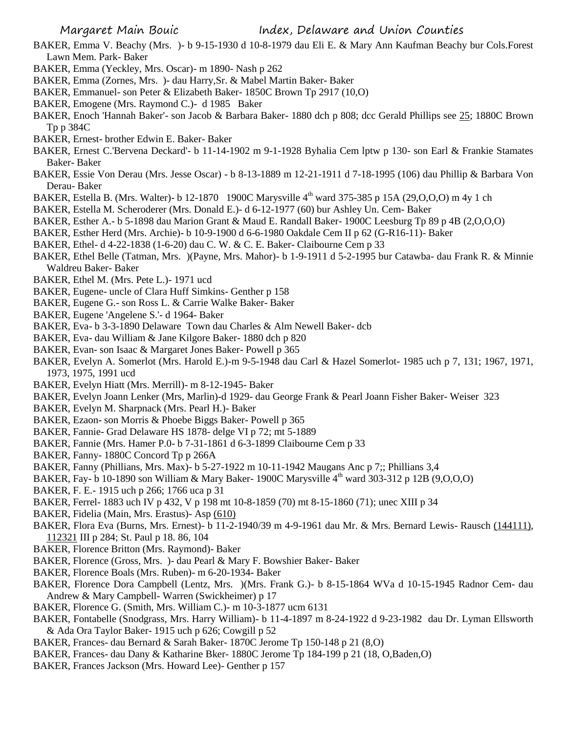BAKER, Emma V. Beachy (Mrs. )- b 9-15-1930 d 10-8-1979 dau Eli E. & Mary Ann Kaufman Beachy bur Cols.Forest Lawn Mem. Park- Baker

BAKER, Emma (Yeckley, Mrs. Oscar)- m 1890- Nash p 262

BAKER, Emma (Zornes, Mrs. )- dau Harry,Sr. & Mabel Martin Baker- Baker

BAKER, Emmanuel- son Peter & Elizabeth Baker- 1850C Brown Tp 2917 (10,O)

BAKER, Emogene (Mrs. Raymond C.)- d 1985 Baker

BAKER, Enoch 'Hannah Baker'- son Jacob & Barbara Baker- 1880 dch p 808; dcc Gerald Phillips see 25; 1880C Brown Tp p 384C

BAKER, Ernest- brother Edwin E. Baker- Baker

BAKER, Ernest C.'Bervena Deckard'- b 11-14-1902 m 9-1-1928 Byhalia Cem lptw p 130- son Earl & Frankie Stamates Baker- Baker

BAKER, Essie Von Derau (Mrs. Jesse Oscar) - b 8-13-1889 m 12-21-1911 d 7-18-1995 (106) dau Phillip & Barbara Von Derau- Baker

BAKER, Estella B. (Mrs. Walter)- b 12-1870 1900C Marysville 4th ward 375-385 p 15A (29,O,O,O) m 4y 1 ch

BAKER, Estella M. Scheroderer (Mrs. Donald E.)- d 6-12-1977 (60) bur Ashley Un. Cem- Baker

BAKER, Esther A.- b 5-1898 dau Marion Grant & Maud E. Randall Baker- 1900C Leesburg Tp 89 p 4B (2,O,O,O)

BAKER, Esther Herd (Mrs. Archie)- b 10-9-1900 d 6-6-1980 Oakdale Cem II p 62 (G-R16-11)- Baker

BAKER, Ethel- d 4-22-1838 (1-6-20) dau C. W. & C. E. Baker- Claibourne Cem p 33

BAKER, Ethel Belle (Tatman, Mrs. )(Payne, Mrs. Mahor)- b 1-9-1911 d 5-2-1995 bur Catawba- dau Frank R. & Minnie Waldreu Baker- Baker

BAKER, Ethel M. (Mrs. Pete L.)- 1971 ucd

BAKER, Eugene- uncle of Clara Huff Simkins- Genther p 158

BAKER, Eugene G.- son Ross L. & Carrie Walke Baker- Baker

BAKER, Eugene 'Angelene S.'- d 1964- Baker

BAKER, Eva- b 3-3-1890 Delaware Town dau Charles & Alm Newell Baker- dcb

BAKER, Eva- dau William & Jane Kilgore Baker- 1880 dch p 820

BAKER, Evan- son Isaac & Margaret Jones Baker- Powell p 365

BAKER, Evelyn A. Somerlot (Mrs. Harold E.)-m 9-5-1948 dau Carl & Hazel Somerlot- 1985 uch p 7, 131; 1967, 1971, 1973, 1975, 1991 ucd

BAKER, Evelyn Hiatt (Mrs. Merrill)- m 8-12-1945- Baker

BAKER, Evelyn Joann Lenker (Mrs, Marlin)-d 1929- dau George Frank & Pearl Joann Fisher Baker- Weiser 323

BAKER, Evelyn M. Sharpnack (Mrs. Pearl H.)- Baker

BAKER, Ezaon- son Morris & Phoebe Biggs Baker- Powell p 365

BAKER, Fannie- Grad Delaware HS 1878- delge VI p 72; mt 5-1889

BAKER, Fannie (Mrs. Hamer P.0- b 7-31-1861 d 6-3-1899 Claibourne Cem p 33

BAKER, Fanny- 1880C Concord Tp p 266A

BAKER, Fanny (Phillians, Mrs. Max)- b 5-27-1922 m 10-11-1942 Maugans Anc p 7;; Phillians 3,4

BAKER, Fay- b 10-1890 son William & Mary Baker- 1900C Marysville 4th ward 303-312 p 12B (9,O,O,O)

BAKER, F. E.- 1915 uch p 266; 1766 uca p 31

BAKER, Ferrel- 1883 uch IV p 432, V p 198 mt 10-8-1859 (70) mt 8-15-1860 (71); unec XIII p 34

BAKER, Fidelia (Main, Mrs. Erastus)- Asp (610)

BAKER, Flora Eva (Burns, Mrs. Ernest)- b 11-2-1940/39 m 4-9-1961 dau Mr. & Mrs. Bernard Lewis- Rausch (144111), 112321 III p 284; St. Paul p 18. 86, 104

BAKER, Florence Britton (Mrs. Raymond)- Baker

BAKER, Florence (Gross, Mrs. )- dau Pearl & Mary F. Bowshier Baker- Baker

BAKER, Florence Boals (Mrs. Ruben)- m 6-20-1934- Baker

BAKER, Florence Dora Campbell (Lentz, Mrs. )(Mrs. Frank G.)- b 8-15-1864 WVa d 10-15-1945 Radnor Cem- dau Andrew & Mary Campbell- Warren (Swickheimer) p 17

BAKER, Florence G. (Smith, Mrs. William C.)- m 10-3-1877 ucm 6131

BAKER, Fontabelle (Snodgrass, Mrs. Harry William)- b 11-4-1897 m 8-24-1922 d 9-23-1982 dau Dr. Lyman Ellsworth & Ada Ora Taylor Baker- 1915 uch p 626; Cowgill p 52

BAKER, Frances- dau Bernard & Sarah Baker- 1870C Jerome Tp 150-148 p 21 (8,O)

BAKER, Frances- dau Dany & Katharine Bker- 1880C Jerome Tp 184-199 p 21 (18, O,Baden,O)

BAKER, Frances Jackson (Mrs. Howard Lee)- Genther p 157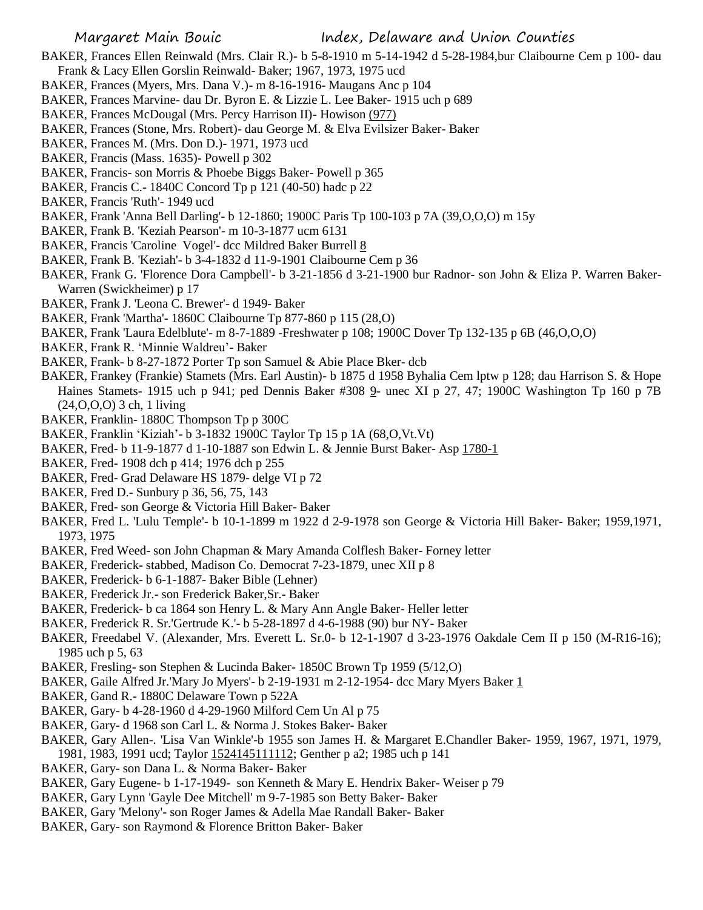BAKER, Frances Ellen Reinwald (Mrs. Clair R.)- b 5-8-1910 m 5-14-1942 d 5-28-1984,bur Claibourne Cem p 100- dau Frank & Lacy Ellen Gorslin Reinwald- Baker; 1967, 1973, 1975 ucd

BAKER, Frances (Myers, Mrs. Dana V.)- m 8-16-1916- Maugans Anc p 104

BAKER, Frances Marvine- dau Dr. Byron E. & Lizzie L. Lee Baker- 1915 uch p 689

BAKER, Frances McDougal (Mrs. Percy Harrison II)- Howison (977)

BAKER, Frances (Stone, Mrs. Robert)- dau George M. & Elva Evilsizer Baker- Baker

BAKER, Frances M. (Mrs. Don D.)- 1971, 1973 ucd

BAKER, Francis (Mass. 1635)- Powell p 302

BAKER, Francis- son Morris & Phoebe Biggs Baker- Powell p 365

BAKER, Francis C.- 1840C Concord Tp p 121 (40-50) hadc p 22

BAKER, Francis 'Ruth'- 1949 ucd

BAKER, Frank 'Anna Bell Darling'- b 12-1860; 1900C Paris Tp 100-103 p 7A (39,O,O,O) m 15y

BAKER, Frank B. 'Keziah Pearson'- m 10-3-1877 ucm 6131

BAKER, Francis 'Caroline Vogel'- dcc Mildred Baker Burrell 8

BAKER, Frank B. 'Keziah'- b 3-4-1832 d 11-9-1901 Claibourne Cem p 36

BAKER, Frank G. 'Florence Dora Campbell'- b 3-21-1856 d 3-21-1900 bur Radnor- son John & Eliza P. Warren Baker- Warren (Swickheimer) p 17

BAKER, Frank J. 'Leona C. Brewer'- d 1949- Baker

BAKER, Frank 'Martha'- 1860C Claibourne Tp 877-860 p 115 (28,O)

BAKER, Frank 'Laura Edelblute'- m 8-7-1889 -Freshwater p 108; 1900C Dover Tp 132-135 p 6B (46,O,O,O)

BAKER, Frank R. 'Minnie Waldreu'- Baker

BAKER, Frank- b 8-27-1872 Porter Tp son Samuel & Abie Place Bker- dcb

BAKER, Frankey (Frankie) Stamets (Mrs. Earl Austin)- b 1875 d 1958 Byhalia Cem lptw p 128; dau Harrison S. & Hope Haines Stamets- 1915 uch p 941; ped Dennis Baker #308 9- unec XI p 27, 47; 1900C Washington Tp 160 p 7B (24,O,O,O) 3 ch, 1 living

BAKER, Franklin- 1880C Thompson Tp p 300C

BAKER, Franklin 'Kiziah'- b 3-1832 1900C Taylor Tp 15 p 1A (68,O,Vt.Vt)

BAKER, Fred- b 11-9-1877 d 1-10-1887 son Edwin L. & Jennie Burst Baker- Asp 1780-1

BAKER, Fred- 1908 dch p 414; 1976 dch p 255

BAKER, Fred- Grad Delaware HS 1879- delge VI p 72

BAKER, Fred D.- Sunbury p 36, 56, 75, 143

BAKER, Fred- son George & Victoria Hill Baker- Baker

BAKER, Fred L. 'Lulu Temple'- b 10-1-1899 m 1922 d 2-9-1978 son George & Victoria Hill Baker- Baker; 1959,1971, 1973, 1975

BAKER, Fred Weed- son John Chapman & Mary Amanda Colflesh Baker- Forney letter

BAKER, Frederick- stabbed, Madison Co. Democrat 7-23-1879, unec XII p 8

BAKER, Frederick- b 6-1-1887- Baker Bible (Lehner)

BAKER, Frederick Jr.- son Frederick Baker,Sr.- Baker

BAKER, Frederick- b ca 1864 son Henry L. & Mary Ann Angle Baker- Heller letter

BAKER, Frederick R. Sr.'Gertrude K.'- b 5-28-1897 d 4-6-1988 (90) bur NY- Baker

BAKER, Freedabel V. (Alexander, Mrs. Everett L. Sr.0- b 12-1-1907 d 3-23-1976 Oakdale Cem II p 150 (M-R16-16); 1985 uch p 5, 63

BAKER, Fresling- son Stephen & Lucinda Baker- 1850C Brown Tp 1959 (5/12,O)

BAKER, Gaile Alfred Jr.'Mary Jo Myers'- b 2-19-1931 m 2-12-1954- dcc Mary Myers Baker 1

BAKER, Gand R.- 1880C Delaware Town p 522A

BAKER, Gary- b 4-28-1960 d 4-29-1960 Milford Cem Un Al p 75

BAKER, Gary- d 1968 son Carl L. & Norma J. Stokes Baker- Baker

BAKER, Gary Allen-. 'Lisa Van Winkle'-b 1955 son James H. & Margaret E.Chandler Baker- 1959, 1967, 1971, 1979, 1981, 1983, 1991 ucd; Taylor 1524145111112; Genther p a2; 1985 uch p 141

BAKER, Gary- son Dana L. & Norma Baker- Baker

BAKER, Gary Eugene- b 1-17-1949- son Kenneth & Mary E. Hendrix Baker- Weiser p 79

BAKER, Gary Lynn 'Gayle Dee Mitchell' m 9-7-1985 son Betty Baker- Baker

BAKER, Gary 'Melony'- son Roger James & Adella Mae Randall Baker- Baker

BAKER, Gary- son Raymond & Florence Britton Baker- Baker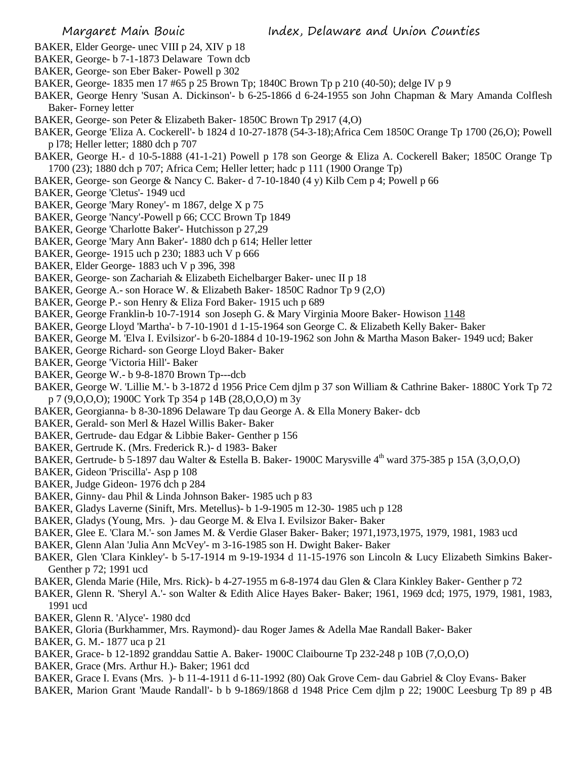BAKER, Elder George- unec VIII p 24, XIV p 18

BAKER, George- b 7-1-1873 Delaware Town dcb

BAKER, George- son Eber Baker- Powell p 302

BAKER, George- 1835 men 17 #65 p 25 Brown Tp; 1840C Brown Tp p 210 (40-50); delge IV p 9

BAKER, George Henry 'Susan A. Dickinson'- b 6-25-1866 d 6-24-1955 son John Chapman & Mary Amanda Colflesh Baker- Forney letter

BAKER, George- son Peter & Elizabeth Baker- 1850C Brown Tp 2917 (4,O)

BAKER, George 'Eliza A. Cockerell'- b 1824 d 10-27-1878 (54-3-18);Africa Cem 1850C Orange Tp 1700 (26,O); Powell p l78; Heller letter; 1880 dch p 707

BAKER, George H.- d 10-5-1888 (41-1-21) Powell p 178 son George & Eliza A. Cockerell Baker; 1850C Orange Tp 1700 (23); 1880 dch p 707; Africa Cem; Heller letter; hadc p 111 (1900 Orange Tp)

BAKER, George- son George & Nancy C. Baker- d 7-10-1840 (4 y) Kilb Cem p 4; Powell p 66

BAKER, George 'Cletus'- 1949 ucd

BAKER, George 'Mary Roney'- m 1867, delge X p 75

BAKER, George 'Nancy'-Powell p 66; CCC Brown Tp 1849

BAKER, George 'Charlotte Baker'- Hutchisson p 27,29

BAKER, George 'Mary Ann Baker'- 1880 dch p 614; Heller letter

BAKER, George- 1915 uch p 230; 1883 uch V p 666

BAKER, Elder George- 1883 uch V p 396, 398

BAKER, George- son Zachariah & Elizabeth Eichelbarger Baker- unec II p 18

BAKER, George A.- son Horace W. & Elizabeth Baker- 1850C Radnor Tp 9 (2,O)

BAKER, George P.- son Henry & Eliza Ford Baker- 1915 uch p 689

BAKER, George Franklin-b 10-7-1914 son Joseph G. & Mary Virginia Moore Baker- Howison 1148

BAKER, George Lloyd 'Martha'- b 7-10-1901 d 1-15-1964 son George C. & Elizabeth Kelly Baker- Baker

BAKER, George M. 'Elva I. Evilsizor'- b 6-20-1884 d 10-19-1962 son John & Martha Mason Baker- 1949 ucd; Baker

BAKER, George Richard- son George Lloyd Baker- Baker

BAKER, George 'Victoria Hill'- Baker

BAKER, George W.- b 9-8-1870 Brown Tp---dcb

BAKER, George W. 'Lillie M.'- b 3-1872 d 1956 Price Cem djlm p 37 son William & Cathrine Baker- 1880C York Tp 72 p 7 (9,O,O,O); 1900C York Tp 354 p 14B (28,O,O,O) m 3y

BAKER, Georgianna- b 8-30-1896 Delaware Tp dau George A. & Ella Monery Baker- dcb

BAKER, Gerald- son Merl & Hazel Willis Baker- Baker

BAKER, Gertrude- dau Edgar & Libbie Baker- Genther p 156

BAKER, Gertrude K. (Mrs. Frederick R.)- d 1983- Baker

BAKER, Gertrude- b 5-1897 dau Walter & Estella B. Baker- 1900C Marysville 4th ward 375-385 p 15A (3,O,O,O)

BAKER, Gideon 'Priscilla'- Asp p 108

BAKER, Judge Gideon- 1976 dch p 284

BAKER, Ginny- dau Phil & Linda Johnson Baker- 1985 uch p 83

BAKER, Gladys Laverne (Sinift, Mrs. Metellus)- b 1-9-1905 m 12-30- 1985 uch p 128

BAKER, Gladys (Young, Mrs. )- dau George M. & Elva I. Evilsizor Baker- Baker

BAKER, Glee E. 'Clara M.'- son James M. & Verdie Glaser Baker- Baker; 1971,1973,1975, 1979, 1981, 1983 ucd

BAKER, Glenn Alan 'Julia Ann McVey'- m 3-16-1985 son H. Dwight Baker- Baker

BAKER, Glen 'Clara Kinkley'- b 5-17-1914 m 9-19-1934 d 11-15-1976 son Lincoln & Lucy Elizabeth Simkins Baker- Genther p 72; 1991 ucd

BAKER, Glenda Marie (Hile, Mrs. Rick)- b 4-27-1955 m 6-8-1974 dau Glen & Clara Kinkley Baker- Genther p 72

BAKER, Glenn R. 'Sheryl A.'- son Walter & Edith Alice Hayes Baker- Baker; 1961, 1969 dcd; 1975, 1979, 1981, 1983, 1991 ucd

BAKER, Glenn R. 'Alyce'- 1980 dcd

BAKER, Gloria (Burkhammer, Mrs. Raymond)- dau Roger James & Adella Mae Randall Baker- Baker

BAKER, G. M.- 1877 uca p 21

BAKER, Grace- b 12-1892 granddau Sattie A. Baker- 1900C Claibourne Tp 232-248 p 10B (7,O,O,O)

BAKER, Grace (Mrs. Arthur H.)- Baker; 1961 dcd

BAKER, Grace I. Evans (Mrs. )- b 11-4-1911 d 6-11-1992 (80) Oak Grove Cem- dau Gabriel & Cloy Evans- Baker

BAKER, Marion Grant 'Maude Randall'- b b 9-1869/1868 d 1948 Price Cem djlm p 22; 1900C Leesburg Tp 89 p 4B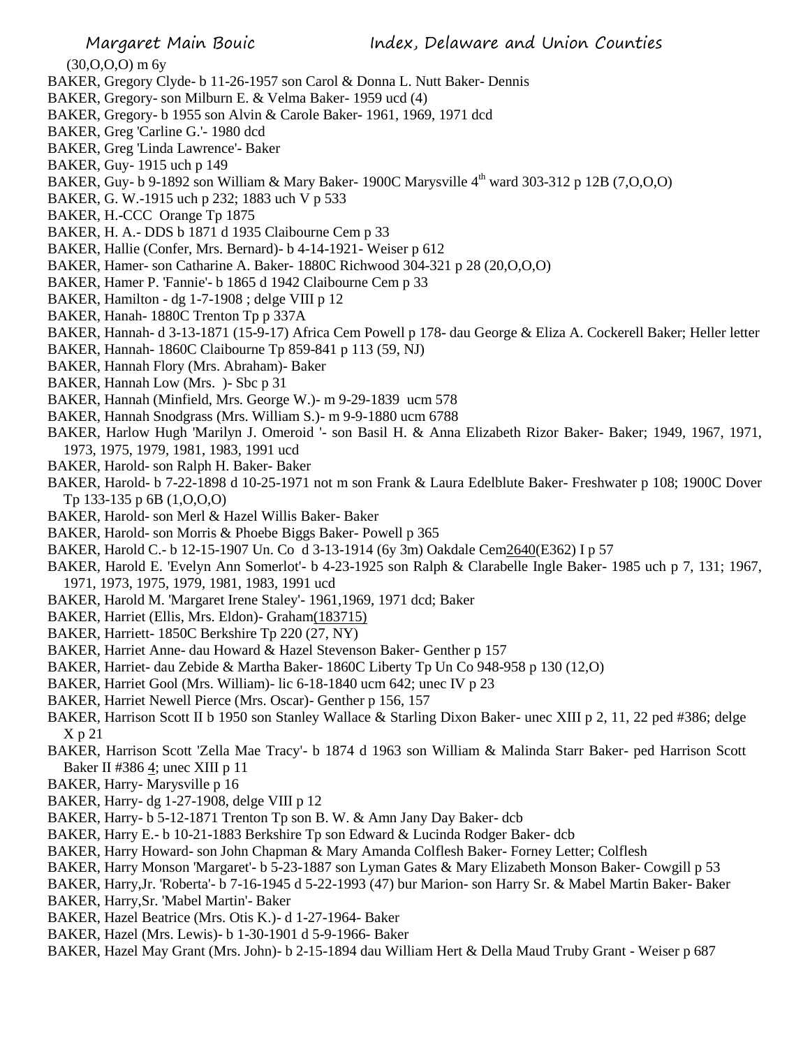(30,O,O,O) m 6y

BAKER, Gregory Clyde- b 11-26-1957 son Carol & Donna L. Nutt Baker- Dennis

BAKER, Gregory- son Milburn E. & Velma Baker- 1959 ucd (4)

BAKER, Gregory- b 1955 son Alvin & Carole Baker- 1961, 1969, 1971 dcd

BAKER, Greg 'Carline G.'- 1980 dcd

BAKER, Greg 'Linda Lawrence'- Baker

BAKER, Guy- 1915 uch p 149

BAKER, Guy- b 9-1892 son William & Mary Baker- 1900C Marysville 4th ward 303-312 p 12B (7,O,O,O)

BAKER, G. W.-1915 uch p 232; 1883 uch V p 533

BAKER, H.-CCC Orange Tp 1875

BAKER, H. A.- DDS b 1871 d 1935 Claibourne Cem p 33

BAKER, Hallie (Confer, Mrs. Bernard)- b 4-14-1921- Weiser p 612

BAKER, Hamer- son Catharine A. Baker- 1880C Richwood 304-321 p 28 (20,O,O,O)

BAKER, Hamer P. 'Fannie'- b 1865 d 1942 Claibourne Cem p 33

BAKER, Hamilton - dg 1-7-1908 ; delge VIII p 12

BAKER, Hanah- 1880C Trenton Tp p 337A

BAKER, Hannah- d 3-13-1871 (15-9-17) Africa Cem Powell p 178- dau George & Eliza A. Cockerell Baker; Heller letter

BAKER, Hannah- 1860C Claibourne Tp 859-841 p 113 (59, NJ)

BAKER, Hannah Flory (Mrs. Abraham)- Baker

BAKER, Hannah Low (Mrs. )- Sbc p 31

BAKER, Hannah (Minfield, Mrs. George W.)- m 9-29-1839 ucm 578

BAKER, Hannah Snodgrass (Mrs. William S.)- m 9-9-1880 ucm 6788

BAKER, Harlow Hugh 'Marilyn J. Omeroid '- son Basil H. & Anna Elizabeth Rizor Baker- Baker; 1949, 1967, 1971, 1973, 1975, 1979, 1981, 1983, 1991 ucd

BAKER, Harold- son Ralph H. Baker- Baker

BAKER, Harold- b 7-22-1898 d 10-25-1971 not m son Frank & Laura Edelblute Baker- Freshwater p 108; 1900C Dover Tp 133-135 p 6B (1,O,O,O)

BAKER, Harold- son Merl & Hazel Willis Baker- Baker

BAKER, Harold- son Morris & Phoebe Biggs Baker- Powell p 365

BAKER, Harold C.- b 12-15-1907 Un. Co d 3-13-1914 (6y 3m) Oakdale Cem2640(E362) I p 57

BAKER, Harold E. 'Evelyn Ann Somerlot'- b 4-23-1925 son Ralph & Clarabelle Ingle Baker- 1985 uch p 7, 131; 1967, 1971, 1973, 1975, 1979, 1981, 1983, 1991 ucd

BAKER, Harold M. 'Margaret Irene Staley'- 1961,1969, 1971 dcd; Baker

BAKER, Harriet (Ellis, Mrs. Eldon)- Graham(183715)

BAKER, Harriett- 1850C Berkshire Tp 220 (27, NY)

BAKER, Harriet Anne- dau Howard & Hazel Stevenson Baker- Genther p 157

BAKER, Harriet- dau Zebide & Martha Baker- 1860C Liberty Tp Un Co 948-958 p 130 (12,O)

BAKER, Harriet Gool (Mrs. William)- lic 6-18-1840 ucm 642; unec IV p 23

BAKER, Harriet Newell Pierce (Mrs. Oscar)- Genther p 156, 157

BAKER, Harrison Scott II b 1950 son Stanley Wallace & Starling Dixon Baker- unec XIII p 2, 11, 22 ped #386; delge X p 21

BAKER, Harrison Scott 'Zella Mae Tracy'- b 1874 d 1963 son William & Malinda Starr Baker- ped Harrison Scott Baker II #386 4; unec XIII p 11

BAKER, Harry- Marysville p 16

BAKER, Harry- dg 1-27-1908, delge VIII p 12

BAKER, Harry- b 5-12-1871 Trenton Tp son B. W. & Amn Jany Day Baker- dcb

BAKER, Harry E.- b 10-21-1883 Berkshire Tp son Edward & Lucinda Rodger Baker- dcb

BAKER, Harry Howard- son John Chapman & Mary Amanda Colflesh Baker- Forney Letter; Colflesh

BAKER, Harry Monson 'Margaret'- b 5-23-1887 son Lyman Gates & Mary Elizabeth Monson Baker- Cowgill p 53

BAKER, Harry,Jr. 'Roberta'- b 7-16-1945 d 5-22-1993 (47) bur Marion- son Harry Sr. & Mabel Martin Baker- Baker

BAKER, Harry,Sr. 'Mabel Martin'- Baker

BAKER, Hazel Beatrice (Mrs. Otis K.)- d 1-27-1964- Baker

BAKER, Hazel (Mrs. Lewis)- b 1-30-1901 d 5-9-1966- Baker

BAKER, Hazel May Grant (Mrs. John)- b 2-15-1894 dau William Hert & Della Maud Truby Grant - Weiser p 687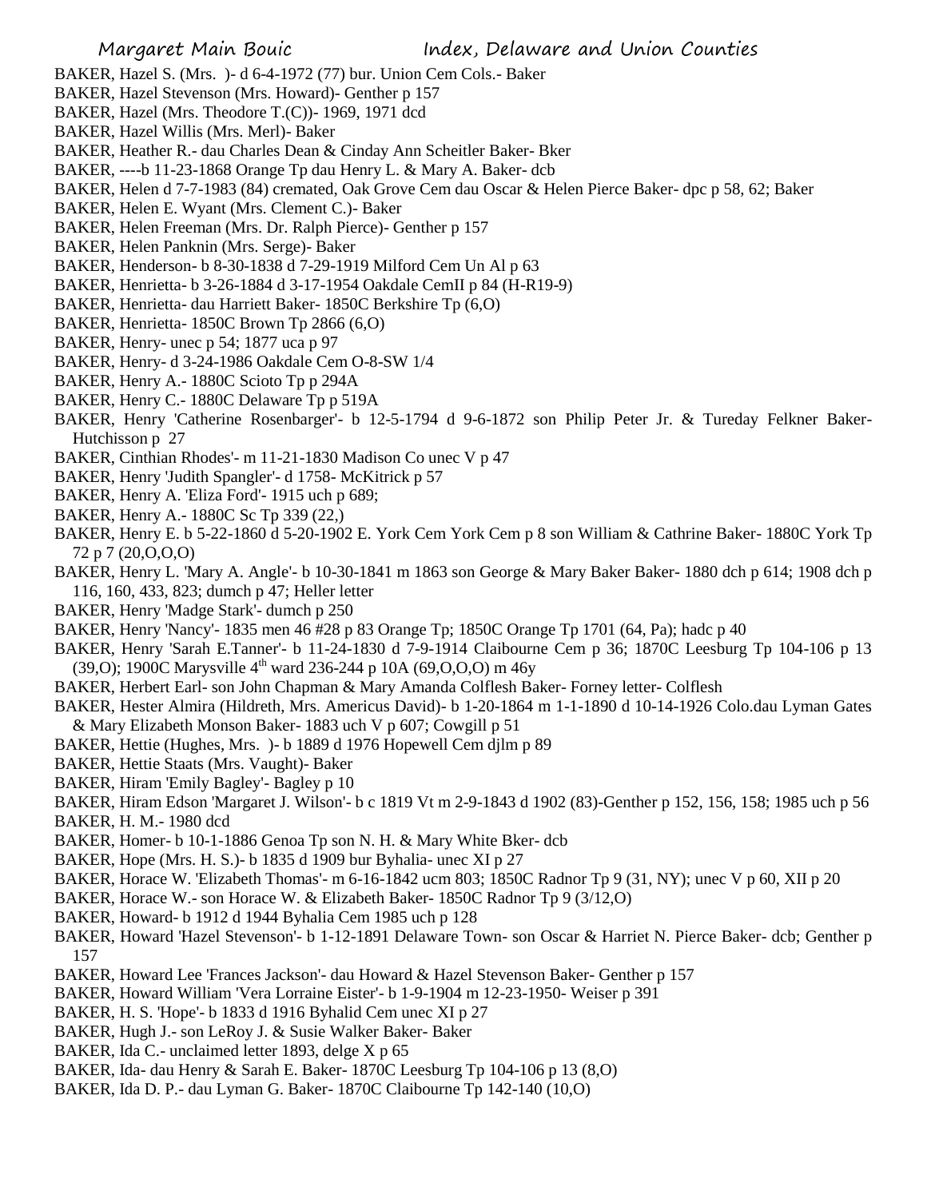BAKER, Hazel S. (Mrs. )- d 6-4-1972 (77) bur. Union Cem Cols.- Baker
BAKER, Hazel Stevenson (Mrs. Howard)- Genther p 157
BAKER, Hazel (Mrs. Theodore T.(C))- 1969, 1971 dcd
BAKER, Hazel Willis (Mrs. Merl)- Baker
BAKER, Heather R.- dau Charles Dean & Cinday Ann Scheitler Baker- Bker
BAKER, ----b 11-23-1868 Orange Tp dau Henry L. & Mary A. Baker- dcb
BAKER, Helen d 7-7-1983 (84) cremated, Oak Grove Cem dau Oscar & Helen Pierce Baker- dpc p 58, 62; Baker
BAKER, Helen E. Wyant (Mrs. Clement C.)- Baker
BAKER, Helen Freeman (Mrs. Dr. Ralph Pierce)- Genther p 157
BAKER, Helen Panknin (Mrs. Serge)- Baker
BAKER, Henderson- b 8-30-1838 d 7-29-1919 Milford Cem Un Al p 63
BAKER, Henrietta- b 3-26-1884 d 3-17-1954 Oakdale CemII p 84 (H-R19-9)
BAKER, Henrietta- dau Harriett Baker- 1850C Berkshire Tp (6,O)
BAKER, Henrietta- 1850C Brown Tp 2866 (6,O)
BAKER, Henry- unec p 54; 1877 uca p 97
BAKER, Henry- d 3-24-1986 Oakdale Cem O-8-SW 1/4
BAKER, Henry A.- 1880C Scioto Tp p 294A
BAKER, Henry C.- 1880C Delaware Tp p 519A
BAKER, Henry 'Catherine Rosenbarger'- b 12-5-1794 d 9-6-1872 son Philip Peter Jr. & Tureday Felkner Baker- Hutchisson p 27
BAKER, Cinthian Rhodes'- m 11-21-1830 Madison Co unec V p 47
BAKER, Henry 'Judith Spangler'- d 1758- McKitrick p 57
BAKER, Henry A. 'Eliza Ford'- 1915 uch p 689;
BAKER, Henry A.- 1880C Sc Tp 339 (22,)
BAKER, Henry E. b 5-22-1860 d 5-20-1902 E. York Cem York Cem p 8 son William & Cathrine Baker- 1880C York Tp 72 p 7 (20,O,O,O)
BAKER, Henry L. 'Mary A. Angle'- b 10-30-1841 m 1863 son George & Mary Baker Baker- 1880 dch p 614; 1908 dch p 116, 160, 433, 823; dumch p 47; Heller letter
BAKER, Henry 'Madge Stark'- dumch p 250
BAKER, Henry 'Nancy'- 1835 men 46 #28 p 83 Orange Tp; 1850C Orange Tp 1701 (64, Pa); hadc p 40
BAKER, Henry 'Sarah E.Tanner'- b 11-24-1830 d 7-9-1914 Claibourne Cem p 36; 1870C Leesburg Tp 104-106 p 13 (39,O); 1900C Marysville 4th ward 236-244 p 10A (69,O,O,O) m 46y
BAKER, Herbert Earl- son John Chapman & Mary Amanda Colflesh Baker- Forney letter- Colflesh
BAKER, Hester Almira (Hildreth, Mrs. Americus David)- b 1-20-1864 m 1-1-1890 d 10-14-1926 Colo.dau Lyman Gates & Mary Elizabeth Monson Baker- 1883 uch V p 607; Cowgill p 51
BAKER, Hettie (Hughes, Mrs. )- b 1889 d 1976 Hopewell Cem djlm p 89
BAKER, Hettie Staats (Mrs. Vaught)- Baker
BAKER, Hiram 'Emily Bagley'- Bagley p 10
BAKER, Hiram Edson 'Margaret J. Wilson'- b c 1819 Vt m 2-9-1843 d 1902 (83)-Genther p 152, 156, 158; 1985 uch p 56
BAKER, H. M.- 1980 dcd
BAKER, Homer- b 10-1-1886 Genoa Tp son N. H. & Mary White Bker- dcb
BAKER, Hope (Mrs. H. S.)- b 1835 d 1909 bur Byhalia- unec XI p 27
BAKER, Horace W. 'Elizabeth Thomas'- m 6-16-1842 ucm 803; 1850C Radnor Tp 9 (31, NY); unec V p 60, XII p 20
BAKER, Horace W.- son Horace W. & Elizabeth Baker- 1850C Radnor Tp 9 (3/12,O)
BAKER, Howard- b 1912 d 1944 Byhalia Cem 1985 uch p 128
BAKER, Howard 'Hazel Stevenson'- b 1-12-1891 Delaware Town- son Oscar & Harriet N. Pierce Baker- dcb; Genther p 157
BAKER, Howard Lee 'Frances Jackson'- dau Howard & Hazel Stevenson Baker- Genther p 157
BAKER, Howard William 'Vera Lorraine Eister'- b 1-9-1904 m 12-23-1950- Weiser p 391
BAKER, H. S. 'Hope'- b 1833 d 1916 Byhalid Cem unec XI p 27
BAKER, Hugh J.- son LeRoy J. & Susie Walker Baker- Baker
BAKER, Ida C.- unclaimed letter 1893, delge X p 65
BAKER, Ida- dau Henry & Sarah E. Baker- 1870C Leesburg Tp 104-106 p 13 (8,O)
BAKER, Ida D. P.- dau Lyman G. Baker- 1870C Claibourne Tp 142-140 (10,O)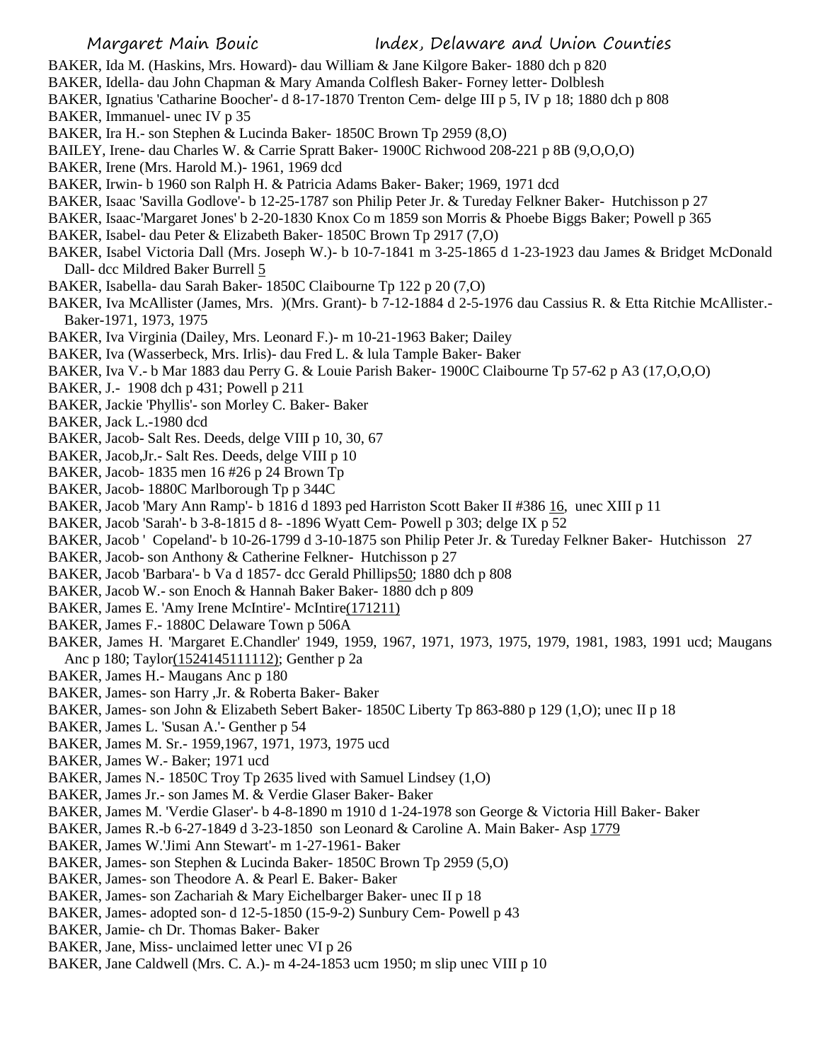BAKER, Ida M. (Haskins, Mrs. Howard)- dau William & Jane Kilgore Baker- 1880 dch p 820
BAKER, Idella- dau John Chapman & Mary Amanda Colflesh Baker- Forney letter- Dolblesh
BAKER, Ignatius 'Catharine Boocher'- d 8-17-1870 Trenton Cem- delge III p 5, IV p 18; 1880 dch p 808
BAKER, Immanuel- unec IV p 35
BAKER, Ira H.- son Stephen & Lucinda Baker- 1850C Brown Tp 2959 (8,O)
BAILEY, Irene- dau Charles W. & Carrie Spratt Baker- 1900C Richwood 208-221 p 8B (9,O,O,O)
BAKER, Irene (Mrs. Harold M.)- 1961, 1969 dcd
BAKER, Irwin- b 1960 son Ralph H. & Patricia Adams Baker- Baker; 1969, 1971 dcd
BAKER, Isaac 'Savilla Godlove'- b 12-25-1787 son Philip Peter Jr. & Tureday Felkner Baker- Hutchisson p 27
BAKER, Isaac-'Margaret Jones' b 2-20-1830 Knox Co m 1859 son Morris & Phoebe Biggs Baker; Powell p 365
BAKER, Isabel- dau Peter & Elizabeth Baker- 1850C Brown Tp 2917 (7,O)
BAKER, Isabel Victoria Dall (Mrs. Joseph W.)- b 10-7-1841 m 3-25-1865 d 1-23-1923 dau James & Bridget McDonald Dall- dcc Mildred Baker Burrell 5
BAKER, Isabella- dau Sarah Baker- 1850C Claibourne Tp 122 p 20 (7,O)
BAKER, Iva McAllister (James, Mrs. )(Mrs. Grant)- b 7-12-1884 d 2-5-1976 dau Cassius R. & Etta Ritchie McAllister.- Baker-1971, 1973, 1975
BAKER, Iva Virginia (Dailey, Mrs. Leonard F.)- m 10-21-1963 Baker; Dailey
BAKER, Iva (Wasserbeck, Mrs. Irlis)- dau Fred L. & lula Tample Baker- Baker
BAKER, Iva V.- b Mar 1883 dau Perry G. & Louie Parish Baker- 1900C Claibourne Tp 57-62 p A3 (17,O,O,O)
BAKER, J.- 1908 dch p 431; Powell p 211
BAKER, Jackie 'Phyllis'- son Morley C. Baker- Baker
BAKER, Jack L.-1980 dcd
BAKER, Jacob- Salt Res. Deeds, delge VIII p 10, 30, 67
BAKER, Jacob,Jr.- Salt Res. Deeds, delge VIII p 10
BAKER, Jacob- 1835 men 16 #26 p 24 Brown Tp
BAKER, Jacob- 1880C Marlborough Tp p 344C
BAKER, Jacob 'Mary Ann Ramp'- b 1816 d 1893 ped Harriston Scott Baker II #386 16, unec XIII p 11
BAKER, Jacob 'Sarah'- b 3-8-1815 d 8- -1896 Wyatt Cem- Powell p 303; delge IX p 52
BAKER, Jacob ' Copeland'- b 10-26-1799 d 3-10-1875 son Philip Peter Jr. & Tureday Felkner Baker- Hutchisson 27
BAKER, Jacob- son Anthony & Catherine Felkner- Hutchisson p 27
BAKER, Jacob 'Barbara'- b Va d 1857- dcc Gerald Phillips50; 1880 dch p 808
BAKER, Jacob W.- son Enoch & Hannah Baker Baker- 1880 dch p 809
BAKER, James E. 'Amy Irene McIntire'- McIntire(171211)
BAKER, James F.- 1880C Delaware Town p 506A
BAKER, James H. 'Margaret E.Chandler' 1949, 1959, 1967, 1971, 1973, 1975, 1979, 1981, 1983, 1991 ucd; Maugans Anc p 180; Taylor(1524145111112); Genther p 2a
BAKER, James H.- Maugans Anc p 180
BAKER, James- son Harry ,Jr. & Roberta Baker- Baker
BAKER, James- son John & Elizabeth Sebert Baker- 1850C Liberty Tp 863-880 p 129 (1,O); unec II p 18
BAKER, James L. 'Susan A.'- Genther p 54
BAKER, James M. Sr.- 1959,1967, 1971, 1973, 1975 ucd
BAKER, James W.- Baker; 1971 ucd
BAKER, James N.- 1850C Troy Tp 2635 lived with Samuel Lindsey (1,O)
BAKER, James Jr.- son James M. & Verdie Glaser Baker- Baker
BAKER, James M. 'Verdie Glaser'- b 4-8-1890 m 1910 d 1-24-1978 son George & Victoria Hill Baker- Baker
BAKER, James R.-b 6-27-1849 d 3-23-1850 son Leonard & Caroline A. Main Baker- Asp 1779
BAKER, James W.'Jimi Ann Stewart'- m 1-27-1961- Baker
BAKER, James- son Stephen & Lucinda Baker- 1850C Brown Tp 2959 (5,O)
BAKER, James- son Theodore A. & Pearl E. Baker- Baker
BAKER, James- son Zachariah & Mary Eichelbarger Baker- unec II p 18
BAKER, James- adopted son- d 12-5-1850 (15-9-2) Sunbury Cem- Powell p 43
BAKER, Jamie- ch Dr. Thomas Baker- Baker
BAKER, Jane, Miss- unclaimed letter unec VI p 26
BAKER, Jane Caldwell (Mrs. C. A.)- m 4-24-1853 ucm 1950; m slip unec VIII p 10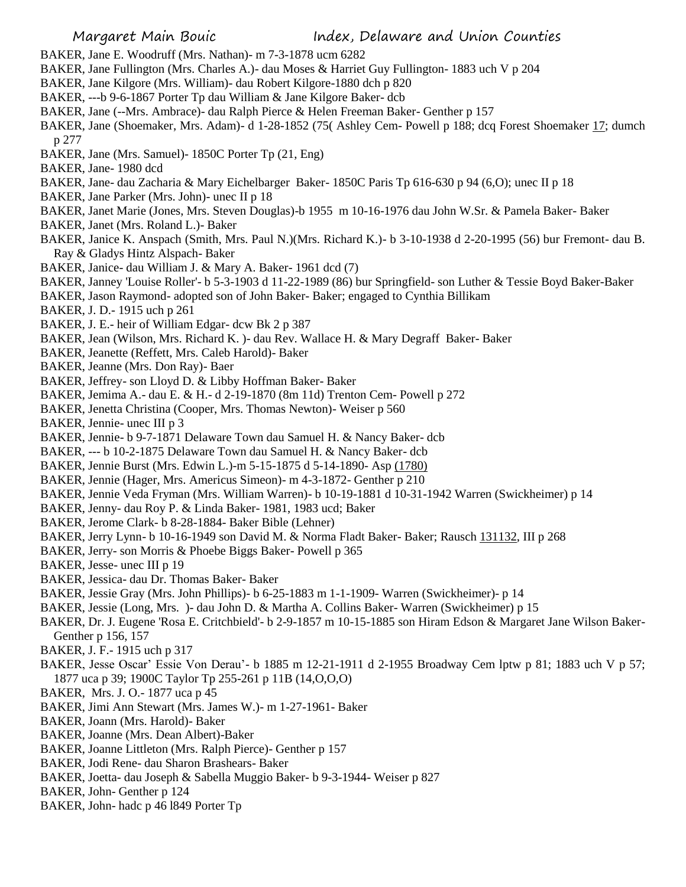BAKER, Jane E. Woodruff (Mrs. Nathan)- m 7-3-1878 ucm 6282

BAKER, Jane Fullington (Mrs. Charles A.)- dau Moses & Harriet Guy Fullington- 1883 uch V p 204

BAKER, Jane Kilgore (Mrs. William)- dau Robert Kilgore-1880 dch p 820

BAKER, ---b 9-6-1867 Porter Tp dau William & Jane Kilgore Baker- dcb

BAKER, Jane (--Mrs. Ambrace)- dau Ralph Pierce & Helen Freeman Baker- Genther p 157

BAKER, Jane (Shoemaker, Mrs. Adam)- d 1-28-1852 (75( Ashley Cem- Powell p 188; dcq Forest Shoemaker 17; dumch p 277

BAKER, Jane (Mrs. Samuel)- 1850C Porter Tp (21, Eng)

BAKER, Jane- 1980 dcd

BAKER, Jane- dau Zacharia & Mary Eichelbarger Baker- 1850C Paris Tp 616-630 p 94 (6,O); unec II p 18

BAKER, Jane Parker (Mrs. John)- unec II p 18

BAKER, Janet Marie (Jones, Mrs. Steven Douglas)-b 1955 m 10-16-1976 dau John W.Sr. & Pamela Baker- Baker

BAKER, Janet (Mrs. Roland L.)- Baker

BAKER, Janice K. Anspach (Smith, Mrs. Paul N.)(Mrs. Richard K.)- b 3-10-1938 d 2-20-1995 (56) bur Fremont- dau B. Ray & Gladys Hintz Alspach- Baker

BAKER, Janice- dau William J. & Mary A. Baker- 1961 dcd (7)

BAKER, Janney 'Louise Roller'- b 5-3-1903 d 11-22-1989 (86) bur Springfield- son Luther & Tessie Boyd Baker-Baker

BAKER, Jason Raymond- adopted son of John Baker- Baker; engaged to Cynthia Billikam

BAKER, J. D.- 1915 uch p 261

BAKER, J. E.- heir of William Edgar- dcw Bk 2 p 387

BAKER, Jean (Wilson, Mrs. Richard K. )- dau Rev. Wallace H. & Mary Degraff Baker- Baker

BAKER, Jeanette (Reffett, Mrs. Caleb Harold)- Baker

BAKER, Jeanne (Mrs. Don Ray)- Baer

BAKER, Jeffrey- son Lloyd D. & Libby Hoffman Baker- Baker

BAKER, Jemima A.- dau E. & H.- d 2-19-1870 (8m 11d) Trenton Cem- Powell p 272

BAKER, Jenetta Christina (Cooper, Mrs. Thomas Newton)- Weiser p 560

BAKER, Jennie- unec III p 3

BAKER, Jennie- b 9-7-1871 Delaware Town dau Samuel H. & Nancy Baker- dcb

BAKER, --- b 10-2-1875 Delaware Town dau Samuel H. & Nancy Baker- dcb

BAKER, Jennie Burst (Mrs. Edwin L.)-m 5-15-1875 d 5-14-1890- Asp (1780)

BAKER, Jennie (Hager, Mrs. Americus Simeon)- m 4-3-1872- Genther p 210

BAKER, Jennie Veda Fryman (Mrs. William Warren)- b 10-19-1881 d 10-31-1942 Warren (Swickheimer) p 14

BAKER, Jenny- dau Roy P. & Linda Baker- 1981, 1983 ucd; Baker

BAKER, Jerome Clark- b 8-28-1884- Baker Bible (Lehner)

BAKER, Jerry Lynn- b 10-16-1949 son David M. & Norma Fladt Baker- Baker; Rausch 131132, III p 268

BAKER, Jerry- son Morris & Phoebe Biggs Baker- Powell p 365

BAKER, Jesse- unec III p 19

BAKER, Jessica- dau Dr. Thomas Baker- Baker

BAKER, Jessie Gray (Mrs. John Phillips)- b 6-25-1883 m 1-1-1909- Warren (Swickheimer)- p 14

BAKER, Jessie (Long, Mrs. )- dau John D. & Martha A. Collins Baker- Warren (Swickheimer) p 15

BAKER, Dr. J. Eugene 'Rosa E. Critchbield'- b 2-9-1857 m 10-15-1885 son Hiram Edson & Margaret Jane Wilson Baker- Genther p 156, 157

BAKER, J. F.- 1915 uch p 317

BAKER, Jesse Oscar' Essie Von Derau'- b 1885 m 12-21-1911 d 2-1955 Broadway Cem lptw p 81; 1883 uch V p 57; 1877 uca p 39; 1900C Taylor Tp 255-261 p 11B (14,O,O,O)

BAKER, Mrs. J. O.- 1877 uca p 45

BAKER, Jimi Ann Stewart (Mrs. James W.)- m 1-27-1961- Baker

BAKER, Joann (Mrs. Harold)- Baker

BAKER, Joanne (Mrs. Dean Albert)-Baker

BAKER, Joanne Littleton (Mrs. Ralph Pierce)- Genther p 157

BAKER, Jodi Rene- dau Sharon Brashears- Baker

BAKER, Joetta- dau Joseph & Sabella Muggio Baker- b 9-3-1944- Weiser p 827

BAKER, John- Genther p 124

BAKER, John- hadc p 46 l849 Porter Tp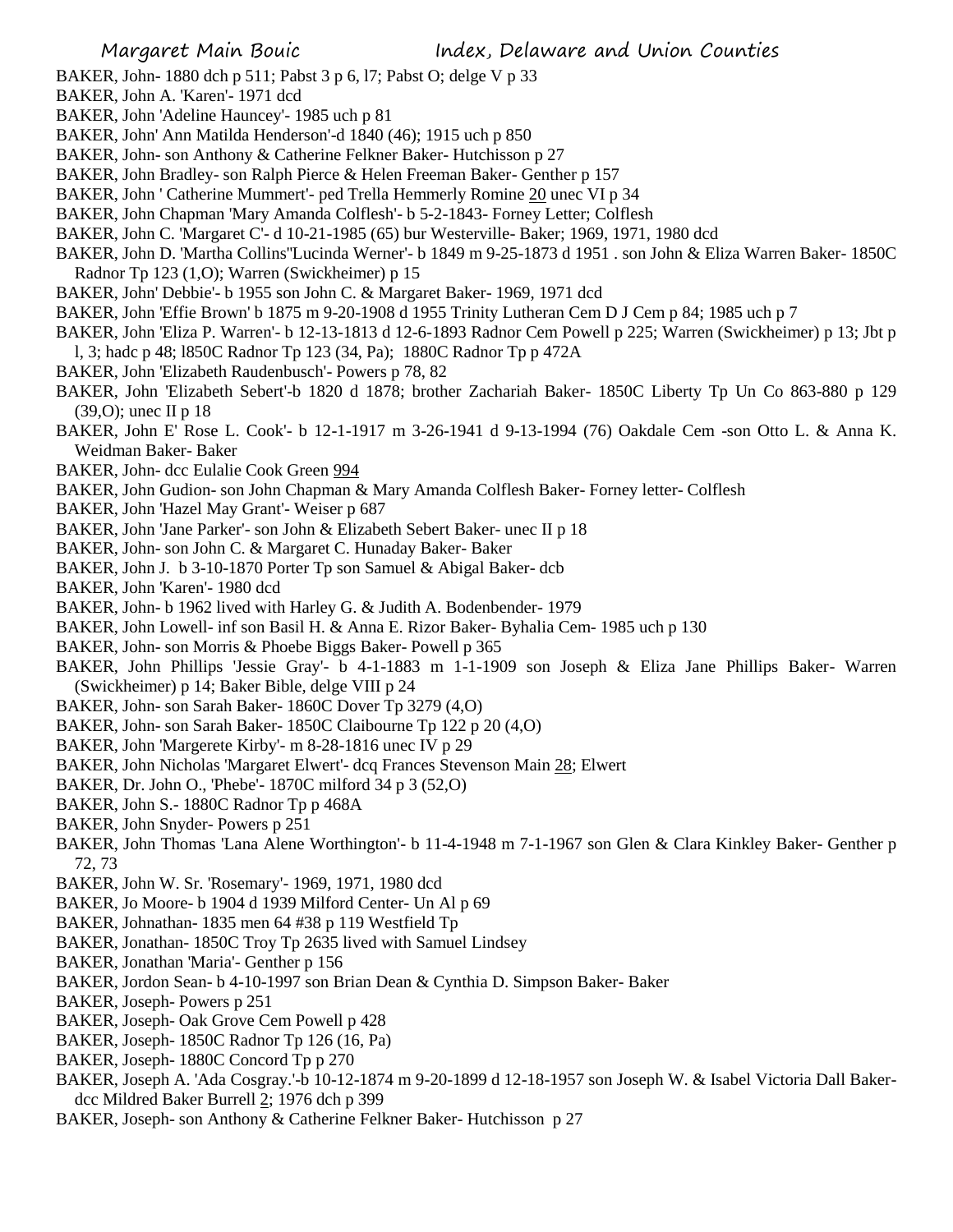BAKER, John- 1880 dch p 511; Pabst 3 p 6, l7; Pabst O; delge V p 33

BAKER, John A. 'Karen'- 1971 dcd

BAKER, John 'Adeline Hauncey'- 1985 uch p 81

BAKER, John' Ann Matilda Henderson'-d 1840 (46); 1915 uch p 850

BAKER, John- son Anthony & Catherine Felkner Baker- Hutchisson p 27

BAKER, John Bradley- son Ralph Pierce & Helen Freeman Baker- Genther p 157

BAKER, John ' Catherine Mummert'- ped Trella Hemmerly Romine 20 unec VI p 34

BAKER, John Chapman 'Mary Amanda Colflesh'- b 5-2-1843- Forney Letter; Colflesh

BAKER, John C. 'Margaret C'- d 10-21-1985 (65) bur Westerville- Baker; 1969, 1971, 1980 dcd

BAKER, John D. 'Martha Collins''Lucinda Werner'- b 1849 m 9-25-1873 d 1951 . son John & Eliza Warren Baker- 1850C Radnor Tp 123 (1,O); Warren (Swickheimer) p 15

BAKER, John' Debbie'- b 1955 son John C. & Margaret Baker- 1969, 1971 dcd

BAKER, John 'Effie Brown' b 1875 m 9-20-1908 d 1955 Trinity Lutheran Cem D J Cem p 84; 1985 uch p 7

BAKER, John 'Eliza P. Warren'- b 12-13-1813 d 12-6-1893 Radnor Cem Powell p 225; Warren (Swickheimer) p 13; Jbt p l, 3; hadc p 48; l850C Radnor Tp 123 (34, Pa); 1880C Radnor Tp p 472A

BAKER, John 'Elizabeth Raudenbusch'- Powers p 78, 82

BAKER, John 'Elizabeth Sebert'-b 1820 d 1878; brother Zachariah Baker- 1850C Liberty Tp Un Co 863-880 p 129 (39,O); unec II p 18

BAKER, John E' Rose L. Cook'- b 12-1-1917 m 3-26-1941 d 9-13-1994 (76) Oakdale Cem -son Otto L. & Anna K. Weidman Baker- Baker

BAKER, John- dcc Eulalie Cook Green 994

BAKER, John Gudion- son John Chapman & Mary Amanda Colflesh Baker- Forney letter- Colflesh

BAKER, John 'Hazel May Grant'- Weiser p 687

BAKER, John 'Jane Parker'- son John & Elizabeth Sebert Baker- unec II p 18

BAKER, John- son John C. & Margaret C. Hunaday Baker- Baker

BAKER, John J. b 3-10-1870 Porter Tp son Samuel & Abigal Baker- dcb

BAKER, John 'Karen'- 1980 dcd

BAKER, John- b 1962 lived with Harley G. & Judith A. Bodenbender- 1979

BAKER, John Lowell- inf son Basil H. & Anna E. Rizor Baker- Byhalia Cem- 1985 uch p 130

BAKER, John- son Morris & Phoebe Biggs Baker- Powell p 365

BAKER, John Phillips 'Jessie Gray'- b 4-1-1883 m 1-1-1909 son Joseph & Eliza Jane Phillips Baker- Warren (Swickheimer) p 14; Baker Bible, delge VIII p 24

BAKER, John- son Sarah Baker- 1860C Dover Tp 3279 (4,O)

BAKER, John- son Sarah Baker- 1850C Claibourne Tp 122 p 20 (4,O)

BAKER, John 'Margerete Kirby'- m 8-28-1816 unec IV p 29

BAKER, John Nicholas 'Margaret Elwert'- dcq Frances Stevenson Main 28; Elwert

BAKER, Dr. John O., 'Phebe'- 1870C milford 34 p 3 (52,O)

BAKER, John S.- 1880C Radnor Tp p 468A

BAKER, John Snyder- Powers p 251

BAKER, John Thomas 'Lana Alene Worthington'- b 11-4-1948 m 7-1-1967 son Glen & Clara Kinkley Baker- Genther p 72, 73

BAKER, John W. Sr. 'Rosemary'- 1969, 1971, 1980 dcd

BAKER, Jo Moore- b 1904 d 1939 Milford Center- Un Al p 69

BAKER, Johnathan- 1835 men 64 #38 p 119 Westfield Tp

BAKER, Jonathan- 1850C Troy Tp 2635 lived with Samuel Lindsey

BAKER, Jonathan 'Maria'- Genther p 156

BAKER, Jordon Sean- b 4-10-1997 son Brian Dean & Cynthia D. Simpson Baker- Baker

BAKER, Joseph- Powers p 251

BAKER, Joseph- Oak Grove Cem Powell p 428

BAKER, Joseph- 1850C Radnor Tp 126 (16, Pa)

BAKER, Joseph- 1880C Concord Tp p 270

BAKER, Joseph A. 'Ada Cosgray.'-b 10-12-1874 m 9-20-1899 d 12-18-1957 son Joseph W. & Isabel Victoria Dall Baker- dcc Mildred Baker Burrell 2; 1976 dch p 399

BAKER, Joseph- son Anthony & Catherine Felkner Baker- Hutchisson p 27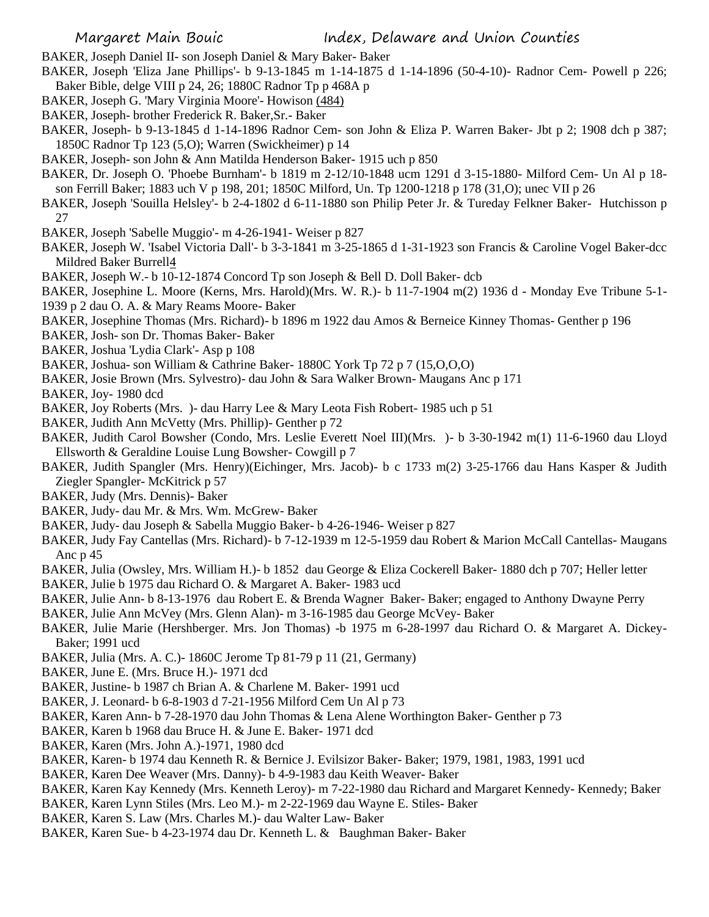BAKER, Joseph Daniel II- son Joseph Daniel & Mary Baker- Baker

BAKER, Joseph 'Eliza Jane Phillips'- b 9-13-1845 m 1-14-1875 d 1-14-1896 (50-4-10)- Radnor Cem- Powell p 226; Baker Bible, delge VIII p 24, 26; 1880C Radnor Tp p 468A p

BAKER, Joseph G. 'Mary Virginia Moore'- Howison (484)

BAKER, Joseph- brother Frederick R. Baker,Sr.- Baker

BAKER, Joseph- b 9-13-1845 d 1-14-1896 Radnor Cem- son John & Eliza P. Warren Baker- Jbt p 2; 1908 dch p 387; 1850C Radnor Tp 123 (5,O); Warren (Swickheimer) p 14

BAKER, Joseph- son John & Ann Matilda Henderson Baker- 1915 uch p 850

BAKER, Dr. Joseph O. 'Phoebe Burnham'- b 1819 m 2-12/10-1848 ucm 1291 d 3-15-1880- Milford Cem- Un Al p 18- son Ferrill Baker; 1883 uch V p 198, 201; 1850C Milford, Un. Tp 1200-1218 p 178 (31,O); unec VII p 26

BAKER, Joseph 'Souilla Helsley'- b 2-4-1802 d 6-11-1880 son Philip Peter Jr. & Tureday Felkner Baker- Hutchisson p 27

BAKER, Joseph 'Sabelle Muggio'- m 4-26-1941- Weiser p 827

BAKER, Joseph W. 'Isabel Victoria Dall'- b 3-3-1841 m 3-25-1865 d 1-31-1923 son Francis & Caroline Vogel Baker-dcc Mildred Baker Burrell4

BAKER, Joseph W.- b 10-12-1874 Concord Tp son Joseph & Bell D. Doll Baker- dcb

BAKER, Josephine L. Moore (Kerns, Mrs. Harold)(Mrs. W. R.)- b 11-7-1904 m(2) 1936 d - Monday Eve Tribune 5-1-1939 p 2 dau O. A. & Mary Reams Moore- Baker

BAKER, Josephine Thomas (Mrs. Richard)- b 1896 m 1922 dau Amos & Berneice Kinney Thomas- Genther p 196

BAKER, Josh- son Dr. Thomas Baker- Baker

BAKER, Joshua 'Lydia Clark'- Asp p 108

BAKER, Joshua- son William & Cathrine Baker- 1880C York Tp 72 p 7 (15,O,O,O)

BAKER, Josie Brown (Mrs. Sylvestro)- dau John & Sara Walker Brown- Maugans Anc p 171

BAKER, Joy- 1980 dcd

BAKER, Joy Roberts (Mrs. )- dau Harry Lee & Mary Leota Fish Robert- 1985 uch p 51

BAKER, Judith Ann McVetty (Mrs. Phillip)- Genther p 72

BAKER, Judith Carol Bowsher (Condo, Mrs. Leslie Everett Noel III)(Mrs. )- b 3-30-1942 m(1) 11-6-1960 dau Lloyd Ellsworth & Geraldine Louise Lung Bowsher- Cowgill p 7

BAKER, Judith Spangler (Mrs. Henry)(Eichinger, Mrs. Jacob)- b c 1733 m(2) 3-25-1766 dau Hans Kasper & Judith Ziegler Spangler- McKitrick p 57

BAKER, Judy (Mrs. Dennis)- Baker

BAKER, Judy- dau Mr. & Mrs. Wm. McGrew- Baker

BAKER, Judy- dau Joseph & Sabella Muggio Baker- b 4-26-1946- Weiser p 827

BAKER, Judy Fay Cantellas (Mrs. Richard)- b 7-12-1939 m 12-5-1959 dau Robert & Marion McCall Cantellas- Maugans Anc p 45

BAKER, Julia (Owsley, Mrs. William H.)- b 1852 dau George & Eliza Cockerell Baker- 1880 dch p 707; Heller letter

BAKER, Julie b 1975 dau Richard O. & Margaret A. Baker- 1983 ucd

BAKER, Julie Ann- b 8-13-1976 dau Robert E. & Brenda Wagner Baker- Baker; engaged to Anthony Dwayne Perry

BAKER, Julie Ann McVey (Mrs. Glenn Alan)- m 3-16-1985 dau George McVey- Baker

BAKER, Julie Marie (Hershberger. Mrs. Jon Thomas) -b 1975 m 6-28-1997 dau Richard O. & Margaret A. Dickey-Baker; 1991 ucd

BAKER, Julia (Mrs. A. C.)- 1860C Jerome Tp 81-79 p 11 (21, Germany)

BAKER, June E. (Mrs. Bruce H.)- 1971 dcd

BAKER, Justine- b 1987 ch Brian A. & Charlene M. Baker- 1991 ucd

BAKER, J. Leonard- b 6-8-1903 d 7-21-1956 Milford Cem Un Al p 73

BAKER, Karen Ann- b 7-28-1970 dau John Thomas & Lena Alene Worthington Baker- Genther p 73

BAKER, Karen b 1968 dau Bruce H. & June E. Baker- 1971 dcd

BAKER, Karen (Mrs. John A.)-1971, 1980 dcd

BAKER, Karen- b 1974 dau Kenneth R. & Bernice J. Evilsizor Baker- Baker; 1979, 1981, 1983, 1991 ucd

BAKER, Karen Dee Weaver (Mrs. Danny)- b 4-9-1983 dau Keith Weaver- Baker

BAKER, Karen Kay Kennedy (Mrs. Kenneth Leroy)- m 7-22-1980 dau Richard and Margaret Kennedy- Kennedy; Baker

BAKER, Karen Lynn Stiles (Mrs. Leo M.)- m 2-22-1969 dau Wayne E. Stiles- Baker

BAKER, Karen S. Law (Mrs. Charles M.)- dau Walter Law- Baker

BAKER, Karen Sue- b 4-23-1974 dau Dr. Kenneth L. & Baughman Baker- Baker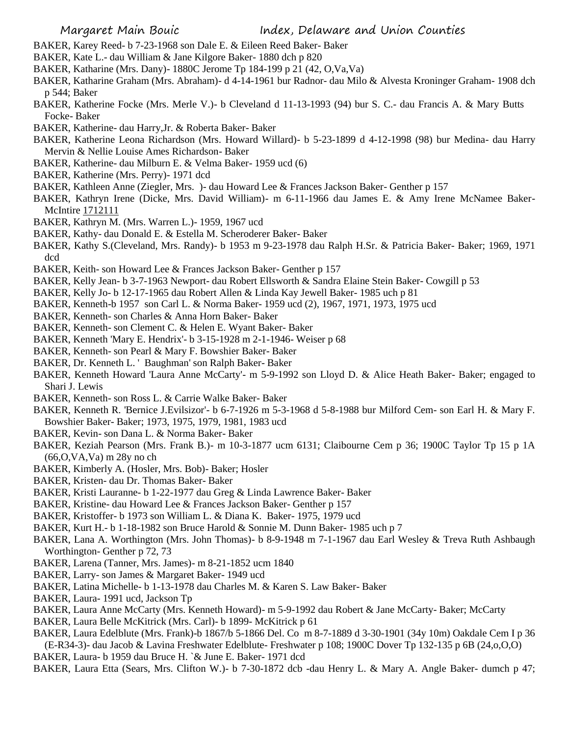BAKER, Karey Reed- b 7-23-1968 son Dale E. & Eileen Reed Baker- Baker

BAKER, Kate L.- dau William & Jane Kilgore Baker- 1880 dch p 820

BAKER, Katharine (Mrs. Dany)- 1880C Jerome Tp 184-199 p 21 (42, O,Va,Va)

BAKER, Katharine Graham (Mrs. Abraham)- d 4-14-1961 bur Radnor- dau Milo & Alvesta Kroninger Graham- 1908 dch p 544; Baker

BAKER, Katherine Focke (Mrs. Merle V.)- b Cleveland d 11-13-1993 (94) bur S. C.- dau Francis A. & Mary Butts Focke- Baker

BAKER, Katherine- dau Harry,Jr. & Roberta Baker- Baker

BAKER, Katherine Leona Richardson (Mrs. Howard Willard)- b 5-23-1899 d 4-12-1998 (98) bur Medina- dau Harry Mervin & Nellie Louise Ames Richardson- Baker

BAKER, Katherine- dau Milburn E. & Velma Baker- 1959 ucd (6)

BAKER, Katherine (Mrs. Perry)- 1971 dcd

BAKER, Kathleen Anne (Ziegler, Mrs. )- dau Howard Lee & Frances Jackson Baker- Genther p 157

BAKER, Kathryn Irene (Dicke, Mrs. David William)- m 6-11-1966 dau James E. & Amy Irene McNamee Baker- McIntire 1712111

BAKER, Kathryn M. (Mrs. Warren L.)- 1959, 1967 ucd

BAKER, Kathy- dau Donald E. & Estella M. Scheroderer Baker- Baker

BAKER, Kathy S.(Cleveland, Mrs. Randy)- b 1953 m 9-23-1978 dau Ralph H.Sr. & Patricia Baker- Baker; 1969, 1971 dcd

BAKER, Keith- son Howard Lee & Frances Jackson Baker- Genther p 157

BAKER, Kelly Jean- b 3-7-1963 Newport- dau Robert Ellsworth & Sandra Elaine Stein Baker- Cowgill p 53

BAKER, Kelly Jo- b 12-17-1965 dau Robert Allen & Linda Kay Jewell Baker- 1985 uch p 81

BAKER, Kenneth-b 1957 son Carl L. & Norma Baker- 1959 ucd (2), 1967, 1971, 1973, 1975 ucd

BAKER, Kenneth- son Charles & Anna Horn Baker- Baker

BAKER, Kenneth- son Clement C. & Helen E. Wyant Baker- Baker

BAKER, Kenneth 'Mary E. Hendrix'- b 3-15-1928 m 2-1-1946- Weiser p 68

BAKER, Kenneth- son Pearl & Mary F. Bowshier Baker- Baker

BAKER, Dr. Kenneth L. ' Baughman' son Ralph Baker- Baker

BAKER, Kenneth Howard 'Laura Anne McCarty'- m 5-9-1992 son Lloyd D. & Alice Heath Baker- Baker; engaged to Shari J. Lewis

BAKER, Kenneth- son Ross L. & Carrie Walke Baker- Baker

BAKER, Kenneth R. 'Bernice J.Evilsizor'- b 6-7-1926 m 5-3-1968 d 5-8-1988 bur Milford Cem- son Earl H. & Mary F. Bowshier Baker- Baker; 1973, 1975, 1979, 1981, 1983 ucd

BAKER, Kevin- son Dana L. & Norma Baker- Baker

BAKER, Keziah Pearson (Mrs. Frank B.)- m 10-3-1877 ucm 6131; Claibourne Cem p 36; 1900C Taylor Tp 15 p 1A (66,O,VA,Va) m 28y no ch

BAKER, Kimberly A. (Hosler, Mrs. Bob)- Baker; Hosler

BAKER, Kristen- dau Dr. Thomas Baker- Baker

BAKER, Kristi Lauranne- b 1-22-1977 dau Greg & Linda Lawrence Baker- Baker

BAKER, Kristine- dau Howard Lee & Frances Jackson Baker- Genther p 157

BAKER, Kristoffer- b 1973 son William L. & Diana K. Baker- 1975, 1979 ucd

BAKER, Kurt H.- b 1-18-1982 son Bruce Harold & Sonnie M. Dunn Baker- 1985 uch p 7

BAKER, Lana A. Worthington (Mrs. John Thomas)- b 8-9-1948 m 7-1-1967 dau Earl Wesley & Treva Ruth Ashbaugh Worthington- Genther p 72, 73

BAKER, Larena (Tanner, Mrs. James)- m 8-21-1852 ucm 1840

BAKER, Larry- son James & Margaret Baker- 1949 ucd

BAKER, Latina Michelle- b 1-13-1978 dau Charles M. & Karen S. Law Baker- Baker

BAKER, Laura- 1991 ucd, Jackson Tp

BAKER, Laura Anne McCarty (Mrs. Kenneth Howard)- m 5-9-1992 dau Robert & Jane McCarty- Baker; McCarty

BAKER, Laura Belle McKitrick (Mrs. Carl)- b 1899- McKitrick p 61

BAKER, Laura Edelblute (Mrs. Frank)-b 1867/b 5-1866 Del. Co m 8-7-1889 d 3-30-1901 (34y 10m) Oakdale Cem I p 36 (E-R34-3)- dau Jacob & Lavina Freshwater Edelblute- Freshwater p 108; 1900C Dover Tp 132-135 p 6B (24,o,O,O)

BAKER, Laura- b 1959 dau Bruce H. `& June E. Baker- 1971 dcd

BAKER, Laura Etta (Sears, Mrs. Clifton W.)- b 7-30-1872 dcb -dau Henry L. & Mary A. Angle Baker- dumch p 47;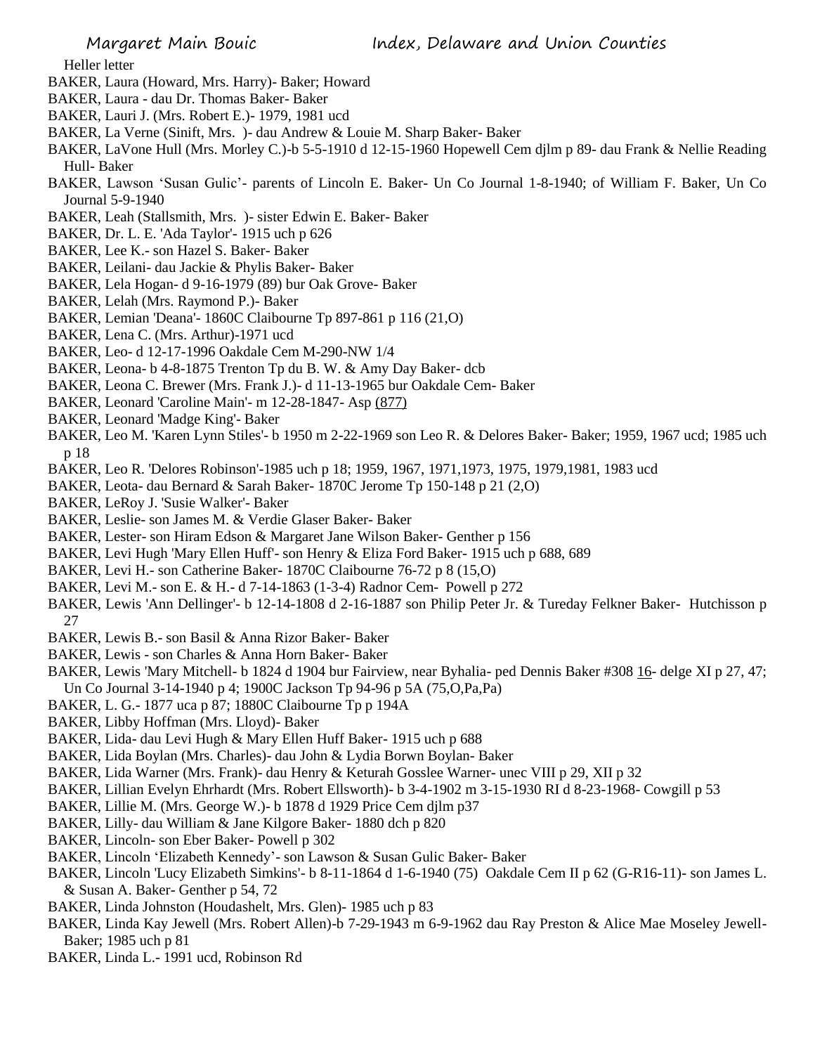Heller letter

BAKER, Laura (Howard, Mrs. Harry)- Baker; Howard

BAKER, Laura - dau Dr. Thomas Baker- Baker

BAKER, Lauri J. (Mrs. Robert E.)- 1979, 1981 ucd

BAKER, La Verne (Sinift, Mrs. )- dau Andrew & Louie M. Sharp Baker- Baker

BAKER, LaVone Hull (Mrs. Morley C.)-b 5-5-1910 d 12-15-1960 Hopewell Cem djlm p 89- dau Frank & Nellie Reading Hull- Baker

BAKER, Lawson 'Susan Gulic'- parents of Lincoln E. Baker- Un Co Journal 1-8-1940; of William F. Baker, Un Co Journal 5-9-1940

BAKER, Leah (Stallsmith, Mrs. )- sister Edwin E. Baker- Baker

BAKER, Dr. L. E. 'Ada Taylor'- 1915 uch p 626

BAKER, Lee K.- son Hazel S. Baker- Baker

BAKER, Leilani- dau Jackie & Phylis Baker- Baker

BAKER, Lela Hogan- d 9-16-1979 (89) bur Oak Grove- Baker

BAKER, Lelah (Mrs. Raymond P.)- Baker

BAKER, Lemian 'Deana'- 1860C Claibourne Tp 897-861 p 116 (21,O)

BAKER, Lena C. (Mrs. Arthur)-1971 ucd

BAKER, Leo- d 12-17-1996 Oakdale Cem M-290-NW 1/4

BAKER, Leona- b 4-8-1875 Trenton Tp du B. W. & Amy Day Baker- dcb

BAKER, Leona C. Brewer (Mrs. Frank J.)- d 11-13-1965 bur Oakdale Cem- Baker

BAKER, Leonard 'Caroline Main'- m 12-28-1847- Asp (877)

BAKER, Leonard 'Madge King'- Baker

BAKER, Leo M. 'Karen Lynn Stiles'- b 1950 m 2-22-1969 son Leo R. & Delores Baker- Baker; 1959, 1967 ucd; 1985 uch p 18

BAKER, Leo R. 'Delores Robinson'-1985 uch p 18; 1959, 1967, 1971,1973, 1975, 1979,1981, 1983 ucd

BAKER, Leota- dau Bernard & Sarah Baker- 1870C Jerome Tp 150-148 p 21 (2,O)

BAKER, LeRoy J. 'Susie Walker'- Baker

BAKER, Leslie- son James M. & Verdie Glaser Baker- Baker

BAKER, Lester- son Hiram Edson & Margaret Jane Wilson Baker- Genther p 156

BAKER, Levi Hugh 'Mary Ellen Huff'- son Henry & Eliza Ford Baker- 1915 uch p 688, 689

BAKER, Levi H.- son Catherine Baker- 1870C Claibourne 76-72 p 8 (15,O)

BAKER, Levi M.- son E. & H.- d 7-14-1863 (1-3-4) Radnor Cem- Powell p 272

BAKER, Lewis 'Ann Dellinger'- b 12-14-1808 d 2-16-1887 son Philip Peter Jr. & Tureday Felkner Baker- Hutchisson p 27

BAKER, Lewis B.- son Basil & Anna Rizor Baker- Baker

BAKER, Lewis - son Charles & Anna Horn Baker- Baker

BAKER, Lewis 'Mary Mitchell- b 1824 d 1904 bur Fairview, near Byhalia- ped Dennis Baker #308 16- delge XI p 27, 47; Un Co Journal 3-14-1940 p 4; 1900C Jackson Tp 94-96 p 5A (75,O,Pa,Pa)

BAKER, L. G.- 1877 uca p 87; 1880C Claibourne Tp p 194A

BAKER, Libby Hoffman (Mrs. Lloyd)- Baker

BAKER, Lida- dau Levi Hugh & Mary Ellen Huff Baker- 1915 uch p 688

BAKER, Lida Boylan (Mrs. Charles)- dau John & Lydia Borwn Boylan- Baker

BAKER, Lida Warner (Mrs. Frank)- dau Henry & Keturah Gosslee Warner- unec VIII p 29, XII p 32

BAKER, Lillian Evelyn Ehrhardt (Mrs. Robert Ellsworth)- b 3-4-1902 m 3-15-1930 RI d 8-23-1968- Cowgill p 53

BAKER, Lillie M. (Mrs. George W.)- b 1878 d 1929 Price Cem djlm p37

BAKER, Lilly- dau William & Jane Kilgore Baker- 1880 dch p 820

BAKER, Lincoln- son Eber Baker- Powell p 302

BAKER, Lincoln 'Elizabeth Kennedy'- son Lawson & Susan Gulic Baker- Baker

BAKER, Lincoln 'Lucy Elizabeth Simkins'- b 8-11-1864 d 1-6-1940 (75) Oakdale Cem II p 62 (G-R16-11)- son James L. & Susan A. Baker- Genther p 54, 72

BAKER, Linda Johnston (Houdashelt, Mrs. Glen)- 1985 uch p 83

BAKER, Linda Kay Jewell (Mrs. Robert Allen)-b 7-29-1943 m 6-9-1962 dau Ray Preston & Alice Mae Moseley Jewell- Baker; 1985 uch p 81

BAKER, Linda L.- 1991 ucd, Robinson Rd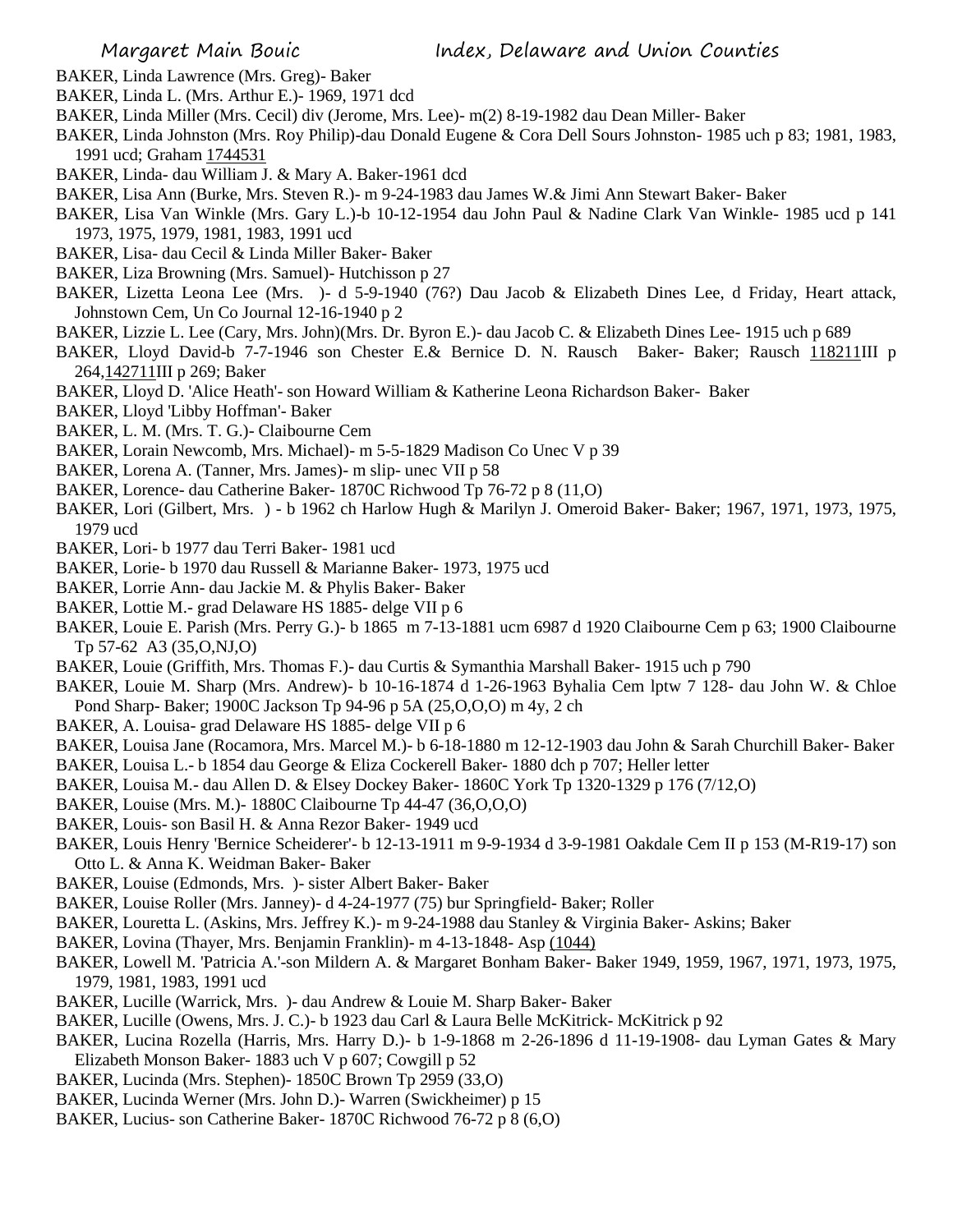BAKER, Linda Lawrence (Mrs. Greg)- Baker

BAKER, Linda L. (Mrs. Arthur E.)- 1969, 1971 dcd

BAKER, Linda Miller (Mrs. Cecil) div (Jerome, Mrs. Lee)- m(2) 8-19-1982 dau Dean Miller- Baker

BAKER, Linda Johnston (Mrs. Roy Philip)-dau Donald Eugene & Cora Dell Sours Johnston- 1985 uch p 83; 1981, 1983, 1991 ucd; Graham 1744531

BAKER, Linda- dau William J. & Mary A. Baker-1961 dcd

BAKER, Lisa Ann (Burke, Mrs. Steven R.)- m 9-24-1983 dau James W.& Jimi Ann Stewart Baker- Baker

BAKER, Lisa Van Winkle (Mrs. Gary L.)-b 10-12-1954 dau John Paul & Nadine Clark Van Winkle- 1985 ucd p 141 1973, 1975, 1979, 1981, 1983, 1991 ucd

BAKER, Lisa- dau Cecil & Linda Miller Baker- Baker

BAKER, Liza Browning (Mrs. Samuel)- Hutchisson p 27

BAKER, Lizetta Leona Lee (Mrs. )- d 5-9-1940 (76?) Dau Jacob & Elizabeth Dines Lee, d Friday, Heart attack, Johnstown Cem, Un Co Journal 12-16-1940 p 2

BAKER, Lizzie L. Lee (Cary, Mrs. John)(Mrs. Dr. Byron E.)- dau Jacob C. & Elizabeth Dines Lee- 1915 uch p 689

BAKER, Lloyd David-b 7-7-1946 son Chester E.& Bernice D. N. Rausch Baker- Baker; Rausch 118211III p 264,142711III p 269; Baker

BAKER, Lloyd D. 'Alice Heath'- son Howard William & Katherine Leona Richardson Baker- Baker

BAKER, Lloyd 'Libby Hoffman'- Baker

BAKER, L. M. (Mrs. T. G.)- Claibourne Cem

BAKER, Lorain Newcomb, Mrs. Michael)- m 5-5-1829 Madison Co Unec V p 39

BAKER, Lorena A. (Tanner, Mrs. James)- m slip- unec VII p 58

BAKER, Lorence- dau Catherine Baker- 1870C Richwood Tp 76-72 p 8 (11,O)

BAKER, Lori (Gilbert, Mrs. ) - b 1962 ch Harlow Hugh & Marilyn J. Omeroid Baker- Baker; 1967, 1971, 1973, 1975, 1979 ucd

BAKER, Lori- b 1977 dau Terri Baker- 1981 ucd

BAKER, Lorie- b 1970 dau Russell & Marianne Baker- 1973, 1975 ucd

BAKER, Lorrie Ann- dau Jackie M. & Phylis Baker- Baker

BAKER, Lottie M.- grad Delaware HS 1885- delge VII p 6

BAKER, Louie E. Parish (Mrs. Perry G.)- b 1865 m 7-13-1881 ucm 6987 d 1920 Claibourne Cem p 63; 1900 Claibourne Tp 57-62 A3 (35,O,NJ,O)

BAKER, Louie (Griffith, Mrs. Thomas F.)- dau Curtis & Symanthia Marshall Baker- 1915 uch p 790

BAKER, Louie M. Sharp (Mrs. Andrew)- b 10-16-1874 d 1-26-1963 Byhalia Cem lptw 7 128- dau John W. & Chloe Pond Sharp- Baker; 1900C Jackson Tp 94-96 p 5A (25,O,O,O) m 4y, 2 ch

BAKER, A. Louisa- grad Delaware HS 1885- delge VII p 6

BAKER, Louisa Jane (Rocamora, Mrs. Marcel M.)- b 6-18-1880 m 12-12-1903 dau John & Sarah Churchill Baker- Baker

BAKER, Louisa L.- b 1854 dau George & Eliza Cockerell Baker- 1880 dch p 707; Heller letter

BAKER, Louisa M.- dau Allen D. & Elsey Dockey Baker- 1860C York Tp 1320-1329 p 176 (7/12,O)

BAKER, Louise (Mrs. M.)- 1880C Claibourne Tp 44-47 (36,O,O,O)

BAKER, Louis- son Basil H. & Anna Rezor Baker- 1949 ucd

BAKER, Louis Henry 'Bernice Scheiderer'- b 12-13-1911 m 9-9-1934 d 3-9-1981 Oakdale Cem II p 153 (M-R19-17) son Otto L. & Anna K. Weidman Baker- Baker

BAKER, Louise (Edmonds, Mrs. )- sister Albert Baker- Baker

BAKER, Louise Roller (Mrs. Janney)- d 4-24-1977 (75) bur Springfield- Baker; Roller

BAKER, Louretta L. (Askins, Mrs. Jeffrey K.)- m 9-24-1988 dau Stanley & Virginia Baker- Askins; Baker

BAKER, Lovina (Thayer, Mrs. Benjamin Franklin)- m 4-13-1848- Asp (1044)

BAKER, Lowell M. 'Patricia A.'-son Mildern A. & Margaret Bonham Baker- Baker 1949, 1959, 1967, 1971, 1973, 1975, 1979, 1981, 1983, 1991 ucd

BAKER, Lucille (Warrick, Mrs. )- dau Andrew & Louie M. Sharp Baker- Baker

BAKER, Lucille (Owens, Mrs. J. C.)- b 1923 dau Carl & Laura Belle McKitrick- McKitrick p 92

BAKER, Lucina Rozella (Harris, Mrs. Harry D.)- b 1-9-1868 m 2-26-1896 d 11-19-1908- dau Lyman Gates & Mary Elizabeth Monson Baker- 1883 uch V p 607; Cowgill p 52

BAKER, Lucinda (Mrs. Stephen)- 1850C Brown Tp 2959 (33,O)

BAKER, Lucinda Werner (Mrs. John D.)- Warren (Swickheimer) p 15

BAKER, Lucius- son Catherine Baker- 1870C Richwood 76-72 p 8 (6,O)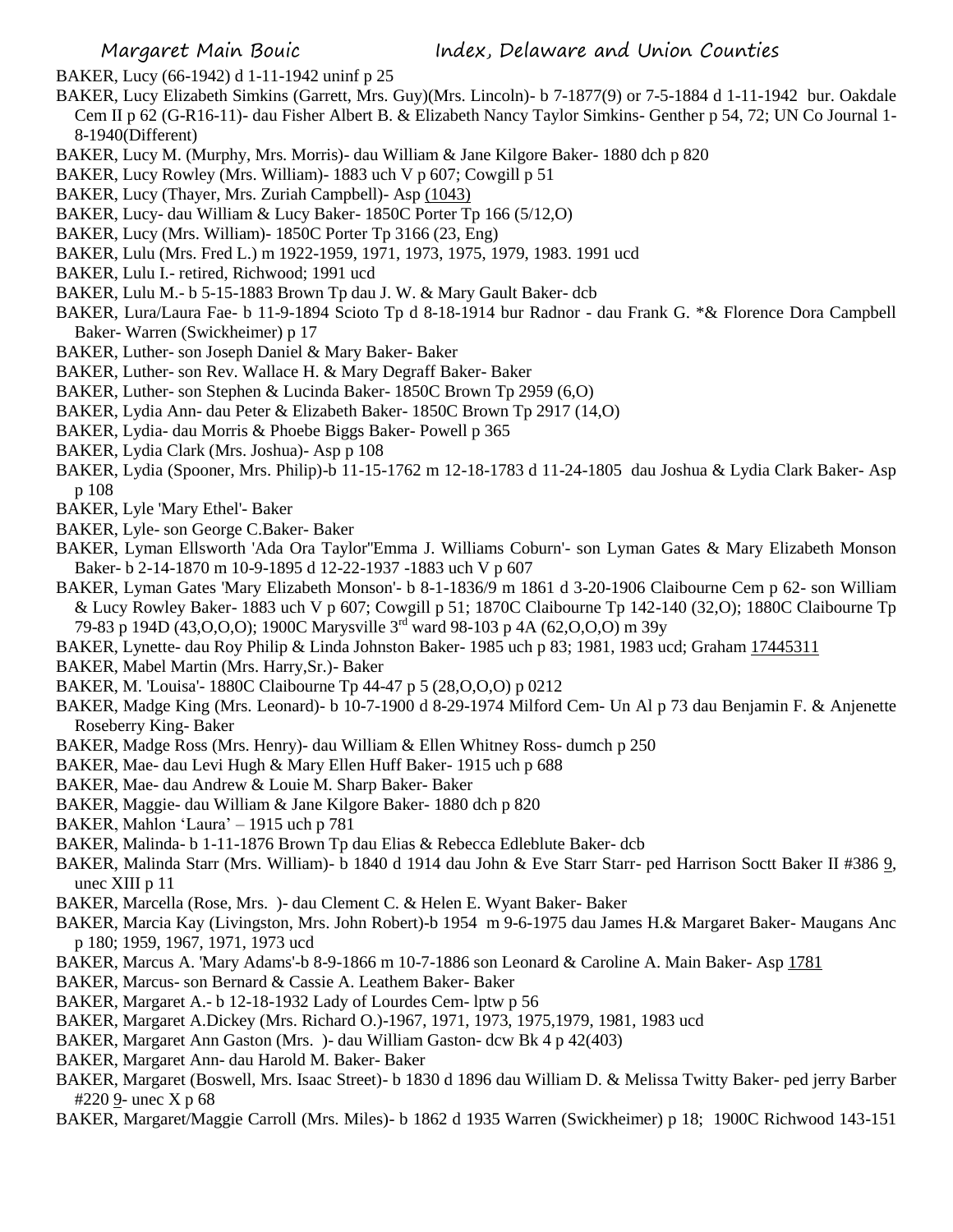BAKER, Lucy (66-1942) d 1-11-1942 uninf p 25

BAKER, Lucy Elizabeth Simkins (Garrett, Mrs. Guy)(Mrs. Lincoln)- b 7-1877(9) or 7-5-1884 d 1-11-1942 bur. Oakdale Cem II p 62 (G-R16-11)- dau Fisher Albert B. & Elizabeth Nancy Taylor Simkins- Genther p 54, 72; UN Co Journal 1-8-1940(Different)

BAKER, Lucy M. (Murphy, Mrs. Morris)- dau William & Jane Kilgore Baker- 1880 dch p 820

BAKER, Lucy Rowley (Mrs. William)- 1883 uch V p 607; Cowgill p 51

BAKER, Lucy (Thayer, Mrs. Zuriah Campbell)- Asp (1043)

BAKER, Lucy- dau William & Lucy Baker- 1850C Porter Tp 166 (5/12,O)

BAKER, Lucy (Mrs. William)- 1850C Porter Tp 3166 (23, Eng)

BAKER, Lulu (Mrs. Fred L.) m 1922-1959, 1971, 1973, 1975, 1979, 1983. 1991 ucd

BAKER, Lulu I.- retired, Richwood; 1991 ucd

BAKER, Lulu M.- b 5-15-1883 Brown Tp dau J. W. & Mary Gault Baker- dcb

BAKER, Lura/Laura Fae- b 11-9-1894 Scioto Tp d 8-18-1914 bur Radnor - dau Frank G. *& Florence Dora Campbell Baker- Warren (Swickheimer) p 17

BAKER, Luther- son Joseph Daniel & Mary Baker- Baker

BAKER, Luther- son Rev. Wallace H. & Mary Degraff Baker- Baker

BAKER, Luther- son Stephen & Lucinda Baker- 1850C Brown Tp 2959 (6,O)

BAKER, Lydia Ann- dau Peter & Elizabeth Baker- 1850C Brown Tp 2917 (14,O)

BAKER, Lydia- dau Morris & Phoebe Biggs Baker- Powell p 365

BAKER, Lydia Clark (Mrs. Joshua)- Asp p 108

BAKER, Lydia (Spooner, Mrs. Philip)-b 11-15-1762 m 12-18-1783 d 11-24-1805 dau Joshua & Lydia Clark Baker- Asp p 108

BAKER, Lyle 'Mary Ethel'- Baker

BAKER, Lyle- son George C.Baker- Baker

BAKER, Lyman Ellsworth 'Ada Ora Taylor''Emma J. Williams Coburn'- son Lyman Gates & Mary Elizabeth Monson Baker- b 2-14-1870 m 10-9-1895 d 12-22-1937 -1883 uch V p 607

BAKER, Lyman Gates 'Mary Elizabeth Monson'- b 8-1-1836/9 m 1861 d 3-20-1906 Claibourne Cem p 62- son William & Lucy Rowley Baker- 1883 uch V p 607; Cowgill p 51; 1870C Claibourne Tp 142-140 (32,O); 1880C Claibourne Tp 79-83 p 194D (43,O,O,O); 1900C Marysville 3rd ward 98-103 p 4A (62,O,O,O) m 39y

BAKER, Lynette- dau Roy Philip & Linda Johnston Baker- 1985 uch p 83; 1981, 1983 ucd; Graham 17445311

BAKER, Mabel Martin (Mrs. Harry,Sr.)- Baker

BAKER, M. 'Louisa'- 1880C Claibourne Tp 44-47 p 5 (28,O,O,O) p 0212

BAKER, Madge King (Mrs. Leonard)- b 10-7-1900 d 8-29-1974 Milford Cem- Un Al p 73 dau Benjamin F. & Anjenette Roseberry King- Baker

BAKER, Madge Ross (Mrs. Henry)- dau William & Ellen Whitney Ross- dumch p 250

BAKER, Mae- dau Levi Hugh & Mary Ellen Huff Baker- 1915 uch p 688

BAKER, Mae- dau Andrew & Louie M. Sharp Baker- Baker

BAKER, Maggie- dau William & Jane Kilgore Baker- 1880 dch p 820

BAKER, Mahlon 'Laura' – 1915 uch p 781

BAKER, Malinda- b 1-11-1876 Brown Tp dau Elias & Rebecca Edleblute Baker- dcb

BAKER, Malinda Starr (Mrs. William)- b 1840 d 1914 dau John & Eve Starr Starr- ped Harrison Soctt Baker II #386 9, unec XIII p 11

BAKER, Marcella (Rose, Mrs. )- dau Clement C. & Helen E. Wyant Baker- Baker

BAKER, Marcia Kay (Livingston, Mrs. John Robert)-b 1954 m 9-6-1975 dau James H.& Margaret Baker- Maugans Anc p 180; 1959, 1967, 1971, 1973 ucd

BAKER, Marcus A. 'Mary Adams'-b 8-9-1866 m 10-7-1886 son Leonard & Caroline A. Main Baker- Asp 1781

BAKER, Marcus- son Bernard & Cassie A. Leathem Baker- Baker

BAKER, Margaret A.- b 12-18-1932 Lady of Lourdes Cem- lptw p 56

BAKER, Margaret A.Dickey (Mrs. Richard O.)-1967, 1971, 1973, 1975,1979, 1981, 1983 ucd

BAKER, Margaret Ann Gaston (Mrs. )- dau William Gaston- dcw Bk 4 p 42(403)

BAKER, Margaret Ann- dau Harold M. Baker- Baker

BAKER, Margaret (Boswell, Mrs. Isaac Street)- b 1830 d 1896 dau William D. & Melissa Twitty Baker- ped jerry Barber #220 9- unec X p 68

BAKER, Margaret/Maggie Carroll (Mrs. Miles)- b 1862 d 1935 Warren (Swickheimer) p 18; 1900C Richwood 143-151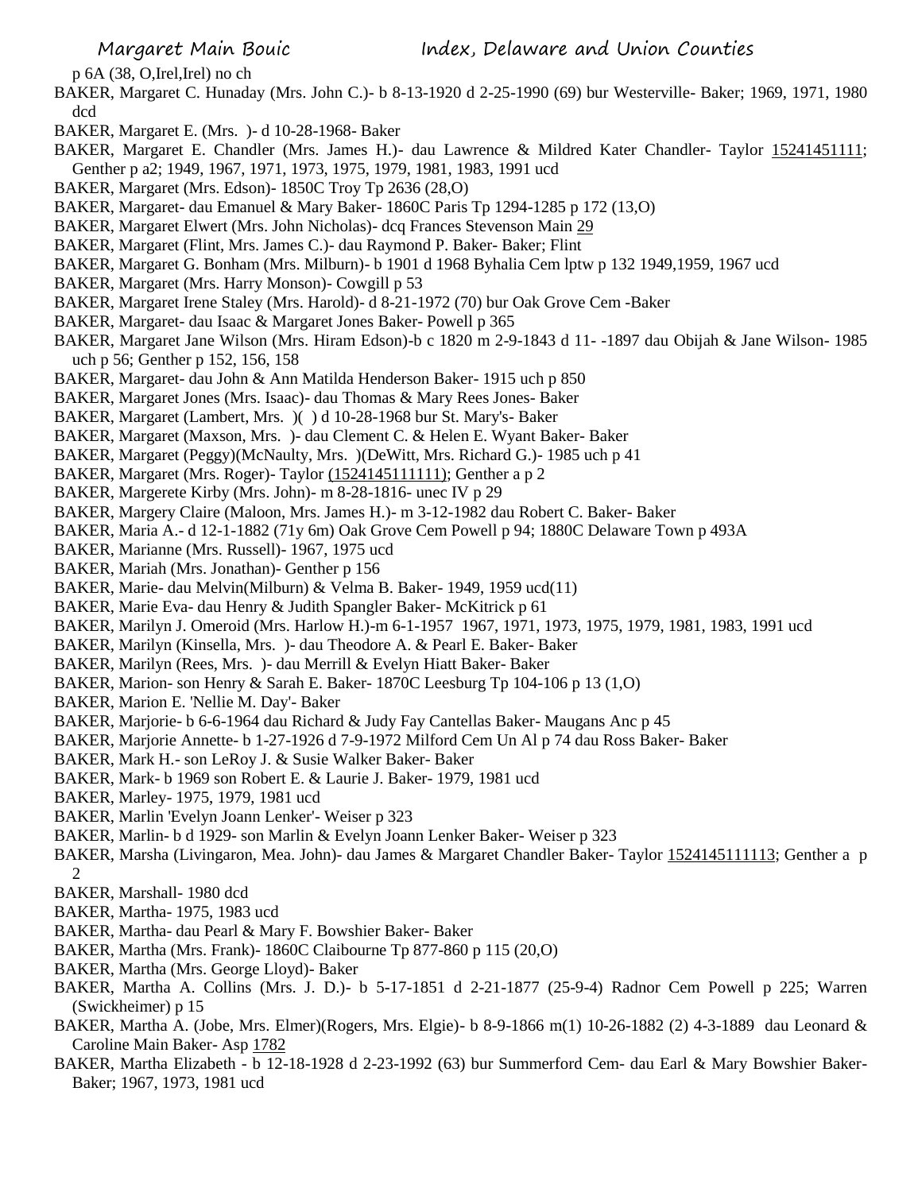p 6A (38, O,Irel,Irel) no ch

BAKER, Margaret C. Hunaday (Mrs. John C.)- b 8-13-1920 d 2-25-1990 (69) bur Westerville- Baker; 1969, 1971, 1980 dcd

BAKER, Margaret E. (Mrs. )- d 10-28-1968- Baker

BAKER, Margaret E. Chandler (Mrs. James H.)- dau Lawrence & Mildred Kater Chandler- Taylor 15241451111; Genther p a2; 1949, 1967, 1971, 1973, 1975, 1979, 1981, 1983, 1991 ucd

BAKER, Margaret (Mrs. Edson)- 1850C Troy Tp 2636 (28,O)

BAKER, Margaret- dau Emanuel & Mary Baker- 1860C Paris Tp 1294-1285 p 172 (13,O)

BAKER, Margaret Elwert (Mrs. John Nicholas)- dcq Frances Stevenson Main 29

BAKER, Margaret (Flint, Mrs. James C.)- dau Raymond P. Baker- Baker; Flint

BAKER, Margaret G. Bonham (Mrs. Milburn)- b 1901 d 1968 Byhalia Cem lptw p 132 1949,1959, 1967 ucd

BAKER, Margaret (Mrs. Harry Monson)- Cowgill p 53

BAKER, Margaret Irene Staley (Mrs. Harold)- d 8-21-1972 (70) bur Oak Grove Cem -Baker

BAKER, Margaret- dau Isaac & Margaret Jones Baker- Powell p 365

BAKER, Margaret Jane Wilson (Mrs. Hiram Edson)-b c 1820 m 2-9-1843 d 11- -1897 dau Obijah & Jane Wilson- 1985 uch p 56; Genther p 152, 156, 158

BAKER, Margaret- dau John & Ann Matilda Henderson Baker- 1915 uch p 850

BAKER, Margaret Jones (Mrs. Isaac)- dau Thomas & Mary Rees Jones- Baker

BAKER, Margaret (Lambert, Mrs. )( ) d 10-28-1968 bur St. Mary's- Baker

BAKER, Margaret (Maxson, Mrs. )- dau Clement C. & Helen E. Wyant Baker- Baker

BAKER, Margaret (Peggy)(McNaulty, Mrs. )(DeWitt, Mrs. Richard G.)- 1985 uch p 41

BAKER, Margaret (Mrs. Roger)- Taylor (1524145111111); Genther a p 2

BAKER, Margerete Kirby (Mrs. John)- m 8-28-1816- unec IV p 29

BAKER, Margery Claire (Maloon, Mrs. James H.)- m 3-12-1982 dau Robert C. Baker- Baker

BAKER, Maria A.- d 12-1-1882 (71y 6m) Oak Grove Cem Powell p 94; 1880C Delaware Town p 493A

BAKER, Marianne (Mrs. Russell)- 1967, 1975 ucd

BAKER, Mariah (Mrs. Jonathan)- Genther p 156

BAKER, Marie- dau Melvin(Milburn) & Velma B. Baker- 1949, 1959 ucd(11)

BAKER, Marie Eva- dau Henry & Judith Spangler Baker- McKitrick p 61

BAKER, Marilyn J. Omeroid (Mrs. Harlow H.)-m 6-1-1957 1967, 1971, 1973, 1975, 1979, 1981, 1983, 1991 ucd

BAKER, Marilyn (Kinsella, Mrs. )- dau Theodore A. & Pearl E. Baker- Baker

BAKER, Marilyn (Rees, Mrs. )- dau Merrill & Evelyn Hiatt Baker- Baker

BAKER, Marion- son Henry & Sarah E. Baker- 1870C Leesburg Tp 104-106 p 13 (1,O)

BAKER, Marion E. 'Nellie M. Day'- Baker

BAKER, Marjorie- b 6-6-1964 dau Richard & Judy Fay Cantellas Baker- Maugans Anc p 45

BAKER, Marjorie Annette- b 1-27-1926 d 7-9-1972 Milford Cem Un Al p 74 dau Ross Baker- Baker

BAKER, Mark H.- son LeRoy J. & Susie Walker Baker- Baker

BAKER, Mark- b 1969 son Robert E. & Laurie J. Baker- 1979, 1981 ucd

BAKER, Marley- 1975, 1979, 1981 ucd

BAKER, Marlin 'Evelyn Joann Lenker'- Weiser p 323

BAKER, Marlin- b d 1929- son Marlin & Evelyn Joann Lenker Baker- Weiser p 323

BAKER, Marsha (Livingaron, Mea. John)- dau James & Margaret Chandler Baker- Taylor 1524145111113; Genther a p 2

BAKER, Marshall- 1980 dcd

BAKER, Martha- 1975, 1983 ucd

BAKER, Martha- dau Pearl & Mary F. Bowshier Baker- Baker

BAKER, Martha (Mrs. Frank)- 1860C Claibourne Tp 877-860 p 115 (20,O)

BAKER, Martha (Mrs. George Lloyd)- Baker

BAKER, Martha A. Collins (Mrs. J. D.)- b 5-17-1851 d 2-21-1877 (25-9-4) Radnor Cem Powell p 225; Warren (Swickheimer) p 15

BAKER, Martha A. (Jobe, Mrs. Elmer)(Rogers, Mrs. Elgie)- b 8-9-1866 m(1) 10-26-1882 (2) 4-3-1889 dau Leonard & Caroline Main Baker- Asp 1782

BAKER, Martha Elizabeth - b 12-18-1928 d 2-23-1992 (63) bur Summerford Cem- dau Earl & Mary Bowshier Baker- Baker; 1967, 1973, 1981 ucd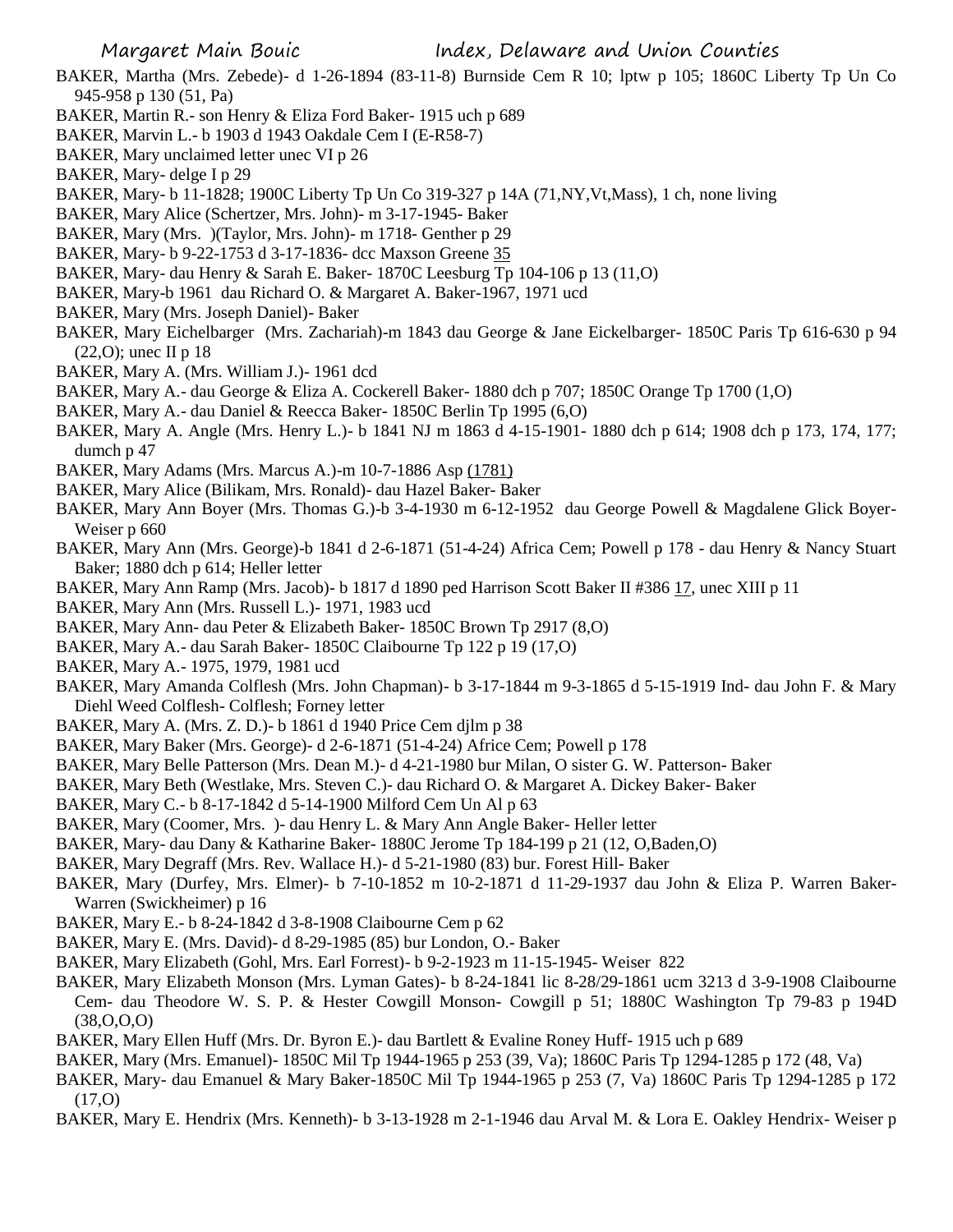BAKER, Martha (Mrs. Zebede)- d 1-26-1894 (83-11-8) Burnside Cem R 10; lptw p 105; 1860C Liberty Tp Un Co 945-958 p 130 (51, Pa)

BAKER, Martin R.- son Henry & Eliza Ford Baker- 1915 uch p 689

BAKER, Marvin L.- b 1903 d 1943 Oakdale Cem I (E-R58-7)

BAKER, Mary unclaimed letter unec VI p 26

BAKER, Mary- delge I p 29

BAKER, Mary- b 11-1828; 1900C Liberty Tp Un Co 319-327 p 14A (71,NY,Vt,Mass), 1 ch, none living

BAKER, Mary Alice (Schertzer, Mrs. John)- m 3-17-1945- Baker

BAKER, Mary (Mrs. )(Taylor, Mrs. John)- m 1718- Genther p 29

BAKER, Mary- b 9-22-1753 d 3-17-1836- dcc Maxson Greene 35

BAKER, Mary- dau Henry & Sarah E. Baker- 1870C Leesburg Tp 104-106 p 13 (11,O)

BAKER, Mary-b 1961 dau Richard O. & Margaret A. Baker-1967, 1971 ucd

BAKER, Mary (Mrs. Joseph Daniel)- Baker

BAKER, Mary Eichelbarger (Mrs. Zachariah)-m 1843 dau George & Jane Eickelbarger- 1850C Paris Tp 616-630 p 94 (22,O); unec II p 18

BAKER, Mary A. (Mrs. William J.)- 1961 dcd

BAKER, Mary A.- dau George & Eliza A. Cockerell Baker- 1880 dch p 707; 1850C Orange Tp 1700 (1,O)

BAKER, Mary A.- dau Daniel & Reecca Baker- 1850C Berlin Tp 1995 (6,O)

BAKER, Mary A. Angle (Mrs. Henry L.)- b 1841 NJ m 1863 d 4-15-1901- 1880 dch p 614; 1908 dch p 173, 174, 177; dumch p 47

BAKER, Mary Adams (Mrs. Marcus A.)-m 10-7-1886 Asp (1781)

BAKER, Mary Alice (Bilikam, Mrs. Ronald)- dau Hazel Baker- Baker

BAKER, Mary Ann Boyer (Mrs. Thomas G.)-b 3-4-1930 m 6-12-1952 dau George Powell & Magdalene Glick Boyer- Weiser p 660

BAKER, Mary Ann (Mrs. George)-b 1841 d 2-6-1871 (51-4-24) Africa Cem; Powell p 178 - dau Henry & Nancy Stuart Baker; 1880 dch p 614; Heller letter

BAKER, Mary Ann Ramp (Mrs. Jacob)- b 1817 d 1890 ped Harrison Scott Baker II #386 17, unec XIII p 11

BAKER, Mary Ann (Mrs. Russell L.)- 1971, 1983 ucd

BAKER, Mary Ann- dau Peter & Elizabeth Baker- 1850C Brown Tp 2917 (8,O)

BAKER, Mary A.- dau Sarah Baker- 1850C Claibourne Tp 122 p 19 (17,O)

BAKER, Mary A.- 1975, 1979, 1981 ucd

BAKER, Mary Amanda Colflesh (Mrs. John Chapman)- b 3-17-1844 m 9-3-1865 d 5-15-1919 Ind- dau John F. & Mary Diehl Weed Colflesh- Colflesh; Forney letter

BAKER, Mary A. (Mrs. Z. D.)- b 1861 d 1940 Price Cem djlm p 38

BAKER, Mary Baker (Mrs. George)- d 2-6-1871 (51-4-24) Africe Cem; Powell p 178

BAKER, Mary Belle Patterson (Mrs. Dean M.)- d 4-21-1980 bur Milan, O sister G. W. Patterson- Baker

BAKER, Mary Beth (Westlake, Mrs. Steven C.)- dau Richard O. & Margaret A. Dickey Baker- Baker

BAKER, Mary C.- b 8-17-1842 d 5-14-1900 Milford Cem Un Al p 63

BAKER, Mary (Coomer, Mrs. )- dau Henry L. & Mary Ann Angle Baker- Heller letter

BAKER, Mary- dau Dany & Katharine Baker- 1880C Jerome Tp 184-199 p 21 (12, O,Baden,O)

BAKER, Mary Degraff (Mrs. Rev. Wallace H.)- d 5-21-1980 (83) bur. Forest Hill- Baker

BAKER, Mary (Durfey, Mrs. Elmer)- b 7-10-1852 m 10-2-1871 d 11-29-1937 dau John & Eliza P. Warren Baker- Warren (Swickheimer) p 16

BAKER, Mary E.- b 8-24-1842 d 3-8-1908 Claibourne Cem p 62

BAKER, Mary E. (Mrs. David)- d 8-29-1985 (85) bur London, O.- Baker

BAKER, Mary Elizabeth (Gohl, Mrs. Earl Forrest)- b 9-2-1923 m 11-15-1945- Weiser 822

BAKER, Mary Elizabeth Monson (Mrs. Lyman Gates)- b 8-24-1841 lic 8-28/29-1861 ucm 3213 d 3-9-1908 Claibourne Cem- dau Theodore W. S. P. & Hester Cowgill Monson- Cowgill p 51; 1880C Washington Tp 79-83 p 194D (38,O,O,O)

BAKER, Mary Ellen Huff (Mrs. Dr. Byron E.)- dau Bartlett & Evaline Roney Huff- 1915 uch p 689

BAKER, Mary (Mrs. Emanuel)- 1850C Mil Tp 1944-1965 p 253 (39, Va); 1860C Paris Tp 1294-1285 p 172 (48, Va)

BAKER, Mary- dau Emanuel & Mary Baker-1850C Mil Tp 1944-1965 p 253 (7, Va) 1860C Paris Tp 1294-1285 p 172 (17,O)

BAKER, Mary E. Hendrix (Mrs. Kenneth)- b 3-13-1928 m 2-1-1946 dau Arval M. & Lora E. Oakley Hendrix- Weiser p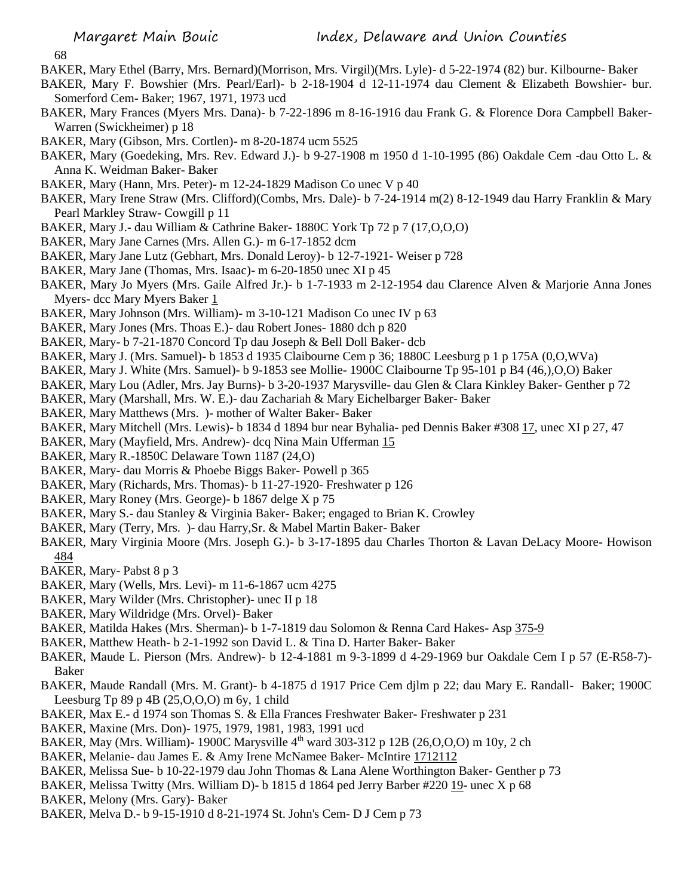BAKER, Mary Ethel (Barry, Mrs. Bernard)(Morrison, Mrs. Virgil)(Mrs. Lyle)- d 5-22-1974 (82) bur. Kilbourne- Baker

BAKER, Mary F. Bowshier (Mrs. Pearl/Earl)- b 2-18-1904 d 12-11-1974 dau Clement & Elizabeth Bowshier- bur. Somerford Cem- Baker; 1967, 1971, 1973 ucd

BAKER, Mary Frances (Myers Mrs. Dana)- b 7-22-1896 m 8-16-1916 dau Frank G. & Florence Dora Campbell Baker- Warren (Swickheimer) p 18

BAKER, Mary (Gibson, Mrs. Cortlen)- m 8-20-1874 ucm 5525

BAKER, Mary (Goedeking, Mrs. Rev. Edward J.)- b 9-27-1908 m 1950 d 1-10-1995 (86) Oakdale Cem -dau Otto L. & Anna K. Weidman Baker- Baker

BAKER, Mary (Hann, Mrs. Peter)- m 12-24-1829 Madison Co unec V p 40

BAKER, Mary Irene Straw (Mrs. Clifford)(Combs, Mrs. Dale)- b 7-24-1914 m(2) 8-12-1949 dau Harry Franklin & Mary Pearl Markley Straw- Cowgill p 11

BAKER, Mary J.- dau William & Cathrine Baker- 1880C York Tp 72 p 7 (17,O,O,O)

BAKER, Mary Jane Carnes (Mrs. Allen G.)- m 6-17-1852 dcm

BAKER, Mary Jane Lutz (Gebhart, Mrs. Donald Leroy)- b 12-7-1921- Weiser p 728

BAKER, Mary Jane (Thomas, Mrs. Isaac)- m 6-20-1850 unec XI p 45

BAKER, Mary Jo Myers (Mrs. Gaile Alfred Jr.)- b 1-7-1933 m 2-12-1954 dau Clarence Alven & Marjorie Anna Jones Myers- dcc Mary Myers Baker 1

BAKER, Mary Johnson (Mrs. William)- m 3-10-121 Madison Co unec IV p 63

BAKER, Mary Jones (Mrs. Thoas E.)- dau Robert Jones- 1880 dch p 820

BAKER, Mary- b 7-21-1870 Concord Tp dau Joseph & Bell Doll Baker- dcb

BAKER, Mary J. (Mrs. Samuel)- b 1853 d 1935 Claibourne Cem p 36; 1880C Leesburg p 1 p 175A (0,O,WVa)

BAKER, Mary J. White (Mrs. Samuel)- b 9-1853 see Mollie- 1900C Claibourne Tp 95-101 p B4 (46,),O,O) Baker

BAKER, Mary Lou (Adler, Mrs. Jay Burns)- b 3-20-1937 Marysville- dau Glen & Clara Kinkley Baker- Genther p 72

BAKER, Mary (Marshall, Mrs. W. E.)- dau Zachariah & Mary Eichelbarger Baker- Baker

BAKER, Mary Matthews (Mrs. )- mother of Walter Baker- Baker

BAKER, Mary Mitchell (Mrs. Lewis)- b 1834 d 1894 bur near Byhalia- ped Dennis Baker #308 17, unec XI p 27, 47

BAKER, Mary (Mayfield, Mrs. Andrew)- dcq Nina Main Ufferman 15

BAKER, Mary R.-1850C Delaware Town 1187 (24,O)

BAKER, Mary- dau Morris & Phoebe Biggs Baker- Powell p 365

BAKER, Mary (Richards, Mrs. Thomas)- b 11-27-1920- Freshwater p 126

BAKER, Mary Roney (Mrs. George)- b 1867 delge X p 75

BAKER, Mary S.- dau Stanley & Virginia Baker- Baker; engaged to Brian K. Crowley

BAKER, Mary (Terry, Mrs. )- dau Harry,Sr. & Mabel Martin Baker- Baker

BAKER, Mary Virginia Moore (Mrs. Joseph G.)- b 3-17-1895 dau Charles Thorton & Lavan DeLacy Moore- Howison 484

BAKER, Mary- Pabst 8 p 3

BAKER, Mary (Wells, Mrs. Levi)- m 11-6-1867 ucm 4275

BAKER, Mary Wilder (Mrs. Christopher)- unec II p 18

BAKER, Mary Wildridge (Mrs. Orvel)- Baker

BAKER, Matilda Hakes (Mrs. Sherman)- b 1-7-1819 dau Solomon & Renna Card Hakes- Asp 375-9

BAKER, Matthew Heath- b 2-1-1992 son David L. & Tina D. Harter Baker- Baker

BAKER, Maude L. Pierson (Mrs. Andrew)- b 12-4-1881 m 9-3-1899 d 4-29-1969 bur Oakdale Cem I p 57 (E-R58-7)- Baker

BAKER, Maude Randall (Mrs. M. Grant)- b 4-1875 d 1917 Price Cem djlm p 22; dau Mary E. Randall- Baker; 1900C Leesburg Tp 89 p 4B (25,O,O,O) m 6y, 1 child

BAKER, Max E.- d 1974 son Thomas S. & Ella Frances Freshwater Baker- Freshwater p 231

BAKER, Maxine (Mrs. Don)- 1975, 1979, 1981, 1983, 1991 ucd

BAKER, May (Mrs. William)- 1900C Marysville 4th ward 303-312 p 12B (26,O,O,O) m 10y, 2 ch

BAKER, Melanie- dau James E. & Amy Irene McNamee Baker- McIntire 1712112

BAKER, Melissa Sue- b 10-22-1979 dau John Thomas & Lana Alene Worthington Baker- Genther p 73

BAKER, Melissa Twitty (Mrs. William D)- b 1815 d 1864 ped Jerry Barber #220 19- unec X p 68

BAKER, Melony (Mrs. Gary)- Baker

BAKER, Melva D.- b 9-15-1910 d 8-21-1974 St. John's Cem- D J Cem p 73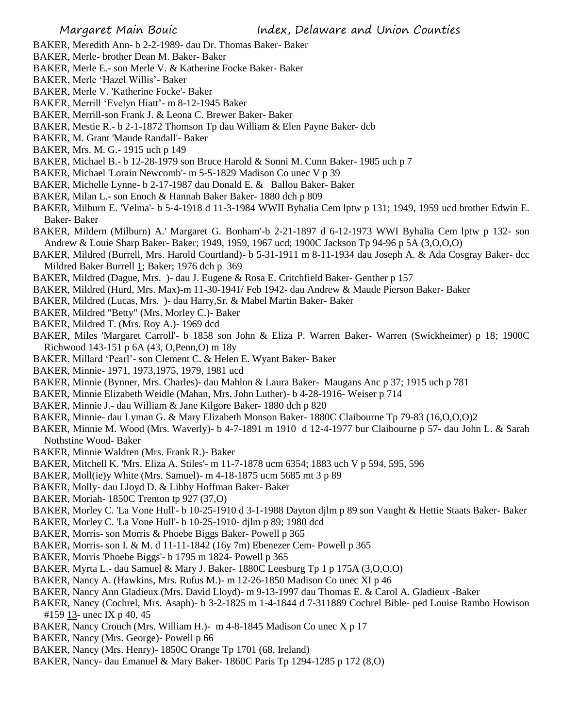BAKER, Meredith Ann- b 2-2-1989- dau Dr. Thomas Baker- Baker

BAKER, Merle- brother Dean M. Baker- Baker

BAKER, Merle E.- son Merle V. & Katherine Focke Baker- Baker

BAKER, Merle 'Hazel Willis'- Baker

BAKER, Merle V. 'Katherine Focke'- Baker

BAKER, Merrill 'Evelyn Hiatt'- m 8-12-1945 Baker

BAKER, Merrill-son Frank J. & Leona C. Brewer Baker- Baker

BAKER, Mestie R.- b 2-1-1872 Thomson Tp dau William & Elen Payne Baker- dcb

BAKER, M. Grant 'Maude Randall'- Baker

BAKER, Mrs. M. G.- 1915 uch p 149

BAKER, Michael B.- b 12-28-1979 son Bruce Harold & Sonni M. Cunn Baker- 1985 uch p 7

BAKER, Michael 'Lorain Newcomb'- m 5-5-1829 Madison Co unec V p 39

BAKER, Michelle Lynne- b 2-17-1987 dau Donald E. & Ballou Baker- Baker

BAKER, Milan L.- son Enoch & Hannah Baker Baker- 1880 dch p 809

BAKER, Milburn E. 'Velma'- b 5-4-1918 d 11-3-1984 WWII Byhalia Cem lptw p 131; 1949, 1959 ucd brother Edwin E. Baker- Baker

BAKER, Mildern (Milburn) A.' Margaret G. Bonham'-b 2-21-1897 d 6-12-1973 WWI Byhalia Cem lptw p 132- son Andrew & Louie Sharp Baker- Baker; 1949, 1959, 1967 ucd; 1900C Jackson Tp 94-96 p 5A (3,O,O,O)

BAKER, Mildred (Burrell, Mrs. Harold Courtland)- b 5-31-1911 m 8-11-1934 dau Joseph A. & Ada Cosgray Baker- dcc Mildred Baker Burrell 1; Baker; 1976 dch p 369

BAKER, Mildred (Dague, Mrs. )- dau J. Eugene & Rosa E. Critchfield Baker- Genther p 157

BAKER, Mildred (Hurd, Mrs. Max)-m 11-30-1941/ Feb 1942- dau Andrew & Maude Pierson Baker- Baker

BAKER, Mildred (Lucas, Mrs. )- dau Harry,Sr. & Mabel Martin Baker- Baker

BAKER, Mildred "Betty" (Mrs. Morley C.)- Baker

BAKER, Mildred T. (Mrs. Roy A.)- 1969 dcd

BAKER, Miles 'Margaret Carroll'- b 1858 son John & Eliza P. Warren Baker- Warren (Swickheimer) p 18; 1900C Richwood 143-151 p 6A (43, O,Penn,O) m 18y

BAKER, Millard 'Pearl'- son Clement C. & Helen E. Wyant Baker- Baker

BAKER, Minnie- 1971, 1973,1975, 1979, 1981 ucd

BAKER, Minnie (Bynner, Mrs. Charles)- dau Mahlon & Laura Baker- Maugans Anc p 37; 1915 uch p 781

BAKER, Minnie Elizabeth Weidle (Mahan, Mrs. John Luther)- b 4-28-1916- Weiser p 714

BAKER, Minnie J.- dau William & Jane Kilgore Baker- 1880 dch p 820

BAKER, Minnie- dau Lyman G. & Mary Elizabeth Monson Baker- 1880C Claibourne Tp 79-83 (16,O,O,O)2

BAKER, Minnie M. Wood (Mrs. Waverly)- b 4-7-1891 m 1910 d 12-4-1977 bur Claibourne p 57- dau John L. & Sarah Nothstine Wood- Baker

BAKER, Minnie Waldren (Mrs. Frank R.)- Baker

BAKER, Mitchell K. 'Mrs. Eliza A. Stiles'- m 11-7-1878 ucm 6354; 1883 uch V p 594, 595, 596

BAKER, Moll(ie)y White (Mrs. Samuel)- m 4-18-1875 ucm 5685 mt 3 p 89

BAKER, Molly- dau Lloyd D. & Libby Hoffman Baker- Baker

BAKER, Moriah- 1850C Trenton tp 927 (37,O)

BAKER, Morley C. 'La Vone Hull'- b 10-25-1910 d 3-1-1988 Dayton djlm p 89 son Vaught & Hettie Staats Baker- Baker

BAKER, Morley C. 'La Vone Hull'- b 10-25-1910- djlm p 89; 1980 dcd

BAKER, Morris- son Morris & Phoebe Biggs Baker- Powell p 365

BAKER, Morris- son I. & M. d 11-11-1842 (16y 7m) Ebenezer Cem- Powell p 365

BAKER, Morris 'Phoebe Biggs'- b 1795 m 1824- Powell p 365

BAKER, Myrta L.- dau Samuel & Mary J. Baker- 1880C Leesburg Tp 1 p 175A (3,O,O,O)

BAKER, Nancy A. (Hawkins, Mrs. Rufus M.)- m 12-26-1850 Madison Co unec XI p 46

BAKER, Nancy Ann Gladieux (Mrs. David Lloyd)- m 9-13-1997 dau Thomas E. & Carol A. Gladieux -Baker

BAKER, Nancy (Cochrel, Mrs. Asaph)- b 3-2-1825 m 1-4-1844 d 7-311889 Cochrel Bible- ped Louise Rambo Howison #159 13- unec IX p 40, 45

BAKER, Nancy Crouch (Mrs. William H.)- m 4-8-1845 Madison Co unec X p 17

BAKER, Nancy (Mrs. George)- Powell p 66

BAKER, Nancy (Mrs. Henry)- 1850C Orange Tp 1701 (68, Ireland)

BAKER, Nancy- dau Emanuel & Mary Baker- 1860C Paris Tp 1294-1285 p 172 (8,O)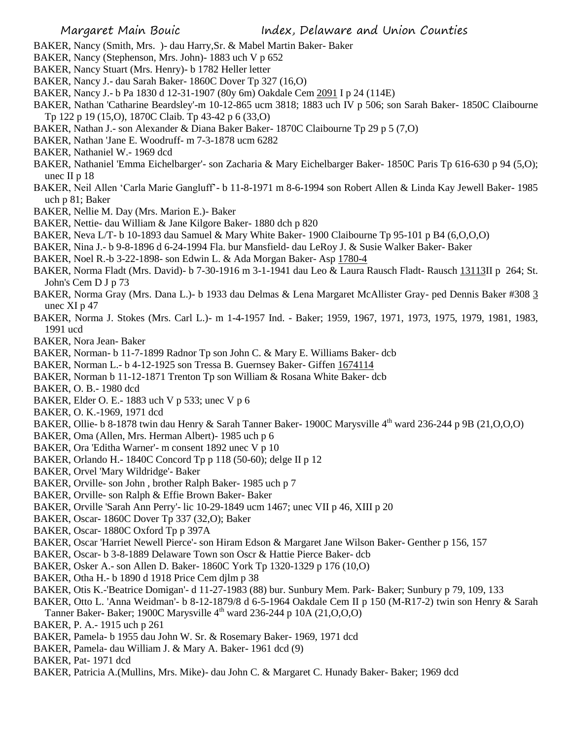BAKER, Nancy (Smith, Mrs. )- dau Harry,Sr. & Mabel Martin Baker- Baker

BAKER, Nancy (Stephenson, Mrs. John)- 1883 uch V p 652

BAKER, Nancy Stuart (Mrs. Henry)- b 1782 Heller letter

BAKER, Nancy J.- dau Sarah Baker- 1860C Dover Tp 327 (16,O)

BAKER, Nancy J.- b Pa 1830 d 12-31-1907 (80y 6m) Oakdale Cem 2091 I p 24 (114E)

BAKER, Nathan 'Catharine Beardsley'-m 10-12-865 ucm 3818; 1883 uch IV p 506; son Sarah Baker- 1850C Claibourne Tp 122 p 19 (15,O), 1870C Claib. Tp 43-42 p 6 (33,O)

BAKER, Nathan J.- son Alexander & Diana Baker Baker- 1870C Claibourne Tp 29 p 5 (7,O)

BAKER, Nathan 'Jane E. Woodruff- m 7-3-1878 ucm 6282

BAKER, Nathaniel W.- 1969 dcd

BAKER, Nathaniel 'Emma Eichelbarger'- son Zacharia & Mary Eichelbarger Baker- 1850C Paris Tp 616-630 p 94 (5,O); unec II p 18

BAKER, Neil Allen 'Carla Marie Gangluff'- b 11-8-1971 m 8-6-1994 son Robert Allen & Linda Kay Jewell Baker- 1985 uch p 81; Baker

BAKER, Nellie M. Day (Mrs. Marion E.)- Baker

BAKER, Nettie- dau William & Jane Kilgore Baker- 1880 dch p 820

BAKER, Neva L/T- b 10-1893 dau Samuel & Mary White Baker- 1900 Claibourne Tp 95-101 p B4 (6,O,O,O)

BAKER, Nina J.- b 9-8-1896 d 6-24-1994 Fla. bur Mansfield- dau LeRoy J. & Susie Walker Baker- Baker

BAKER, Noel R.-b 3-22-1898- son Edwin L. & Ada Morgan Baker- Asp 1780-4

BAKER, Norma Fladt (Mrs. David)- b 7-30-1916 m 3-1-1941 dau Leo & Laura Rausch Fladt- Rausch 13113II p 264; St. John's Cem D J p 73

BAKER, Norma Gray (Mrs. Dana L.)- b 1933 dau Delmas & Lena Margaret McAllister Gray- ped Dennis Baker #308 3 unec XI p 47

BAKER, Norma J. Stokes (Mrs. Carl L.)- m 1-4-1957 Ind. - Baker; 1959, 1967, 1971, 1973, 1975, 1979, 1981, 1983, 1991 ucd

BAKER, Nora Jean- Baker

BAKER, Norman- b 11-7-1899 Radnor Tp son John C. & Mary E. Williams Baker- dcb

BAKER, Norman L.- b 4-12-1925 son Tressa B. Guernsey Baker- Giffen 1674114

BAKER, Norman b 11-12-1871 Trenton Tp son William & Rosana White Baker- dcb

BAKER, O. B.- 1980 dcd

BAKER, Elder O. E.- 1883 uch V p 533; unec V p 6

BAKER, O. K.-1969, 1971 dcd

BAKER, Ollie- b 8-1878 twin dau Henry & Sarah Tanner Baker- 1900C Marysville 4th ward 236-244 p 9B (21,O,O,O)

BAKER, Oma (Allen, Mrs. Herman Albert)- 1985 uch p 6

BAKER, Ora 'Editha Warner'- m consent 1892 unec V p 10

BAKER, Orlando H.- 1840C Concord Tp p 118 (50-60); delge II p 12

BAKER, Orvel 'Mary Wildridge'- Baker

BAKER, Orville- son John , brother Ralph Baker- 1985 uch p 7

BAKER, Orville- son Ralph & Effie Brown Baker- Baker

BAKER, Orville 'Sarah Ann Perry'- lic 10-29-1849 ucm 1467; unec VII p 46, XIII p 20

BAKER, Oscar- 1860C Dover Tp 337 (32,O); Baker

BAKER, Oscar- 1880C Oxford Tp p 397A

BAKER, Oscar 'Harriet Newell Pierce'- son Hiram Edson & Margaret Jane Wilson Baker- Genther p 156, 157

BAKER, Oscar- b 3-8-1889 Delaware Town son Oscr & Hattie Pierce Baker- dcb

BAKER, Osker A.- son Allen D. Baker- 1860C York Tp 1320-1329 p 176 (10,O)

BAKER, Otha H.- b 1890 d 1918 Price Cem djlm p 38

BAKER, Otis K.-'Beatrice Domigan'- d 11-27-1983 (88) bur. Sunbury Mem. Park- Baker; Sunbury p 79, 109, 133

BAKER, Otto L. 'Anna Weidman'- b 8-12-1879/8 d 6-5-1964 Oakdale Cem II p 150 (M-R17-2) twin son Henry & Sarah Tanner Baker- Baker; 1900C Marysville 4th ward 236-244 p 10A (21,O,O,O)

BAKER, P. A.- 1915 uch p 261

BAKER, Pamela- b 1955 dau John W. Sr. & Rosemary Baker- 1969, 1971 dcd

BAKER, Pamela- dau William J. & Mary A. Baker- 1961 dcd (9)

BAKER, Pat- 1971 dcd

BAKER, Patricia A.(Mullins, Mrs. Mike)- dau John C. & Margaret C. Hunady Baker- Baker; 1969 dcd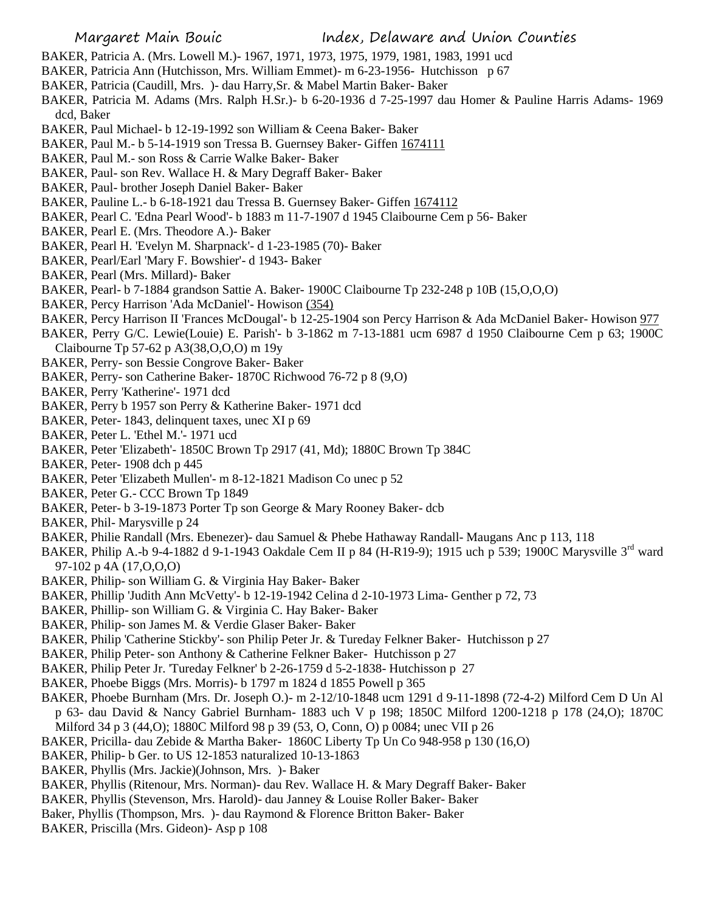BAKER, Patricia A. (Mrs. Lowell M.)- 1967, 1971, 1973, 1975, 1979, 1981, 1983, 1991 ucd

BAKER, Patricia Ann (Hutchisson, Mrs. William Emmet)- m 6-23-1956- Hutchisson p 67

BAKER, Patricia (Caudill, Mrs. )- dau Harry,Sr. & Mabel Martin Baker- Baker

BAKER, Patricia M. Adams (Mrs. Ralph H.Sr.)- b 6-20-1936 d 7-25-1997 dau Homer & Pauline Harris Adams- 1969 dcd, Baker

BAKER, Paul Michael- b 12-19-1992 son William & Ceena Baker- Baker

BAKER, Paul M.- b 5-14-1919 son Tressa B. Guernsey Baker- Giffen 1674111

BAKER, Paul M.- son Ross & Carrie Walke Baker- Baker

BAKER, Paul- son Rev. Wallace H. & Mary Degraff Baker- Baker

BAKER, Paul- brother Joseph Daniel Baker- Baker

BAKER, Pauline L.- b 6-18-1921 dau Tressa B. Guernsey Baker- Giffen 1674112

BAKER, Pearl C. 'Edna Pearl Wood'- b 1883 m 11-7-1907 d 1945 Claibourne Cem p 56- Baker

BAKER, Pearl E. (Mrs. Theodore A.)- Baker

BAKER, Pearl H. 'Evelyn M. Sharpnack'- d 1-23-1985 (70)- Baker

BAKER, Pearl/Earl 'Mary F. Bowshier'- d 1943- Baker

BAKER, Pearl (Mrs. Millard)- Baker

BAKER, Pearl- b 7-1884 grandson Sattie A. Baker- 1900C Claibourne Tp 232-248 p 10B (15,O,O,O)

BAKER, Percy Harrison 'Ada McDaniel'- Howison (354)

BAKER, Percy Harrison II 'Frances McDougal'- b 12-25-1904 son Percy Harrison & Ada McDaniel Baker- Howison 977

BAKER, Perry G/C. Lewie(Louie) E. Parish'- b 3-1862 m 7-13-1881 ucm 6987 d 1950 Claibourne Cem p 63; 1900C Claibourne Tp 57-62 p A3(38,O,O,O) m 19y

BAKER, Perry- son Bessie Congrove Baker- Baker

BAKER, Perry- son Catherine Baker- 1870C Richwood 76-72 p 8 (9,O)

BAKER, Perry 'Katherine'- 1971 dcd

BAKER, Perry b 1957 son Perry & Katherine Baker- 1971 dcd

BAKER, Peter- 1843, delinquent taxes, unec XI p 69

BAKER, Peter L. 'Ethel M.'- 1971 ucd

BAKER, Peter 'Elizabeth'- 1850C Brown Tp 2917 (41, Md); 1880C Brown Tp 384C

BAKER, Peter- 1908 dch p 445

BAKER, Peter 'Elizabeth Mullen'- m 8-12-1821 Madison Co unec p 52

BAKER, Peter G.- CCC Brown Tp 1849

BAKER, Peter- b 3-19-1873 Porter Tp son George & Mary Rooney Baker- dcb

BAKER, Phil- Marysville p 24

BAKER, Philie Randall (Mrs. Ebenezer)- dau Samuel & Phebe Hathaway Randall- Maugans Anc p 113, 118

BAKER, Philip A.-b 9-4-1882 d 9-1-1943 Oakdale Cem II p 84 (H-R19-9); 1915 uch p 539; 1900C Marysville 3rd ward 97-102 p 4A (17,O,O,O)

BAKER, Philip- son William G. & Virginia Hay Baker- Baker

BAKER, Phillip 'Judith Ann McVetty'- b 12-19-1942 Celina d 2-10-1973 Lima- Genther p 72, 73

BAKER, Phillip- son William G. & Virginia C. Hay Baker- Baker

BAKER, Philip- son James M. & Verdie Glaser Baker- Baker

BAKER, Philip 'Catherine Stickby'- son Philip Peter Jr. & Tureday Felkner Baker- Hutchisson p 27

BAKER, Philip Peter- son Anthony & Catherine Felkner Baker- Hutchisson p 27

BAKER, Philip Peter Jr. 'Tureday Felkner' b 2-26-1759 d 5-2-1838- Hutchisson p 27

BAKER, Phoebe Biggs (Mrs. Morris)- b 1797 m 1824 d 1855 Powell p 365

BAKER, Phoebe Burnham (Mrs. Dr. Joseph O.)- m 2-12/10-1848 ucm 1291 d 9-11-1898 (72-4-2) Milford Cem D Un Al p 63- dau David & Nancy Gabriel Burnham- 1883 uch V p 198; 1850C Milford 1200-1218 p 178 (24,O); 1870C Milford 34 p 3 (44,O); 1880C Milford 98 p 39 (53, O, Conn, O) p 0084; unec VII p 26

BAKER, Pricilla- dau Zebide & Martha Baker- 1860C Liberty Tp Un Co 948-958 p 130 (16,O)

BAKER, Philip- b Ger. to US 12-1853 naturalized 10-13-1863

BAKER, Phyllis (Mrs. Jackie)(Johnson, Mrs. )- Baker

BAKER, Phyllis (Ritenour, Mrs. Norman)- dau Rev. Wallace H. & Mary Degraff Baker- Baker

BAKER, Phyllis (Stevenson, Mrs. Harold)- dau Janney & Louise Roller Baker- Baker

Baker, Phyllis (Thompson, Mrs. )- dau Raymond & Florence Britton Baker- Baker

BAKER, Priscilla (Mrs. Gideon)- Asp p 108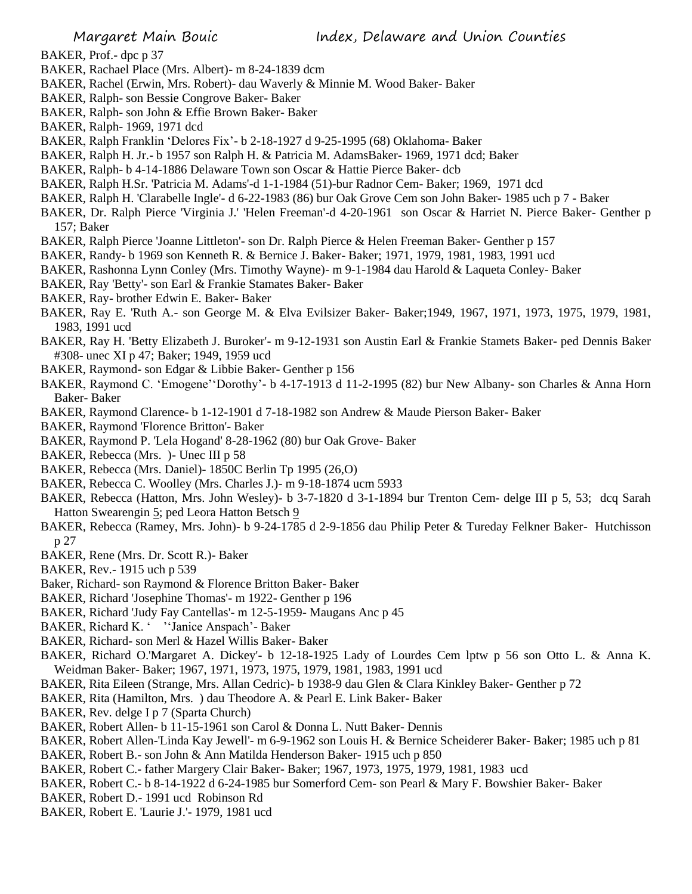BAKER, Prof.- dpc p 37

BAKER, Rachael Place (Mrs. Albert)- m 8-24-1839 dcm

BAKER, Rachel (Erwin, Mrs. Robert)- dau Waverly & Minnie M. Wood Baker- Baker

BAKER, Ralph- son Bessie Congrove Baker- Baker

BAKER, Ralph- son John & Effie Brown Baker- Baker

BAKER, Ralph- 1969, 1971 dcd

BAKER, Ralph Franklin 'Delores Fix'- b 2-18-1927 d 9-25-1995 (68) Oklahoma- Baker

BAKER, Ralph H. Jr.- b 1957 son Ralph H. & Patricia M. AdamsBaker- 1969, 1971 dcd; Baker

BAKER, Ralph- b 4-14-1886 Delaware Town son Oscar & Hattie Pierce Baker- dcb

BAKER, Ralph H.Sr. 'Patricia M. Adams'-d 1-1-1984 (51)-bur Radnor Cem- Baker; 1969, 1971 dcd

BAKER, Ralph H. 'Clarabelle Ingle'- d 6-22-1983 (86) bur Oak Grove Cem son John Baker- 1985 uch p 7 - Baker

BAKER, Dr. Ralph Pierce 'Virginia J.' 'Helen Freeman'-d 4-20-1961 son Oscar & Harriet N. Pierce Baker- Genther p 157; Baker

BAKER, Ralph Pierce 'Joanne Littleton'- son Dr. Ralph Pierce & Helen Freeman Baker- Genther p 157

BAKER, Randy- b 1969 son Kenneth R. & Bernice J. Baker- Baker; 1971, 1979, 1981, 1983, 1991 ucd

BAKER, Rashonna Lynn Conley (Mrs. Timothy Wayne)- m 9-1-1984 dau Harold & Laqueta Conley- Baker

BAKER, Ray 'Betty'- son Earl & Frankie Stamates Baker- Baker

BAKER, Ray- brother Edwin E. Baker- Baker

BAKER, Ray E. 'Ruth A.- son George M. & Elva Evilsizer Baker- Baker;1949, 1967, 1971, 1973, 1975, 1979, 1981, 1983, 1991 ucd

BAKER, Ray H. 'Betty Elizabeth J. Buroker'- m 9-12-1931 son Austin Earl & Frankie Stamets Baker- ped Dennis Baker #308- unec XI p 47; Baker; 1949, 1959 ucd

BAKER, Raymond- son Edgar & Libbie Baker- Genther p 156

BAKER, Raymond C. 'Emogene''Dorothy'- b 4-17-1913 d 11-2-1995 (82) bur New Albany- son Charles & Anna Horn Baker- Baker

BAKER, Raymond Clarence- b 1-12-1901 d 7-18-1982 son Andrew & Maude Pierson Baker- Baker

BAKER, Raymond 'Florence Britton'- Baker

BAKER, Raymond P. 'Lela Hogand' 8-28-1962 (80) bur Oak Grove- Baker

BAKER, Rebecca (Mrs. )- Unec III p 58

BAKER, Rebecca (Mrs. Daniel)- 1850C Berlin Tp 1995 (26,O)

BAKER, Rebecca C. Woolley (Mrs. Charles J.)- m 9-18-1874 ucm 5933

BAKER, Rebecca (Hatton, Mrs. John Wesley)- b 3-7-1820 d 3-1-1894 bur Trenton Cem- delge III p 5, 53; dcq Sarah Hatton Swearengin 5; ped Leora Hatton Betsch 9

BAKER, Rebecca (Ramey, Mrs. John)- b 9-24-1785 d 2-9-1856 dau Philip Peter & Tureday Felkner Baker- Hutchisson p 27

BAKER, Rene (Mrs. Dr. Scott R.)- Baker

BAKER, Rev.- 1915 uch p 539

Baker, Richard- son Raymond & Florence Britton Baker- Baker

BAKER, Richard 'Josephine Thomas'- m 1922- Genther p 196

BAKER, Richard 'Judy Fay Cantellas'- m 12-5-1959- Maugans Anc p 45

BAKER, Richard K. ' ''Janice Anspach'- Baker

BAKER, Richard- son Merl & Hazel Willis Baker- Baker

BAKER, Richard O.'Margaret A. Dickey'- b 12-18-1925 Lady of Lourdes Cem lptw p 56 son Otto L. & Anna K. Weidman Baker- Baker; 1967, 1971, 1973, 1975, 1979, 1981, 1983, 1991 ucd

BAKER, Rita Eileen (Strange, Mrs. Allan Cedric)- b 1938-9 dau Glen & Clara Kinkley Baker- Genther p 72

BAKER, Rita (Hamilton, Mrs. ) dau Theodore A. & Pearl E. Link Baker- Baker

BAKER, Rev. delge I p 7 (Sparta Church)

BAKER, Robert Allen- b 11-15-1961 son Carol & Donna L. Nutt Baker- Dennis

BAKER, Robert Allen-'Linda Kay Jewell'- m 6-9-1962 son Louis H. & Bernice Scheiderer Baker- Baker; 1985 uch p 81

BAKER, Robert B.- son John & Ann Matilda Henderson Baker- 1915 uch p 850

BAKER, Robert C.- father Margery Clair Baker- Baker; 1967, 1973, 1975, 1979, 1981, 1983 ucd

BAKER, Robert C.- b 8-14-1922 d 6-24-1985 bur Somerford Cem- son Pearl & Mary F. Bowshier Baker- Baker

BAKER, Robert D.- 1991 ucd Robinson Rd

BAKER, Robert E. 'Laurie J.'- 1979, 1981 ucd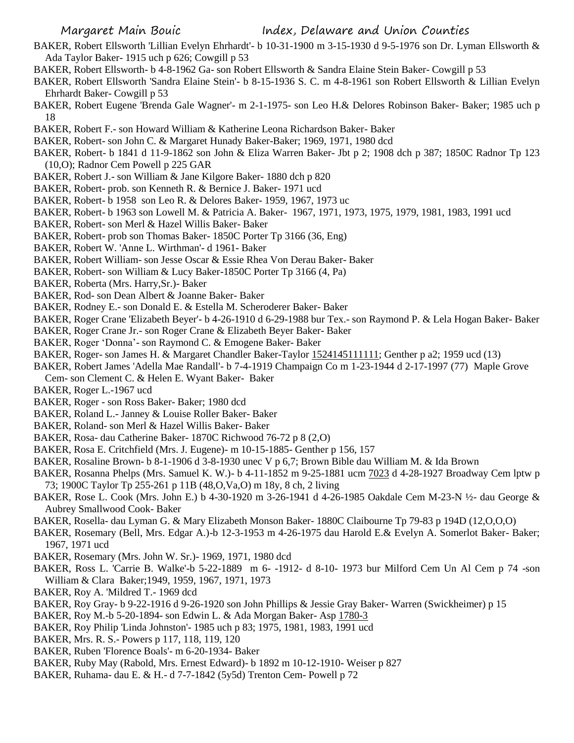BAKER, Robert Ellsworth 'Lillian Evelyn Ehrhardt'- b 10-31-1900 m 3-15-1930 d 9-5-1976 son Dr. Lyman Ellsworth & Ada Taylor Baker- 1915 uch p 626; Cowgill p 53

BAKER, Robert Ellsworth- b 4-8-1962 Ga- son Robert Ellsworth & Sandra Elaine Stein Baker- Cowgill p 53

BAKER, Robert Ellsworth 'Sandra Elaine Stein'- b 8-15-1936 S. C. m 4-8-1961 son Robert Ellsworth & Lillian Evelyn Ehrhardt Baker- Cowgill p 53

BAKER, Robert Eugene 'Brenda Gale Wagner'- m 2-1-1975- son Leo H.& Delores Robinson Baker- Baker; 1985 uch p 18

BAKER, Robert F.- son Howard William & Katherine Leona Richardson Baker- Baker

BAKER, Robert- son John C. & Margaret Hunady Baker-Baker; 1969, 1971, 1980 dcd

BAKER, Robert- b 1841 d 11-9-1862 son John & Eliza Warren Baker- Jbt p 2; 1908 dch p 387; 1850C Radnor Tp 123 (10,O); Radnor Cem Powell p 225 GAR

BAKER, Robert J.- son William & Jane Kilgore Baker- 1880 dch p 820

BAKER, Robert- prob. son Kenneth R. & Bernice J. Baker- 1971 ucd

BAKER, Robert- b 1958 son Leo R. & Delores Baker- 1959, 1967, 1973 uc

BAKER, Robert- b 1963 son Lowell M. & Patricia A. Baker- 1967, 1971, 1973, 1975, 1979, 1981, 1983, 1991 ucd

BAKER, Robert- son Merl & Hazel Willis Baker- Baker

BAKER, Robert- prob son Thomas Baker- 1850C Porter Tp 3166 (36, Eng)

BAKER, Robert W. 'Anne L. Wirthman'- d 1961- Baker

BAKER, Robert William- son Jesse Oscar & Essie Rhea Von Derau Baker- Baker

BAKER, Robert- son William & Lucy Baker-1850C Porter Tp 3166 (4, Pa)

BAKER, Roberta (Mrs. Harry,Sr.)- Baker

BAKER, Rod- son Dean Albert & Joanne Baker- Baker

BAKER, Rodney E.- son Donald E. & Estella M. Scheroderer Baker- Baker

BAKER, Roger Crane 'Elizabeth Beyer'- b 4-26-1910 d 6-29-1988 bur Tex.- son Raymond P. & Lela Hogan Baker- Baker

BAKER, Roger Crane Jr.- son Roger Crane & Elizabeth Beyer Baker- Baker

BAKER, Roger 'Donna'- son Raymond C. & Emogene Baker- Baker

BAKER, Roger- son James H. & Margaret Chandler Baker-Taylor 1524145111111; Genther p a2; 1959 ucd (13)

BAKER, Robert James 'Adella Mae Randall'- b 7-4-1919 Champaign Co m 1-23-1944 d 2-17-1997 (77) Maple Grove Cem- son Clement C. & Helen E. Wyant Baker- Baker

BAKER, Roger L.-1967 ucd

BAKER, Roger - son Ross Baker- Baker; 1980 dcd

BAKER, Roland L.- Janney & Louise Roller Baker- Baker

BAKER, Roland- son Merl & Hazel Willis Baker- Baker

BAKER, Rosa- dau Catherine Baker- 1870C Richwood 76-72 p 8 (2,O)

BAKER, Rosa E. Critchfield (Mrs. J. Eugene)- m 10-15-1885- Genther p 156, 157

BAKER, Rosaline Brown- b 8-1-1906 d 3-8-1930 unec V p 6,7; Brown Bible dau William M. & Ida Brown

BAKER, Rosanna Phelps (Mrs. Samuel K. W.)- b 4-11-1852 m 9-25-1881 ucm 7023 d 4-28-1927 Broadway Cem lptw p 73; 1900C Taylor Tp 255-261 p 11B (48,O,Va,O) m 18y, 8 ch, 2 living

BAKER, Rose L. Cook (Mrs. John E.) b 4-30-1920 m 3-26-1941 d 4-26-1985 Oakdale Cem M-23-N ½- dau George & Aubrey Smallwood Cook- Baker

BAKER, Rosella- dau Lyman G. & Mary Elizabeth Monson Baker- 1880C Claibourne Tp 79-83 p 194D (12,O,O,O)

BAKER, Rosemary (Bell, Mrs. Edgar A.)-b 12-3-1953 m 4-26-1975 dau Harold E.& Evelyn A. Somerlot Baker- Baker; 1967, 1971 ucd

BAKER, Rosemary (Mrs. John W. Sr.)- 1969, 1971, 1980 dcd

BAKER, Ross L. 'Carrie B. Walke'-b 5-22-1889 m 6- -1912- d 8-10- 1973 bur Milford Cem Un Al Cem p 74 -son William & Clara Baker;1949, 1959, 1967, 1971, 1973

BAKER, Roy A. 'Mildred T.- 1969 dcd

BAKER, Roy Gray- b 9-22-1916 d 9-26-1920 son John Phillips & Jessie Gray Baker- Warren (Swickheimer) p 15

BAKER, Roy M.-b 5-20-1894- son Edwin L. & Ada Morgan Baker- Asp 1780-3

BAKER, Roy Philip 'Linda Johnston'- 1985 uch p 83; 1975, 1981, 1983, 1991 ucd

BAKER, Mrs. R. S.- Powers p 117, 118, 119, 120

BAKER, Ruben 'Florence Boals'- m 6-20-1934- Baker

BAKER, Ruby May (Rabold, Mrs. Ernest Edward)- b 1892 m 10-12-1910- Weiser p 827

BAKER, Ruhama- dau E. & H.- d 7-7-1842 (5y5d) Trenton Cem- Powell p 72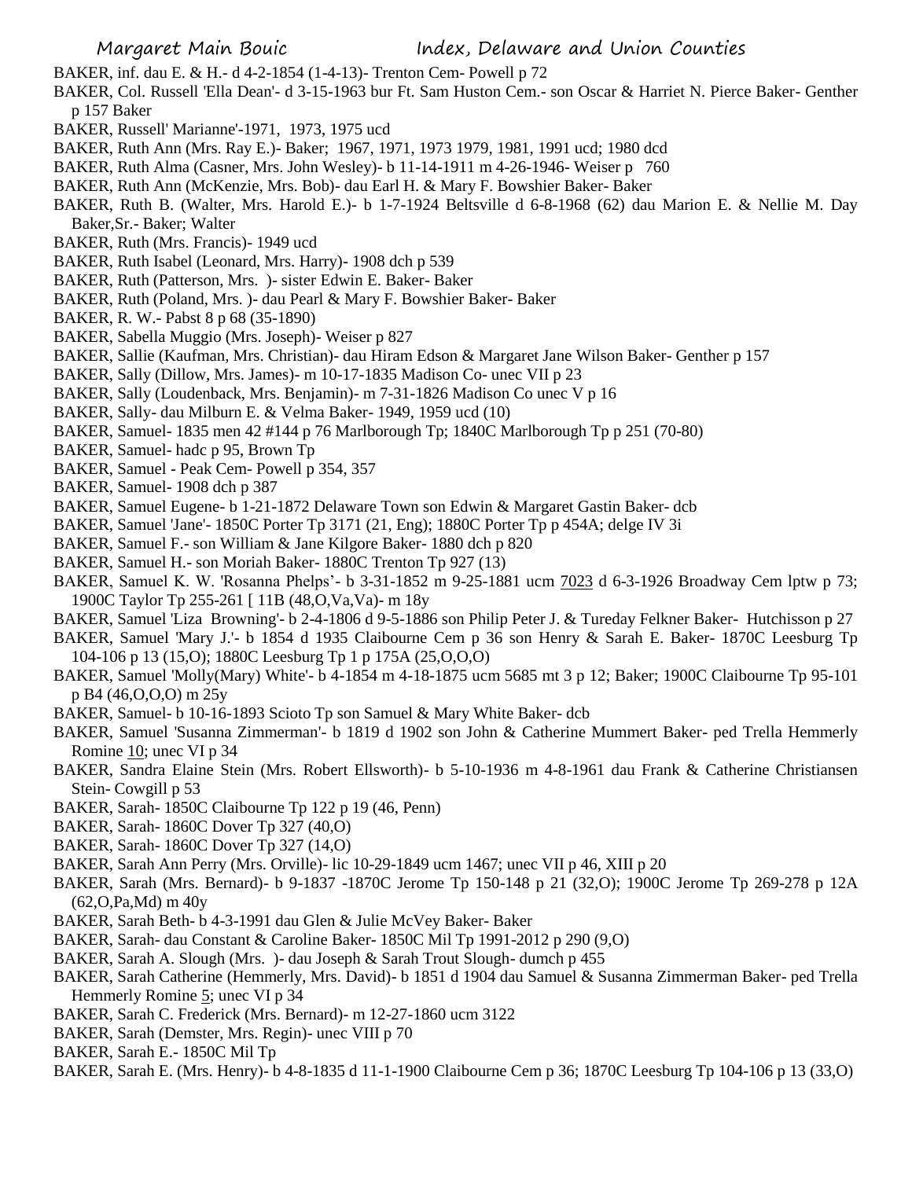BAKER, inf. dau E. & H.- d 4-2-1854 (1-4-13)- Trenton Cem- Powell p 72

BAKER, Col. Russell 'Ella Dean'- d 3-15-1963 bur Ft. Sam Huston Cem.- son Oscar & Harriet N. Pierce Baker- Genther p 157 Baker

BAKER, Russell' Marianne'-1971, 1973, 1975 ucd

BAKER, Ruth Ann (Mrs. Ray E.)- Baker; 1967, 1971, 1973 1979, 1981, 1991 ucd; 1980 dcd

BAKER, Ruth Alma (Casner, Mrs. John Wesley)- b 11-14-1911 m 4-26-1946- Weiser p 760

BAKER, Ruth Ann (McKenzie, Mrs. Bob)- dau Earl H. & Mary F. Bowshier Baker- Baker

BAKER, Ruth B. (Walter, Mrs. Harold E.)- b 1-7-1924 Beltsville d 6-8-1968 (62) dau Marion E. & Nellie M. Day Baker,Sr.- Baker; Walter

BAKER, Ruth (Mrs. Francis)- 1949 ucd

BAKER, Ruth Isabel (Leonard, Mrs. Harry)- 1908 dch p 539

BAKER, Ruth (Patterson, Mrs. )- sister Edwin E. Baker- Baker

BAKER, Ruth (Poland, Mrs. )- dau Pearl & Mary F. Bowshier Baker- Baker

BAKER, R. W.- Pabst 8 p 68 (35-1890)

BAKER, Sabella Muggio (Mrs. Joseph)- Weiser p 827

BAKER, Sallie (Kaufman, Mrs. Christian)- dau Hiram Edson & Margaret Jane Wilson Baker- Genther p 157

BAKER, Sally (Dillow, Mrs. James)- m 10-17-1835 Madison Co- unec VII p 23

BAKER, Sally (Loudenback, Mrs. Benjamin)- m 7-31-1826 Madison Co unec V p 16

BAKER, Sally- dau Milburn E. & Velma Baker- 1949, 1959 ucd (10)

BAKER, Samuel- 1835 men 42 #144 p 76 Marlborough Tp; 1840C Marlborough Tp p 251 (70-80)

BAKER, Samuel- hadc p 95, Brown Tp

BAKER, Samuel - Peak Cem- Powell p 354, 357

BAKER, Samuel- 1908 dch p 387

BAKER, Samuel Eugene- b 1-21-1872 Delaware Town son Edwin & Margaret Gastin Baker- dcb

BAKER, Samuel 'Jane'- 1850C Porter Tp 3171 (21, Eng); 1880C Porter Tp p 454A; delge IV 3i

BAKER, Samuel F.- son William & Jane Kilgore Baker- 1880 dch p 820

BAKER, Samuel H.- son Moriah Baker- 1880C Trenton Tp 927 (13)

BAKER, Samuel K. W. 'Rosanna Phelps'- b 3-31-1852 m 9-25-1881 ucm 7023 d 6-3-1926 Broadway Cem lptw p 73; 1900C Taylor Tp 255-261 [ 11B (48,O,Va,Va)- m 18y

BAKER, Samuel 'Liza Browning'- b 2-4-1806 d 9-5-1886 son Philip Peter J. & Tureday Felkner Baker- Hutchisson p 27

BAKER, Samuel 'Mary J.'- b 1854 d 1935 Claibourne Cem p 36 son Henry & Sarah E. Baker- 1870C Leesburg Tp 104-106 p 13 (15,O); 1880C Leesburg Tp 1 p 175A (25,O,O,O)

BAKER, Samuel 'Molly(Mary) White'- b 4-1854 m 4-18-1875 ucm 5685 mt 3 p 12; Baker; 1900C Claibourne Tp 95-101 p B4 (46,O,O,O) m 25y

BAKER, Samuel- b 10-16-1893 Scioto Tp son Samuel & Mary White Baker- dcb

BAKER, Samuel 'Susanna Zimmerman'- b 1819 d 1902 son John & Catherine Mummert Baker- ped Trella Hemmerly Romine 10; unec VI p 34

BAKER, Sandra Elaine Stein (Mrs. Robert Ellsworth)- b 5-10-1936 m 4-8-1961 dau Frank & Catherine Christiansen Stein- Cowgill p 53

BAKER, Sarah- 1850C Claibourne Tp 122 p 19 (46, Penn)

BAKER, Sarah- 1860C Dover Tp 327 (40,O)

BAKER, Sarah- 1860C Dover Tp 327 (14,O)

BAKER, Sarah Ann Perry (Mrs. Orville)- lic 10-29-1849 ucm 1467; unec VII p 46, XIII p 20

BAKER, Sarah (Mrs. Bernard)- b 9-1837 -1870C Jerome Tp 150-148 p 21 (32,O); 1900C Jerome Tp 269-278 p 12A (62,O,Pa,Md) m 40y

BAKER, Sarah Beth- b 4-3-1991 dau Glen & Julie McVey Baker- Baker

BAKER, Sarah- dau Constant & Caroline Baker- 1850C Mil Tp 1991-2012 p 290 (9,O)

BAKER, Sarah A. Slough (Mrs. )- dau Joseph & Sarah Trout Slough- dumch p 455

BAKER, Sarah Catherine (Hemmerly, Mrs. David)- b 1851 d 1904 dau Samuel & Susanna Zimmerman Baker- ped Trella Hemmerly Romine 5; unec VI p 34

BAKER, Sarah C. Frederick (Mrs. Bernard)- m 12-27-1860 ucm 3122

BAKER, Sarah (Demster, Mrs. Regin)- unec VIII p 70

BAKER, Sarah E.- 1850C Mil Tp

BAKER, Sarah E. (Mrs. Henry)- b 4-8-1835 d 11-1-1900 Claibourne Cem p 36; 1870C Leesburg Tp 104-106 p 13 (33,O)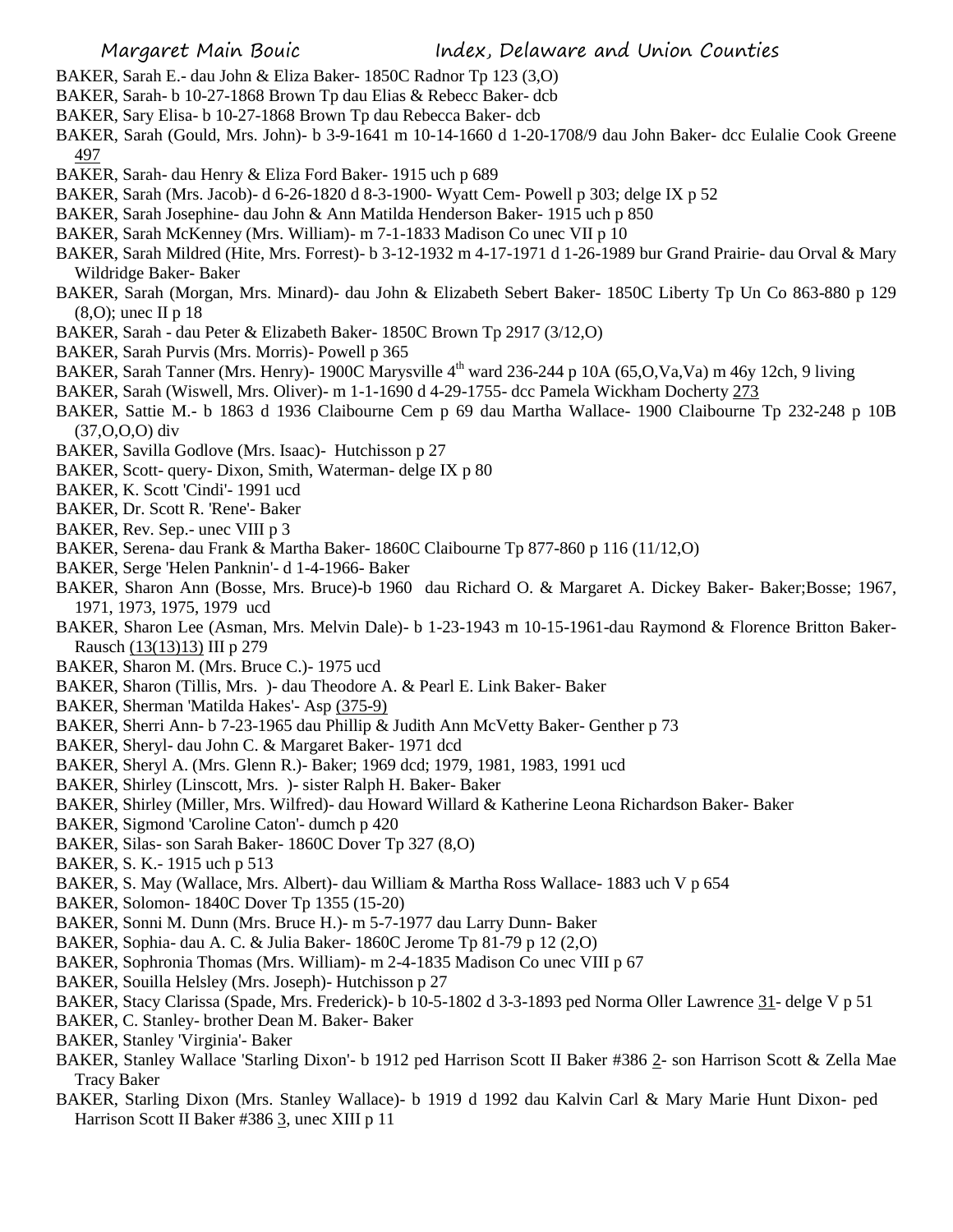BAKER, Sarah E.- dau John & Eliza Baker- 1850C Radnor Tp 123 (3,O)

BAKER, Sarah- b 10-27-1868 Brown Tp dau Elias & Rebecc Baker- dcb

BAKER, Sary Elisa- b 10-27-1868 Brown Tp dau Rebecca Baker- dcb

BAKER, Sarah (Gould, Mrs. John)- b 3-9-1641 m 10-14-1660 d 1-20-1708/9 dau John Baker- dcc Eulalie Cook Greene 497

BAKER, Sarah- dau Henry & Eliza Ford Baker- 1915 uch p 689

BAKER, Sarah (Mrs. Jacob)- d 6-26-1820 d 8-3-1900- Wyatt Cem- Powell p 303; delge IX p 52

BAKER, Sarah Josephine- dau John & Ann Matilda Henderson Baker- 1915 uch p 850

BAKER, Sarah McKenney (Mrs. William)- m 7-1-1833 Madison Co unec VII p 10

BAKER, Sarah Mildred (Hite, Mrs. Forrest)- b 3-12-1932 m 4-17-1971 d 1-26-1989 bur Grand Prairie- dau Orval & Mary Wildridge Baker- Baker

BAKER, Sarah (Morgan, Mrs. Minard)- dau John & Elizabeth Sebert Baker- 1850C Liberty Tp Un Co 863-880 p 129 (8,O); unec II p 18

BAKER, Sarah - dau Peter & Elizabeth Baker- 1850C Brown Tp 2917 (3/12,O)

BAKER, Sarah Purvis (Mrs. Morris)- Powell p 365

BAKER, Sarah Tanner (Mrs. Henry)- 1900C Marysville 4th ward 236-244 p 10A (65,O,Va,Va) m 46y 12ch, 9 living

BAKER, Sarah (Wiswell, Mrs. Oliver)- m 1-1-1690 d 4-29-1755- dcc Pamela Wickham Docherty 273

BAKER, Sattie M.- b 1863 d 1936 Claibourne Cem p 69 dau Martha Wallace- 1900 Claibourne Tp 232-248 p 10B (37,O,O,O) div

BAKER, Savilla Godlove (Mrs. Isaac)- Hutchisson p 27

BAKER, Scott- query- Dixon, Smith, Waterman- delge IX p 80

BAKER, K. Scott 'Cindi'- 1991 ucd

BAKER, Dr. Scott R. 'Rene'- Baker

BAKER, Rev. Sep.- unec VIII p 3

BAKER, Serena- dau Frank & Martha Baker- 1860C Claibourne Tp 877-860 p 116 (11/12,O)

BAKER, Serge 'Helen Panknin'- d 1-4-1966- Baker

BAKER, Sharon Ann (Bosse, Mrs. Bruce)-b 1960 dau Richard O. & Margaret A. Dickey Baker- Baker;Bosse; 1967, 1971, 1973, 1975, 1979 ucd

BAKER, Sharon Lee (Asman, Mrs. Melvin Dale)- b 1-23-1943 m 10-15-1961-dau Raymond & Florence Britton Baker-Rausch (13(13)13) III p 279

BAKER, Sharon M. (Mrs. Bruce C.)- 1975 ucd

BAKER, Sharon (Tillis, Mrs. )- dau Theodore A. & Pearl E. Link Baker- Baker

BAKER, Sherman 'Matilda Hakes'- Asp (375-9)

BAKER, Sherri Ann- b 7-23-1965 dau Phillip & Judith Ann McVetty Baker- Genther p 73

BAKER, Sheryl- dau John C. & Margaret Baker- 1971 dcd

BAKER, Sheryl A. (Mrs. Glenn R.)- Baker; 1969 dcd; 1979, 1981, 1983, 1991 ucd

BAKER, Shirley (Linscott, Mrs. )- sister Ralph H. Baker- Baker

BAKER, Shirley (Miller, Mrs. Wilfred)- dau Howard Willard & Katherine Leona Richardson Baker- Baker

BAKER, Sigmond 'Caroline Caton'- dumch p 420

BAKER, Silas- son Sarah Baker- 1860C Dover Tp 327 (8,O)

BAKER, S. K.- 1915 uch p 513

BAKER, S. May (Wallace, Mrs. Albert)- dau William & Martha Ross Wallace- 1883 uch V p 654

BAKER, Solomon- 1840C Dover Tp 1355 (15-20)

BAKER, Sonni M. Dunn (Mrs. Bruce H.)- m 5-7-1977 dau Larry Dunn- Baker

BAKER, Sophia- dau A. C. & Julia Baker- 1860C Jerome Tp 81-79 p 12 (2,O)

BAKER, Sophronia Thomas (Mrs. William)- m 2-4-1835 Madison Co unec VIII p 67

BAKER, Souilla Helsley (Mrs. Joseph)- Hutchisson p 27

BAKER, Stacy Clarissa (Spade, Mrs. Frederick)- b 10-5-1802 d 3-3-1893 ped Norma Oller Lawrence 31- delge V p 51

BAKER, C. Stanley- brother Dean M. Baker- Baker

BAKER, Stanley 'Virginia'- Baker

BAKER, Stanley Wallace 'Starling Dixon'- b 1912 ped Harrison Scott II Baker #386 2- son Harrison Scott & Zella Mae Tracy Baker

BAKER, Starling Dixon (Mrs. Stanley Wallace)- b 1919 d 1992 dau Kalvin Carl & Mary Marie Hunt Dixon- ped Harrison Scott II Baker #386 3, unec XIII p 11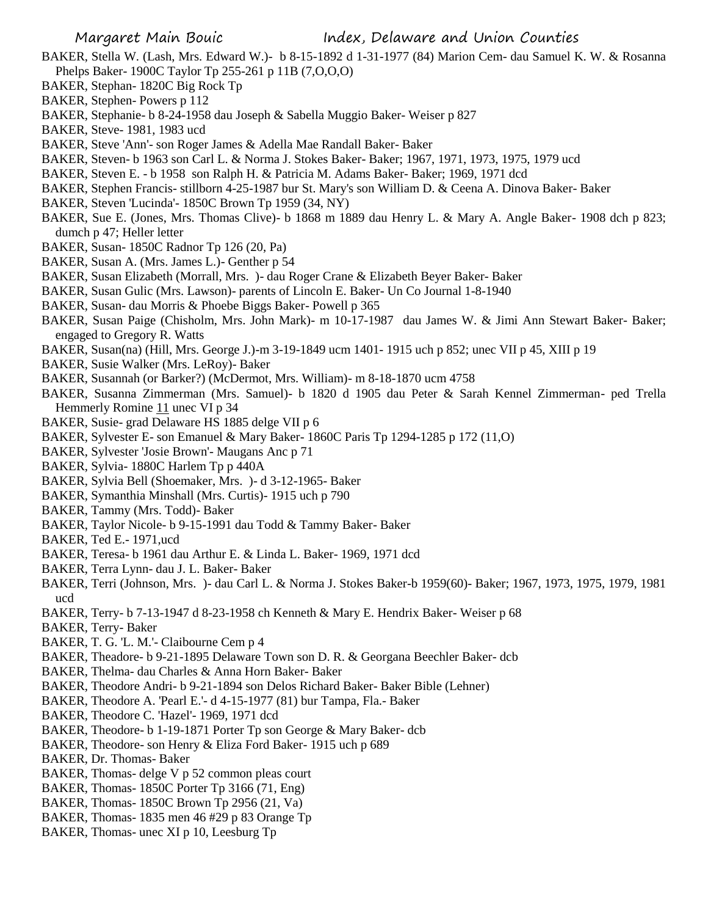BAKER, Stella W. (Lash, Mrs. Edward W.)- b 8-15-1892 d 1-31-1977 (84) Marion Cem- dau Samuel K. W. & Rosanna Phelps Baker- 1900C Taylor Tp 255-261 p 11B (7,O,O,O)

BAKER, Stephan- 1820C Big Rock Tp

BAKER, Stephen- Powers p 112

BAKER, Stephanie- b 8-24-1958 dau Joseph & Sabella Muggio Baker- Weiser p 827

BAKER, Steve- 1981, 1983 ucd

BAKER, Steve 'Ann'- son Roger James & Adella Mae Randall Baker- Baker

BAKER, Steven- b 1963 son Carl L. & Norma J. Stokes Baker- Baker; 1967, 1971, 1973, 1975, 1979 ucd

BAKER, Steven E. - b 1958 son Ralph H. & Patricia M. Adams Baker- Baker; 1969, 1971 dcd

BAKER, Stephen Francis- stillborn 4-25-1987 bur St. Mary's son William D. & Ceena A. Dinova Baker- Baker

BAKER, Steven 'Lucinda'- 1850C Brown Tp 1959 (34, NY)

BAKER, Sue E. (Jones, Mrs. Thomas Clive)- b 1868 m 1889 dau Henry L. & Mary A. Angle Baker- 1908 dch p 823; dumch p 47; Heller letter

BAKER, Susan- 1850C Radnor Tp 126 (20, Pa)

BAKER, Susan A. (Mrs. James L.)- Genther p 54

BAKER, Susan Elizabeth (Morrall, Mrs. )- dau Roger Crane & Elizabeth Beyer Baker- Baker

BAKER, Susan Gulic (Mrs. Lawson)- parents of Lincoln E. Baker- Un Co Journal 1-8-1940

BAKER, Susan- dau Morris & Phoebe Biggs Baker- Powell p 365

BAKER, Susan Paige (Chisholm, Mrs. John Mark)- m 10-17-1987 dau James W. & Jimi Ann Stewart Baker- Baker; engaged to Gregory R. Watts

BAKER, Susan(na) (Hill, Mrs. George J.)-m 3-19-1849 ucm 1401- 1915 uch p 852; unec VII p 45, XIII p 19

BAKER, Susie Walker (Mrs. LeRoy)- Baker

BAKER, Susannah (or Barker?) (McDermot, Mrs. William)- m 8-18-1870 ucm 4758

BAKER, Susanna Zimmerman (Mrs. Samuel)- b 1820 d 1905 dau Peter & Sarah Kennel Zimmerman- ped Trella Hemmerly Romine 11 unec VI p 34

BAKER, Susie- grad Delaware HS 1885 delge VII p 6

BAKER, Sylvester E- son Emanuel & Mary Baker- 1860C Paris Tp 1294-1285 p 172 (11,O)

BAKER, Sylvester 'Josie Brown'- Maugans Anc p 71

BAKER, Sylvia- 1880C Harlem Tp p 440A

BAKER, Sylvia Bell (Shoemaker, Mrs. )- d 3-12-1965- Baker

BAKER, Symanthia Minshall (Mrs. Curtis)- 1915 uch p 790

BAKER, Tammy (Mrs. Todd)- Baker

BAKER, Taylor Nicole- b 9-15-1991 dau Todd & Tammy Baker- Baker

BAKER, Ted E.- 1971,ucd

BAKER, Teresa- b 1961 dau Arthur E. & Linda L. Baker- 1969, 1971 dcd

BAKER, Terra Lynn- dau J. L. Baker- Baker

BAKER, Terri (Johnson, Mrs. )- dau Carl L. & Norma J. Stokes Baker-b 1959(60)- Baker; 1967, 1973, 1975, 1979, 1981 ucd

BAKER, Terry- b 7-13-1947 d 8-23-1958 ch Kenneth & Mary E. Hendrix Baker- Weiser p 68

BAKER, Terry- Baker

BAKER, T. G. 'L. M.'- Claibourne Cem p 4

BAKER, Theadore- b 9-21-1895 Delaware Town son D. R. & Georgana Beechler Baker- dcb

BAKER, Thelma- dau Charles & Anna Horn Baker- Baker

BAKER, Theodore Andri- b 9-21-1894 son Delos Richard Baker- Baker Bible (Lehner)

BAKER, Theodore A. 'Pearl E.'- d 4-15-1977 (81) bur Tampa, Fla.- Baker

BAKER, Theodore C. 'Hazel'- 1969, 1971 dcd

BAKER, Theodore- b 1-19-1871 Porter Tp son George & Mary Baker- dcb

BAKER, Theodore- son Henry & Eliza Ford Baker- 1915 uch p 689

BAKER, Dr. Thomas- Baker

BAKER, Thomas- delge V p 52 common pleas court

BAKER, Thomas- 1850C Porter Tp 3166 (71, Eng)

BAKER, Thomas- 1850C Brown Tp 2956 (21, Va)

BAKER, Thomas- 1835 men 46 #29 p 83 Orange Tp

BAKER, Thomas- unec XI p 10, Leesburg Tp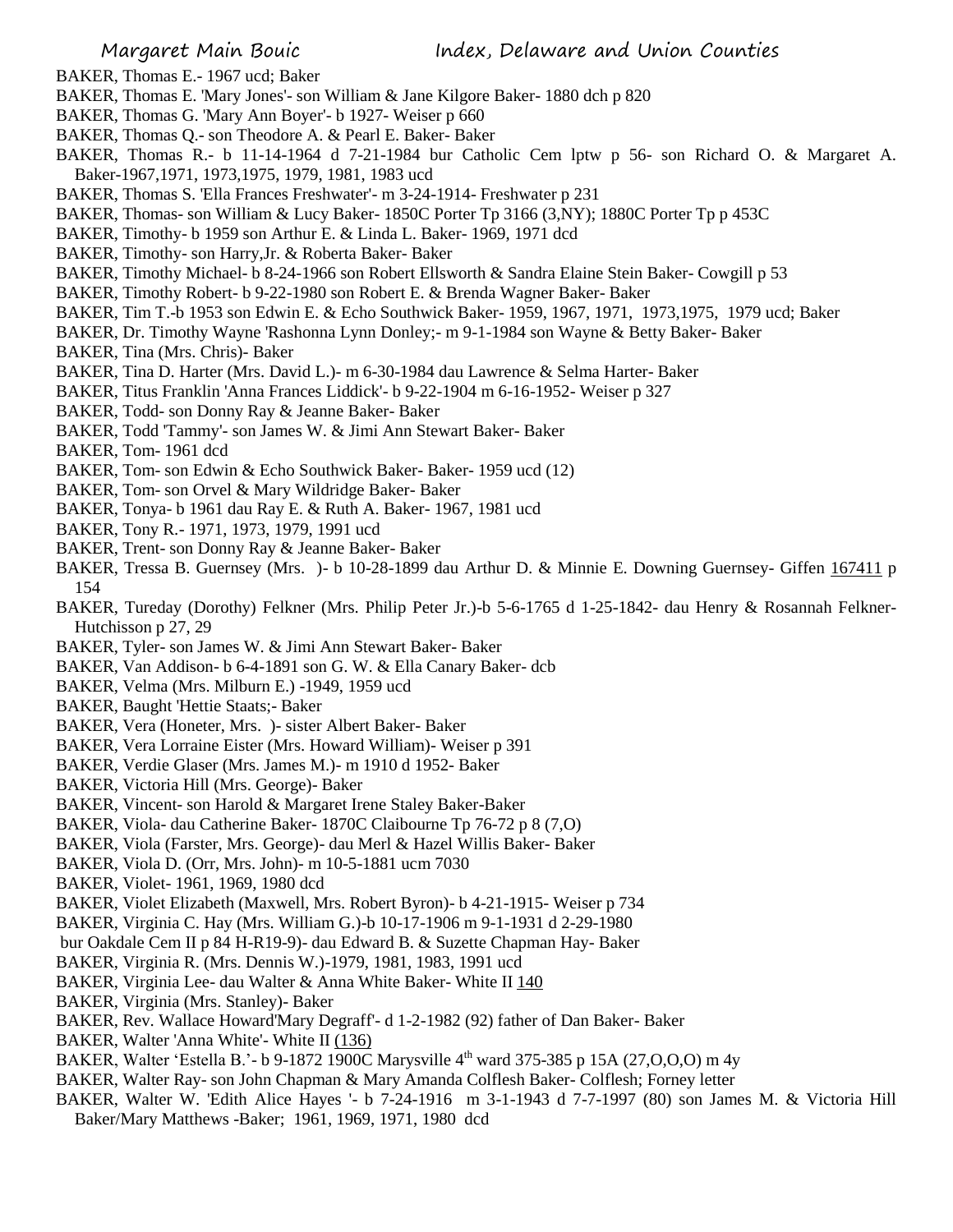BAKER, Thomas E.- 1967 ucd; Baker

BAKER, Thomas E. 'Mary Jones'- son William & Jane Kilgore Baker- 1880 dch p 820

BAKER, Thomas G. 'Mary Ann Boyer'- b 1927- Weiser p 660

BAKER, Thomas Q.- son Theodore A. & Pearl E. Baker- Baker

BAKER, Thomas R.- b 11-14-1964 d 7-21-1984 bur Catholic Cem lptw p 56- son Richard O. & Margaret A. Baker-1967,1971, 1973,1975, 1979, 1981, 1983 ucd

BAKER, Thomas S. 'Ella Frances Freshwater'- m 3-24-1914- Freshwater p 231

BAKER, Thomas- son William & Lucy Baker- 1850C Porter Tp 3166 (3,NY); 1880C Porter Tp p 453C

BAKER, Timothy- b 1959 son Arthur E. & Linda L. Baker- 1969, 1971 dcd

BAKER, Timothy- son Harry,Jr. & Roberta Baker- Baker

BAKER, Timothy Michael- b 8-24-1966 son Robert Ellsworth & Sandra Elaine Stein Baker- Cowgill p 53

BAKER, Timothy Robert- b 9-22-1980 son Robert E. & Brenda Wagner Baker- Baker

BAKER, Tim T.-b 1953 son Edwin E. & Echo Southwick Baker- 1959, 1967, 1971, 1973,1975, 1979 ucd; Baker

BAKER, Dr. Timothy Wayne 'Rashonna Lynn Donley;- m 9-1-1984 son Wayne & Betty Baker- Baker

BAKER, Tina (Mrs. Chris)- Baker

BAKER, Tina D. Harter (Mrs. David L.)- m 6-30-1984 dau Lawrence & Selma Harter- Baker

BAKER, Titus Franklin 'Anna Frances Liddick'- b 9-22-1904 m 6-16-1952- Weiser p 327

BAKER, Todd- son Donny Ray & Jeanne Baker- Baker

BAKER, Todd 'Tammy'- son James W. & Jimi Ann Stewart Baker- Baker

BAKER, Tom- 1961 dcd

BAKER, Tom- son Edwin & Echo Southwick Baker- Baker- 1959 ucd (12)

BAKER, Tom- son Orvel & Mary Wildridge Baker- Baker

BAKER, Tonya- b 1961 dau Ray E. & Ruth A. Baker- 1967, 1981 ucd

BAKER, Tony R.- 1971, 1973, 1979, 1991 ucd

BAKER, Trent- son Donny Ray & Jeanne Baker- Baker

BAKER, Tressa B. Guernsey (Mrs. )- b 10-28-1899 dau Arthur D. & Minnie E. Downing Guernsey- Giffen 167411 p 154

BAKER, Tureday (Dorothy) Felkner (Mrs. Philip Peter Jr.)-b 5-6-1765 d 1-25-1842- dau Henry & Rosannah Felkner- Hutchisson p 27, 29

BAKER, Tyler- son James W. & Jimi Ann Stewart Baker- Baker

BAKER, Van Addison- b 6-4-1891 son G. W. & Ella Canary Baker- dcb

BAKER, Velma (Mrs. Milburn E.) -1949, 1959 ucd

BAKER, Baught 'Hettie Staats;- Baker

BAKER, Vera (Honeter, Mrs. )- sister Albert Baker- Baker

BAKER, Vera Lorraine Eister (Mrs. Howard William)- Weiser p 391

BAKER, Verdie Glaser (Mrs. James M.)- m 1910 d 1952- Baker

BAKER, Victoria Hill (Mrs. George)- Baker

BAKER, Vincent- son Harold & Margaret Irene Staley Baker-Baker

BAKER, Viola- dau Catherine Baker- 1870C Claibourne Tp 76-72 p 8 (7,O)

BAKER, Viola (Farster, Mrs. George)- dau Merl & Hazel Willis Baker- Baker

BAKER, Viola D. (Orr, Mrs. John)- m 10-5-1881 ucm 7030

BAKER, Violet- 1961, 1969, 1980 dcd

BAKER, Violet Elizabeth (Maxwell, Mrs. Robert Byron)- b 4-21-1915- Weiser p 734

BAKER, Virginia C. Hay (Mrs. William G.)-b 10-17-1906 m 9-1-1931 d 2-29-1980 bur Oakdale Cem II p 84 H-R19-9)- dau Edward B. & Suzette Chapman Hay- Baker

BAKER, Virginia R. (Mrs. Dennis W.)-1979, 1981, 1983, 1991 ucd

BAKER, Virginia Lee- dau Walter & Anna White Baker- White II 140

BAKER, Virginia (Mrs. Stanley)- Baker

BAKER, Rev. Wallace Howard'Mary Degraff'- d 1-2-1982 (92) father of Dan Baker- Baker

BAKER, Walter 'Anna White'- White II (136)

BAKER, Walter 'Estella B.'- b 9-1872 1900C Marysville 4th ward 375-385 p 15A (27,O,O,O) m 4y

BAKER, Walter Ray- son John Chapman & Mary Amanda Colflesh Baker- Colflesh; Forney letter

BAKER, Walter W. 'Edith Alice Hayes '- b 7-24-1916 m 3-1-1943 d 7-7-1997 (80) son James M. & Victoria Hill Baker/Mary Matthews -Baker; 1961, 1969, 1971, 1980 dcd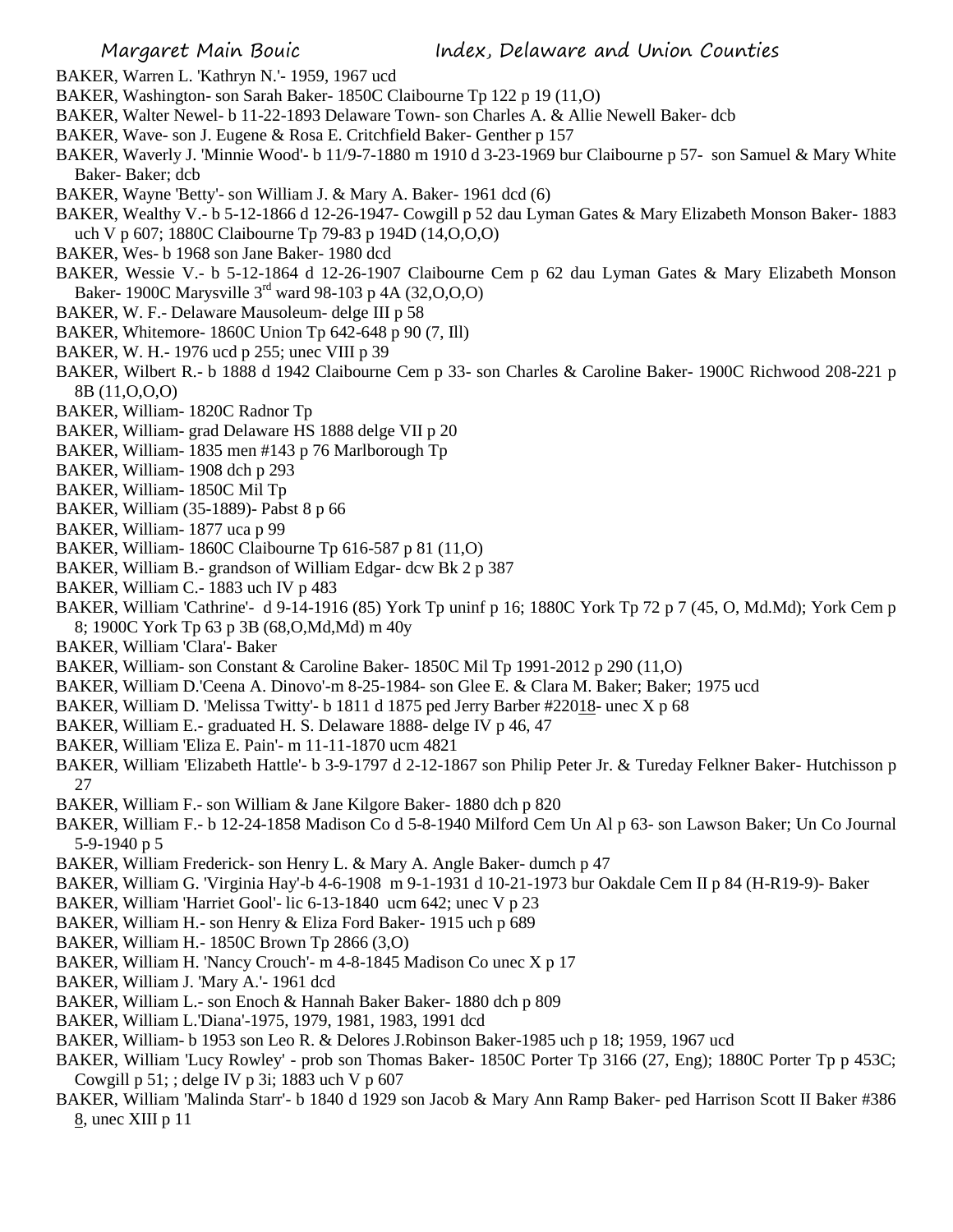BAKER, Warren L. 'Kathryn N.'- 1959, 1967 ucd

BAKER, Washington- son Sarah Baker- 1850C Claibourne Tp 122 p 19 (11,O)

BAKER, Walter Newel- b 11-22-1893 Delaware Town- son Charles A. & Allie Newell Baker- dcb

BAKER, Wave- son J. Eugene & Rosa E. Critchfield Baker- Genther p 157

BAKER, Waverly J. 'Minnie Wood'- b 11/9-7-1880 m 1910 d 3-23-1969 bur Claibourne p 57- son Samuel & Mary White Baker- Baker; dcb

BAKER, Wayne 'Betty'- son William J. & Mary A. Baker- 1961 dcd (6)

BAKER, Wealthy V.- b 5-12-1866 d 12-26-1947- Cowgill p 52 dau Lyman Gates & Mary Elizabeth Monson Baker- 1883 uch V p 607; 1880C Claibourne Tp 79-83 p 194D (14,O,O,O)

BAKER, Wes- b 1968 son Jane Baker- 1980 dcd

BAKER, Wessie V.- b 5-12-1864 d 12-26-1907 Claibourne Cem p 62 dau Lyman Gates & Mary Elizabeth Monson Baker- 1900C Marysville 3rd ward 98-103 p 4A (32,O,O,O)

BAKER, W. F.- Delaware Mausoleum- delge III p 58

BAKER, Whitemore- 1860C Union Tp 642-648 p 90 (7, Ill)

BAKER, W. H.- 1976 ucd p 255; unec VIII p 39

BAKER, Wilbert R.- b 1888 d 1942 Claibourne Cem p 33- son Charles & Caroline Baker- 1900C Richwood 208-221 p 8B (11,O,O,O)

BAKER, William- 1820C Radnor Tp

BAKER, William- grad Delaware HS 1888 delge VII p 20

BAKER, William- 1835 men #143 p 76 Marlborough Tp

BAKER, William- 1908 dch p 293

BAKER, William- 1850C Mil Tp

BAKER, William (35-1889)- Pabst 8 p 66

BAKER, William- 1877 uca p 99

BAKER, William- 1860C Claibourne Tp 616-587 p 81 (11,O)

BAKER, William B.- grandson of William Edgar- dcw Bk 2 p 387

BAKER, William C.- 1883 uch IV p 483

BAKER, William 'Cathrine'- d 9-14-1916 (85) York Tp uninf p 16; 1880C York Tp 72 p 7 (45, O, Md.Md); York Cem p 8; 1900C York Tp 63 p 3B (68,O,Md,Md) m 40y

BAKER, William 'Clara'- Baker

BAKER, William- son Constant & Caroline Baker- 1850C Mil Tp 1991-2012 p 290 (11,O)

BAKER, William D.'Ceena A. Dinovo'-m 8-25-1984- son Glee E. & Clara M. Baker; Baker; 1975 ucd

BAKER, William D. 'Melissa Twitty'- b 1811 d 1875 ped Jerry Barber #22018- unec X p 68

BAKER, William E.- graduated H. S. Delaware 1888- delge IV p 46, 47

BAKER, William 'Eliza E. Pain'- m 11-11-1870 ucm 4821

BAKER, William 'Elizabeth Hattle'- b 3-9-1797 d 2-12-1867 son Philip Peter Jr. & Tureday Felkner Baker- Hutchisson p 27

BAKER, William F.- son William & Jane Kilgore Baker- 1880 dch p 820

BAKER, William F.- b 12-24-1858 Madison Co d 5-8-1940 Milford Cem Un Al p 63- son Lawson Baker; Un Co Journal 5-9-1940 p 5

BAKER, William Frederick- son Henry L. & Mary A. Angle Baker- dumch p 47

BAKER, William G. 'Virginia Hay'-b 4-6-1908 m 9-1-1931 d 10-21-1973 bur Oakdale Cem II p 84 (H-R19-9)- Baker

BAKER, William 'Harriet Gool'- lic 6-13-1840 ucm 642; unec V p 23

BAKER, William H.- son Henry & Eliza Ford Baker- 1915 uch p 689

BAKER, William H.- 1850C Brown Tp 2866 (3,O)

BAKER, William H. 'Nancy Crouch'- m 4-8-1845 Madison Co unec X p 17

BAKER, William J. 'Mary A.'- 1961 dcd

BAKER, William L.- son Enoch & Hannah Baker Baker- 1880 dch p 809

BAKER, William L.'Diana'-1975, 1979, 1981, 1983, 1991 dcd

BAKER, William- b 1953 son Leo R. & Delores J.Robinson Baker-1985 uch p 18; 1959, 1967 ucd

BAKER, William 'Lucy Rowley' - prob son Thomas Baker- 1850C Porter Tp 3166 (27, Eng); 1880C Porter Tp p 453C; Cowgill p 51; ; delge IV p 3i; 1883 uch V p 607

BAKER, William 'Malinda Starr'- b 1840 d 1929 son Jacob & Mary Ann Ramp Baker- ped Harrison Scott II Baker #3868, unec XIII p 11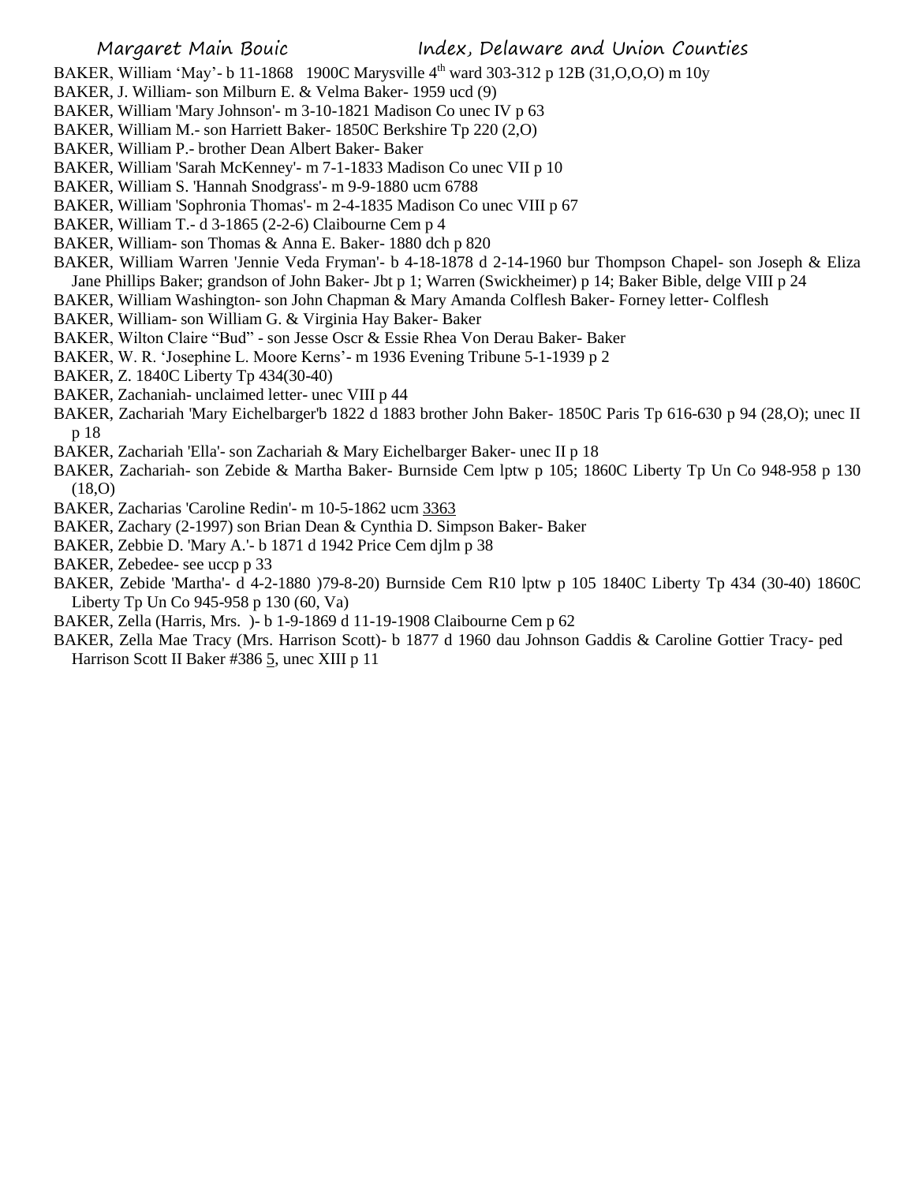BAKER, William 'May'- b 11-1868 1900C Marysville 4th ward 303-312 p 12B (31,O,O,O) m 10y

BAKER, J. William- son Milburn E. & Velma Baker- 1959 ucd (9)

BAKER, William 'Mary Johnson'- m 3-10-1821 Madison Co unec IV p 63

BAKER, William M.- son Harriett Baker- 1850C Berkshire Tp 220 (2,O)

BAKER, William P.- brother Dean Albert Baker- Baker

BAKER, William 'Sarah McKenney'- m 7-1-1833 Madison Co unec VII p 10

BAKER, William S. 'Hannah Snodgrass'- m 9-9-1880 ucm 6788

BAKER, William 'Sophronia Thomas'- m 2-4-1835 Madison Co unec VIII p 67

BAKER, William T.- d 3-1865 (2-2-6) Claibourne Cem p 4

BAKER, William- son Thomas & Anna E. Baker- 1880 dch p 820

BAKER, William Warren 'Jennie Veda Fryman'- b 4-18-1878 d 2-14-1960 bur Thompson Chapel- son Joseph & Eliza Jane Phillips Baker; grandson of John Baker- Jbt p 1; Warren (Swickheimer) p 14; Baker Bible, delge VIII p 24

BAKER, William Washington- son John Chapman & Mary Amanda Colflesh Baker- Forney letter- Colflesh

BAKER, William- son William G. & Virginia Hay Baker- Baker

BAKER, Wilton Claire "Bud" - son Jesse Oscr & Essie Rhea Von Derau Baker- Baker

BAKER, W. R. 'Josephine L. Moore Kerns'- m 1936 Evening Tribune 5-1-1939 p 2

BAKER, Z. 1840C Liberty Tp 434(30-40)

BAKER, Zachaniah- unclaimed letter- unec VIII p 44

BAKER, Zachariah 'Mary Eichelbarger'b 1822 d 1883 brother John Baker- 1850C Paris Tp 616-630 p 94 (28,O); unec II p 18

BAKER, Zachariah 'Ella'- son Zachariah & Mary Eichelbarger Baker- unec II p 18

BAKER, Zachariah- son Zebide & Martha Baker- Burnside Cem lptw p 105; 1860C Liberty Tp Un Co 948-958 p 130 (18,O)

BAKER, Zacharias 'Caroline Redin'- m 10-5-1862 ucm 3363

BAKER, Zachary (2-1997) son Brian Dean & Cynthia D. Simpson Baker- Baker

BAKER, Zebbie D. 'Mary A.'- b 1871 d 1942 Price Cem djlm p 38

BAKER, Zebedee- see uccp p 33

BAKER, Zebide 'Martha'- d 4-2-1880 )79-8-20) Burnside Cem R10 lptw p 105 1840C Liberty Tp 434 (30-40) 1860C Liberty Tp Un Co 945-958 p 130 (60, Va)

BAKER, Zella (Harris, Mrs. )- b 1-9-1869 d 11-19-1908 Claibourne Cem p 62

BAKER, Zella Mae Tracy (Mrs. Harrison Scott)- b 1877 d 1960 dau Johnson Gaddis & Caroline Gottier Tracy- ped Harrison Scott II Baker #386 5, unec XIII p 11